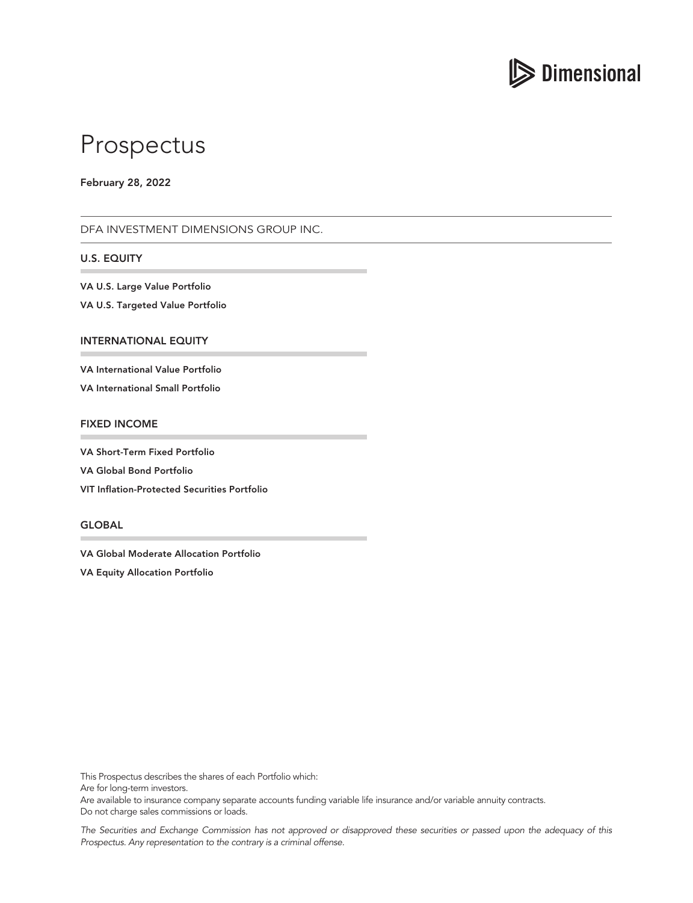Dimensional

# Prospectus

**February 28, 2022**

DFA INVESTMENT DIMENSIONS GROUP INC.

## U.S. EQUITY

**VA U.S. Large Value Portfolio**

**VA U.S. Targeted Value Portfolio**

## INTERNATIONAL EQUITY

**VA International Value Portfolio**

**VA International Small Portfolio**

## FIXED INCOME

**VA Short-Term Fixed Portfolio**

**VA Global Bond Portfolio**

**VIT Inflation-Protected Securities Portfolio**

## GLOBAL

**VA Global Moderate Allocation Portfolio**

**VA Equity Allocation Portfolio**

This Prospectus describes the shares of each Portfolio which:
Are for long-term investors.
Are available to insurance company separate accounts funding variable life insurance and/or variable annuity contracts.
Do not charge sales commissions or loads.

*The Securities and Exchange Commission has not approved or disapproved these securities or passed upon the adequacy of this Prospectus. Any representation to the contrary is a criminal offense.*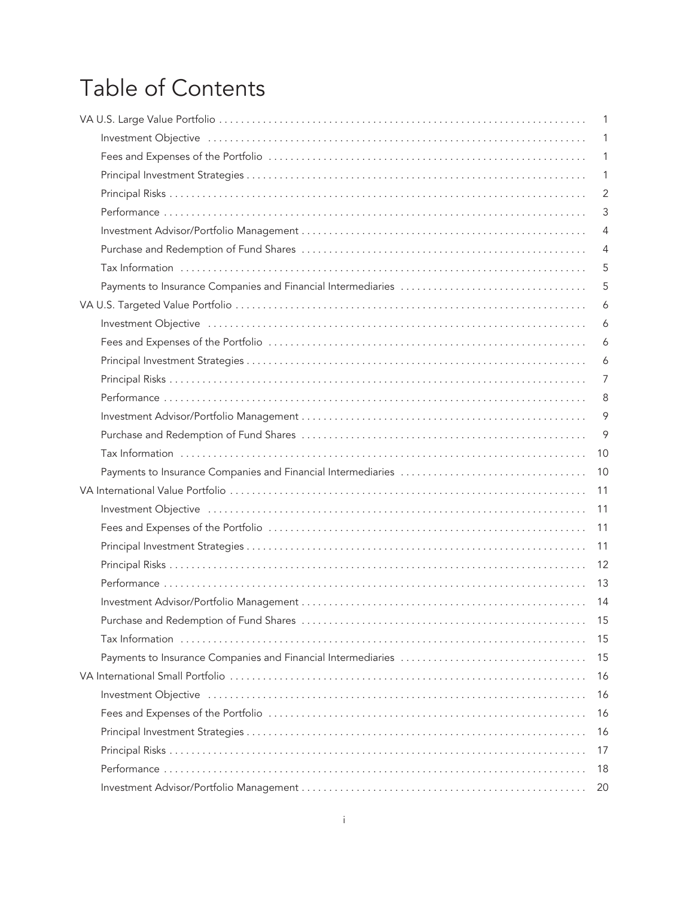# Table of Contents

| | |
|---|---|
| VA U.S. Large Value Portfolio | 1 |
| Investment Objective | 1 |
| Fees and Expenses of the Portfolio | 1 |
| Principal Investment Strategies | 1 |
| Principal Risks | 2 |
| Performance | 3 |
| Investment Advisor/Portfolio Management | 4 |
| Purchase and Redemption of Fund Shares | 4 |
| Tax Information | 5 |
| Payments to Insurance Companies and Financial Intermediaries | 5 |
| VA U.S. Targeted Value Portfolio | 6 |
| Investment Objective | 6 |
| Fees and Expenses of the Portfolio | 6 |
| Principal Investment Strategies | 6 |
| Principal Risks | 7 |
| Performance | 8 |
| Investment Advisor/Portfolio Management | 9 |
| Purchase and Redemption of Fund Shares | 9 |
| Tax Information | 10 |
| Payments to Insurance Companies and Financial Intermediaries | 10 |
| VA International Value Portfolio | 11 |
| Investment Objective | 11 |
| Fees and Expenses of the Portfolio | 11 |
| Principal Investment Strategies | 11 |
| Principal Risks | 12 |
| Performance | 13 |
| Investment Advisor/Portfolio Management | 14 |
| Purchase and Redemption of Fund Shares | 15 |
| Tax Information | 15 |
| Payments to Insurance Companies and Financial Intermediaries | 15 |
| VA International Small Portfolio | 16 |
| Investment Objective | 16 |
| Fees and Expenses of the Portfolio | 16 |
| Principal Investment Strategies | 16 |
| Principal Risks | 17 |
| Performance | 18 |
| Investment Advisor/Portfolio Management | 20 |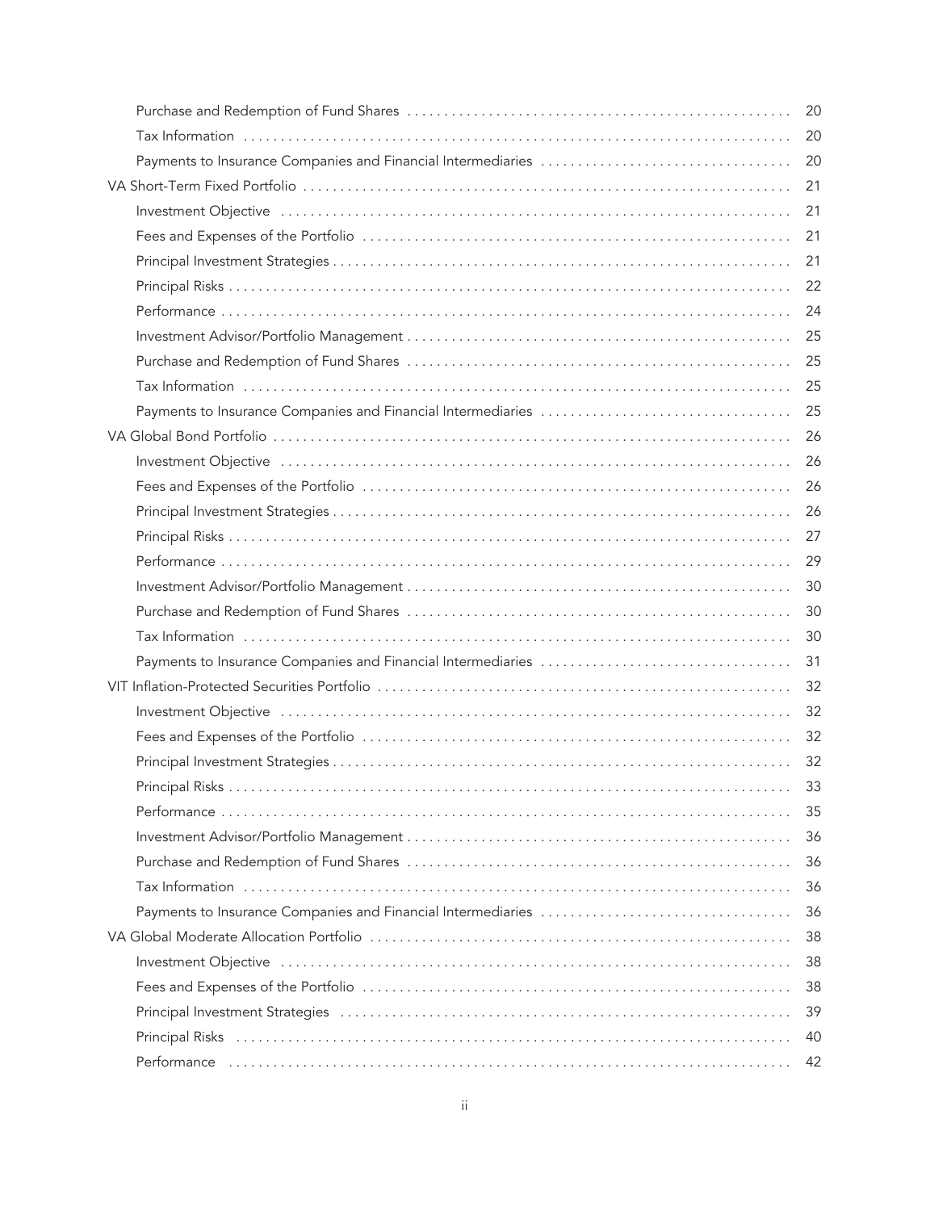| | |
|---|---|
| Purchase and Redemption of Fund Shares | 20 |
| Tax Information | 20 |
| Payments to Insurance Companies and Financial Intermediaries | 20 |
| VA Short-Term Fixed Portfolio | 21 |
| Investment Objective | 21 |
| Fees and Expenses of the Portfolio | 21 |
| Principal Investment Strategies | 21 |
| Principal Risks | 22 |
| Performance | 24 |
| Investment Advisor/Portfolio Management | 25 |
| Purchase and Redemption of Fund Shares | 25 |
| Tax Information | 25 |
| Payments to Insurance Companies and Financial Intermediaries | 25 |
| VA Global Bond Portfolio | 26 |
| Investment Objective | 26 |
| Fees and Expenses of the Portfolio | 26 |
| Principal Investment Strategies | 26 |
| Principal Risks | 27 |
| Performance | 29 |
| Investment Advisor/Portfolio Management | 30 |
| Purchase and Redemption of Fund Shares | 30 |
| Tax Information | 30 |
| Payments to Insurance Companies and Financial Intermediaries | 31 |
| VIT Inflation-Protected Securities Portfolio | 32 |
| Investment Objective | 32 |
| Fees and Expenses of the Portfolio | 32 |
| Principal Investment Strategies | 32 |
| Principal Risks | 33 |
| Performance | 35 |
| Investment Advisor/Portfolio Management | 36 |
| Purchase and Redemption of Fund Shares | 36 |
| Tax Information | 36 |
| Payments to Insurance Companies and Financial Intermediaries | 36 |
| VA Global Moderate Allocation Portfolio | 38 |
| Investment Objective | 38 |
| Fees and Expenses of the Portfolio | 38 |
| Principal Investment Strategies | 39 |
| Principal Risks | 40 |
| Performance | 42 |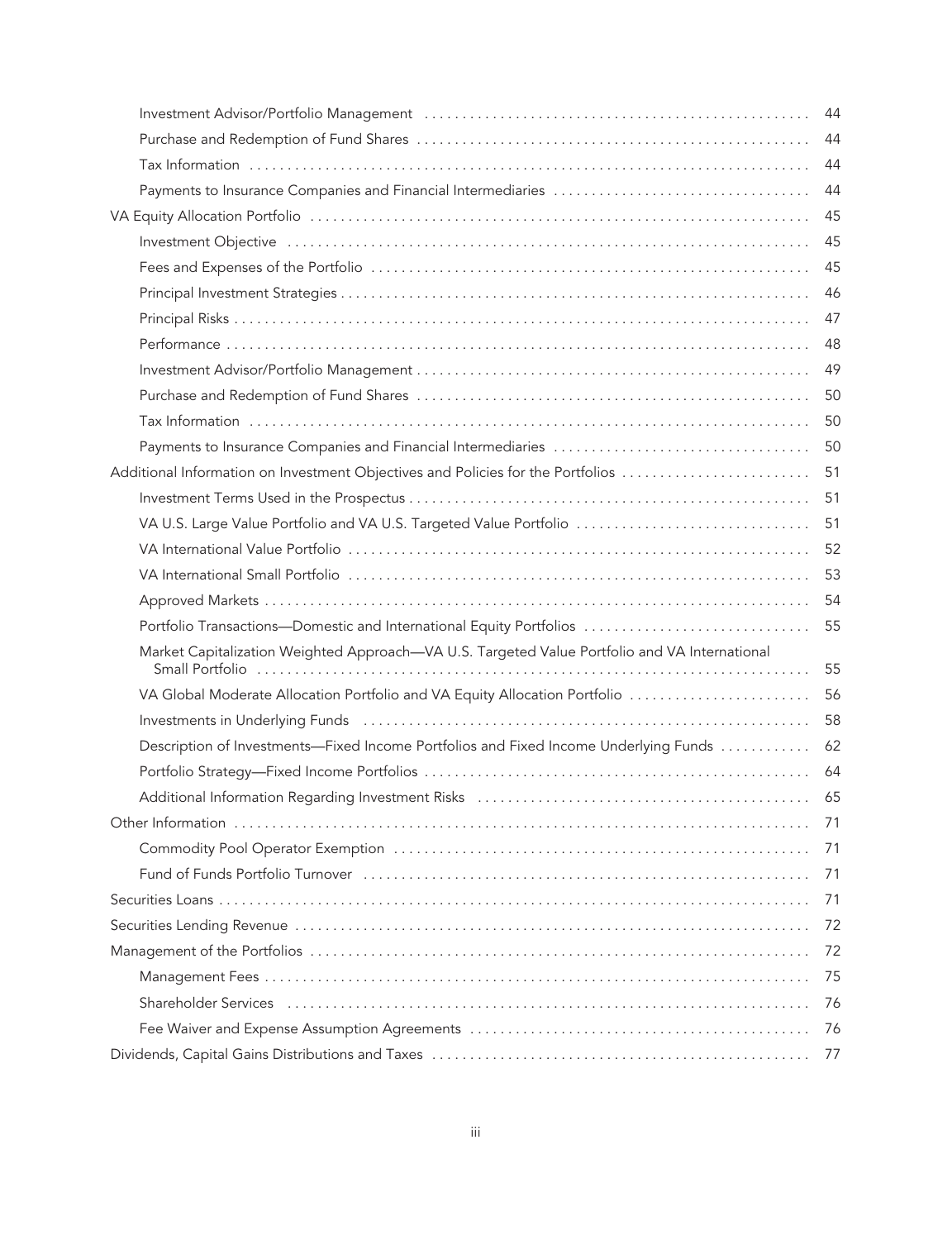| | |
|---|---|
| Investment Advisor/Portfolio Management | 44 |
| Purchase and Redemption of Fund Shares | 44 |
| Tax Information | 44 |
| Payments to Insurance Companies and Financial Intermediaries | 44 |
| VA Equity Allocation Portfolio | 45 |
| Investment Objective | 45 |
| Fees and Expenses of the Portfolio | 45 |
| Principal Investment Strategies | 46 |
| Principal Risks | 47 |
| Performance | 48 |
| Investment Advisor/Portfolio Management | 49 |
| Purchase and Redemption of Fund Shares | 50 |
| Tax Information | 50 |
| Payments to Insurance Companies and Financial Intermediaries | 50 |
| Additional Information on Investment Objectives and Policies for the Portfolios | 51 |
| Investment Terms Used in the Prospectus | 51 |
| VA U.S. Large Value Portfolio and VA U.S. Targeted Value Portfolio | 51 |
| VA International Value Portfolio | 52 |
| VA International Small Portfolio | 53 |
| Approved Markets | 54 |
| Portfolio Transactions—Domestic and International Equity Portfolios | 55 |
| Market Capitalization Weighted Approach—VA U.S. Targeted Value Portfolio and VA International Small Portfolio | 55 |
| VA Global Moderate Allocation Portfolio and VA Equity Allocation Portfolio | 56 |
| Investments in Underlying Funds | 58 |
| Description of Investments—Fixed Income Portfolios and Fixed Income Underlying Funds | 62 |
| Portfolio Strategy—Fixed Income Portfolios | 64 |
| Additional Information Regarding Investment Risks | 65 |
| Other Information | 71 |
| Commodity Pool Operator Exemption | 71 |
| Fund of Funds Portfolio Turnover | 71 |
| Securities Loans | 71 |
| Securities Lending Revenue | 72 |
| Management of the Portfolios | 72 |
| Management Fees | 75 |
| Shareholder Services | 76 |
| Fee Waiver and Expense Assumption Agreements | 76 |
| Dividends, Capital Gains Distributions and Taxes | 77 |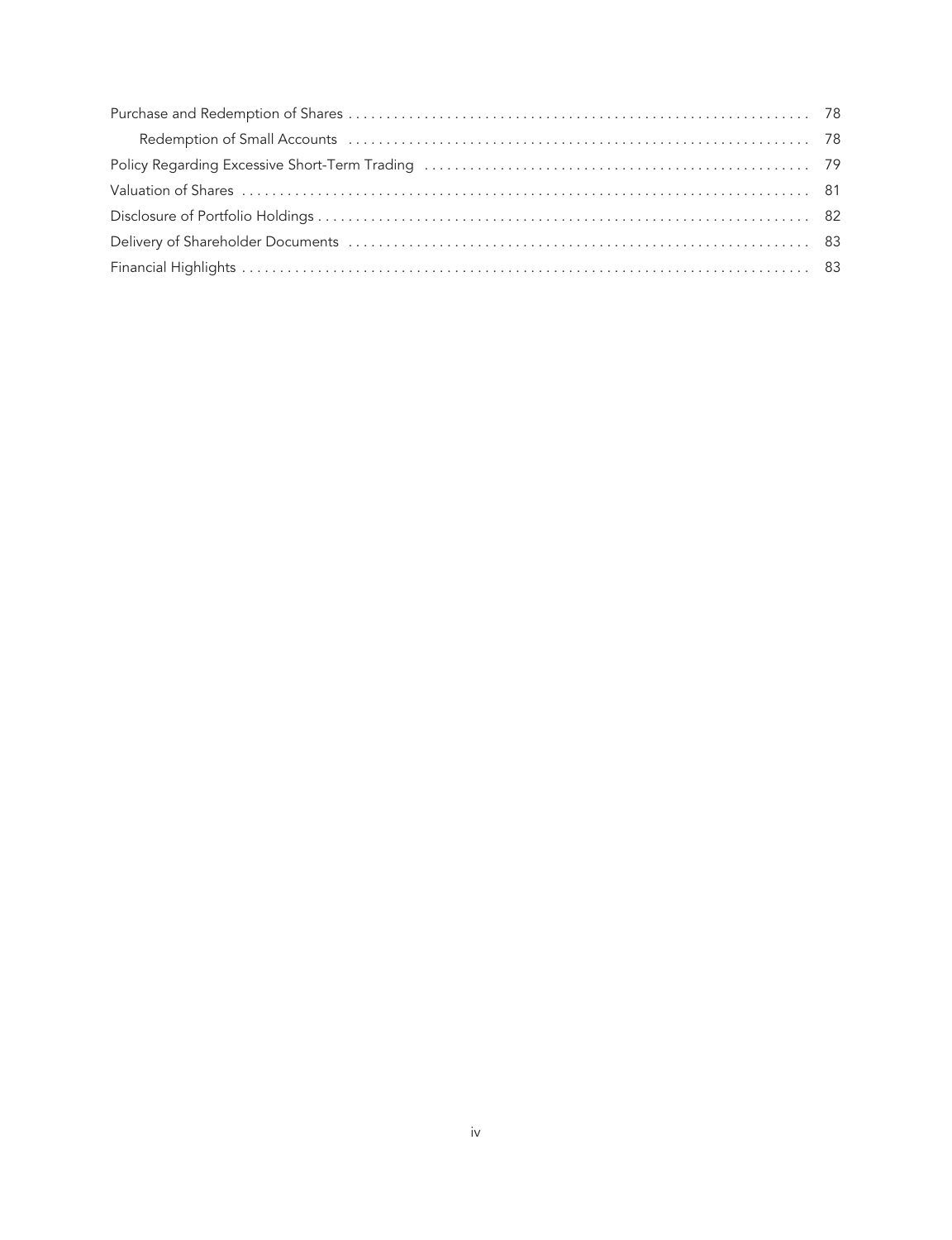| | |
|---|---|
| Purchase and Redemption of Shares | 78 |
| Redemption of Small Accounts | 78 |
| Policy Regarding Excessive Short-Term Trading | 79 |
| Valuation of Shares | 81 |
| Disclosure of Portfolio Holdings | 82 |
| Delivery of Shareholder Documents | 83 |
| Financial Highlights | 83 |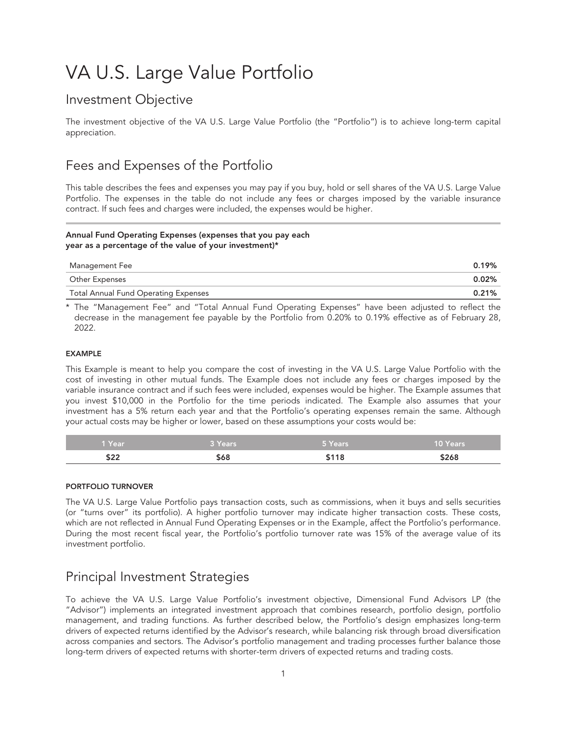# VA U.S. Large Value Portfolio

## Investment Objective

The investment objective of the VA U.S. Large Value Portfolio (the "Portfolio") is to achieve long-term capital appreciation.

## Fees and Expenses of the Portfolio

This table describes the fees and expenses you may pay if you buy, hold or sell shares of the VA U.S. Large Value Portfolio. The expenses in the table do not include any fees or charges imposed by the variable insurance contract. If such fees and charges were included, the expenses would be higher.

**Annual Fund Operating Expenses (expenses that you pay each year as a percentage of the value of your investment)***

| | |
|---|---|
| Management Fee | **0.19%** |
| Other Expenses | **0.02%** |
| Total Annual Fund Operating Expenses | **0.21%** |

* The "Management Fee" and "Total Annual Fund Operating Expenses" have been adjusted to reflect the decrease in the management fee payable by the Portfolio from 0.20% to 0.19% effective as of February 28, 2022.

#### EXAMPLE

This Example is meant to help you compare the cost of investing in the VA U.S. Large Value Portfolio with the cost of investing in other mutual funds. The Example does not include any fees or charges imposed by the variable insurance contract and if such fees were included, expenses would be higher. The Example assumes that you invest $10,000 in the Portfolio for the time periods indicated. The Example also assumes that your investment has a 5% return each year and that the Portfolio's operating expenses remain the same. Although your actual costs may be higher or lower, based on these assumptions your costs would be:

| 1 Year | 3 Years | 5 Years | 10 Years |
|---|---|---|---|
| **$22** | **$68** | **$118** | **$268** |

#### PORTFOLIO TURNOVER

The VA U.S. Large Value Portfolio pays transaction costs, such as commissions, when it buys and sells securities (or "turns over" its portfolio). A higher portfolio turnover may indicate higher transaction costs. These costs, which are not reflected in Annual Fund Operating Expenses or in the Example, affect the Portfolio's performance. During the most recent fiscal year, the Portfolio's portfolio turnover rate was 15% of the average value of its investment portfolio.

## Principal Investment Strategies

To achieve the VA U.S. Large Value Portfolio's investment objective, Dimensional Fund Advisors LP (the "Advisor") implements an integrated investment approach that combines research, portfolio design, portfolio management, and trading functions. As further described below, the Portfolio's design emphasizes long-term drivers of expected returns identified by the Advisor's research, while balancing risk through broad diversification across companies and sectors. The Advisor's portfolio management and trading processes further balance those long-term drivers of expected returns with shorter-term drivers of expected returns and trading costs.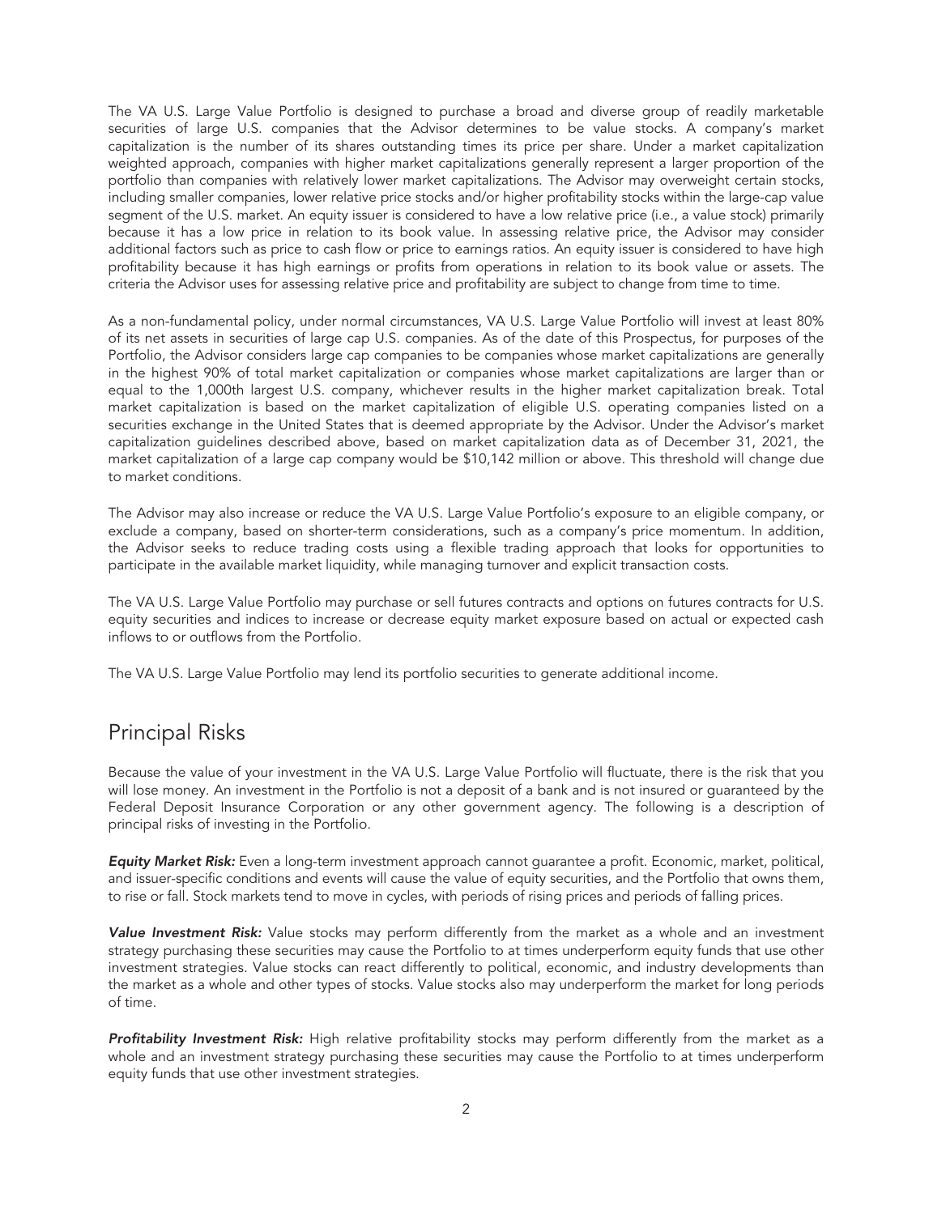The VA U.S. Large Value Portfolio is designed to purchase a broad and diverse group of readily marketable securities of large U.S. companies that the Advisor determines to be value stocks. A company's market capitalization is the number of its shares outstanding times its price per share. Under a market capitalization weighted approach, companies with higher market capitalizations generally represent a larger proportion of the portfolio than companies with relatively lower market capitalizations. The Advisor may overweight certain stocks, including smaller companies, lower relative price stocks and/or higher profitability stocks within the large-cap value segment of the U.S. market. An equity issuer is considered to have a low relative price (i.e., a value stock) primarily because it has a low price in relation to its book value. In assessing relative price, the Advisor may consider additional factors such as price to cash flow or price to earnings ratios. An equity issuer is considered to have high profitability because it has high earnings or profits from operations in relation to its book value or assets. The criteria the Advisor uses for assessing relative price and profitability are subject to change from time to time.

As a non-fundamental policy, under normal circumstances, VA U.S. Large Value Portfolio will invest at least 80% of its net assets in securities of large cap U.S. companies. As of the date of this Prospectus, for purposes of the Portfolio, the Advisor considers large cap companies to be companies whose market capitalizations are generally in the highest 90% of total market capitalization or companies whose market capitalizations are larger than or equal to the 1,000th largest U.S. company, whichever results in the higher market capitalization break. Total market capitalization is based on the market capitalization of eligible U.S. operating companies listed on a securities exchange in the United States that is deemed appropriate by the Advisor. Under the Advisor's market capitalization guidelines described above, based on market capitalization data as of December 31, 2021, the market capitalization of a large cap company would be $10,142 million or above. This threshold will change due to market conditions.

The Advisor may also increase or reduce the VA U.S. Large Value Portfolio's exposure to an eligible company, or exclude a company, based on shorter-term considerations, such as a company's price momentum. In addition, the Advisor seeks to reduce trading costs using a flexible trading approach that looks for opportunities to participate in the available market liquidity, while managing turnover and explicit transaction costs.

The VA U.S. Large Value Portfolio may purchase or sell futures contracts and options on futures contracts for U.S. equity securities and indices to increase or decrease equity market exposure based on actual or expected cash inflows to or outflows from the Portfolio.

The VA U.S. Large Value Portfolio may lend its portfolio securities to generate additional income.

## Principal Risks

Because the value of your investment in the VA U.S. Large Value Portfolio will fluctuate, there is the risk that you will lose money. An investment in the Portfolio is not a deposit of a bank and is not insured or guaranteed by the Federal Deposit Insurance Corporation or any other government agency. The following is a description of principal risks of investing in the Portfolio.

***Equity Market Risk:*** Even a long-term investment approach cannot guarantee a profit. Economic, market, political, and issuer-specific conditions and events will cause the value of equity securities, and the Portfolio that owns them, to rise or fall. Stock markets tend to move in cycles, with periods of rising prices and periods of falling prices.

***Value Investment Risk:*** Value stocks may perform differently from the market as a whole and an investment strategy purchasing these securities may cause the Portfolio to at times underperform equity funds that use other investment strategies. Value stocks can react differently to political, economic, and industry developments than the market as a whole and other types of stocks. Value stocks also may underperform the market for long periods of time.

***Profitability Investment Risk:*** High relative profitability stocks may perform differently from the market as a whole and an investment strategy purchasing these securities may cause the Portfolio to at times underperform equity funds that use other investment strategies.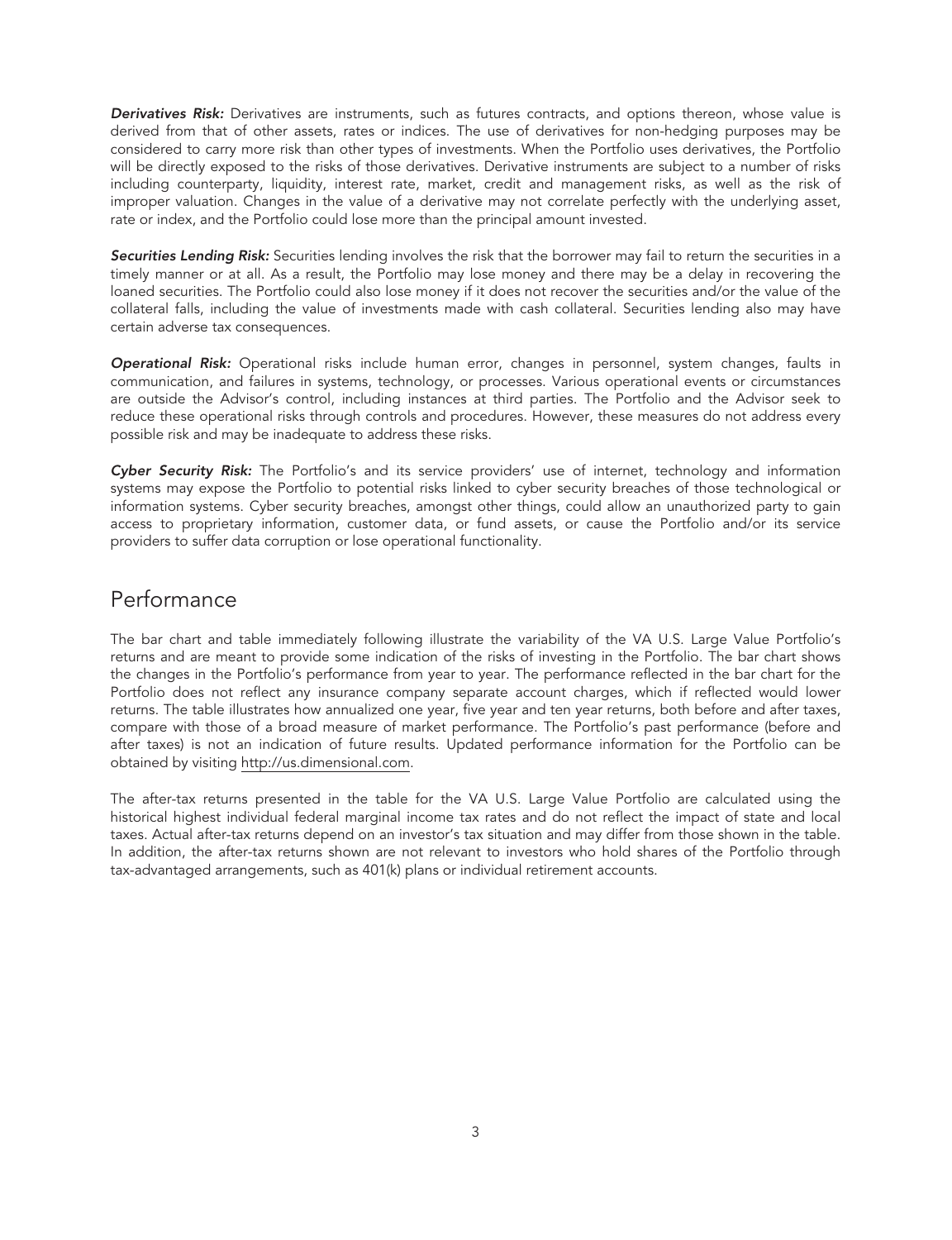***Derivatives Risk:*** Derivatives are instruments, such as futures contracts, and options thereon, whose value is derived from that of other assets, rates or indices. The use of derivatives for non-hedging purposes may be considered to carry more risk than other types of investments. When the Portfolio uses derivatives, the Portfolio will be directly exposed to the risks of those derivatives. Derivative instruments are subject to a number of risks including counterparty, liquidity, interest rate, market, credit and management risks, as well as the risk of improper valuation. Changes in the value of a derivative may not correlate perfectly with the underlying asset, rate or index, and the Portfolio could lose more than the principal amount invested.

***Securities Lending Risk:*** Securities lending involves the risk that the borrower may fail to return the securities in a timely manner or at all. As a result, the Portfolio may lose money and there may be a delay in recovering the loaned securities. The Portfolio could also lose money if it does not recover the securities and/or the value of the collateral falls, including the value of investments made with cash collateral. Securities lending also may have certain adverse tax consequences.

***Operational Risk:*** Operational risks include human error, changes in personnel, system changes, faults in communication, and failures in systems, technology, or processes. Various operational events or circumstances are outside the Advisor's control, including instances at third parties. The Portfolio and the Advisor seek to reduce these operational risks through controls and procedures. However, these measures do not address every possible risk and may be inadequate to address these risks.

***Cyber Security Risk:*** The Portfolio's and its service providers' use of internet, technology and information systems may expose the Portfolio to potential risks linked to cyber security breaches of those technological or information systems. Cyber security breaches, amongst other things, could allow an unauthorized party to gain access to proprietary information, customer data, or fund assets, or cause the Portfolio and/or its service providers to suffer data corruption or lose operational functionality.

## Performance

The bar chart and table immediately following illustrate the variability of the VA U.S. Large Value Portfolio's returns and are meant to provide some indication of the risks of investing in the Portfolio. The bar chart shows the changes in the Portfolio's performance from year to year. The performance reflected in the bar chart for the Portfolio does not reflect any insurance company separate account charges, which if reflected would lower returns. The table illustrates how annualized one year, five year and ten year returns, both before and after taxes, compare with those of a broad measure of market performance. The Portfolio's past performance (before and after taxes) is not an indication of future results. Updated performance information for the Portfolio can be obtained by visiting http://us.dimensional.com.

The after-tax returns presented in the table for the VA U.S. Large Value Portfolio are calculated using the historical highest individual federal marginal income tax rates and do not reflect the impact of state and local taxes. Actual after-tax returns depend on an investor's tax situation and may differ from those shown in the table. In addition, the after-tax returns shown are not relevant to investors who hold shares of the Portfolio through tax-advantaged arrangements, such as 401(k) plans or individual retirement accounts.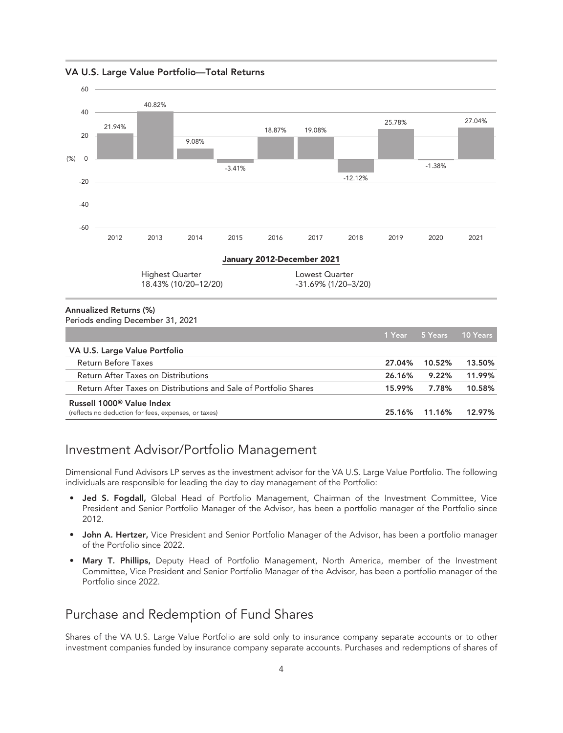**VA U.S. Large Value Portfolio—Total Returns**

60
40
20
(%) 0
-20
-40
-60

21.94%
40.82%
9.08%
-3.41%
18.87%
19.08%
-12.12%
25.78%
-1.38%
27.04%

2012 2013 2014 2015 2016 2017 2018 2019 2020 2021

**January 2012-December 2021**

Highest Quarter
18.43% (10/20–12/20)

Lowest Quarter
-31.69% (1/20–3/20)

**Annualized Returns (%)**
Periods ending December 31, 2021

| | 1 Year | 5 Years | 10 Years |
|---|---|---|---|
| **VA U.S. Large Value Portfolio** | | | |
| Return Before Taxes | **27.04%** | **10.52%** | **13.50%** |
| Return After Taxes on Distributions | **26.16%** | **9.22%** | **11.99%** |
| Return After Taxes on Distributions and Sale of Portfolio Shares | **15.99%** | **7.78%** | **10.58%** |
| **Russell 1000® Value Index** (reflects no deduction for fees, expenses, or taxes) | **25.16%** | **11.16%** | **12.97%** |

## Investment Advisor/Portfolio Management

Dimensional Fund Advisors LP serves as the investment advisor for the VA U.S. Large Value Portfolio. The following individuals are responsible for leading the day to day management of the Portfolio:

- **Jed S. Fogdall,** Global Head of Portfolio Management, Chairman of the Investment Committee, Vice President and Senior Portfolio Manager of the Advisor, has been a portfolio manager of the Portfolio since 2012.
- **John A. Hertzer,** Vice President and Senior Portfolio Manager of the Advisor, has been a portfolio manager of the Portfolio since 2022.
- **Mary T. Phillips,** Deputy Head of Portfolio Management, North America, member of the Investment Committee, Vice President and Senior Portfolio Manager of the Advisor, has been a portfolio manager of the Portfolio since 2022.

## Purchase and Redemption of Fund Shares

Shares of the VA U.S. Large Value Portfolio are sold only to insurance company separate accounts or to other investment companies funded by insurance company separate accounts. Purchases and redemptions of shares of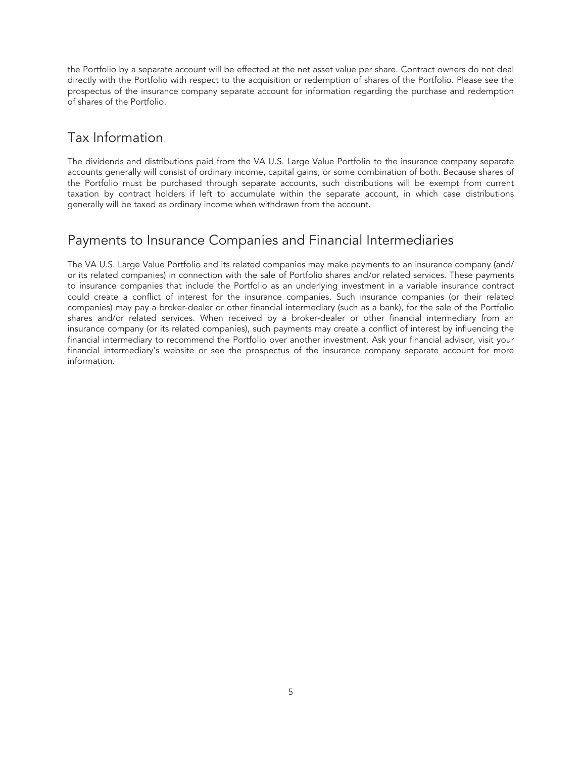the Portfolio by a separate account will be effected at the net asset value per share. Contract owners do not deal directly with the Portfolio with respect to the acquisition or redemption of shares of the Portfolio. Please see the prospectus of the insurance company separate account for information regarding the purchase and redemption of shares of the Portfolio.

## Tax Information

The dividends and distributions paid from the VA U.S. Large Value Portfolio to the insurance company separate accounts generally will consist of ordinary income, capital gains, or some combination of both. Because shares of the Portfolio must be purchased through separate accounts, such distributions will be exempt from current taxation by contract holders if left to accumulate within the separate account, in which case distributions generally will be taxed as ordinary income when withdrawn from the account.

## Payments to Insurance Companies and Financial Intermediaries

The VA U.S. Large Value Portfolio and its related companies may make payments to an insurance company (and/or its related companies) in connection with the sale of Portfolio shares and/or related services. These payments to insurance companies that include the Portfolio as an underlying investment in a variable insurance contract could create a conflict of interest for the insurance companies. Such insurance companies (or their related companies) may pay a broker-dealer or other financial intermediary (such as a bank), for the sale of the Portfolio shares and/or related services. When received by a broker-dealer or other financial intermediary from an insurance company (or its related companies), such payments may create a conflict of interest by influencing the financial intermediary to recommend the Portfolio over another investment. Ask your financial advisor, visit your financial intermediary's website or see the prospectus of the insurance company separate account for more information.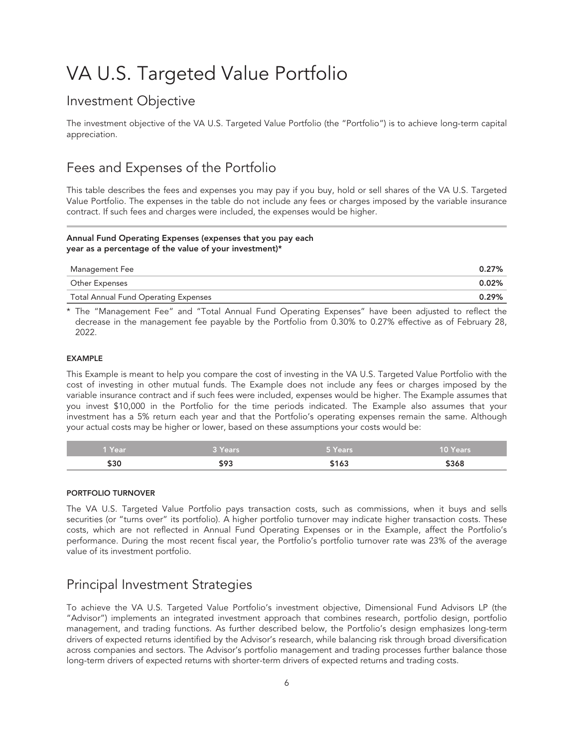# VA U.S. Targeted Value Portfolio

## Investment Objective

The investment objective of the VA U.S. Targeted Value Portfolio (the "Portfolio") is to achieve long-term capital appreciation.

## Fees and Expenses of the Portfolio

This table describes the fees and expenses you may pay if you buy, hold or sell shares of the VA U.S. Targeted Value Portfolio. The expenses in the table do not include any fees or charges imposed by the variable insurance contract. If such fees and charges were included, the expenses would be higher.

**Annual Fund Operating Expenses (expenses that you pay each year as a percentage of the value of your investment)***

| | |
|---|---|
| Management Fee | **0.27%** |
| Other Expenses | **0.02%** |
| Total Annual Fund Operating Expenses | **0.29%** |

* The "Management Fee" and "Total Annual Fund Operating Expenses" have been adjusted to reflect the decrease in the management fee payable by the Portfolio from 0.30% to 0.27% effective as of February 28, 2022.

**EXAMPLE**

This Example is meant to help you compare the cost of investing in the VA U.S. Targeted Value Portfolio with the cost of investing in other mutual funds. The Example does not include any fees or charges imposed by the variable insurance contract and if such fees were included, expenses would be higher. The Example assumes that you invest $10,000 in the Portfolio for the time periods indicated. The Example also assumes that your investment has a 5% return each year and that the Portfolio's operating expenses remain the same. Although your actual costs may be higher or lower, based on these assumptions your costs would be:

| 1 Year | 3 Years | 5 Years | 10 Years |
|---|---|---|---|
| **$30** | **$93** | **$163** | **$368** |

**PORTFOLIO TURNOVER**

The VA U.S. Targeted Value Portfolio pays transaction costs, such as commissions, when it buys and sells securities (or "turns over" its portfolio). A higher portfolio turnover may indicate higher transaction costs. These costs, which are not reflected in Annual Fund Operating Expenses or in the Example, affect the Portfolio's performance. During the most recent fiscal year, the Portfolio's portfolio turnover rate was 23% of the average value of its investment portfolio.

## Principal Investment Strategies

To achieve the VA U.S. Targeted Value Portfolio's investment objective, Dimensional Fund Advisors LP (the "Advisor") implements an integrated investment approach that combines research, portfolio design, portfolio management, and trading functions. As further described below, the Portfolio's design emphasizes long-term drivers of expected returns identified by the Advisor's research, while balancing risk through broad diversification across companies and sectors. The Advisor's portfolio management and trading processes further balance those long-term drivers of expected returns with shorter-term drivers of expected returns and trading costs.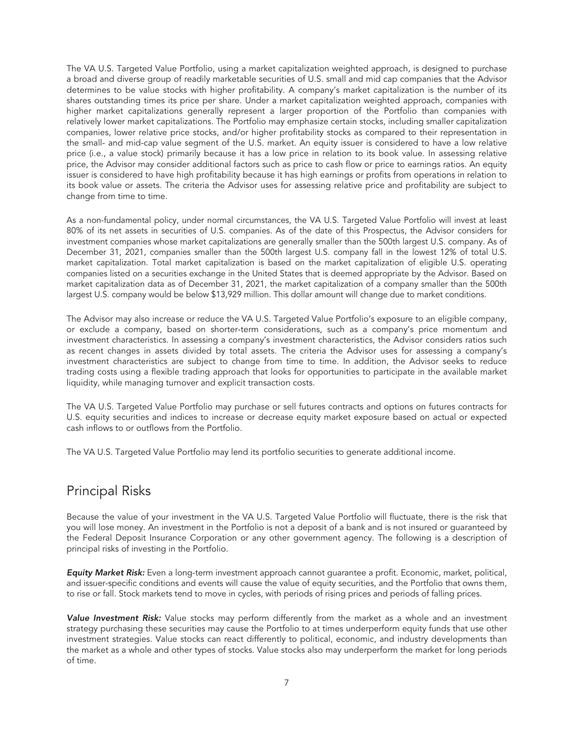The VA U.S. Targeted Value Portfolio, using a market capitalization weighted approach, is designed to purchase a broad and diverse group of readily marketable securities of U.S. small and mid cap companies that the Advisor determines to be value stocks with higher profitability. A company's market capitalization is the number of its shares outstanding times its price per share. Under a market capitalization weighted approach, companies with higher market capitalizations generally represent a larger proportion of the Portfolio than companies with relatively lower market capitalizations. The Portfolio may emphasize certain stocks, including smaller capitalization companies, lower relative price stocks, and/or higher profitability stocks as compared to their representation in the small- and mid-cap value segment of the U.S. market. An equity issuer is considered to have a low relative price (i.e., a value stock) primarily because it has a low price in relation to its book value. In assessing relative price, the Advisor may consider additional factors such as price to cash flow or price to earnings ratios. An equity issuer is considered to have high profitability because it has high earnings or profits from operations in relation to its book value or assets. The criteria the Advisor uses for assessing relative price and profitability are subject to change from time to time.

As a non-fundamental policy, under normal circumstances, the VA U.S. Targeted Value Portfolio will invest at least 80% of its net assets in securities of U.S. companies. As of the date of this Prospectus, the Advisor considers for investment companies whose market capitalizations are generally smaller than the 500th largest U.S. company. As of December 31, 2021, companies smaller than the 500th largest U.S. company fall in the lowest 12% of total U.S. market capitalization. Total market capitalization is based on the market capitalization of eligible U.S. operating companies listed on a securities exchange in the United States that is deemed appropriate by the Advisor. Based on market capitalization data as of December 31, 2021, the market capitalization of a company smaller than the 500th largest U.S. company would be below $13,929 million. This dollar amount will change due to market conditions.

The Advisor may also increase or reduce the VA U.S. Targeted Value Portfolio's exposure to an eligible company, or exclude a company, based on shorter-term considerations, such as a company's price momentum and investment characteristics. In assessing a company's investment characteristics, the Advisor considers ratios such as recent changes in assets divided by total assets. The criteria the Advisor uses for assessing a company's investment characteristics are subject to change from time to time. In addition, the Advisor seeks to reduce trading costs using a flexible trading approach that looks for opportunities to participate in the available market liquidity, while managing turnover and explicit transaction costs.

The VA U.S. Targeted Value Portfolio may purchase or sell futures contracts and options on futures contracts for U.S. equity securities and indices to increase or decrease equity market exposure based on actual or expected cash inflows to or outflows from the Portfolio.

The VA U.S. Targeted Value Portfolio may lend its portfolio securities to generate additional income.

## Principal Risks

Because the value of your investment in the VA U.S. Targeted Value Portfolio will fluctuate, there is the risk that you will lose money. An investment in the Portfolio is not a deposit of a bank and is not insured or guaranteed by the Federal Deposit Insurance Corporation or any other government agency. The following is a description of principal risks of investing in the Portfolio.

***Equity Market Risk:*** Even a long-term investment approach cannot guarantee a profit. Economic, market, political, and issuer-specific conditions and events will cause the value of equity securities, and the Portfolio that owns them, to rise or fall. Stock markets tend to move in cycles, with periods of rising prices and periods of falling prices.

***Value Investment Risk:*** Value stocks may perform differently from the market as a whole and an investment strategy purchasing these securities may cause the Portfolio to at times underperform equity funds that use other investment strategies. Value stocks can react differently to political, economic, and industry developments than the market as a whole and other types of stocks. Value stocks also may underperform the market for long periods of time.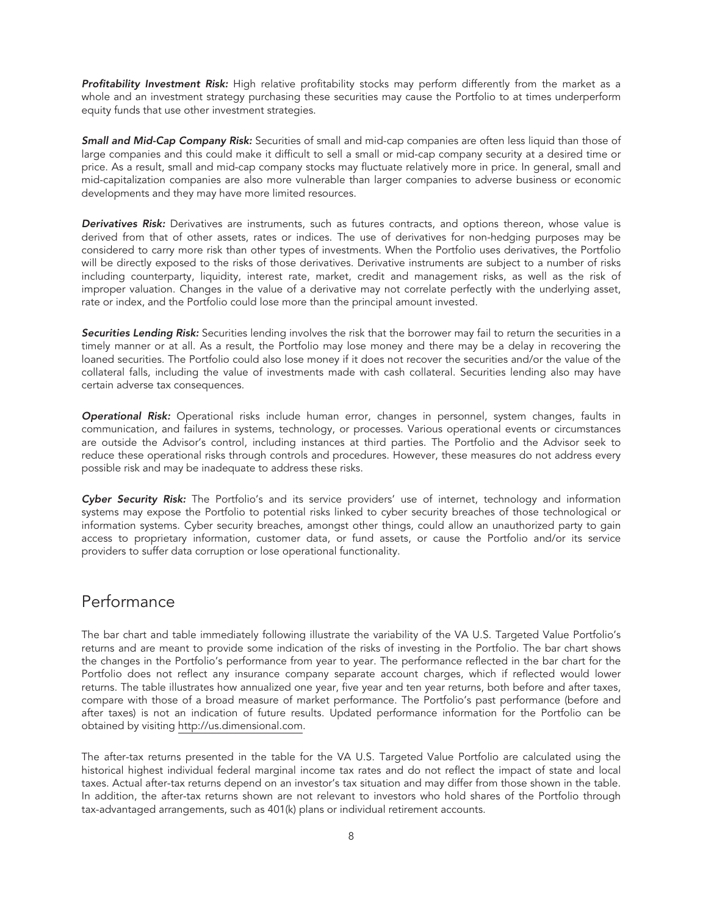***Profitability Investment Risk:*** High relative profitability stocks may perform differently from the market as a whole and an investment strategy purchasing these securities may cause the Portfolio to at times underperform equity funds that use other investment strategies.

***Small and Mid-Cap Company Risk:*** Securities of small and mid-cap companies are often less liquid than those of large companies and this could make it difficult to sell a small or mid-cap company security at a desired time or price. As a result, small and mid-cap company stocks may fluctuate relatively more in price. In general, small and mid-capitalization companies are also more vulnerable than larger companies to adverse business or economic developments and they may have more limited resources.

***Derivatives Risk:*** Derivatives are instruments, such as futures contracts, and options thereon, whose value is derived from that of other assets, rates or indices. The use of derivatives for non-hedging purposes may be considered to carry more risk than other types of investments. When the Portfolio uses derivatives, the Portfolio will be directly exposed to the risks of those derivatives. Derivative instruments are subject to a number of risks including counterparty, liquidity, interest rate, market, credit and management risks, as well as the risk of improper valuation. Changes in the value of a derivative may not correlate perfectly with the underlying asset, rate or index, and the Portfolio could lose more than the principal amount invested.

***Securities Lending Risk:*** Securities lending involves the risk that the borrower may fail to return the securities in a timely manner or at all. As a result, the Portfolio may lose money and there may be a delay in recovering the loaned securities. The Portfolio could also lose money if it does not recover the securities and/or the value of the collateral falls, including the value of investments made with cash collateral. Securities lending also may have certain adverse tax consequences.

***Operational Risk:*** Operational risks include human error, changes in personnel, system changes, faults in communication, and failures in systems, technology, or processes. Various operational events or circumstances are outside the Advisor's control, including instances at third parties. The Portfolio and the Advisor seek to reduce these operational risks through controls and procedures. However, these measures do not address every possible risk and may be inadequate to address these risks.

***Cyber Security Risk:*** The Portfolio's and its service providers' use of internet, technology and information systems may expose the Portfolio to potential risks linked to cyber security breaches of those technological or information systems. Cyber security breaches, amongst other things, could allow an unauthorized party to gain access to proprietary information, customer data, or fund assets, or cause the Portfolio and/or its service providers to suffer data corruption or lose operational functionality.

## Performance

The bar chart and table immediately following illustrate the variability of the VA U.S. Targeted Value Portfolio's returns and are meant to provide some indication of the risks of investing in the Portfolio. The bar chart shows the changes in the Portfolio's performance from year to year. The performance reflected in the bar chart for the Portfolio does not reflect any insurance company separate account charges, which if reflected would lower returns. The table illustrates how annualized one year, five year and ten year returns, both before and after taxes, compare with those of a broad measure of market performance. The Portfolio's past performance (before and after taxes) is not an indication of future results. Updated performance information for the Portfolio can be obtained by visiting http://us.dimensional.com.

The after-tax returns presented in the table for the VA U.S. Targeted Value Portfolio are calculated using the historical highest individual federal marginal income tax rates and do not reflect the impact of state and local taxes. Actual after-tax returns depend on an investor's tax situation and may differ from those shown in the table. In addition, the after-tax returns shown are not relevant to investors who hold shares of the Portfolio through tax-advantaged arrangements, such as 401(k) plans or individual retirement accounts.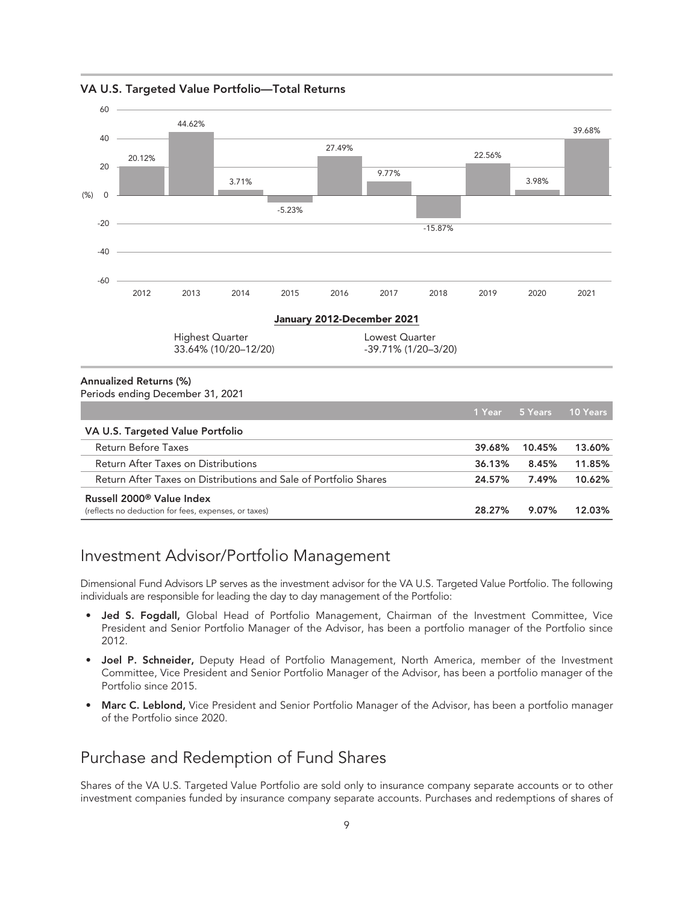**VA U.S. Targeted Value Portfolio—Total Returns**

60
40
20
(%) 0
-20
-40
-60

20.12%
44.62%
3.71%
-5.23%
27.49%
9.77%
-15.87%
22.56%
3.98%
39.68%

2012 2013 2014 2015 2016 2017 2018 2019 2020 2021

**January 2012-December 2021**

Highest Quarter
33.64% (10/20–12/20)

Lowest Quarter
-39.71% (1/20–3/20)

**Annualized Returns (%)**
Periods ending December 31, 2021

| | 1 Year | 5 Years | 10 Years |
|---|---|---|---|
| **VA U.S. Targeted Value Portfolio** | | | |
| Return Before Taxes | **39.68%** | **10.45%** | **13.60%** |
| Return After Taxes on Distributions | **36.13%** | **8.45%** | **11.85%** |
| Return After Taxes on Distributions and Sale of Portfolio Shares | **24.57%** | **7.49%** | **10.62%** |
| **Russell 2000® Value Index** (reflects no deduction for fees, expenses, or taxes) | **28.27%** | **9.07%** | **12.03%** |

## Investment Advisor/Portfolio Management

Dimensional Fund Advisors LP serves as the investment advisor for the VA U.S. Targeted Value Portfolio. The following individuals are responsible for leading the day to day management of the Portfolio:

- **Jed S. Fogdall,** Global Head of Portfolio Management, Chairman of the Investment Committee, Vice President and Senior Portfolio Manager of the Advisor, has been a portfolio manager of the Portfolio since 2012.
- **Joel P. Schneider,** Deputy Head of Portfolio Management, North America, member of the Investment Committee, Vice President and Senior Portfolio Manager of the Advisor, has been a portfolio manager of the Portfolio since 2015.
- **Marc C. Leblond,** Vice President and Senior Portfolio Manager of the Advisor, has been a portfolio manager of the Portfolio since 2020.

## Purchase and Redemption of Fund Shares

Shares of the VA U.S. Targeted Value Portfolio are sold only to insurance company separate accounts or to other investment companies funded by insurance company separate accounts. Purchases and redemptions of shares of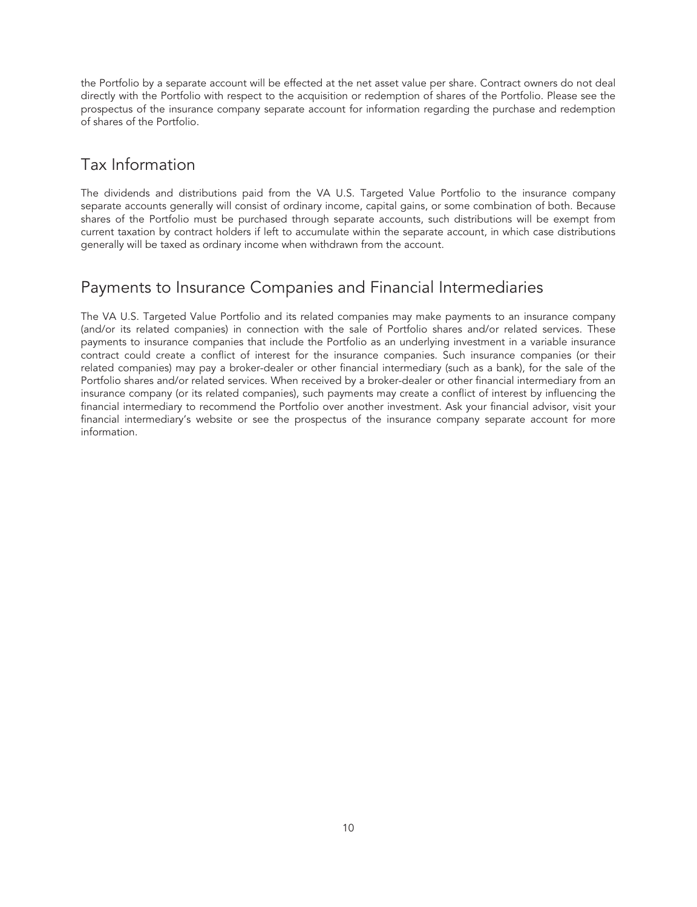the Portfolio by a separate account will be effected at the net asset value per share. Contract owners do not deal directly with the Portfolio with respect to the acquisition or redemption of shares of the Portfolio. Please see the prospectus of the insurance company separate account for information regarding the purchase and redemption of shares of the Portfolio.

## Tax Information

The dividends and distributions paid from the VA U.S. Targeted Value Portfolio to the insurance company separate accounts generally will consist of ordinary income, capital gains, or some combination of both. Because shares of the Portfolio must be purchased through separate accounts, such distributions will be exempt from current taxation by contract holders if left to accumulate within the separate account, in which case distributions generally will be taxed as ordinary income when withdrawn from the account.

## Payments to Insurance Companies and Financial Intermediaries

The VA U.S. Targeted Value Portfolio and its related companies may make payments to an insurance company (and/or its related companies) in connection with the sale of Portfolio shares and/or related services. These payments to insurance companies that include the Portfolio as an underlying investment in a variable insurance contract could create a conflict of interest for the insurance companies. Such insurance companies (or their related companies) may pay a broker-dealer or other financial intermediary (such as a bank), for the sale of the Portfolio shares and/or related services. When received by a broker-dealer or other financial intermediary from an insurance company (or its related companies), such payments may create a conflict of interest by influencing the financial intermediary to recommend the Portfolio over another investment. Ask your financial advisor, visit your financial intermediary's website or see the prospectus of the insurance company separate account for more information.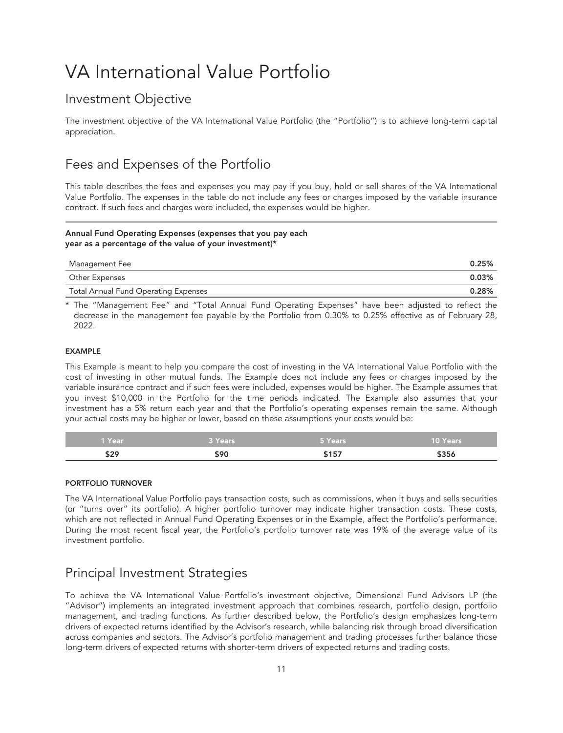# VA International Value Portfolio

## Investment Objective

The investment objective of the VA International Value Portfolio (the "Portfolio") is to achieve long-term capital appreciation.

## Fees and Expenses of the Portfolio

This table describes the fees and expenses you may pay if you buy, hold or sell shares of the VA International Value Portfolio. The expenses in the table do not include any fees or charges imposed by the variable insurance contract. If such fees and charges were included, the expenses would be higher.

**Annual Fund Operating Expenses (expenses that you pay each year as a percentage of the value of your investment)***

| | |
|---|---|
| Management Fee | **0.25%** |
| Other Expenses | **0.03%** |
| Total Annual Fund Operating Expenses | **0.28%** |

* The "Management Fee" and "Total Annual Fund Operating Expenses" have been adjusted to reflect the decrease in the management fee payable by the Portfolio from 0.30% to 0.25% effective as of February 28, 2022.

#### EXAMPLE

This Example is meant to help you compare the cost of investing in the VA International Value Portfolio with the cost of investing in other mutual funds. The Example does not include any fees or charges imposed by the variable insurance contract and if such fees were included, expenses would be higher. The Example assumes that you invest $10,000 in the Portfolio for the time periods indicated. The Example also assumes that your investment has a 5% return each year and that the Portfolio's operating expenses remain the same. Although your actual costs may be higher or lower, based on these assumptions your costs would be:

| 1 Year | 3 Years | 5 Years | 10 Years |
|---|---|---|---|
| **$29** | **$90** | **$157** | **$356** |

#### PORTFOLIO TURNOVER

The VA International Value Portfolio pays transaction costs, such as commissions, when it buys and sells securities (or "turns over" its portfolio). A higher portfolio turnover may indicate higher transaction costs. These costs, which are not reflected in Annual Fund Operating Expenses or in the Example, affect the Portfolio's performance. During the most recent fiscal year, the Portfolio's portfolio turnover rate was 19% of the average value of its investment portfolio.

## Principal Investment Strategies

To achieve the VA International Value Portfolio's investment objective, Dimensional Fund Advisors LP (the "Advisor") implements an integrated investment approach that combines research, portfolio design, portfolio management, and trading functions. As further described below, the Portfolio's design emphasizes long-term drivers of expected returns identified by the Advisor's research, while balancing risk through broad diversification across companies and sectors. The Advisor's portfolio management and trading processes further balance those long-term drivers of expected returns with shorter-term drivers of expected returns and trading costs.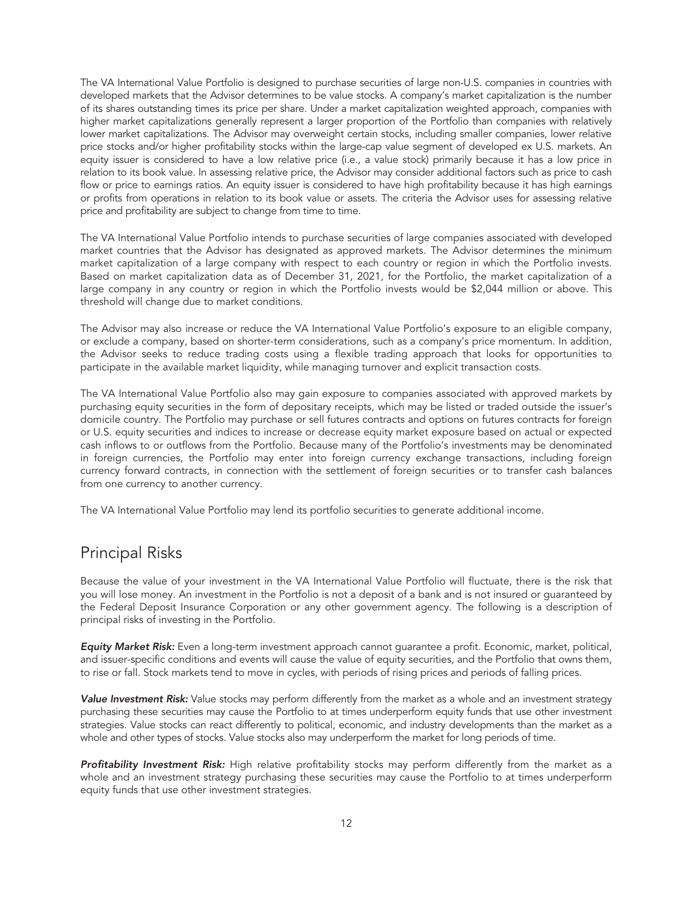The VA International Value Portfolio is designed to purchase securities of large non-U.S. companies in countries with developed markets that the Advisor determines to be value stocks. A company's market capitalization is the number of its shares outstanding times its price per share. Under a market capitalization weighted approach, companies with higher market capitalizations generally represent a larger proportion of the Portfolio than companies with relatively lower market capitalizations. The Advisor may overweight certain stocks, including smaller companies, lower relative price stocks and/or higher profitability stocks within the large-cap value segment of developed ex U.S. markets. An equity issuer is considered to have a low relative price (i.e., a value stock) primarily because it has a low price in relation to its book value. In assessing relative price, the Advisor may consider additional factors such as price to cash flow or price to earnings ratios. An equity issuer is considered to have high profitability because it has high earnings or profits from operations in relation to its book value or assets. The criteria the Advisor uses for assessing relative price and profitability are subject to change from time to time.

The VA International Value Portfolio intends to purchase securities of large companies associated with developed market countries that the Advisor has designated as approved markets. The Advisor determines the minimum market capitalization of a large company with respect to each country or region in which the Portfolio invests. Based on market capitalization data as of December 31, 2021, for the Portfolio, the market capitalization of a large company in any country or region in which the Portfolio invests would be $2,044 million or above. This threshold will change due to market conditions.

The Advisor may also increase or reduce the VA International Value Portfolio's exposure to an eligible company, or exclude a company, based on shorter-term considerations, such as a company's price momentum. In addition, the Advisor seeks to reduce trading costs using a flexible trading approach that looks for opportunities to participate in the available market liquidity, while managing turnover and explicit transaction costs.

The VA International Value Portfolio also may gain exposure to companies associated with approved markets by purchasing equity securities in the form of depositary receipts, which may be listed or traded outside the issuer's domicile country. The Portfolio may purchase or sell futures contracts and options on futures contracts for foreign or U.S. equity securities and indices to increase or decrease equity market exposure based on actual or expected cash inflows to or outflows from the Portfolio. Because many of the Portfolio's investments may be denominated in foreign currencies, the Portfolio may enter into foreign currency exchange transactions, including foreign currency forward contracts, in connection with the settlement of foreign securities or to transfer cash balances from one currency to another currency.

The VA International Value Portfolio may lend its portfolio securities to generate additional income.

## Principal Risks

Because the value of your investment in the VA International Value Portfolio will fluctuate, there is the risk that you will lose money. An investment in the Portfolio is not a deposit of a bank and is not insured or guaranteed by the Federal Deposit Insurance Corporation or any other government agency. The following is a description of principal risks of investing in the Portfolio.

***Equity Market Risk:*** Even a long-term investment approach cannot guarantee a profit. Economic, market, political, and issuer-specific conditions and events will cause the value of equity securities, and the Portfolio that owns them, to rise or fall. Stock markets tend to move in cycles, with periods of rising prices and periods of falling prices.

***Value Investment Risk:*** Value stocks may perform differently from the market as a whole and an investment strategy purchasing these securities may cause the Portfolio to at times underperform equity funds that use other investment strategies. Value stocks can react differently to political, economic, and industry developments than the market as a whole and other types of stocks. Value stocks also may underperform the market for long periods of time.

***Profitability Investment Risk:*** High relative profitability stocks may perform differently from the market as a whole and an investment strategy purchasing these securities may cause the Portfolio to at times underperform equity funds that use other investment strategies.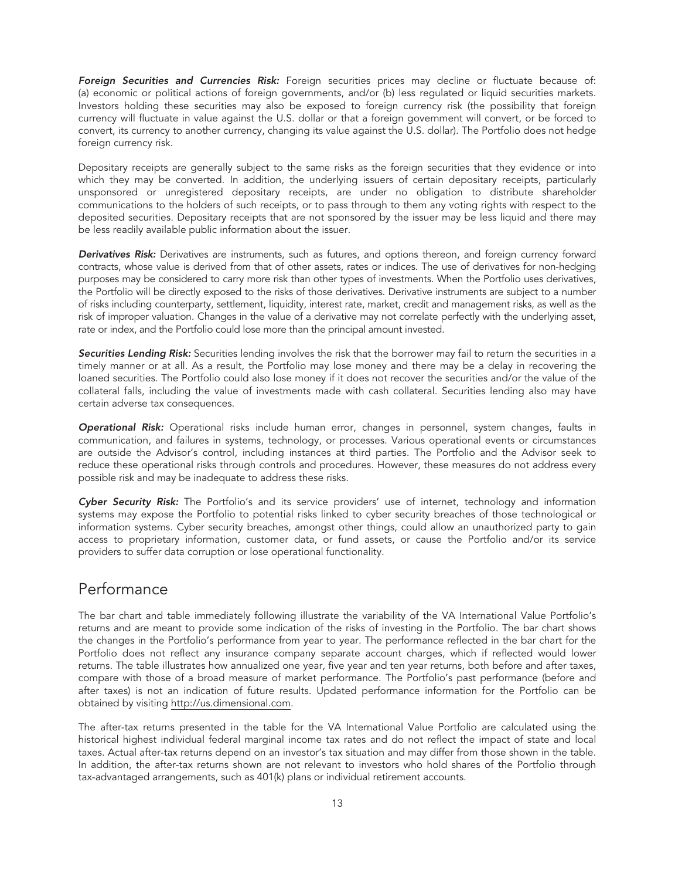***Foreign Securities and Currencies Risk:*** Foreign securities prices may decline or fluctuate because of: (a) economic or political actions of foreign governments, and/or (b) less regulated or liquid securities markets. Investors holding these securities may also be exposed to foreign currency risk (the possibility that foreign currency will fluctuate in value against the U.S. dollar or that a foreign government will convert, or be forced to convert, its currency to another currency, changing its value against the U.S. dollar). The Portfolio does not hedge foreign currency risk.

Depositary receipts are generally subject to the same risks as the foreign securities that they evidence or into which they may be converted. In addition, the underlying issuers of certain depositary receipts, particularly unsponsored or unregistered depositary receipts, are under no obligation to distribute shareholder communications to the holders of such receipts, or to pass through to them any voting rights with respect to the deposited securities. Depositary receipts that are not sponsored by the issuer may be less liquid and there may be less readily available public information about the issuer.

***Derivatives Risk:*** Derivatives are instruments, such as futures, and options thereon, and foreign currency forward contracts, whose value is derived from that of other assets, rates or indices. The use of derivatives for non-hedging purposes may be considered to carry more risk than other types of investments. When the Portfolio uses derivatives, the Portfolio will be directly exposed to the risks of those derivatives. Derivative instruments are subject to a number of risks including counterparty, settlement, liquidity, interest rate, market, credit and management risks, as well as the risk of improper valuation. Changes in the value of a derivative may not correlate perfectly with the underlying asset, rate or index, and the Portfolio could lose more than the principal amount invested.

***Securities Lending Risk:*** Securities lending involves the risk that the borrower may fail to return the securities in a timely manner or at all. As a result, the Portfolio may lose money and there may be a delay in recovering the loaned securities. The Portfolio could also lose money if it does not recover the securities and/or the value of the collateral falls, including the value of investments made with cash collateral. Securities lending also may have certain adverse tax consequences.

***Operational Risk:*** Operational risks include human error, changes in personnel, system changes, faults in communication, and failures in systems, technology, or processes. Various operational events or circumstances are outside the Advisor's control, including instances at third parties. The Portfolio and the Advisor seek to reduce these operational risks through controls and procedures. However, these measures do not address every possible risk and may be inadequate to address these risks.

***Cyber Security Risk:*** The Portfolio's and its service providers' use of internet, technology and information systems may expose the Portfolio to potential risks linked to cyber security breaches of those technological or information systems. Cyber security breaches, amongst other things, could allow an unauthorized party to gain access to proprietary information, customer data, or fund assets, or cause the Portfolio and/or its service providers to suffer data corruption or lose operational functionality.

## Performance

The bar chart and table immediately following illustrate the variability of the VA International Value Portfolio's returns and are meant to provide some indication of the risks of investing in the Portfolio. The bar chart shows the changes in the Portfolio's performance from year to year. The performance reflected in the bar chart for the Portfolio does not reflect any insurance company separate account charges, which if reflected would lower returns. The table illustrates how annualized one year, five year and ten year returns, both before and after taxes, compare with those of a broad measure of market performance. The Portfolio's past performance (before and after taxes) is not an indication of future results. Updated performance information for the Portfolio can be obtained by visiting http://us.dimensional.com.

The after-tax returns presented in the table for the VA International Value Portfolio are calculated using the historical highest individual federal marginal income tax rates and do not reflect the impact of state and local taxes. Actual after-tax returns depend on an investor's tax situation and may differ from those shown in the table. In addition, the after-tax returns shown are not relevant to investors who hold shares of the Portfolio through tax-advantaged arrangements, such as 401(k) plans or individual retirement accounts.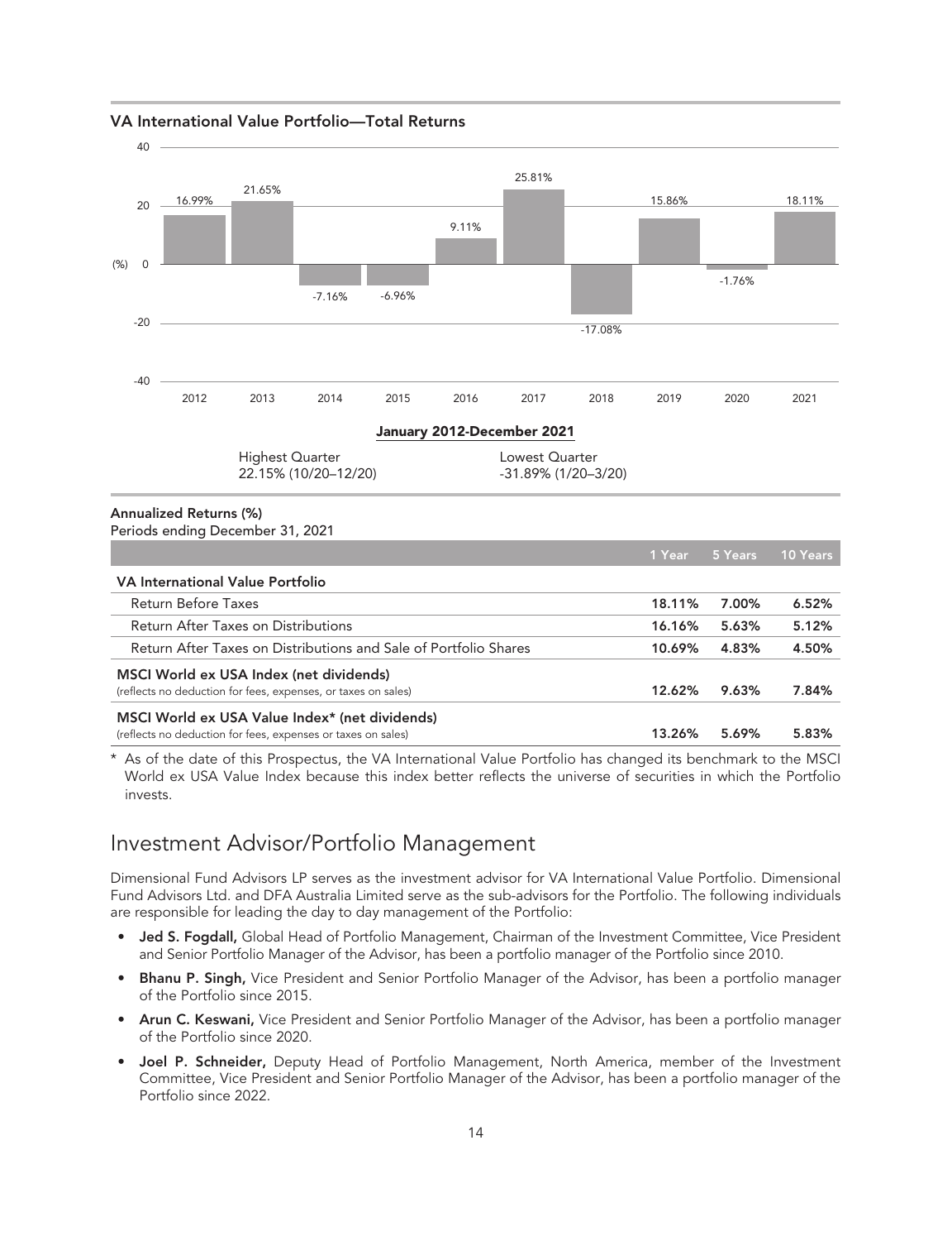**VA International Value Portfolio—Total Returns**

40

20

(%) 0

-20

-40

16.99% 21.65% -7.16% -6.96% 9.11% 25.81% -17.08% 15.86% -1.76% 18.11%

2012 2013 2014 2015 2016 2017 2018 2019 2020 2021

**January 2012-December 2021**

Highest Quarter
22.15% (10/20–12/20)

Lowest Quarter
-31.89% (1/20–3/20)

**Annualized Returns (%)**
Periods ending December 31, 2021

| | 1 Year | 5 Years | 10 Years |
|---|---|---|---|
| **VA International Value Portfolio** | | | |
| Return Before Taxes | **18.11%** | **7.00%** | **6.52%** |
| Return After Taxes on Distributions | **16.16%** | **5.63%** | **5.12%** |
| Return After Taxes on Distributions and Sale of Portfolio Shares | **10.69%** | **4.83%** | **4.50%** |
| **MSCI World ex USA Index (net dividends)** (reflects no deduction for fees, expenses, or taxes on sales) | **12.62%** | **9.63%** | **7.84%** |
| **MSCI World ex USA Value Index* (net dividends)** (reflects no deduction for fees, expenses or taxes on sales) | **13.26%** | **5.69%** | **5.83%** |

\* As of the date of this Prospectus, the VA International Value Portfolio has changed its benchmark to the MSCI World ex USA Value Index because this index better reflects the universe of securities in which the Portfolio invests.

## Investment Advisor/Portfolio Management

Dimensional Fund Advisors LP serves as the investment advisor for VA International Value Portfolio. Dimensional Fund Advisors Ltd. and DFA Australia Limited serve as the sub-advisors for the Portfolio. The following individuals are responsible for leading the day to day management of the Portfolio:

- **Jed S. Fogdall,** Global Head of Portfolio Management, Chairman of the Investment Committee, Vice President and Senior Portfolio Manager of the Advisor, has been a portfolio manager of the Portfolio since 2010.
- **Bhanu P. Singh,** Vice President and Senior Portfolio Manager of the Advisor, has been a portfolio manager of the Portfolio since 2015.
- **Arun C. Keswani,** Vice President and Senior Portfolio Manager of the Advisor, has been a portfolio manager of the Portfolio since 2020.
- **Joel P. Schneider,** Deputy Head of Portfolio Management, North America, member of the Investment Committee, Vice President and Senior Portfolio Manager of the Advisor, has been a portfolio manager of the Portfolio since 2022.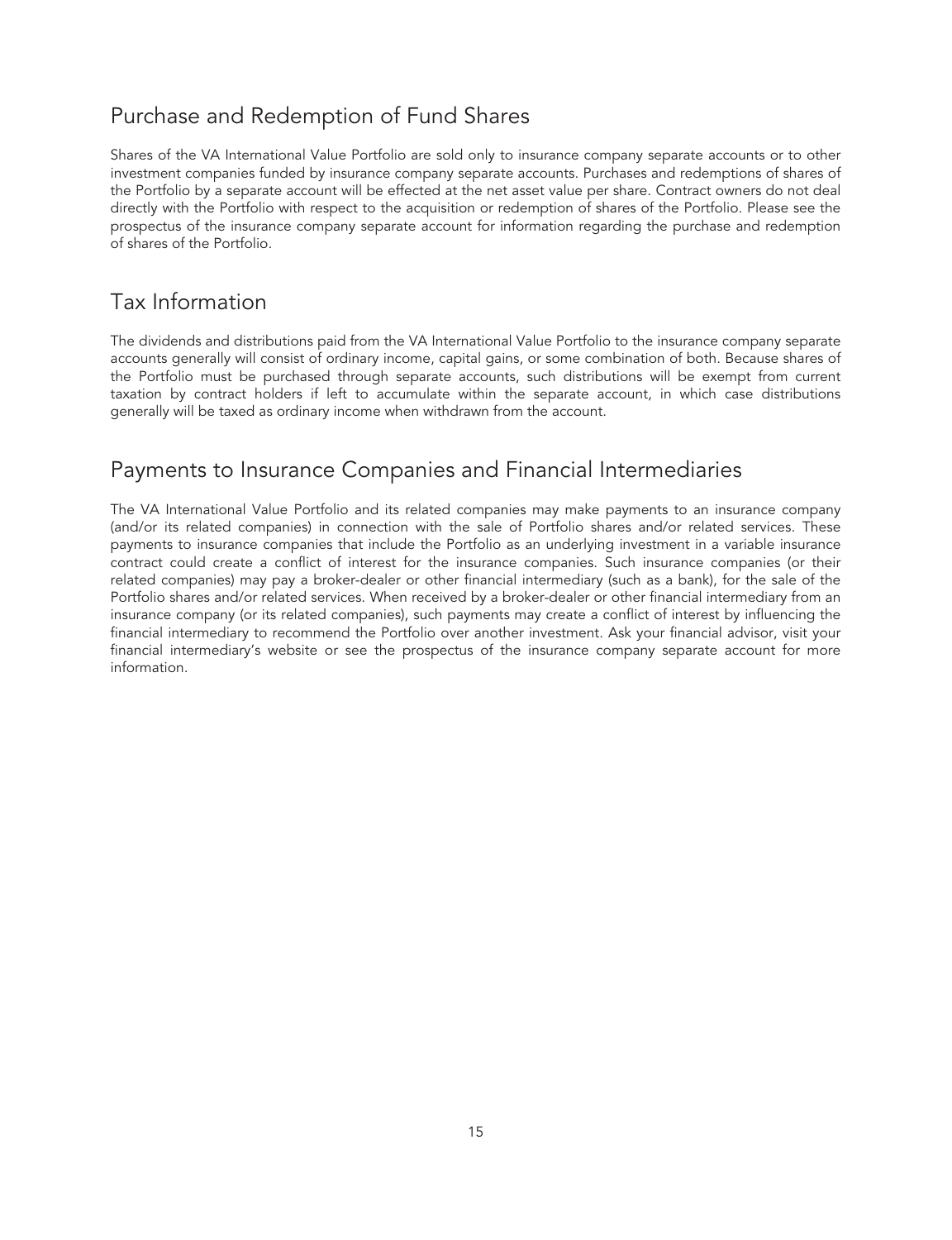## Purchase and Redemption of Fund Shares

Shares of the VA International Value Portfolio are sold only to insurance company separate accounts or to other investment companies funded by insurance company separate accounts. Purchases and redemptions of shares of the Portfolio by a separate account will be effected at the net asset value per share. Contract owners do not deal directly with the Portfolio with respect to the acquisition or redemption of shares of the Portfolio. Please see the prospectus of the insurance company separate account for information regarding the purchase and redemption of shares of the Portfolio.

## Tax Information

The dividends and distributions paid from the VA International Value Portfolio to the insurance company separate accounts generally will consist of ordinary income, capital gains, or some combination of both. Because shares of the Portfolio must be purchased through separate accounts, such distributions will be exempt from current taxation by contract holders if left to accumulate within the separate account, in which case distributions generally will be taxed as ordinary income when withdrawn from the account.

## Payments to Insurance Companies and Financial Intermediaries

The VA International Value Portfolio and its related companies may make payments to an insurance company (and/or its related companies) in connection with the sale of Portfolio shares and/or related services. These payments to insurance companies that include the Portfolio as an underlying investment in a variable insurance contract could create a conflict of interest for the insurance companies. Such insurance companies (or their related companies) may pay a broker-dealer or other financial intermediary (such as a bank), for the sale of the Portfolio shares and/or related services. When received by a broker-dealer or other financial intermediary from an insurance company (or its related companies), such payments may create a conflict of interest by influencing the financial intermediary to recommend the Portfolio over another investment. Ask your financial advisor, visit your financial intermediary's website or see the prospectus of the insurance company separate account for more information.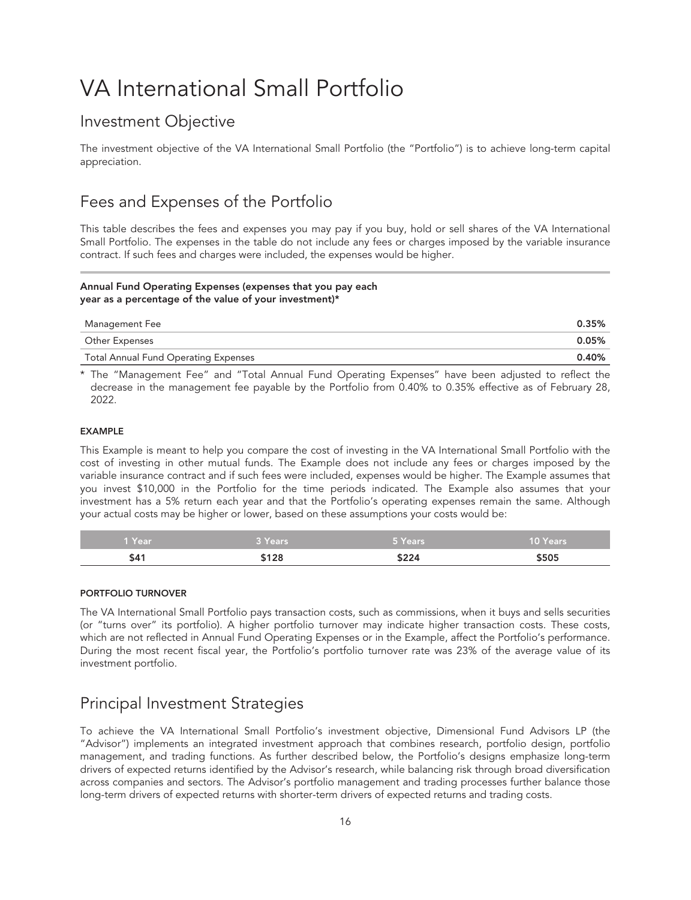# VA International Small Portfolio

## Investment Objective

The investment objective of the VA International Small Portfolio (the "Portfolio") is to achieve long-term capital appreciation.

## Fees and Expenses of the Portfolio

This table describes the fees and expenses you may pay if you buy, hold or sell shares of the VA International Small Portfolio. The expenses in the table do not include any fees or charges imposed by the variable insurance contract. If such fees and charges were included, the expenses would be higher.

**Annual Fund Operating Expenses (expenses that you pay each year as a percentage of the value of your investment)***

| | |
|---|---|
| Management Fee | **0.35%** |
| Other Expenses | **0.05%** |
| Total Annual Fund Operating Expenses | **0.40%** |

* The "Management Fee" and "Total Annual Fund Operating Expenses" have been adjusted to reflect the decrease in the management fee payable by the Portfolio from 0.40% to 0.35% effective as of February 28, 2022.

**EXAMPLE**

This Example is meant to help you compare the cost of investing in the VA International Small Portfolio with the cost of investing in other mutual funds. The Example does not include any fees or charges imposed by the variable insurance contract and if such fees were included, expenses would be higher. The Example assumes that you invest $10,000 in the Portfolio for the time periods indicated. The Example also assumes that your investment has a 5% return each year and that the Portfolio's operating expenses remain the same. Although your actual costs may be higher or lower, based on these assumptions your costs would be:

| 1 Year | 3 Years | 5 Years | 10 Years |
|---|---|---|---|
| **$41** | **$128** | **$224** | **$505** |

**PORTFOLIO TURNOVER**

The VA International Small Portfolio pays transaction costs, such as commissions, when it buys and sells securities (or "turns over" its portfolio). A higher portfolio turnover may indicate higher transaction costs. These costs, which are not reflected in Annual Fund Operating Expenses or in the Example, affect the Portfolio's performance. During the most recent fiscal year, the Portfolio's portfolio turnover rate was 23% of the average value of its investment portfolio.

## Principal Investment Strategies

To achieve the VA International Small Portfolio's investment objective, Dimensional Fund Advisors LP (the "Advisor") implements an integrated investment approach that combines research, portfolio design, portfolio management, and trading functions. As further described below, the Portfolio's designs emphasize long-term drivers of expected returns identified by the Advisor's research, while balancing risk through broad diversification across companies and sectors. The Advisor's portfolio management and trading processes further balance those long-term drivers of expected returns with shorter-term drivers of expected returns and trading costs.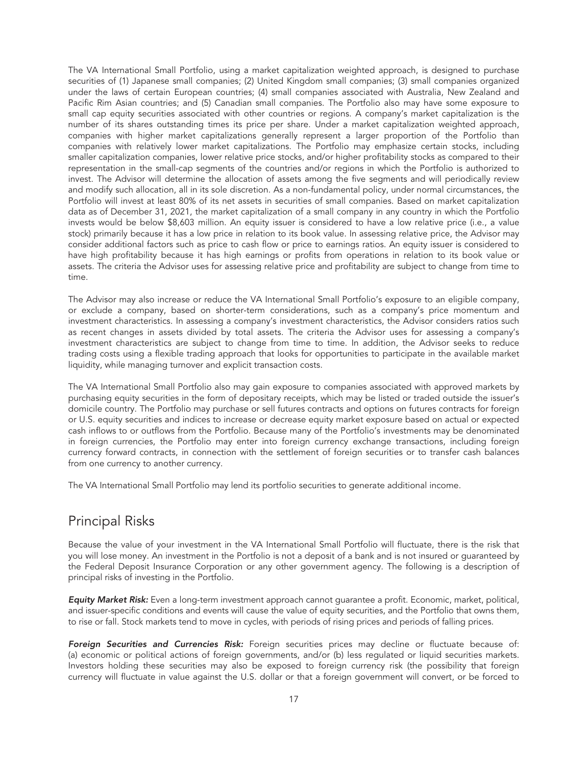The VA International Small Portfolio, using a market capitalization weighted approach, is designed to purchase securities of (1) Japanese small companies; (2) United Kingdom small companies; (3) small companies organized under the laws of certain European countries; (4) small companies associated with Australia, New Zealand and Pacific Rim Asian countries; and (5) Canadian small companies. The Portfolio also may have some exposure to small cap equity securities associated with other countries or regions. A company's market capitalization is the number of its shares outstanding times its price per share. Under a market capitalization weighted approach, companies with higher market capitalizations generally represent a larger proportion of the Portfolio than companies with relatively lower market capitalizations. The Portfolio may emphasize certain stocks, including smaller capitalization companies, lower relative price stocks, and/or higher profitability stocks as compared to their representation in the small-cap segments of the countries and/or regions in which the Portfolio is authorized to invest. The Advisor will determine the allocation of assets among the five segments and will periodically review and modify such allocation, all in its sole discretion. As a non-fundamental policy, under normal circumstances, the Portfolio will invest at least 80% of its net assets in securities of small companies. Based on market capitalization data as of December 31, 2021, the market capitalization of a small company in any country in which the Portfolio invests would be below $8,603 million. An equity issuer is considered to have a low relative price (i.e., a value stock) primarily because it has a low price in relation to its book value. In assessing relative price, the Advisor may consider additional factors such as price to cash flow or price to earnings ratios. An equity issuer is considered to have high profitability because it has high earnings or profits from operations in relation to its book value or assets. The criteria the Advisor uses for assessing relative price and profitability are subject to change from time to time.

The Advisor may also increase or reduce the VA International Small Portfolio's exposure to an eligible company, or exclude a company, based on shorter-term considerations, such as a company's price momentum and investment characteristics. In assessing a company's investment characteristics, the Advisor considers ratios such as recent changes in assets divided by total assets. The criteria the Advisor uses for assessing a company's investment characteristics are subject to change from time to time. In addition, the Advisor seeks to reduce trading costs using a flexible trading approach that looks for opportunities to participate in the available market liquidity, while managing turnover and explicit transaction costs.

The VA International Small Portfolio also may gain exposure to companies associated with approved markets by purchasing equity securities in the form of depositary receipts, which may be listed or traded outside the issuer's domicile country. The Portfolio may purchase or sell futures contracts and options on futures contracts for foreign or U.S. equity securities and indices to increase or decrease equity market exposure based on actual or expected cash inflows to or outflows from the Portfolio. Because many of the Portfolio's investments may be denominated in foreign currencies, the Portfolio may enter into foreign currency exchange transactions, including foreign currency forward contracts, in connection with the settlement of foreign securities or to transfer cash balances from one currency to another currency.

The VA International Small Portfolio may lend its portfolio securities to generate additional income.

## Principal Risks

Because the value of your investment in the VA International Small Portfolio will fluctuate, there is the risk that you will lose money. An investment in the Portfolio is not a deposit of a bank and is not insured or guaranteed by the Federal Deposit Insurance Corporation or any other government agency. The following is a description of principal risks of investing in the Portfolio.

***Equity Market Risk:*** Even a long-term investment approach cannot guarantee a profit. Economic, market, political, and issuer-specific conditions and events will cause the value of equity securities, and the Portfolio that owns them, to rise or fall. Stock markets tend to move in cycles, with periods of rising prices and periods of falling prices.

***Foreign Securities and Currencies Risk:*** Foreign securities prices may decline or fluctuate because of: (a) economic or political actions of foreign governments, and/or (b) less regulated or liquid securities markets. Investors holding these securities may also be exposed to foreign currency risk (the possibility that foreign currency will fluctuate in value against the U.S. dollar or that a foreign government will convert, or be forced to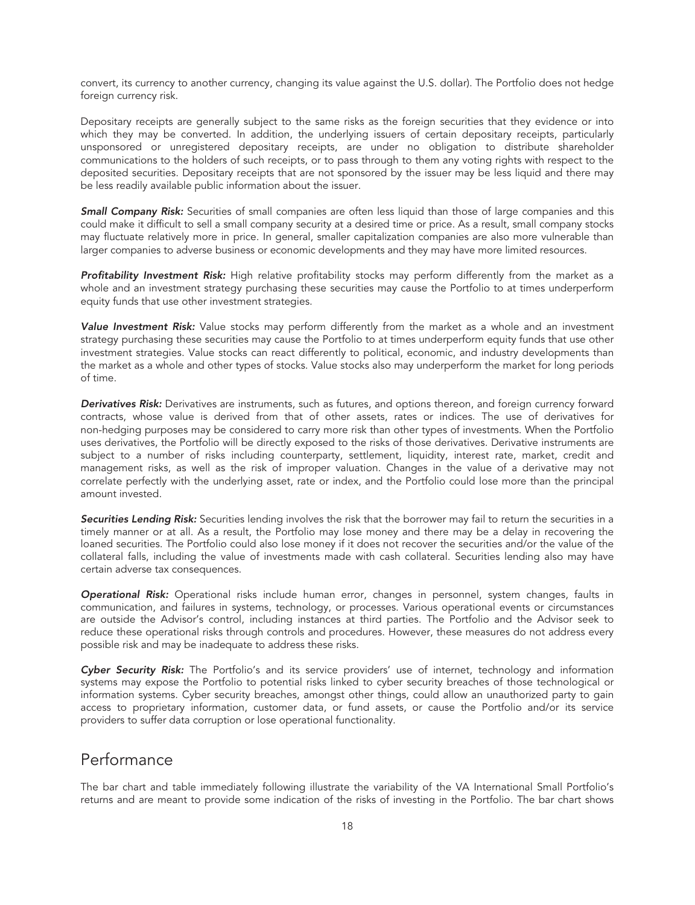convert, its currency to another currency, changing its value against the U.S. dollar). The Portfolio does not hedge foreign currency risk.

Depositary receipts are generally subject to the same risks as the foreign securities that they evidence or into which they may be converted. In addition, the underlying issuers of certain depositary receipts, particularly unsponsored or unregistered depositary receipts, are under no obligation to distribute shareholder communications to the holders of such receipts, or to pass through to them any voting rights with respect to the deposited securities. Depositary receipts that are not sponsored by the issuer may be less liquid and there may be less readily available public information about the issuer.

***Small Company Risk:*** Securities of small companies are often less liquid than those of large companies and this could make it difficult to sell a small company security at a desired time or price. As a result, small company stocks may fluctuate relatively more in price. In general, smaller capitalization companies are also more vulnerable than larger companies to adverse business or economic developments and they may have more limited resources.

***Profitability Investment Risk:*** High relative profitability stocks may perform differently from the market as a whole and an investment strategy purchasing these securities may cause the Portfolio to at times underperform equity funds that use other investment strategies.

***Value Investment Risk:*** Value stocks may perform differently from the market as a whole and an investment strategy purchasing these securities may cause the Portfolio to at times underperform equity funds that use other investment strategies. Value stocks can react differently to political, economic, and industry developments than the market as a whole and other types of stocks. Value stocks also may underperform the market for long periods of time.

***Derivatives Risk:*** Derivatives are instruments, such as futures, and options thereon, and foreign currency forward contracts, whose value is derived from that of other assets, rates or indices. The use of derivatives for non-hedging purposes may be considered to carry more risk than other types of investments. When the Portfolio uses derivatives, the Portfolio will be directly exposed to the risks of those derivatives. Derivative instruments are subject to a number of risks including counterparty, settlement, liquidity, interest rate, market, credit and management risks, as well as the risk of improper valuation. Changes in the value of a derivative may not correlate perfectly with the underlying asset, rate or index, and the Portfolio could lose more than the principal amount invested.

***Securities Lending Risk:*** Securities lending involves the risk that the borrower may fail to return the securities in a timely manner or at all. As a result, the Portfolio may lose money and there may be a delay in recovering the loaned securities. The Portfolio could also lose money if it does not recover the securities and/or the value of the collateral falls, including the value of investments made with cash collateral. Securities lending also may have certain adverse tax consequences.

***Operational Risk:*** Operational risks include human error, changes in personnel, system changes, faults in communication, and failures in systems, technology, or processes. Various operational events or circumstances are outside the Advisor's control, including instances at third parties. The Portfolio and the Advisor seek to reduce these operational risks through controls and procedures. However, these measures do not address every possible risk and may be inadequate to address these risks.

***Cyber Security Risk:*** The Portfolio's and its service providers' use of internet, technology and information systems may expose the Portfolio to potential risks linked to cyber security breaches of those technological or information systems. Cyber security breaches, amongst other things, could allow an unauthorized party to gain access to proprietary information, customer data, or fund assets, or cause the Portfolio and/or its service providers to suffer data corruption or lose operational functionality.

## Performance

The bar chart and table immediately following illustrate the variability of the VA International Small Portfolio's returns and are meant to provide some indication of the risks of investing in the Portfolio. The bar chart shows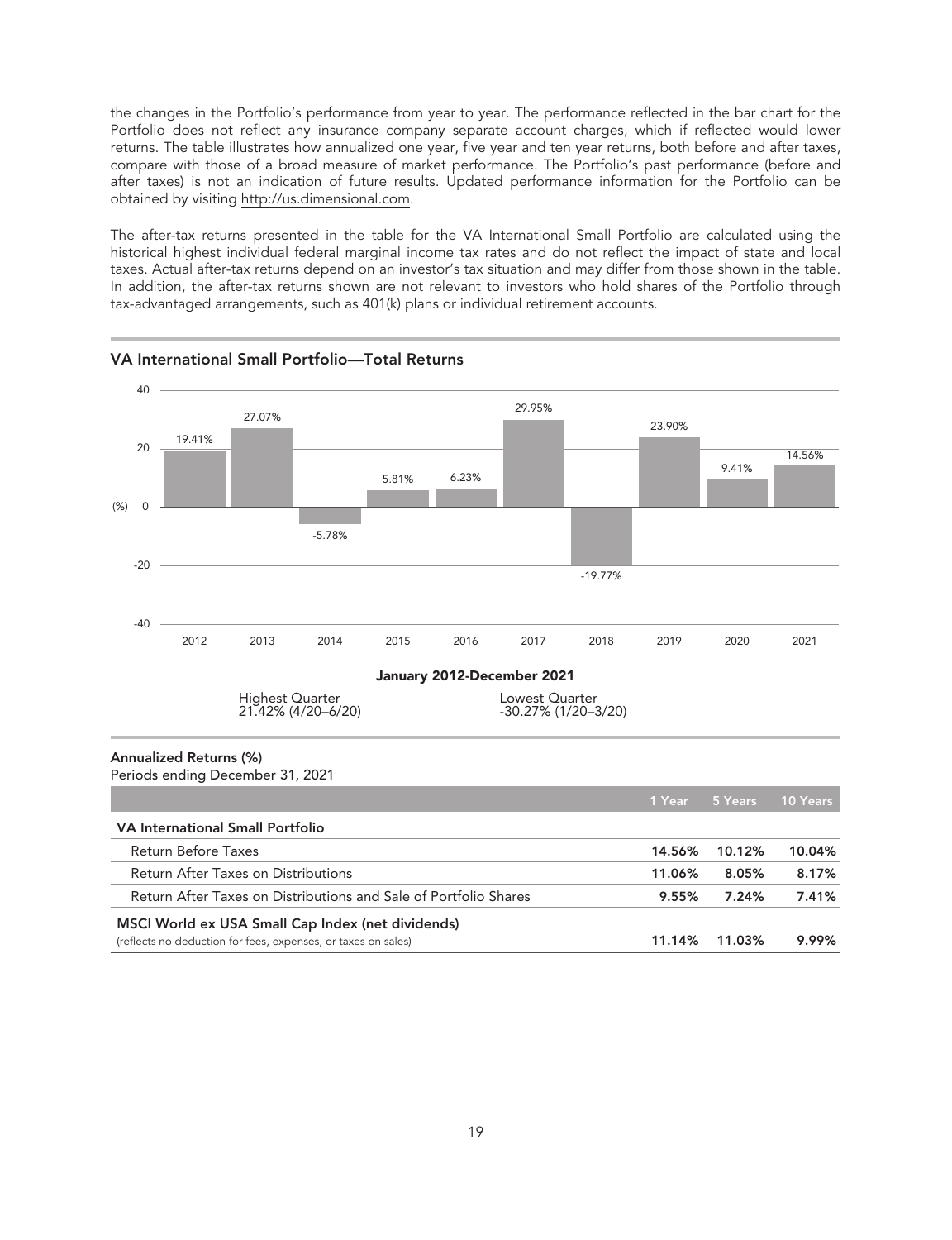the changes in the Portfolio's performance from year to year. The performance reflected in the bar chart for the Portfolio does not reflect any insurance company separate account charges, which if reflected would lower returns. The table illustrates how annualized one year, five year and ten year returns, both before and after taxes, compare with those of a broad measure of market performance. The Portfolio's past performance (before and after taxes) is not an indication of future results. Updated performance information for the Portfolio can be obtained by visiting http://us.dimensional.com.

The after-tax returns presented in the table for the VA International Small Portfolio are calculated using the historical highest individual federal marginal income tax rates and do not reflect the impact of state and local taxes. Actual after-tax returns depend on an investor's tax situation and may differ from those shown in the table. In addition, the after-tax returns shown are not relevant to investors who hold shares of the Portfolio through tax-advantaged arrangements, such as 401(k) plans or individual retirement accounts.

## VA International Small Portfolio—Total Returns

40
20
(%) 0
-20
-40

19.41%
27.07%
-5.78%
5.81%
6.23%
29.95%
-19.77%
23.90%
9.41%
14.56%

2012 2013 2014 2015 2016 2017 2018 2019 2020 2021

**January 2012-December 2021**

Highest Quarter
21.42% (4/20–6/20)

Lowest Quarter
-30.27% (1/20–3/20)

**Annualized Returns (%)**
Periods ending December 31, 2021

| | 1 Year | 5 Years | 10 Years |
|---|---|---|---|
| **VA International Small Portfolio** | | | |
| Return Before Taxes | **14.56%** | **10.12%** | **10.04%** |
| Return After Taxes on Distributions | **11.06%** | **8.05%** | **8.17%** |
| Return After Taxes on Distributions and Sale of Portfolio Shares | **9.55%** | **7.24%** | **7.41%** |
| **MSCI World ex USA Small Cap Index (net dividends)** (reflects no deduction for fees, expenses, or taxes on sales) | **11.14%** | **11.03%** | **9.99%** |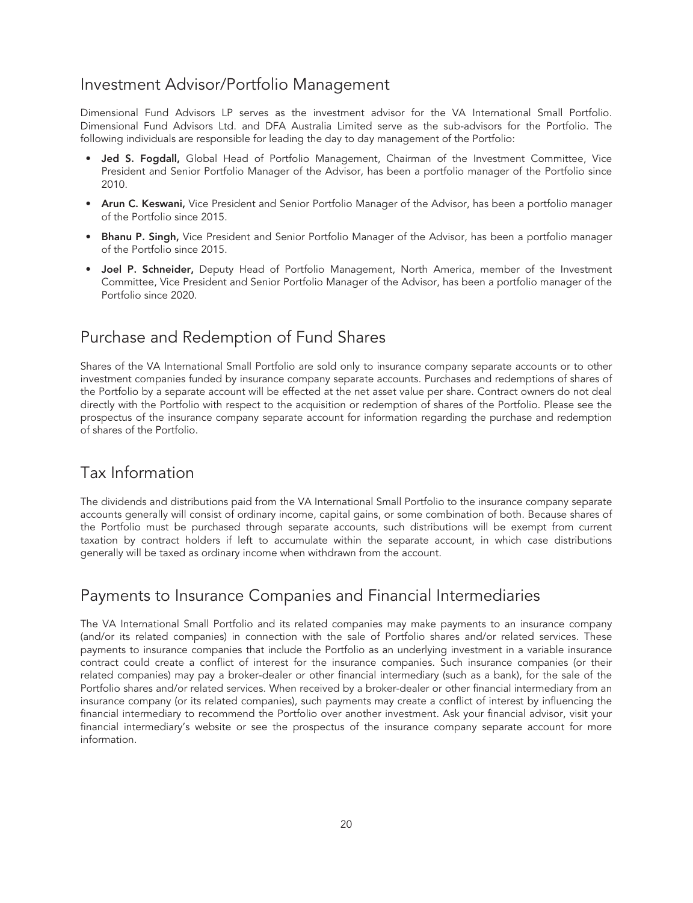## Investment Advisor/Portfolio Management

Dimensional Fund Advisors LP serves as the investment advisor for the VA International Small Portfolio. Dimensional Fund Advisors Ltd. and DFA Australia Limited serve as the sub-advisors for the Portfolio. The following individuals are responsible for leading the day to day management of the Portfolio:

- **Jed S. Fogdall,** Global Head of Portfolio Management, Chairman of the Investment Committee, Vice President and Senior Portfolio Manager of the Advisor, has been a portfolio manager of the Portfolio since 2010.
- **Arun C. Keswani,** Vice President and Senior Portfolio Manager of the Advisor, has been a portfolio manager of the Portfolio since 2015.
- **Bhanu P. Singh,** Vice President and Senior Portfolio Manager of the Advisor, has been a portfolio manager of the Portfolio since 2015.
- **Joel P. Schneider,** Deputy Head of Portfolio Management, North America, member of the Investment Committee, Vice President and Senior Portfolio Manager of the Advisor, has been a portfolio manager of the Portfolio since 2020.

## Purchase and Redemption of Fund Shares

Shares of the VA International Small Portfolio are sold only to insurance company separate accounts or to other investment companies funded by insurance company separate accounts. Purchases and redemptions of shares of the Portfolio by a separate account will be effected at the net asset value per share. Contract owners do not deal directly with the Portfolio with respect to the acquisition or redemption of shares of the Portfolio. Please see the prospectus of the insurance company separate account for information regarding the purchase and redemption of shares of the Portfolio.

## Tax Information

The dividends and distributions paid from the VA International Small Portfolio to the insurance company separate accounts generally will consist of ordinary income, capital gains, or some combination of both. Because shares of the Portfolio must be purchased through separate accounts, such distributions will be exempt from current taxation by contract holders if left to accumulate within the separate account, in which case distributions generally will be taxed as ordinary income when withdrawn from the account.

## Payments to Insurance Companies and Financial Intermediaries

The VA International Small Portfolio and its related companies may make payments to an insurance company (and/or its related companies) in connection with the sale of Portfolio shares and/or related services. These payments to insurance companies that include the Portfolio as an underlying investment in a variable insurance contract could create a conflict of interest for the insurance companies. Such insurance companies (or their related companies) may pay a broker-dealer or other financial intermediary (such as a bank), for the sale of the Portfolio shares and/or related services. When received by a broker-dealer or other financial intermediary from an insurance company (or its related companies), such payments may create a conflict of interest by influencing the financial intermediary to recommend the Portfolio over another investment. Ask your financial advisor, visit your financial intermediary's website or see the prospectus of the insurance company separate account for more information.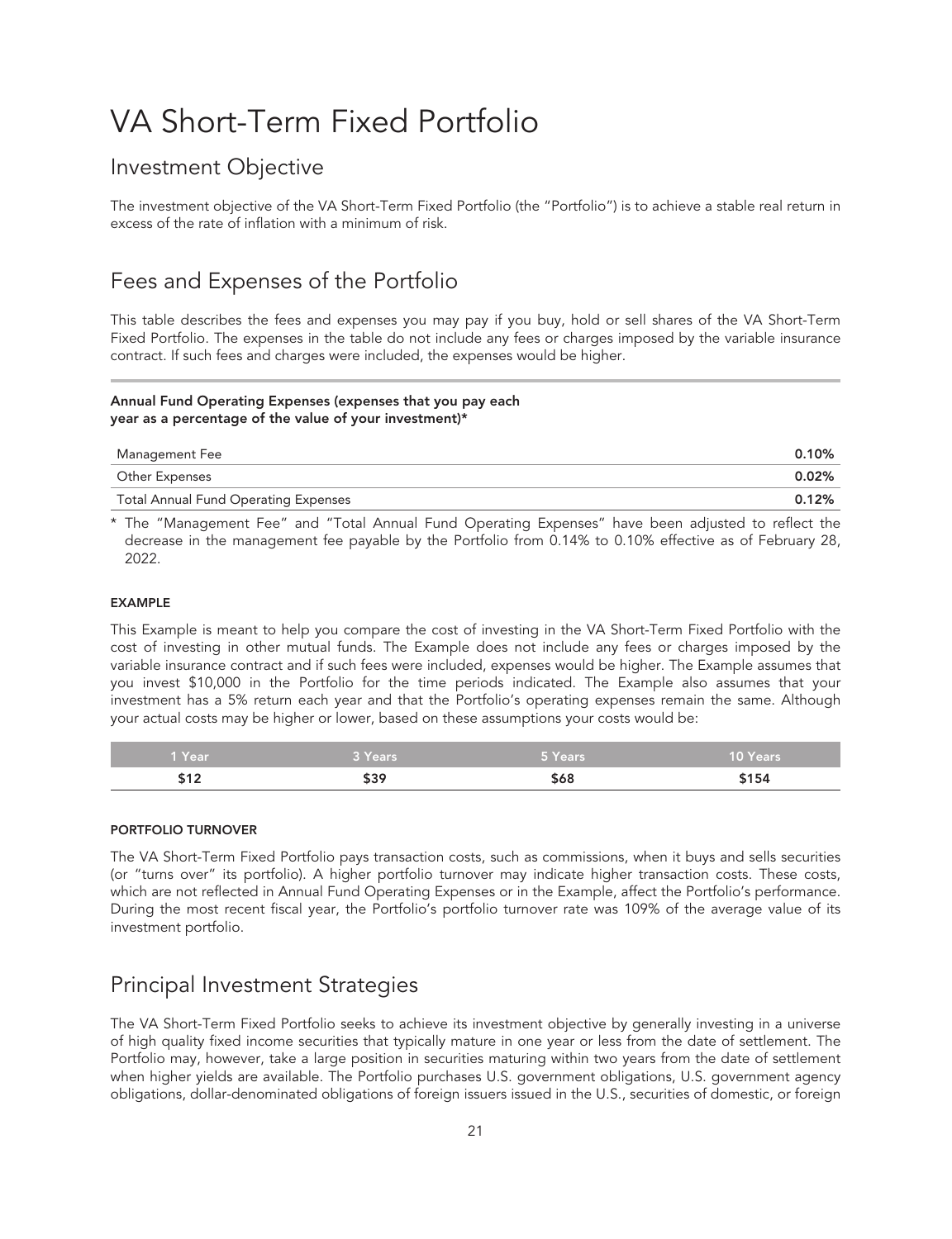# VA Short-Term Fixed Portfolio

## Investment Objective

The investment objective of the VA Short-Term Fixed Portfolio (the "Portfolio") is to achieve a stable real return in excess of the rate of inflation with a minimum of risk.

## Fees and Expenses of the Portfolio

This table describes the fees and expenses you may pay if you buy, hold or sell shares of the VA Short-Term Fixed Portfolio. The expenses in the table do not include any fees or charges imposed by the variable insurance contract. If such fees and charges were included, the expenses would be higher.

**Annual Fund Operating Expenses (expenses that you pay each year as a percentage of the value of your investment)***

| | |
|---|---|
| Management Fee | **0.10%** |
| Other Expenses | **0.02%** |
| Total Annual Fund Operating Expenses | **0.12%** |

\* The "Management Fee" and "Total Annual Fund Operating Expenses" have been adjusted to reflect the decrease in the management fee payable by the Portfolio from 0.14% to 0.10% effective as of February 28, 2022.

#### EXAMPLE

This Example is meant to help you compare the cost of investing in the VA Short-Term Fixed Portfolio with the cost of investing in other mutual funds. The Example does not include any fees or charges imposed by the variable insurance contract and if such fees were included, expenses would be higher. The Example assumes that you invest $10,000 in the Portfolio for the time periods indicated. The Example also assumes that your investment has a 5% return each year and that the Portfolio's operating expenses remain the same. Although your actual costs may be higher or lower, based on these assumptions your costs would be:

| 1 Year | 3 Years | 5 Years | 10 Years |
|---|---|---|---|
| **$12** | **$39** | **$68** | **$154** |

#### PORTFOLIO TURNOVER

The VA Short-Term Fixed Portfolio pays transaction costs, such as commissions, when it buys and sells securities (or "turns over" its portfolio). A higher portfolio turnover may indicate higher transaction costs. These costs, which are not reflected in Annual Fund Operating Expenses or in the Example, affect the Portfolio's performance. During the most recent fiscal year, the Portfolio's portfolio turnover rate was 109% of the average value of its investment portfolio.

## Principal Investment Strategies

The VA Short-Term Fixed Portfolio seeks to achieve its investment objective by generally investing in a universe of high quality fixed income securities that typically mature in one year or less from the date of settlement. The Portfolio may, however, take a large position in securities maturing within two years from the date of settlement when higher yields are available. The Portfolio purchases U.S. government obligations, U.S. government agency obligations, dollar-denominated obligations of foreign issuers issued in the U.S., securities of domestic, or foreign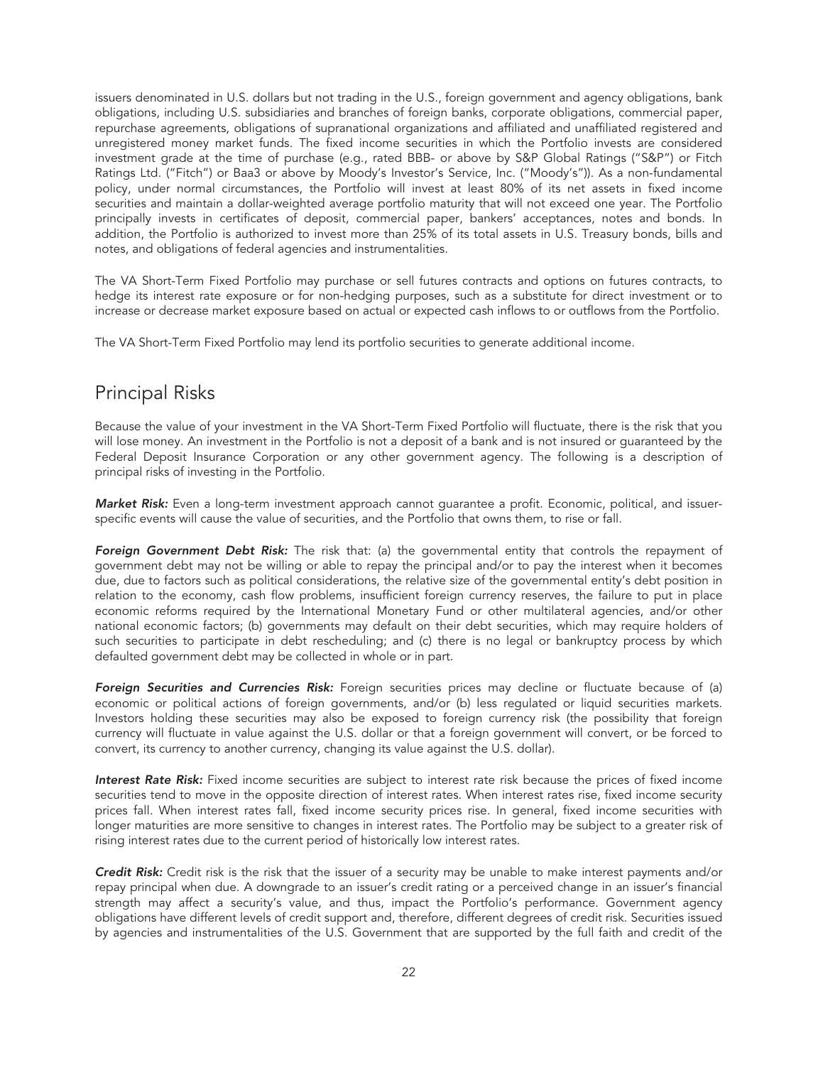issuers denominated in U.S. dollars but not trading in the U.S., foreign government and agency obligations, bank obligations, including U.S. subsidiaries and branches of foreign banks, corporate obligations, commercial paper, repurchase agreements, obligations of supranational organizations and affiliated and unaffiliated registered and unregistered money market funds. The fixed income securities in which the Portfolio invests are considered investment grade at the time of purchase (e.g., rated BBB- or above by S&P Global Ratings ("S&P") or Fitch Ratings Ltd. ("Fitch") or Baa3 or above by Moody's Investor's Service, Inc. ("Moody's")). As a non-fundamental policy, under normal circumstances, the Portfolio will invest at least 80% of its net assets in fixed income securities and maintain a dollar-weighted average portfolio maturity that will not exceed one year. The Portfolio principally invests in certificates of deposit, commercial paper, bankers' acceptances, notes and bonds. In addition, the Portfolio is authorized to invest more than 25% of its total assets in U.S. Treasury bonds, bills and notes, and obligations of federal agencies and instrumentalities.

The VA Short-Term Fixed Portfolio may purchase or sell futures contracts and options on futures contracts, to hedge its interest rate exposure or for non-hedging purposes, such as a substitute for direct investment or to increase or decrease market exposure based on actual or expected cash inflows to or outflows from the Portfolio.

The VA Short-Term Fixed Portfolio may lend its portfolio securities to generate additional income.

## Principal Risks

Because the value of your investment in the VA Short-Term Fixed Portfolio will fluctuate, there is the risk that you will lose money. An investment in the Portfolio is not a deposit of a bank and is not insured or guaranteed by the Federal Deposit Insurance Corporation or any other government agency. The following is a description of principal risks of investing in the Portfolio.

***Market Risk:*** Even a long-term investment approach cannot guarantee a profit. Economic, political, and issuer-specific events will cause the value of securities, and the Portfolio that owns them, to rise or fall.

***Foreign Government Debt Risk:*** The risk that: (a) the governmental entity that controls the repayment of government debt may not be willing or able to repay the principal and/or to pay the interest when it becomes due, due to factors such as political considerations, the relative size of the governmental entity's debt position in relation to the economy, cash flow problems, insufficient foreign currency reserves, the failure to put in place economic reforms required by the International Monetary Fund or other multilateral agencies, and/or other national economic factors; (b) governments may default on their debt securities, which may require holders of such securities to participate in debt rescheduling; and (c) there is no legal or bankruptcy process by which defaulted government debt may be collected in whole or in part.

***Foreign Securities and Currencies Risk:*** Foreign securities prices may decline or fluctuate because of (a) economic or political actions of foreign governments, and/or (b) less regulated or liquid securities markets. Investors holding these securities may also be exposed to foreign currency risk (the possibility that foreign currency will fluctuate in value against the U.S. dollar or that a foreign government will convert, or be forced to convert, its currency to another currency, changing its value against the U.S. dollar).

***Interest Rate Risk:*** Fixed income securities are subject to interest rate risk because the prices of fixed income securities tend to move in the opposite direction of interest rates. When interest rates rise, fixed income security prices fall. When interest rates fall, fixed income security prices rise. In general, fixed income securities with longer maturities are more sensitive to changes in interest rates. The Portfolio may be subject to a greater risk of rising interest rates due to the current period of historically low interest rates.

***Credit Risk:*** Credit risk is the risk that the issuer of a security may be unable to make interest payments and/or repay principal when due. A downgrade to an issuer's credit rating or a perceived change in an issuer's financial strength may affect a security's value, and thus, impact the Portfolio's performance. Government agency obligations have different levels of credit support and, therefore, different degrees of credit risk. Securities issued by agencies and instrumentalities of the U.S. Government that are supported by the full faith and credit of the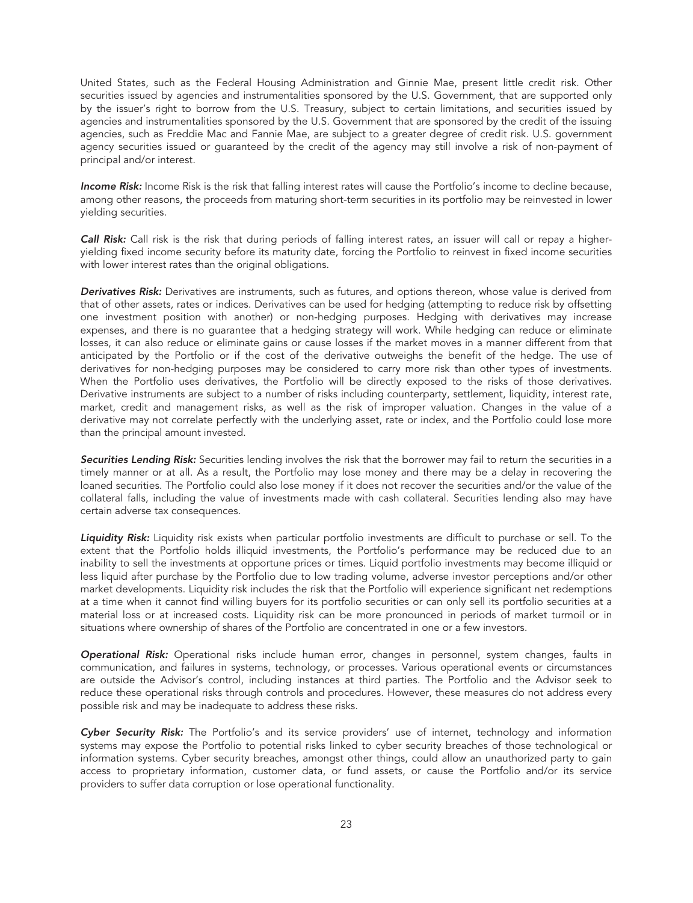United States, such as the Federal Housing Administration and Ginnie Mae, present little credit risk. Other securities issued by agencies and instrumentalities sponsored by the U.S. Government, that are supported only by the issuer's right to borrow from the U.S. Treasury, subject to certain limitations, and securities issued by agencies and instrumentalities sponsored by the U.S. Government that are sponsored by the credit of the issuing agencies, such as Freddie Mac and Fannie Mae, are subject to a greater degree of credit risk. U.S. government agency securities issued or guaranteed by the credit of the agency may still involve a risk of non-payment of principal and/or interest.

***Income Risk:*** Income Risk is the risk that falling interest rates will cause the Portfolio's income to decline because, among other reasons, the proceeds from maturing short-term securities in its portfolio may be reinvested in lower yielding securities.

***Call Risk:*** Call risk is the risk that during periods of falling interest rates, an issuer will call or repay a higher-yielding fixed income security before its maturity date, forcing the Portfolio to reinvest in fixed income securities with lower interest rates than the original obligations.

***Derivatives Risk:*** Derivatives are instruments, such as futures, and options thereon, whose value is derived from that of other assets, rates or indices. Derivatives can be used for hedging (attempting to reduce risk by offsetting one investment position with another) or non-hedging purposes. Hedging with derivatives may increase expenses, and there is no guarantee that a hedging strategy will work. While hedging can reduce or eliminate losses, it can also reduce or eliminate gains or cause losses if the market moves in a manner different from that anticipated by the Portfolio or if the cost of the derivative outweighs the benefit of the hedge. The use of derivatives for non-hedging purposes may be considered to carry more risk than other types of investments. When the Portfolio uses derivatives, the Portfolio will be directly exposed to the risks of those derivatives. Derivative instruments are subject to a number of risks including counterparty, settlement, liquidity, interest rate, market, credit and management risks, as well as the risk of improper valuation. Changes in the value of a derivative may not correlate perfectly with the underlying asset, rate or index, and the Portfolio could lose more than the principal amount invested.

***Securities Lending Risk:*** Securities lending involves the risk that the borrower may fail to return the securities in a timely manner or at all. As a result, the Portfolio may lose money and there may be a delay in recovering the loaned securities. The Portfolio could also lose money if it does not recover the securities and/or the value of the collateral falls, including the value of investments made with cash collateral. Securities lending also may have certain adverse tax consequences.

***Liquidity Risk:*** Liquidity risk exists when particular portfolio investments are difficult to purchase or sell. To the extent that the Portfolio holds illiquid investments, the Portfolio's performance may be reduced due to an inability to sell the investments at opportune prices or times. Liquid portfolio investments may become illiquid or less liquid after purchase by the Portfolio due to low trading volume, adverse investor perceptions and/or other market developments. Liquidity risk includes the risk that the Portfolio will experience significant net redemptions at a time when it cannot find willing buyers for its portfolio securities or can only sell its portfolio securities at a material loss or at increased costs. Liquidity risk can be more pronounced in periods of market turmoil or in situations where ownership of shares of the Portfolio are concentrated in one or a few investors.

***Operational Risk:*** Operational risks include human error, changes in personnel, system changes, faults in communication, and failures in systems, technology, or processes. Various operational events or circumstances are outside the Advisor's control, including instances at third parties. The Portfolio and the Advisor seek to reduce these operational risks through controls and procedures. However, these measures do not address every possible risk and may be inadequate to address these risks.

***Cyber Security Risk:*** The Portfolio's and its service providers' use of internet, technology and information systems may expose the Portfolio to potential risks linked to cyber security breaches of those technological or information systems. Cyber security breaches, amongst other things, could allow an unauthorized party to gain access to proprietary information, customer data, or fund assets, or cause the Portfolio and/or its service providers to suffer data corruption or lose operational functionality.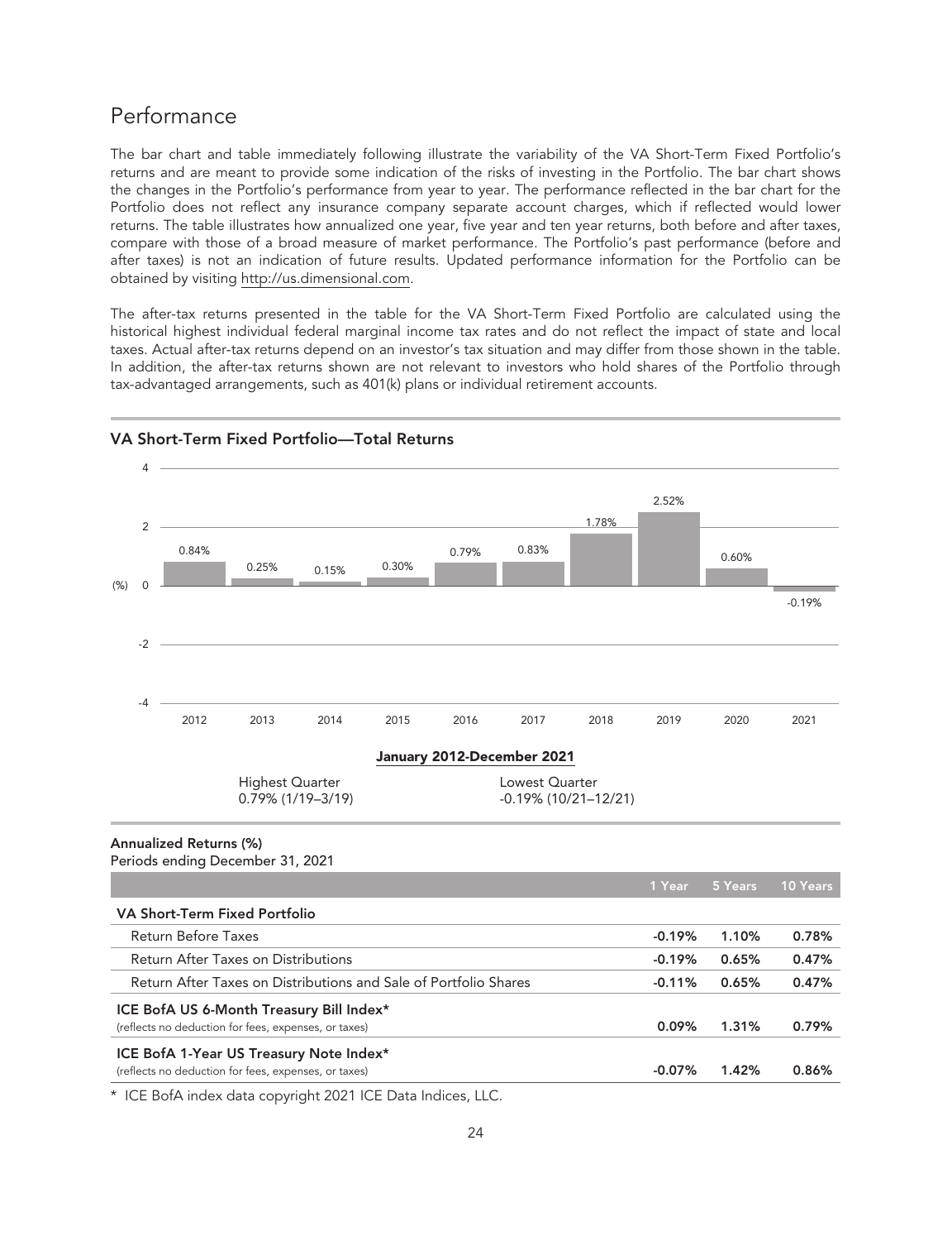## Performance

The bar chart and table immediately following illustrate the variability of the VA Short-Term Fixed Portfolio's returns and are meant to provide some indication of the risks of investing in the Portfolio. The bar chart shows the changes in the Portfolio's performance from year to year. The performance reflected in the bar chart for the Portfolio does not reflect any insurance company separate account charges, which if reflected would lower returns. The table illustrates how annualized one year, five year and ten year returns, both before and after taxes, compare with those of a broad measure of market performance. The Portfolio's past performance (before and after taxes) is not an indication of future results. Updated performance information for the Portfolio can be obtained by visiting http://us.dimensional.com.

The after-tax returns presented in the table for the VA Short-Term Fixed Portfolio are calculated using the historical highest individual federal marginal income tax rates and do not reflect the impact of state and local taxes. Actual after-tax returns depend on an investor's tax situation and may differ from those shown in the table. In addition, the after-tax returns shown are not relevant to investors who hold shares of the Portfolio through tax-advantaged arrangements, such as 401(k) plans or individual retirement accounts.

**VA Short-Term Fixed Portfolio—Total Returns**

(%)
4
2
0
-2
-4

2012 0.84%
2013 0.25%
2014 0.15%
2015 0.30%
2016 0.79%
2017 0.83%
2018 1.78%
2019 2.52%
2020 0.60%
2021 -0.19%

**January 2012-December 2021**

Highest Quarter
0.79% (1/19–3/19)

Lowest Quarter
-0.19% (10/21–12/21)

**Annualized Returns (%)**
Periods ending December 31, 2021

| | 1 Year | 5 Years | 10 Years |
|---|---|---|---|
| **VA Short-Term Fixed Portfolio** | | | |
| Return Before Taxes | **-0.19%** | **1.10%** | **0.78%** |
| Return After Taxes on Distributions | **-0.19%** | **0.65%** | **0.47%** |
| Return After Taxes on Distributions and Sale of Portfolio Shares | **-0.11%** | **0.65%** | **0.47%** |
| **ICE BofA US 6-Month Treasury Bill Index*** (reflects no deduction for fees, expenses, or taxes) | **0.09%** | **1.31%** | **0.79%** |
| **ICE BofA 1-Year US Treasury Note Index*** (reflects no deduction for fees, expenses, or taxes) | **-0.07%** | **1.42%** | **0.86%** |

\* ICE BofA index data copyright 2021 ICE Data Indices, LLC.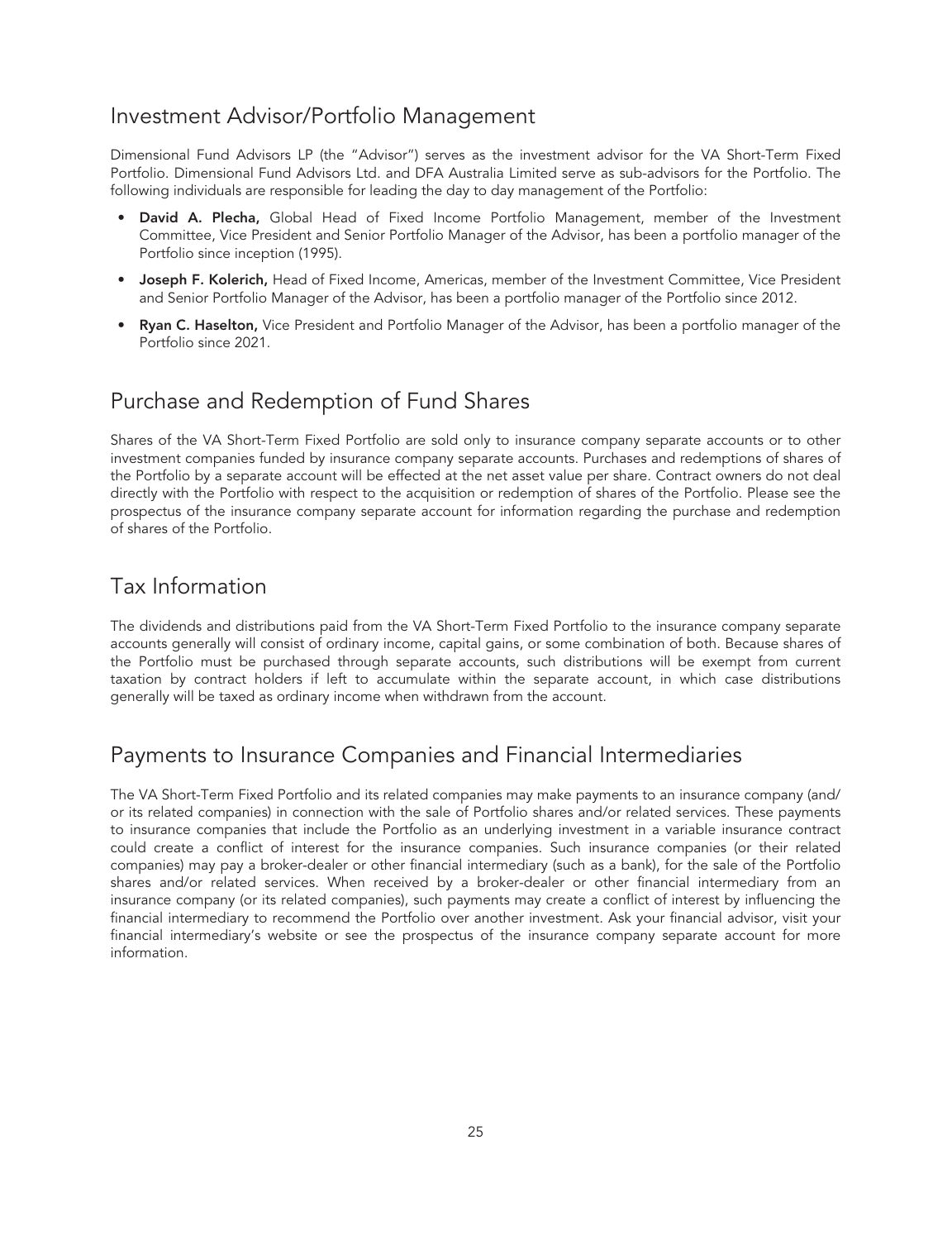## Investment Advisor/Portfolio Management

Dimensional Fund Advisors LP (the "Advisor") serves as the investment advisor for the VA Short-Term Fixed Portfolio. Dimensional Fund Advisors Ltd. and DFA Australia Limited serve as sub-advisors for the Portfolio. The following individuals are responsible for leading the day to day management of the Portfolio:

- **David A. Plecha,** Global Head of Fixed Income Portfolio Management, member of the Investment Committee, Vice President and Senior Portfolio Manager of the Advisor, has been a portfolio manager of the Portfolio since inception (1995).
- **Joseph F. Kolerich,** Head of Fixed Income, Americas, member of the Investment Committee, Vice President and Senior Portfolio Manager of the Advisor, has been a portfolio manager of the Portfolio since 2012.
- **Ryan C. Haselton,** Vice President and Portfolio Manager of the Advisor, has been a portfolio manager of the Portfolio since 2021.

## Purchase and Redemption of Fund Shares

Shares of the VA Short-Term Fixed Portfolio are sold only to insurance company separate accounts or to other investment companies funded by insurance company separate accounts. Purchases and redemptions of shares of the Portfolio by a separate account will be effected at the net asset value per share. Contract owners do not deal directly with the Portfolio with respect to the acquisition or redemption of shares of the Portfolio. Please see the prospectus of the insurance company separate account for information regarding the purchase and redemption of shares of the Portfolio.

## Tax Information

The dividends and distributions paid from the VA Short-Term Fixed Portfolio to the insurance company separate accounts generally will consist of ordinary income, capital gains, or some combination of both. Because shares of the Portfolio must be purchased through separate accounts, such distributions will be exempt from current taxation by contract holders if left to accumulate within the separate account, in which case distributions generally will be taxed as ordinary income when withdrawn from the account.

## Payments to Insurance Companies and Financial Intermediaries

The VA Short-Term Fixed Portfolio and its related companies may make payments to an insurance company (and/or its related companies) in connection with the sale of Portfolio shares and/or related services. These payments to insurance companies that include the Portfolio as an underlying investment in a variable insurance contract could create a conflict of interest for the insurance companies. Such insurance companies (or their related companies) may pay a broker-dealer or other financial intermediary (such as a bank), for the sale of the Portfolio shares and/or related services. When received by a broker-dealer or other financial intermediary from an insurance company (or its related companies), such payments may create a conflict of interest by influencing the financial intermediary to recommend the Portfolio over another investment. Ask your financial advisor, visit your financial intermediary's website or see the prospectus of the insurance company separate account for more information.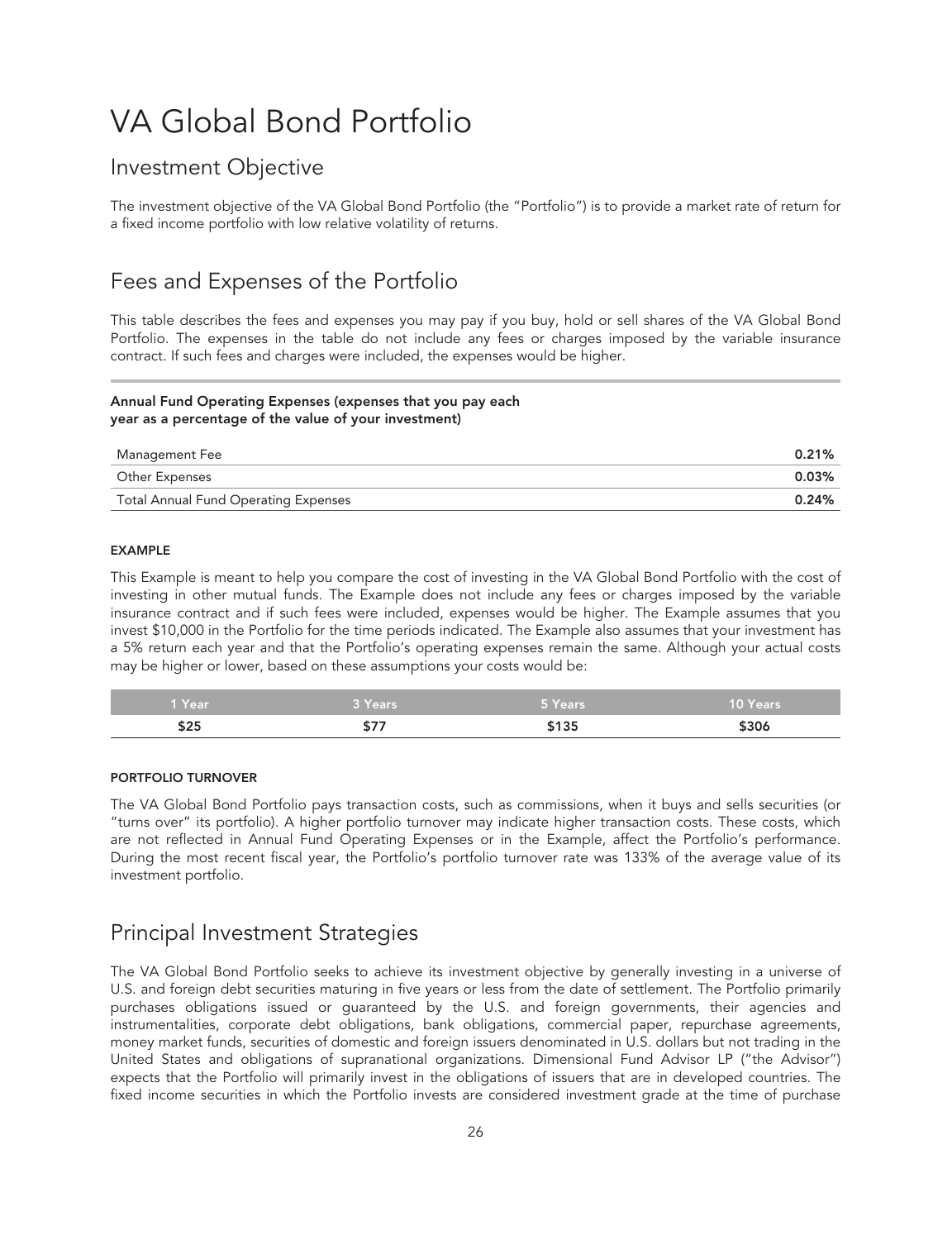# VA Global Bond Portfolio

## Investment Objective

The investment objective of the VA Global Bond Portfolio (the "Portfolio") is to provide a market rate of return for a fixed income portfolio with low relative volatility of returns.

## Fees and Expenses of the Portfolio

This table describes the fees and expenses you may pay if you buy, hold or sell shares of the VA Global Bond Portfolio. The expenses in the table do not include any fees or charges imposed by the variable insurance contract. If such fees and charges were included, the expenses would be higher.

**Annual Fund Operating Expenses (expenses that you pay each year as a percentage of the value of your investment)**

| | |
|---|---|
| Management Fee | **0.21%** |
| Other Expenses | **0.03%** |
| Total Annual Fund Operating Expenses | **0.24%** |

#### EXAMPLE

This Example is meant to help you compare the cost of investing in the VA Global Bond Portfolio with the cost of investing in other mutual funds. The Example does not include any fees or charges imposed by the variable insurance contract and if such fees were included, expenses would be higher. The Example assumes that you invest $10,000 in the Portfolio for the time periods indicated. The Example also assumes that your investment has a 5% return each year and that the Portfolio's operating expenses remain the same. Although your actual costs may be higher or lower, based on these assumptions your costs would be:

| 1 Year | 3 Years | 5 Years | 10 Years |
|---|---|---|---|
| **$25** | **$77** | **$135** | **$306** |

#### PORTFOLIO TURNOVER

The VA Global Bond Portfolio pays transaction costs, such as commissions, when it buys and sells securities (or "turns over" its portfolio). A higher portfolio turnover may indicate higher transaction costs. These costs, which are not reflected in Annual Fund Operating Expenses or in the Example, affect the Portfolio's performance. During the most recent fiscal year, the Portfolio's portfolio turnover rate was 133% of the average value of its investment portfolio.

## Principal Investment Strategies

The VA Global Bond Portfolio seeks to achieve its investment objective by generally investing in a universe of U.S. and foreign debt securities maturing in five years or less from the date of settlement. The Portfolio primarily purchases obligations issued or guaranteed by the U.S. and foreign governments, their agencies and instrumentalities, corporate debt obligations, bank obligations, commercial paper, repurchase agreements, money market funds, securities of domestic and foreign issuers denominated in U.S. dollars but not trading in the United States and obligations of supranational organizations. Dimensional Fund Advisor LP ("the Advisor") expects that the Portfolio will primarily invest in the obligations of issuers that are in developed countries. The fixed income securities in which the Portfolio invests are considered investment grade at the time of purchase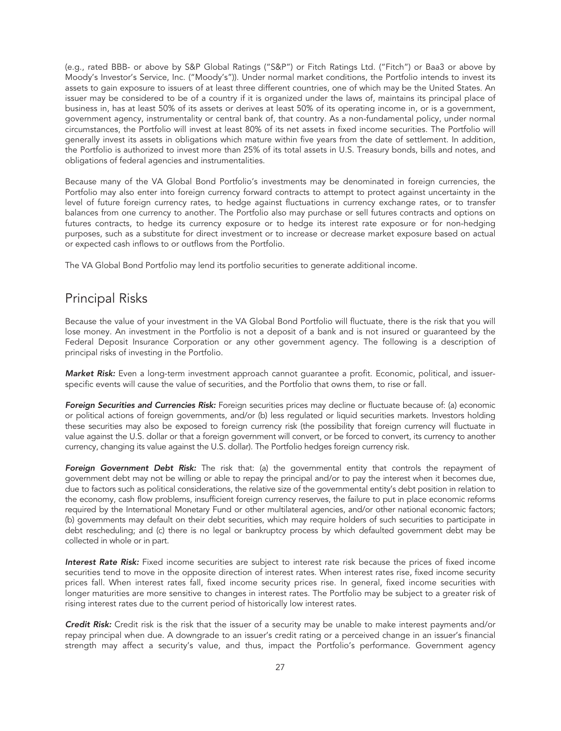(e.g., rated BBB- or above by S&P Global Ratings ("S&P") or Fitch Ratings Ltd. ("Fitch") or Baa3 or above by Moody's Investor's Service, Inc. ("Moody's")). Under normal market conditions, the Portfolio intends to invest its assets to gain exposure to issuers of at least three different countries, one of which may be the United States. An issuer may be considered to be of a country if it is organized under the laws of, maintains its principal place of business in, has at least 50% of its assets or derives at least 50% of its operating income in, or is a government, government agency, instrumentality or central bank of, that country. As a non-fundamental policy, under normal circumstances, the Portfolio will invest at least 80% of its net assets in fixed income securities. The Portfolio will generally invest its assets in obligations which mature within five years from the date of settlement. In addition, the Portfolio is authorized to invest more than 25% of its total assets in U.S. Treasury bonds, bills and notes, and obligations of federal agencies and instrumentalities.

Because many of the VA Global Bond Portfolio's investments may be denominated in foreign currencies, the Portfolio may also enter into foreign currency forward contracts to attempt to protect against uncertainty in the level of future foreign currency rates, to hedge against fluctuations in currency exchange rates, or to transfer balances from one currency to another. The Portfolio also may purchase or sell futures contracts and options on futures contracts, to hedge its currency exposure or to hedge its interest rate exposure or for non-hedging purposes, such as a substitute for direct investment or to increase or decrease market exposure based on actual or expected cash inflows to or outflows from the Portfolio.

The VA Global Bond Portfolio may lend its portfolio securities to generate additional income.

## Principal Risks

Because the value of your investment in the VA Global Bond Portfolio will fluctuate, there is the risk that you will lose money. An investment in the Portfolio is not a deposit of a bank and is not insured or guaranteed by the Federal Deposit Insurance Corporation or any other government agency. The following is a description of principal risks of investing in the Portfolio.

***Market Risk:*** Even a long-term investment approach cannot guarantee a profit. Economic, political, and issuer-specific events will cause the value of securities, and the Portfolio that owns them, to rise or fall.

***Foreign Securities and Currencies Risk:*** Foreign securities prices may decline or fluctuate because of: (a) economic or political actions of foreign governments, and/or (b) less regulated or liquid securities markets. Investors holding these securities may also be exposed to foreign currency risk (the possibility that foreign currency will fluctuate in value against the U.S. dollar or that a foreign government will convert, or be forced to convert, its currency to another currency, changing its value against the U.S. dollar). The Portfolio hedges foreign currency risk.

***Foreign Government Debt Risk:*** The risk that: (a) the governmental entity that controls the repayment of government debt may not be willing or able to repay the principal and/or to pay the interest when it becomes due, due to factors such as political considerations, the relative size of the governmental entity's debt position in relation to the economy, cash flow problems, insufficient foreign currency reserves, the failure to put in place economic reforms required by the International Monetary Fund or other multilateral agencies, and/or other national economic factors; (b) governments may default on their debt securities, which may require holders of such securities to participate in debt rescheduling; and (c) there is no legal or bankruptcy process by which defaulted government debt may be collected in whole or in part.

***Interest Rate Risk:*** Fixed income securities are subject to interest rate risk because the prices of fixed income securities tend to move in the opposite direction of interest rates. When interest rates rise, fixed income security prices fall. When interest rates fall, fixed income security prices rise. In general, fixed income securities with longer maturities are more sensitive to changes in interest rates. The Portfolio may be subject to a greater risk of rising interest rates due to the current period of historically low interest rates.

***Credit Risk:*** Credit risk is the risk that the issuer of a security may be unable to make interest payments and/or repay principal when due. A downgrade to an issuer's credit rating or a perceived change in an issuer's financial strength may affect a security's value, and thus, impact the Portfolio's performance. Government agency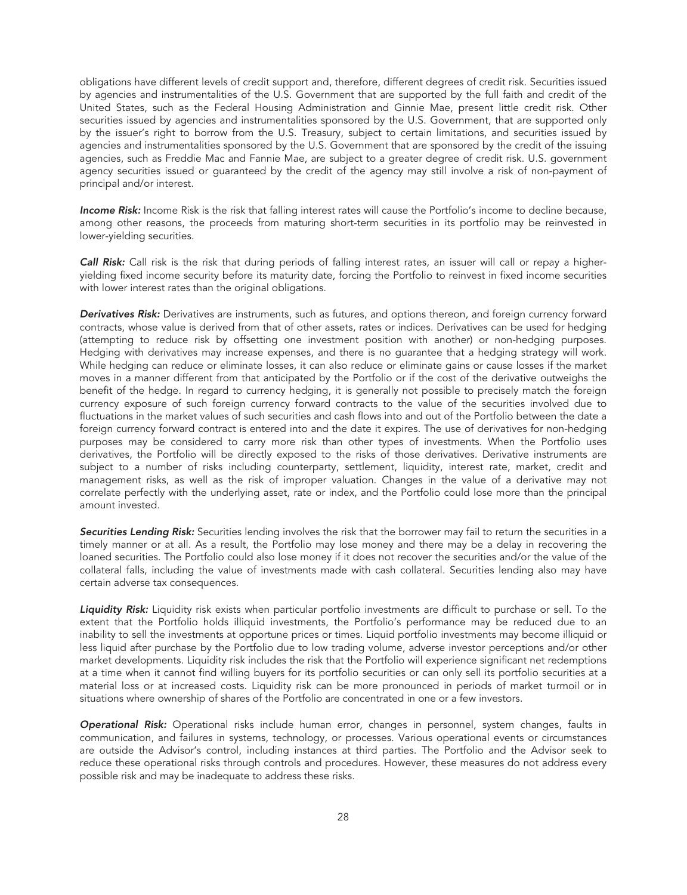obligations have different levels of credit support and, therefore, different degrees of credit risk. Securities issued by agencies and instrumentalities of the U.S. Government that are supported by the full faith and credit of the United States, such as the Federal Housing Administration and Ginnie Mae, present little credit risk. Other securities issued by agencies and instrumentalities sponsored by the U.S. Government, that are supported only by the issuer's right to borrow from the U.S. Treasury, subject to certain limitations, and securities issued by agencies and instrumentalities sponsored by the U.S. Government that are sponsored by the credit of the issuing agencies, such as Freddie Mac and Fannie Mae, are subject to a greater degree of credit risk. U.S. government agency securities issued or guaranteed by the credit of the agency may still involve a risk of non-payment of principal and/or interest.

***Income Risk:*** Income Risk is the risk that falling interest rates will cause the Portfolio's income to decline because, among other reasons, the proceeds from maturing short-term securities in its portfolio may be reinvested in lower-yielding securities.

***Call Risk:*** Call risk is the risk that during periods of falling interest rates, an issuer will call or repay a higher-yielding fixed income security before its maturity date, forcing the Portfolio to reinvest in fixed income securities with lower interest rates than the original obligations.

***Derivatives Risk:*** Derivatives are instruments, such as futures, and options thereon, and foreign currency forward contracts, whose value is derived from that of other assets, rates or indices. Derivatives can be used for hedging (attempting to reduce risk by offsetting one investment position with another) or non-hedging purposes. Hedging with derivatives may increase expenses, and there is no guarantee that a hedging strategy will work. While hedging can reduce or eliminate losses, it can also reduce or eliminate gains or cause losses if the market moves in a manner different from that anticipated by the Portfolio or if the cost of the derivative outweighs the benefit of the hedge. In regard to currency hedging, it is generally not possible to precisely match the foreign currency exposure of such foreign currency forward contracts to the value of the securities involved due to fluctuations in the market values of such securities and cash flows into and out of the Portfolio between the date a foreign currency forward contract is entered into and the date it expires. The use of derivatives for non-hedging purposes may be considered to carry more risk than other types of investments. When the Portfolio uses derivatives, the Portfolio will be directly exposed to the risks of those derivatives. Derivative instruments are subject to a number of risks including counterparty, settlement, liquidity, interest rate, market, credit and management risks, as well as the risk of improper valuation. Changes in the value of a derivative may not correlate perfectly with the underlying asset, rate or index, and the Portfolio could lose more than the principal amount invested.

***Securities Lending Risk:*** Securities lending involves the risk that the borrower may fail to return the securities in a timely manner or at all. As a result, the Portfolio may lose money and there may be a delay in recovering the loaned securities. The Portfolio could also lose money if it does not recover the securities and/or the value of the collateral falls, including the value of investments made with cash collateral. Securities lending also may have certain adverse tax consequences.

***Liquidity Risk:*** Liquidity risk exists when particular portfolio investments are difficult to purchase or sell. To the extent that the Portfolio holds illiquid investments, the Portfolio's performance may be reduced due to an inability to sell the investments at opportune prices or times. Liquid portfolio investments may become illiquid or less liquid after purchase by the Portfolio due to low trading volume, adverse investor perceptions and/or other market developments. Liquidity risk includes the risk that the Portfolio will experience significant net redemptions at a time when it cannot find willing buyers for its portfolio securities or can only sell its portfolio securities at a material loss or at increased costs. Liquidity risk can be more pronounced in periods of market turmoil or in situations where ownership of shares of the Portfolio are concentrated in one or a few investors.

***Operational Risk:*** Operational risks include human error, changes in personnel, system changes, faults in communication, and failures in systems, technology, or processes. Various operational events or circumstances are outside the Advisor's control, including instances at third parties. The Portfolio and the Advisor seek to reduce these operational risks through controls and procedures. However, these measures do not address every possible risk and may be inadequate to address these risks.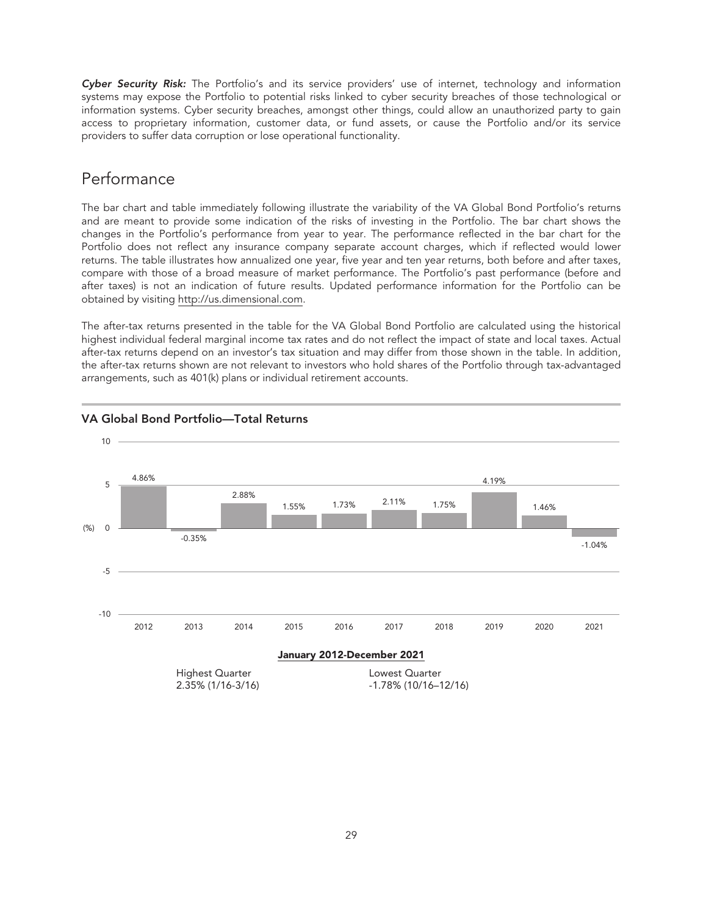***Cyber Security Risk:*** The Portfolio's and its service providers' use of internet, technology and information systems may expose the Portfolio to potential risks linked to cyber security breaches of those technological or information systems. Cyber security breaches, amongst other things, could allow an unauthorized party to gain access to proprietary information, customer data, or fund assets, or cause the Portfolio and/or its service providers to suffer data corruption or lose operational functionality.

## Performance

The bar chart and table immediately following illustrate the variability of the VA Global Bond Portfolio's returns and are meant to provide some indication of the risks of investing in the Portfolio. The bar chart shows the changes in the Portfolio's performance from year to year. The performance reflected in the bar chart for the Portfolio does not reflect any insurance company separate account charges, which if reflected would lower returns. The table illustrates how annualized one year, five year and ten year returns, both before and after taxes, compare with those of a broad measure of market performance. The Portfolio's past performance (before and after taxes) is not an indication of future results. Updated performance information for the Portfolio can be obtained by visiting http://us.dimensional.com.

The after-tax returns presented in the table for the VA Global Bond Portfolio are calculated using the historical highest individual federal marginal income tax rates and do not reflect the impact of state and local taxes. Actual after-tax returns depend on an investor's tax situation and may differ from those shown in the table. In addition, the after-tax returns shown are not relevant to investors who hold shares of the Portfolio through tax-advantaged arrangements, such as 401(k) plans or individual retirement accounts.

**VA Global Bond Portfolio—Total Returns**

(%)

10
5
0
-5
-10

2012: 4.86%
2013: -0.35%
2014: 2.88%
2015: 1.55%
2016: 1.73%
2017: 2.11%
2018: 1.75%
2019: 4.19%
2020: 1.46%
2021: -1.04%

**January 2012-December 2021**

Highest Quarter
2.35% (1/16-3/16)

Lowest Quarter
-1.78% (10/16–12/16)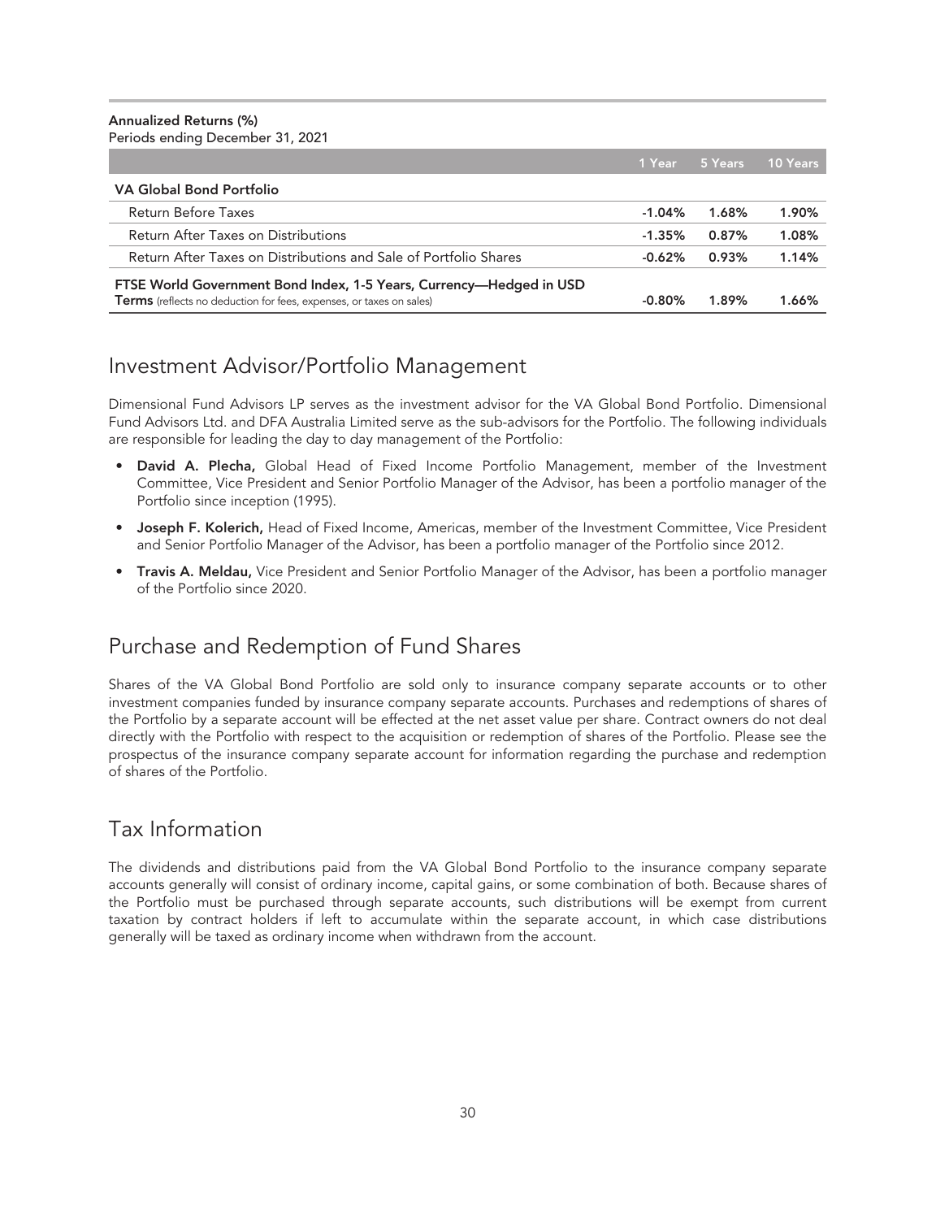**Annualized Returns (%)**
Periods ending December 31, 2021

| | 1 Year | 5 Years | 10 Years |
|---|---|---|---|
| **VA Global Bond Portfolio** | | | |
| Return Before Taxes | **-1.04%** | **1.68%** | **1.90%** |
| Return After Taxes on Distributions | **-1.35%** | **0.87%** | **1.08%** |
| Return After Taxes on Distributions and Sale of Portfolio Shares | **-0.62%** | **0.93%** | **1.14%** |
| **FTSE World Government Bond Index, 1-5 Years, Currency—Hedged in USD Terms** (reflects no deduction for fees, expenses, or taxes on sales) | **-0.80%** | **1.89%** | **1.66%** |

## Investment Advisor/Portfolio Management

Dimensional Fund Advisors LP serves as the investment advisor for the VA Global Bond Portfolio. Dimensional Fund Advisors Ltd. and DFA Australia Limited serve as the sub-advisors for the Portfolio. The following individuals are responsible for leading the day to day management of the Portfolio:

- **David A. Plecha,** Global Head of Fixed Income Portfolio Management, member of the Investment Committee, Vice President and Senior Portfolio Manager of the Advisor, has been a portfolio manager of the Portfolio since inception (1995).
- **Joseph F. Kolerich,** Head of Fixed Income, Americas, member of the Investment Committee, Vice President and Senior Portfolio Manager of the Advisor, has been a portfolio manager of the Portfolio since 2012.
- **Travis A. Meldau,** Vice President and Senior Portfolio Manager of the Advisor, has been a portfolio manager of the Portfolio since 2020.

## Purchase and Redemption of Fund Shares

Shares of the VA Global Bond Portfolio are sold only to insurance company separate accounts or to other investment companies funded by insurance company separate accounts. Purchases and redemptions of shares of the Portfolio by a separate account will be effected at the net asset value per share. Contract owners do not deal directly with the Portfolio with respect to the acquisition or redemption of shares of the Portfolio. Please see the prospectus of the insurance company separate account for information regarding the purchase and redemption of shares of the Portfolio.

## Tax Information

The dividends and distributions paid from the VA Global Bond Portfolio to the insurance company separate accounts generally will consist of ordinary income, capital gains, or some combination of both. Because shares of the Portfolio must be purchased through separate accounts, such distributions will be exempt from current taxation by contract holders if left to accumulate within the separate account, in which case distributions generally will be taxed as ordinary income when withdrawn from the account.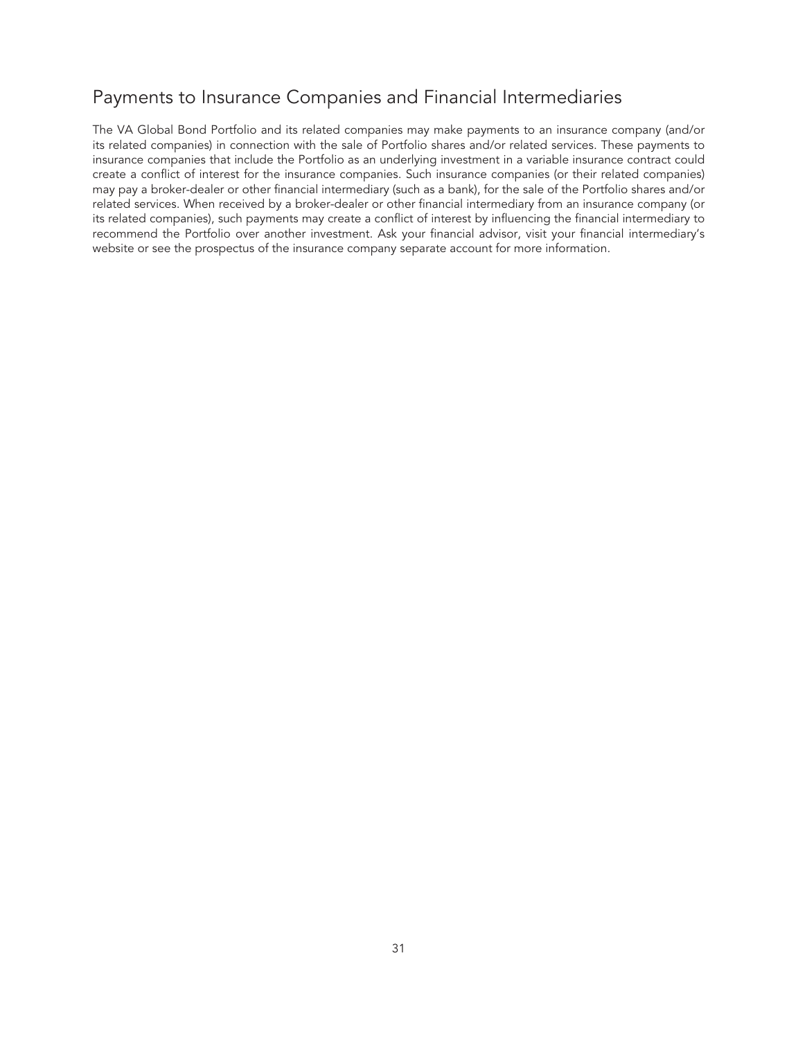## Payments to Insurance Companies and Financial Intermediaries

The VA Global Bond Portfolio and its related companies may make payments to an insurance company (and/or its related companies) in connection with the sale of Portfolio shares and/or related services. These payments to insurance companies that include the Portfolio as an underlying investment in a variable insurance contract could create a conflict of interest for the insurance companies. Such insurance companies (or their related companies) may pay a broker-dealer or other financial intermediary (such as a bank), for the sale of the Portfolio shares and/or related services. When received by a broker-dealer or other financial intermediary from an insurance company (or its related companies), such payments may create a conflict of interest by influencing the financial intermediary to recommend the Portfolio over another investment. Ask your financial advisor, visit your financial intermediary's website or see the prospectus of the insurance company separate account for more information.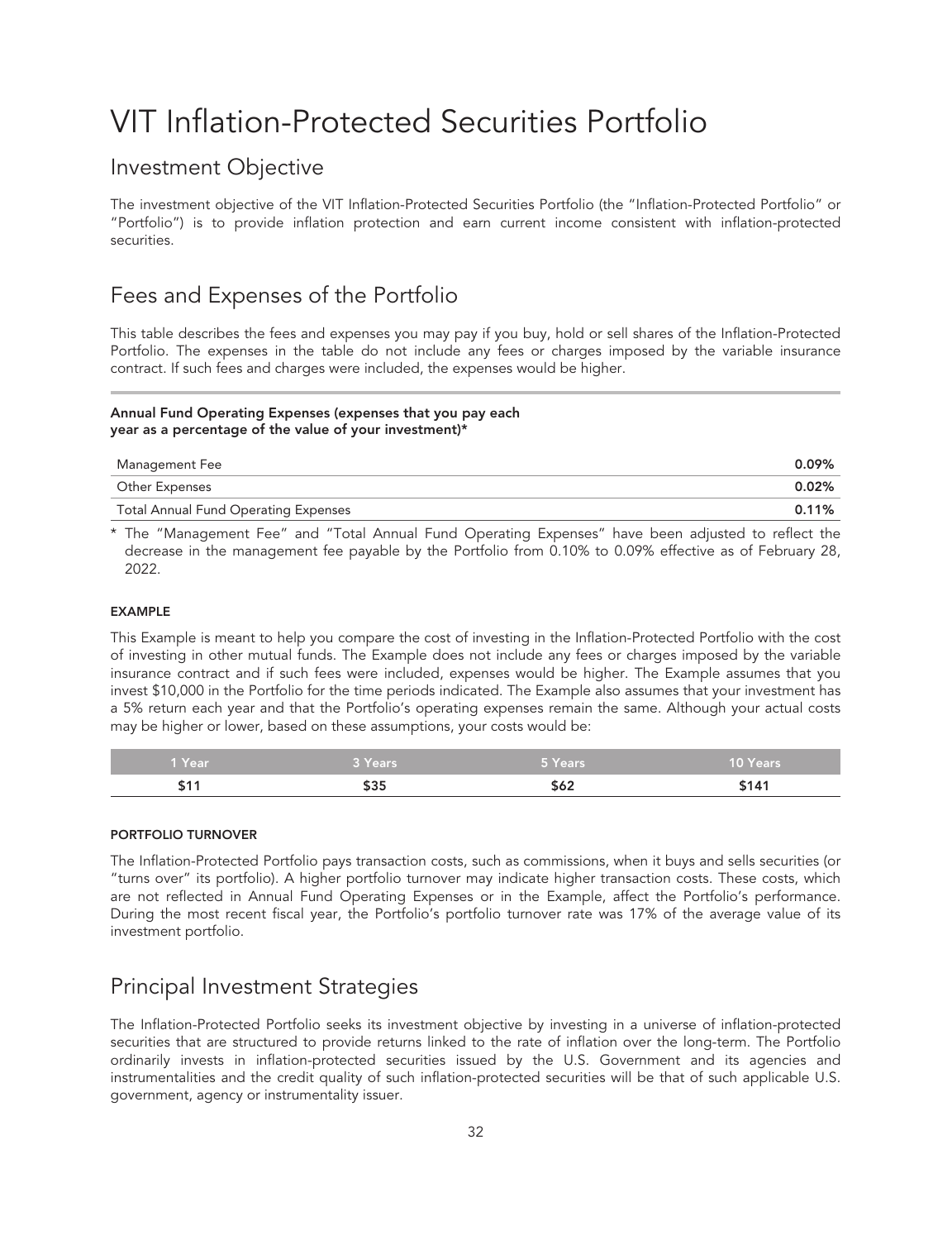# VIT Inflation-Protected Securities Portfolio

## Investment Objective

The investment objective of the VIT Inflation-Protected Securities Portfolio (the "Inflation-Protected Portfolio" or "Portfolio") is to provide inflation protection and earn current income consistent with inflation-protected securities.

## Fees and Expenses of the Portfolio

This table describes the fees and expenses you may pay if you buy, hold or sell shares of the Inflation-Protected Portfolio. The expenses in the table do not include any fees or charges imposed by the variable insurance contract. If such fees and charges were included, the expenses would be higher.

**Annual Fund Operating Expenses (expenses that you pay each year as a percentage of the value of your investment)***

| | |
|---|---|
| Management Fee | **0.09%** |
| Other Expenses | **0.02%** |
| Total Annual Fund Operating Expenses | **0.11%** |

* The "Management Fee" and "Total Annual Fund Operating Expenses" have been adjusted to reflect the decrease in the management fee payable by the Portfolio from 0.10% to 0.09% effective as of February 28, 2022.

#### EXAMPLE

This Example is meant to help you compare the cost of investing in the Inflation-Protected Portfolio with the cost of investing in other mutual funds. The Example does not include any fees or charges imposed by the variable insurance contract and if such fees were included, expenses would be higher. The Example assumes that you invest $10,000 in the Portfolio for the time periods indicated. The Example also assumes that your investment has a 5% return each year and that the Portfolio's operating expenses remain the same. Although your actual costs may be higher or lower, based on these assumptions, your costs would be:

| 1 Year | 3 Years | 5 Years | 10 Years |
|---|---|---|---|
| **$11** | **$35** | **$62** | **$141** |

#### PORTFOLIO TURNOVER

The Inflation-Protected Portfolio pays transaction costs, such as commissions, when it buys and sells securities (or "turns over" its portfolio). A higher portfolio turnover may indicate higher transaction costs. These costs, which are not reflected in Annual Fund Operating Expenses or in the Example, affect the Portfolio's performance. During the most recent fiscal year, the Portfolio's portfolio turnover rate was 17% of the average value of its investment portfolio.

## Principal Investment Strategies

The Inflation-Protected Portfolio seeks its investment objective by investing in a universe of inflation-protected securities that are structured to provide returns linked to the rate of inflation over the long-term. The Portfolio ordinarily invests in inflation-protected securities issued by the U.S. Government and its agencies and instrumentalities and the credit quality of such inflation-protected securities will be that of such applicable U.S. government, agency or instrumentality issuer.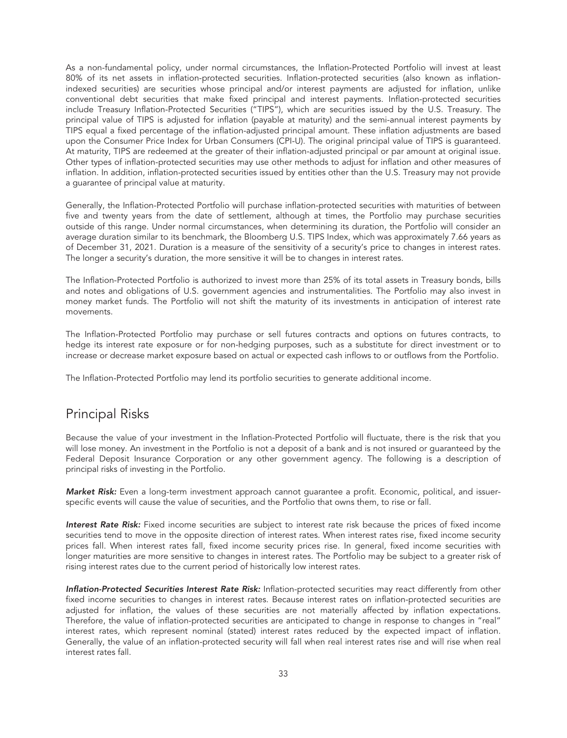As a non-fundamental policy, under normal circumstances, the Inflation-Protected Portfolio will invest at least 80% of its net assets in inflation-protected securities. Inflation-protected securities (also known as inflation-indexed securities) are securities whose principal and/or interest payments are adjusted for inflation, unlike conventional debt securities that make fixed principal and interest payments. Inflation-protected securities include Treasury Inflation-Protected Securities ("TIPS"), which are securities issued by the U.S. Treasury. The principal value of TIPS is adjusted for inflation (payable at maturity) and the semi-annual interest payments by TIPS equal a fixed percentage of the inflation-adjusted principal amount. These inflation adjustments are based upon the Consumer Price Index for Urban Consumers (CPI-U). The original principal value of TIPS is guaranteed. At maturity, TIPS are redeemed at the greater of their inflation-adjusted principal or par amount at original issue. Other types of inflation-protected securities may use other methods to adjust for inflation and other measures of inflation. In addition, inflation-protected securities issued by entities other than the U.S. Treasury may not provide a guarantee of principal value at maturity.

Generally, the Inflation-Protected Portfolio will purchase inflation-protected securities with maturities of between five and twenty years from the date of settlement, although at times, the Portfolio may purchase securities outside of this range. Under normal circumstances, when determining its duration, the Portfolio will consider an average duration similar to its benchmark, the Bloomberg U.S. TIPS Index, which was approximately 7.66 years as of December 31, 2021. Duration is a measure of the sensitivity of a security's price to changes in interest rates. The longer a security's duration, the more sensitive it will be to changes in interest rates.

The Inflation-Protected Portfolio is authorized to invest more than 25% of its total assets in Treasury bonds, bills and notes and obligations of U.S. government agencies and instrumentalities. The Portfolio may also invest in money market funds. The Portfolio will not shift the maturity of its investments in anticipation of interest rate movements.

The Inflation-Protected Portfolio may purchase or sell futures contracts and options on futures contracts, to hedge its interest rate exposure or for non-hedging purposes, such as a substitute for direct investment or to increase or decrease market exposure based on actual or expected cash inflows to or outflows from the Portfolio.

The Inflation-Protected Portfolio may lend its portfolio securities to generate additional income.

## Principal Risks

Because the value of your investment in the Inflation-Protected Portfolio will fluctuate, there is the risk that you will lose money. An investment in the Portfolio is not a deposit of a bank and is not insured or guaranteed by the Federal Deposit Insurance Corporation or any other government agency. The following is a description of principal risks of investing in the Portfolio.

***Market Risk:*** Even a long-term investment approach cannot guarantee a profit. Economic, political, and issuer-specific events will cause the value of securities, and the Portfolio that owns them, to rise or fall.

***Interest Rate Risk:*** Fixed income securities are subject to interest rate risk because the prices of fixed income securities tend to move in the opposite direction of interest rates. When interest rates rise, fixed income security prices fall. When interest rates fall, fixed income security prices rise. In general, fixed income securities with longer maturities are more sensitive to changes in interest rates. The Portfolio may be subject to a greater risk of rising interest rates due to the current period of historically low interest rates.

***Inflation-Protected Securities Interest Rate Risk:*** Inflation-protected securities may react differently from other fixed income securities to changes in interest rates. Because interest rates on inflation-protected securities are adjusted for inflation, the values of these securities are not materially affected by inflation expectations. Therefore, the value of inflation-protected securities are anticipated to change in response to changes in "real" interest rates, which represent nominal (stated) interest rates reduced by the expected impact of inflation. Generally, the value of an inflation-protected security will fall when real interest rates rise and will rise when real interest rates fall.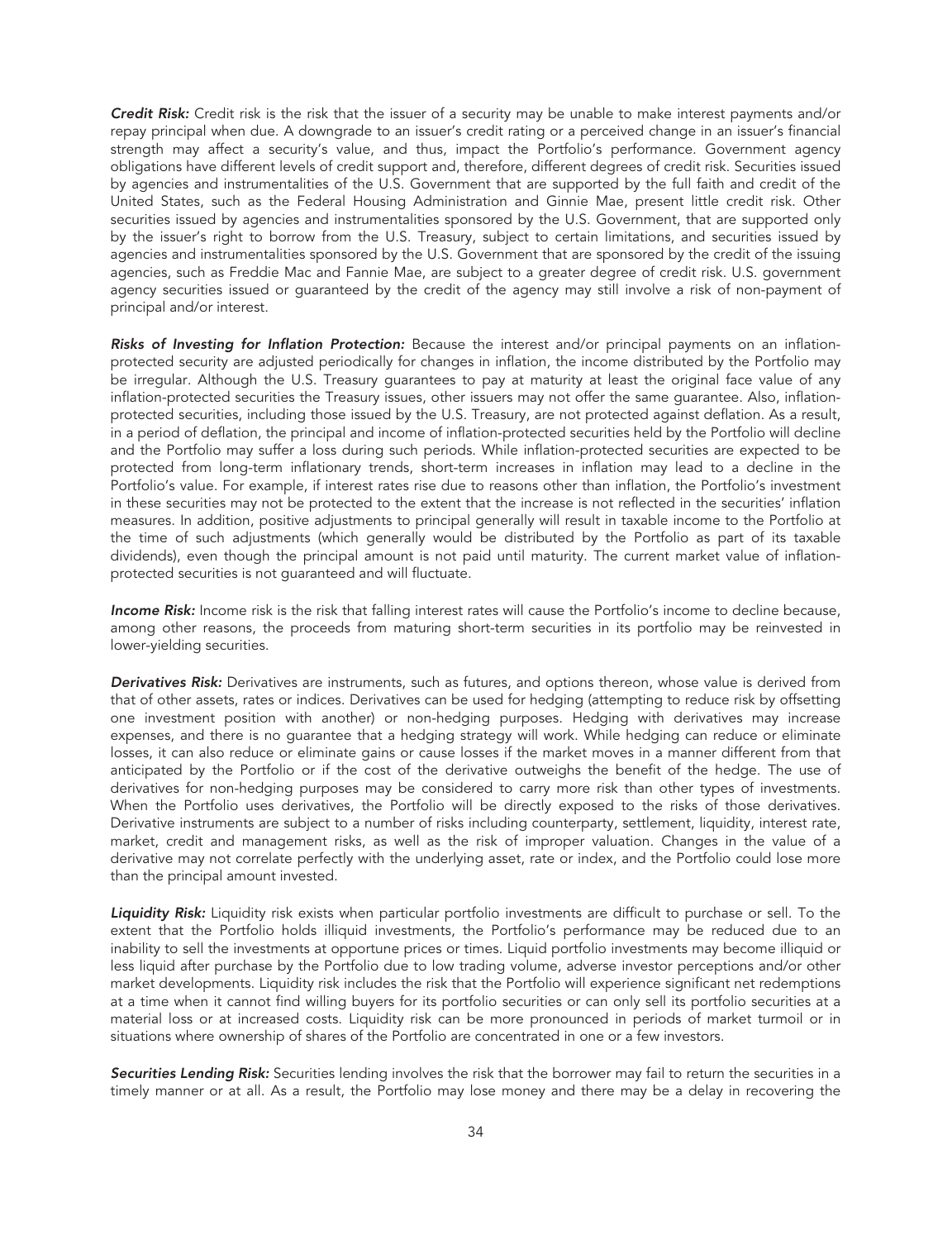***Credit Risk:*** Credit risk is the risk that the issuer of a security may be unable to make interest payments and/or repay principal when due. A downgrade to an issuer's credit rating or a perceived change in an issuer's financial strength may affect a security's value, and thus, impact the Portfolio's performance. Government agency obligations have different levels of credit support and, therefore, different degrees of credit risk. Securities issued by agencies and instrumentalities of the U.S. Government that are supported by the full faith and credit of the United States, such as the Federal Housing Administration and Ginnie Mae, present little credit risk. Other securities issued by agencies and instrumentalities sponsored by the U.S. Government, that are supported only by the issuer's right to borrow from the U.S. Treasury, subject to certain limitations, and securities issued by agencies and instrumentalities sponsored by the U.S. Government that are sponsored by the credit of the issuing agencies, such as Freddie Mac and Fannie Mae, are subject to a greater degree of credit risk. U.S. government agency securities issued or guaranteed by the credit of the agency may still involve a risk of non-payment of principal and/or interest.

***Risks of Investing for Inflation Protection:*** Because the interest and/or principal payments on an inflation-protected security are adjusted periodically for changes in inflation, the income distributed by the Portfolio may be irregular. Although the U.S. Treasury guarantees to pay at maturity at least the original face value of any inflation-protected securities the Treasury issues, other issuers may not offer the same guarantee. Also, inflation-protected securities, including those issued by the U.S. Treasury, are not protected against deflation. As a result, in a period of deflation, the principal and income of inflation-protected securities held by the Portfolio will decline and the Portfolio may suffer a loss during such periods. While inflation-protected securities are expected to be protected from long-term inflationary trends, short-term increases in inflation may lead to a decline in the Portfolio's value. For example, if interest rates rise due to reasons other than inflation, the Portfolio's investment in these securities may not be protected to the extent that the increase is not reflected in the securities' inflation measures. In addition, positive adjustments to principal generally will result in taxable income to the Portfolio at the time of such adjustments (which generally would be distributed by the Portfolio as part of its taxable dividends), even though the principal amount is not paid until maturity. The current market value of inflation-protected securities is not guaranteed and will fluctuate.

***Income Risk:*** Income risk is the risk that falling interest rates will cause the Portfolio's income to decline because, among other reasons, the proceeds from maturing short-term securities in its portfolio may be reinvested in lower-yielding securities.

***Derivatives Risk:*** Derivatives are instruments, such as futures, and options thereon, whose value is derived from that of other assets, rates or indices. Derivatives can be used for hedging (attempting to reduce risk by offsetting one investment position with another) or non-hedging purposes. Hedging with derivatives may increase expenses, and there is no guarantee that a hedging strategy will work. While hedging can reduce or eliminate losses, it can also reduce or eliminate gains or cause losses if the market moves in a manner different from that anticipated by the Portfolio or if the cost of the derivative outweighs the benefit of the hedge. The use of derivatives for non-hedging purposes may be considered to carry more risk than other types of investments. When the Portfolio uses derivatives, the Portfolio will be directly exposed to the risks of those derivatives. Derivative instruments are subject to a number of risks including counterparty, settlement, liquidity, interest rate, market, credit and management risks, as well as the risk of improper valuation. Changes in the value of a derivative may not correlate perfectly with the underlying asset, rate or index, and the Portfolio could lose more than the principal amount invested.

***Liquidity Risk:*** Liquidity risk exists when particular portfolio investments are difficult to purchase or sell. To the extent that the Portfolio holds illiquid investments, the Portfolio's performance may be reduced due to an inability to sell the investments at opportune prices or times. Liquid portfolio investments may become illiquid or less liquid after purchase by the Portfolio due to low trading volume, adverse investor perceptions and/or other market developments. Liquidity risk includes the risk that the Portfolio will experience significant net redemptions at a time when it cannot find willing buyers for its portfolio securities or can only sell its portfolio securities at a material loss or at increased costs. Liquidity risk can be more pronounced in periods of market turmoil or in situations where ownership of shares of the Portfolio are concentrated in one or a few investors.

***Securities Lending Risk:*** Securities lending involves the risk that the borrower may fail to return the securities in a timely manner or at all. As a result, the Portfolio may lose money and there may be a delay in recovering the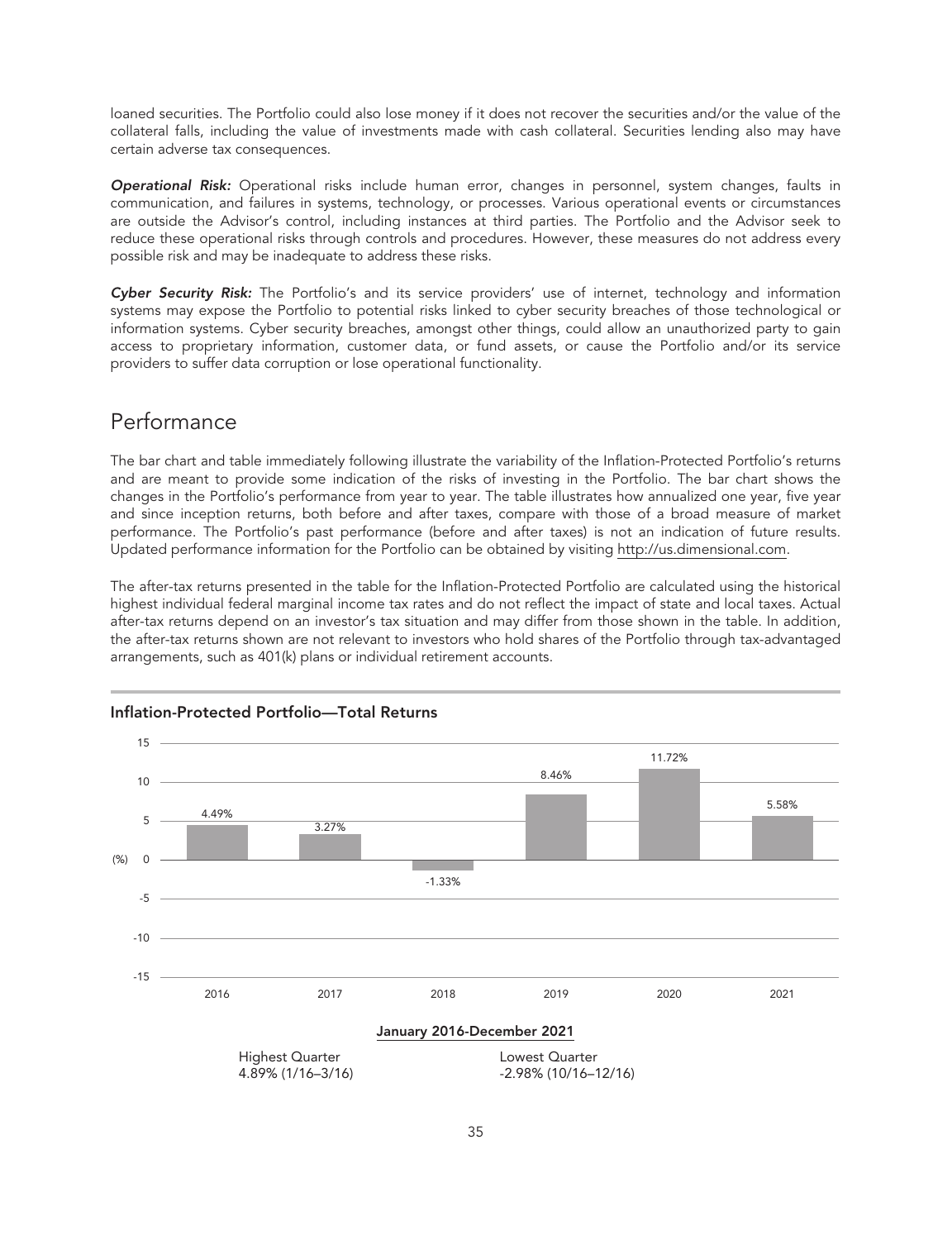loaned securities. The Portfolio could also lose money if it does not recover the securities and/or the value of the collateral falls, including the value of investments made with cash collateral. Securities lending also may have certain adverse tax consequences.

***Operational Risk:*** Operational risks include human error, changes in personnel, system changes, faults in communication, and failures in systems, technology, or processes. Various operational events or circumstances are outside the Advisor's control, including instances at third parties. The Portfolio and the Advisor seek to reduce these operational risks through controls and procedures. However, these measures do not address every possible risk and may be inadequate to address these risks.

***Cyber Security Risk:*** The Portfolio's and its service providers' use of internet, technology and information systems may expose the Portfolio to potential risks linked to cyber security breaches of those technological or information systems. Cyber security breaches, amongst other things, could allow an unauthorized party to gain access to proprietary information, customer data, or fund assets, or cause the Portfolio and/or its service providers to suffer data corruption or lose operational functionality.

# Performance

The bar chart and table immediately following illustrate the variability of the Inflation-Protected Portfolio's returns and are meant to provide some indication of the risks of investing in the Portfolio. The bar chart shows the changes in the Portfolio's performance from year to year. The table illustrates how annualized one year, five year and since inception returns, both before and after taxes, compare with those of a broad measure of market performance. The Portfolio's past performance (before and after taxes) is not an indication of future results. Updated performance information for the Portfolio can be obtained by visiting http://us.dimensional.com.

The after-tax returns presented in the table for the Inflation-Protected Portfolio are calculated using the historical highest individual federal marginal income tax rates and do not reflect the impact of state and local taxes. Actual after-tax returns depend on an investor's tax situation and may differ from those shown in the table. In addition, the after-tax returns shown are not relevant to investors who hold shares of the Portfolio through tax-advantaged arrangements, such as 401(k) plans or individual retirement accounts.

**Inflation-Protected Portfolio—Total Returns**

(%)

15
10
5
0
-5
-10
-15

4.49% 3.27% -1.33% 8.46% 11.72% 5.58%

2016 2017 2018 2019 2020 2021

**January 2016-December 2021**

Highest Quarter
4.89% (1/16–3/16)

Lowest Quarter
-2.98% (10/16–12/16)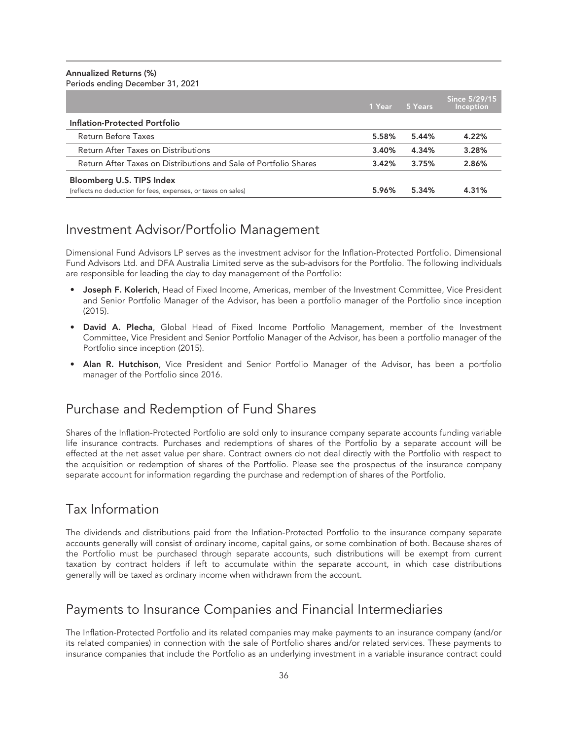**Annualized Returns (%)**
Periods ending December 31, 2021

| | 1 Year | 5 Years | Since 5/29/15 Inception |
|---|---|---|---|
| **Inflation-Protected Portfolio** | | | |
| Return Before Taxes | **5.58%** | **5.44%** | **4.22%** |
| Return After Taxes on Distributions | **3.40%** | **4.34%** | **3.28%** |
| Return After Taxes on Distributions and Sale of Portfolio Shares | **3.42%** | **3.75%** | **2.86%** |
| **Bloomberg U.S. TIPS Index** (reflects no deduction for fees, expenses, or taxes on sales) | **5.96%** | **5.34%** | **4.31%** |

## Investment Advisor/Portfolio Management

Dimensional Fund Advisors LP serves as the investment advisor for the Inflation-Protected Portfolio. Dimensional Fund Advisors Ltd. and DFA Australia Limited serve as the sub-advisors for the Portfolio. The following individuals are responsible for leading the day to day management of the Portfolio:

- **Joseph F. Kolerich**, Head of Fixed Income, Americas, member of the Investment Committee, Vice President and Senior Portfolio Manager of the Advisor, has been a portfolio manager of the Portfolio since inception (2015).
- **David A. Plecha**, Global Head of Fixed Income Portfolio Management, member of the Investment Committee, Vice President and Senior Portfolio Manager of the Advisor, has been a portfolio manager of the Portfolio since inception (2015).
- **Alan R. Hutchison**, Vice President and Senior Portfolio Manager of the Advisor, has been a portfolio manager of the Portfolio since 2016.

## Purchase and Redemption of Fund Shares

Shares of the Inflation-Protected Portfolio are sold only to insurance company separate accounts funding variable life insurance contracts. Purchases and redemptions of shares of the Portfolio by a separate account will be effected at the net asset value per share. Contract owners do not deal directly with the Portfolio with respect to the acquisition or redemption of shares of the Portfolio. Please see the prospectus of the insurance company separate account for information regarding the purchase and redemption of shares of the Portfolio.

## Tax Information

The dividends and distributions paid from the Inflation-Protected Portfolio to the insurance company separate accounts generally will consist of ordinary income, capital gains, or some combination of both. Because shares of the Portfolio must be purchased through separate accounts, such distributions will be exempt from current taxation by contract holders if left to accumulate within the separate account, in which case distributions generally will be taxed as ordinary income when withdrawn from the account.

## Payments to Insurance Companies and Financial Intermediaries

The Inflation-Protected Portfolio and its related companies may make payments to an insurance company (and/or its related companies) in connection with the sale of Portfolio shares and/or related services. These payments to insurance companies that include the Portfolio as an underlying investment in a variable insurance contract could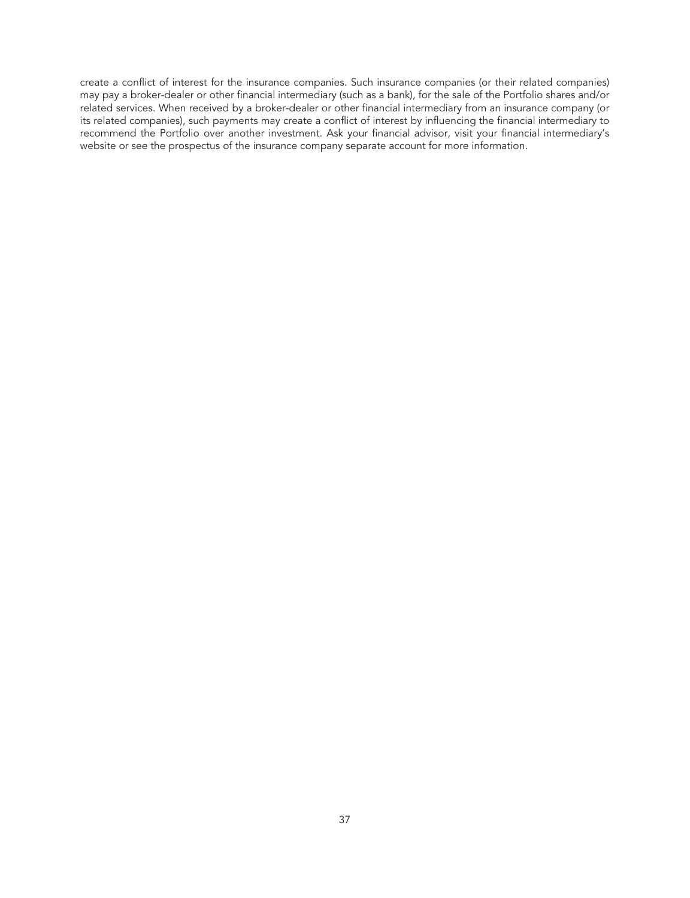create a conflict of interest for the insurance companies. Such insurance companies (or their related companies) may pay a broker-dealer or other financial intermediary (such as a bank), for the sale of the Portfolio shares and/or related services. When received by a broker-dealer or other financial intermediary from an insurance company (or its related companies), such payments may create a conflict of interest by influencing the financial intermediary to recommend the Portfolio over another investment. Ask your financial advisor, visit your financial intermediary's website or see the prospectus of the insurance company separate account for more information.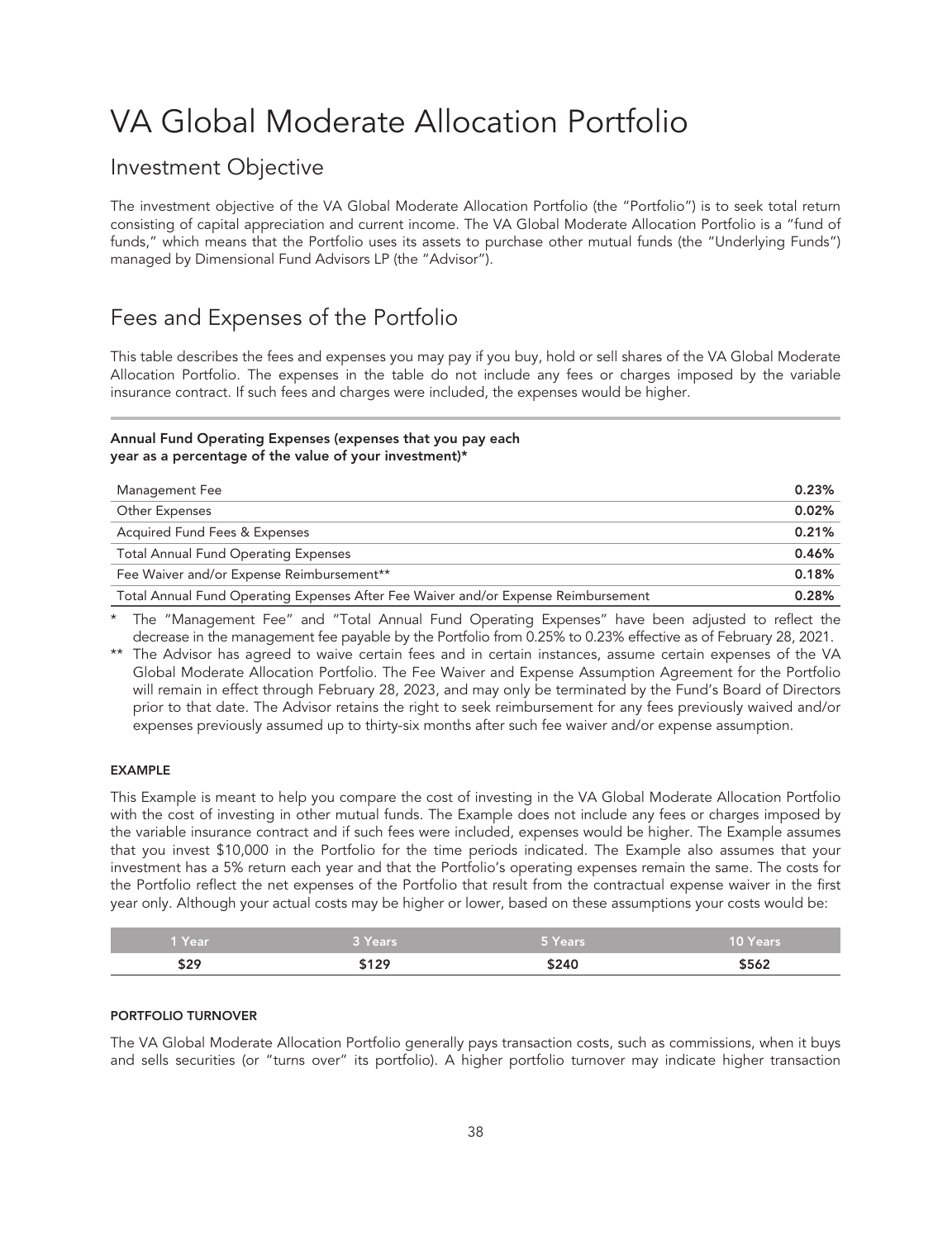# VA Global Moderate Allocation Portfolio

## Investment Objective

The investment objective of the VA Global Moderate Allocation Portfolio (the "Portfolio") is to seek total return consisting of capital appreciation and current income. The VA Global Moderate Allocation Portfolio is a "fund of funds," which means that the Portfolio uses its assets to purchase other mutual funds (the "Underlying Funds") managed by Dimensional Fund Advisors LP (the "Advisor").

## Fees and Expenses of the Portfolio

This table describes the fees and expenses you may pay if you buy, hold or sell shares of the VA Global Moderate Allocation Portfolio. The expenses in the table do not include any fees or charges imposed by the variable insurance contract. If such fees and charges were included, the expenses would be higher.

**Annual Fund Operating Expenses (expenses that you pay each year as a percentage of the value of your investment)***

| | |
|---|---|
| Management Fee | **0.23%** |
| Other Expenses | **0.02%** |
| Acquired Fund Fees & Expenses | **0.21%** |
| Total Annual Fund Operating Expenses | **0.46%** |
| Fee Waiver and/or Expense Reimbursement** | **0.18%** |
| Total Annual Fund Operating Expenses After Fee Waiver and/or Expense Reimbursement | **0.28%** |

\* The "Management Fee" and "Total Annual Fund Operating Expenses" have been adjusted to reflect the decrease in the management fee payable by the Portfolio from 0.25% to 0.23% effective as of February 28, 2021.

** The Advisor has agreed to waive certain fees and in certain instances, assume certain expenses of the VA Global Moderate Allocation Portfolio. The Fee Waiver and Expense Assumption Agreement for the Portfolio will remain in effect through February 28, 2023, and may only be terminated by the Fund's Board of Directors prior to that date. The Advisor retains the right to seek reimbursement for any fees previously waived and/or expenses previously assumed up to thirty-six months after such fee waiver and/or expense assumption.

#### EXAMPLE

This Example is meant to help you compare the cost of investing in the VA Global Moderate Allocation Portfolio with the cost of investing in other mutual funds. The Example does not include any fees or charges imposed by the variable insurance contract and if such fees were included, expenses would be higher. The Example assumes that you invest $10,000 in the Portfolio for the time periods indicated. The Example also assumes that your investment has a 5% return each year and that the Portfolio's operating expenses remain the same. The costs for the Portfolio reflect the net expenses of the Portfolio that result from the contractual expense waiver in the first year only. Although your actual costs may be higher or lower, based on these assumptions your costs would be:

| 1 Year | 3 Years | 5 Years | 10 Years |
|---|---|---|---|
| **$29** | **$129** | **$240** | **$562** |

#### PORTFOLIO TURNOVER

The VA Global Moderate Allocation Portfolio generally pays transaction costs, such as commissions, when it buys and sells securities (or "turns over" its portfolio). A higher portfolio turnover may indicate higher transaction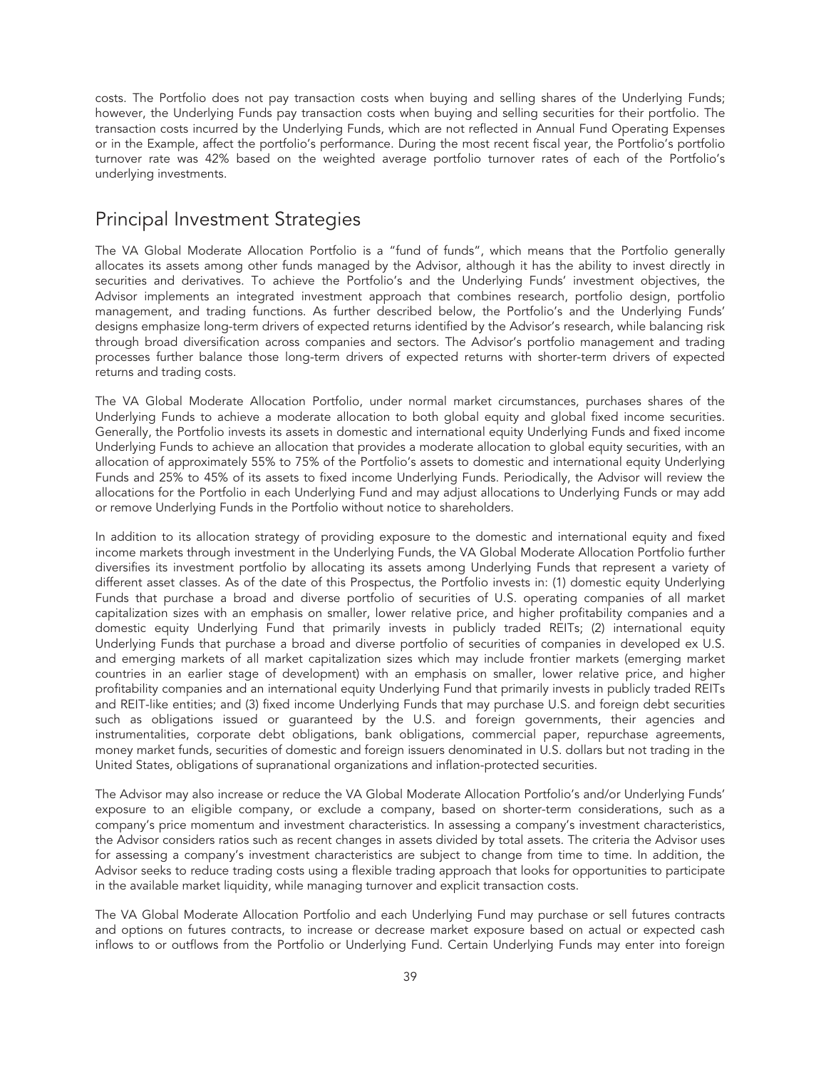costs. The Portfolio does not pay transaction costs when buying and selling shares of the Underlying Funds; however, the Underlying Funds pay transaction costs when buying and selling securities for their portfolio. The transaction costs incurred by the Underlying Funds, which are not reflected in Annual Fund Operating Expenses or in the Example, affect the portfolio's performance. During the most recent fiscal year, the Portfolio's portfolio turnover rate was 42% based on the weighted average portfolio turnover rates of each of the Portfolio's underlying investments.

## Principal Investment Strategies

The VA Global Moderate Allocation Portfolio is a "fund of funds", which means that the Portfolio generally allocates its assets among other funds managed by the Advisor, although it has the ability to invest directly in securities and derivatives. To achieve the Portfolio's and the Underlying Funds' investment objectives, the Advisor implements an integrated investment approach that combines research, portfolio design, portfolio management, and trading functions. As further described below, the Portfolio's and the Underlying Funds' designs emphasize long-term drivers of expected returns identified by the Advisor's research, while balancing risk through broad diversification across companies and sectors. The Advisor's portfolio management and trading processes further balance those long-term drivers of expected returns with shorter-term drivers of expected returns and trading costs.

The VA Global Moderate Allocation Portfolio, under normal market circumstances, purchases shares of the Underlying Funds to achieve a moderate allocation to both global equity and global fixed income securities. Generally, the Portfolio invests its assets in domestic and international equity Underlying Funds and fixed income Underlying Funds to achieve an allocation that provides a moderate allocation to global equity securities, with an allocation of approximately 55% to 75% of the Portfolio's assets to domestic and international equity Underlying Funds and 25% to 45% of its assets to fixed income Underlying Funds. Periodically, the Advisor will review the allocations for the Portfolio in each Underlying Fund and may adjust allocations to Underlying Funds or may add or remove Underlying Funds in the Portfolio without notice to shareholders.

In addition to its allocation strategy of providing exposure to the domestic and international equity and fixed income markets through investment in the Underlying Funds, the VA Global Moderate Allocation Portfolio further diversifies its investment portfolio by allocating its assets among Underlying Funds that represent a variety of different asset classes. As of the date of this Prospectus, the Portfolio invests in: (1) domestic equity Underlying Funds that purchase a broad and diverse portfolio of securities of U.S. operating companies of all market capitalization sizes with an emphasis on smaller, lower relative price, and higher profitability companies and a domestic equity Underlying Fund that primarily invests in publicly traded REITs; (2) international equity Underlying Funds that purchase a broad and diverse portfolio of securities of companies in developed ex U.S. and emerging markets of all market capitalization sizes which may include frontier markets (emerging market countries in an earlier stage of development) with an emphasis on smaller, lower relative price, and higher profitability companies and an international equity Underlying Fund that primarily invests in publicly traded REITs and REIT-like entities; and (3) fixed income Underlying Funds that may purchase U.S. and foreign debt securities such as obligations issued or guaranteed by the U.S. and foreign governments, their agencies and instrumentalities, corporate debt obligations, bank obligations, commercial paper, repurchase agreements, money market funds, securities of domestic and foreign issuers denominated in U.S. dollars but not trading in the United States, obligations of supranational organizations and inflation-protected securities.

The Advisor may also increase or reduce the VA Global Moderate Allocation Portfolio's and/or Underlying Funds' exposure to an eligible company, or exclude a company, based on shorter-term considerations, such as a company's price momentum and investment characteristics. In assessing a company's investment characteristics, the Advisor considers ratios such as recent changes in assets divided by total assets. The criteria the Advisor uses for assessing a company's investment characteristics are subject to change from time to time. In addition, the Advisor seeks to reduce trading costs using a flexible trading approach that looks for opportunities to participate in the available market liquidity, while managing turnover and explicit transaction costs.

The VA Global Moderate Allocation Portfolio and each Underlying Fund may purchase or sell futures contracts and options on futures contracts, to increase or decrease market exposure based on actual or expected cash inflows to or outflows from the Portfolio or Underlying Fund. Certain Underlying Funds may enter into foreign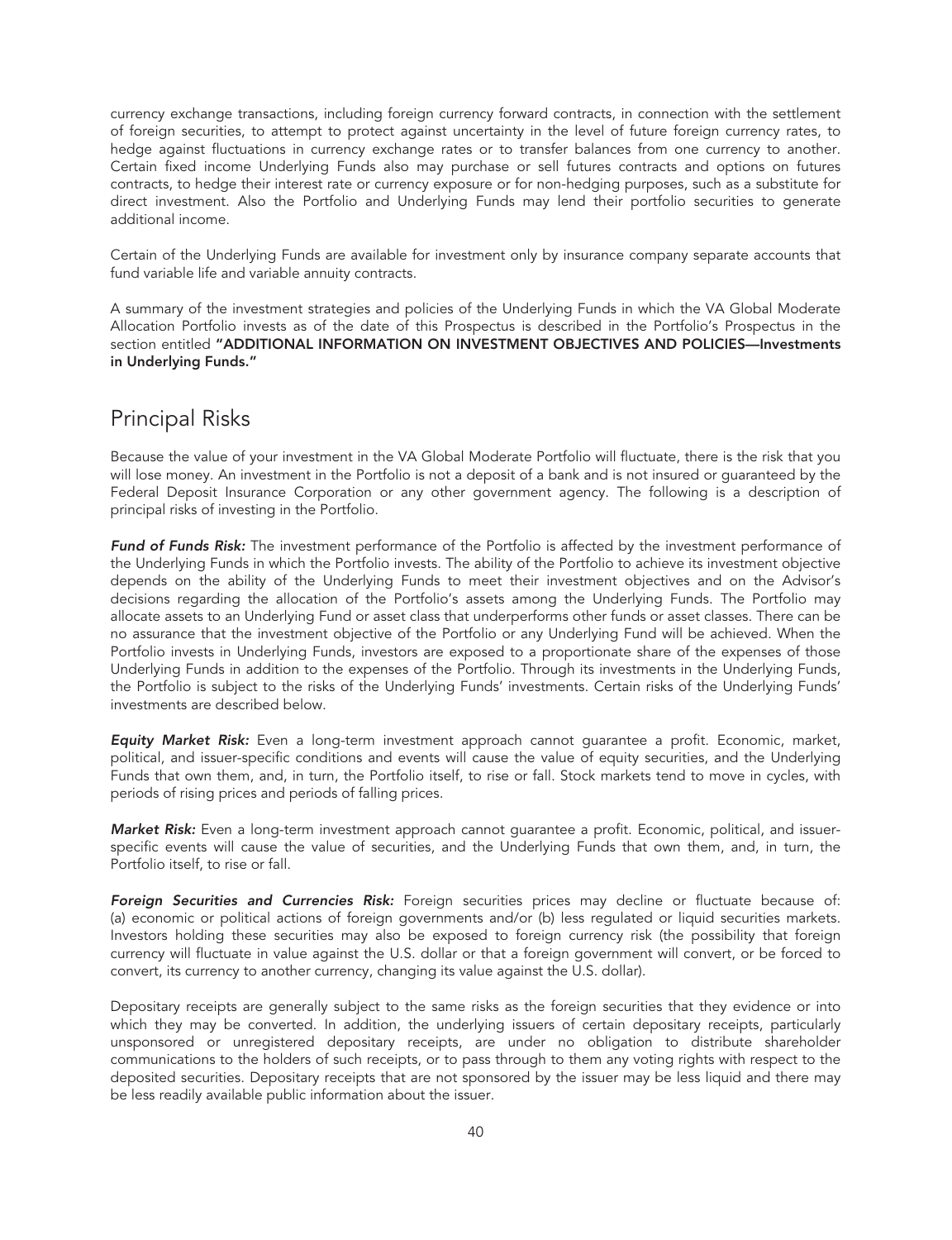currency exchange transactions, including foreign currency forward contracts, in connection with the settlement of foreign securities, to attempt to protect against uncertainty in the level of future foreign currency rates, to hedge against fluctuations in currency exchange rates or to transfer balances from one currency to another. Certain fixed income Underlying Funds also may purchase or sell futures contracts and options on futures contracts, to hedge their interest rate or currency exposure or for non-hedging purposes, such as a substitute for direct investment. Also the Portfolio and Underlying Funds may lend their portfolio securities to generate additional income.

Certain of the Underlying Funds are available for investment only by insurance company separate accounts that fund variable life and variable annuity contracts.

A summary of the investment strategies and policies of the Underlying Funds in which the VA Global Moderate Allocation Portfolio invests as of the date of this Prospectus is described in the Portfolio's Prospectus in the section entitled **"ADDITIONAL INFORMATION ON INVESTMENT OBJECTIVES AND POLICIES—Investments in Underlying Funds."**

## Principal Risks

Because the value of your investment in the VA Global Moderate Portfolio will fluctuate, there is the risk that you will lose money. An investment in the Portfolio is not a deposit of a bank and is not insured or guaranteed by the Federal Deposit Insurance Corporation or any other government agency. The following is a description of principal risks of investing in the Portfolio.

***Fund of Funds Risk:*** The investment performance of the Portfolio is affected by the investment performance of the Underlying Funds in which the Portfolio invests. The ability of the Portfolio to achieve its investment objective depends on the ability of the Underlying Funds to meet their investment objectives and on the Advisor's decisions regarding the allocation of the Portfolio's assets among the Underlying Funds. The Portfolio may allocate assets to an Underlying Fund or asset class that underperforms other funds or asset classes. There can be no assurance that the investment objective of the Portfolio or any Underlying Fund will be achieved. When the Portfolio invests in Underlying Funds, investors are exposed to a proportionate share of the expenses of those Underlying Funds in addition to the expenses of the Portfolio. Through its investments in the Underlying Funds, the Portfolio is subject to the risks of the Underlying Funds' investments. Certain risks of the Underlying Funds' investments are described below.

***Equity Market Risk:*** Even a long-term investment approach cannot guarantee a profit. Economic, market, political, and issuer-specific conditions and events will cause the value of equity securities, and the Underlying Funds that own them, and, in turn, the Portfolio itself, to rise or fall. Stock markets tend to move in cycles, with periods of rising prices and periods of falling prices.

***Market Risk:*** Even a long-term investment approach cannot guarantee a profit. Economic, political, and issuer-specific events will cause the value of securities, and the Underlying Funds that own them, and, in turn, the Portfolio itself, to rise or fall.

***Foreign Securities and Currencies Risk:*** Foreign securities prices may decline or fluctuate because of: (a) economic or political actions of foreign governments and/or (b) less regulated or liquid securities markets. Investors holding these securities may also be exposed to foreign currency risk (the possibility that foreign currency will fluctuate in value against the U.S. dollar or that a foreign government will convert, or be forced to convert, its currency to another currency, changing its value against the U.S. dollar).

Depositary receipts are generally subject to the same risks as the foreign securities that they evidence or into which they may be converted. In addition, the underlying issuers of certain depositary receipts, particularly unsponsored or unregistered depositary receipts, are under no obligation to distribute shareholder communications to the holders of such receipts, or to pass through to them any voting rights with respect to the deposited securities. Depositary receipts that are not sponsored by the issuer may be less liquid and there may be less readily available public information about the issuer.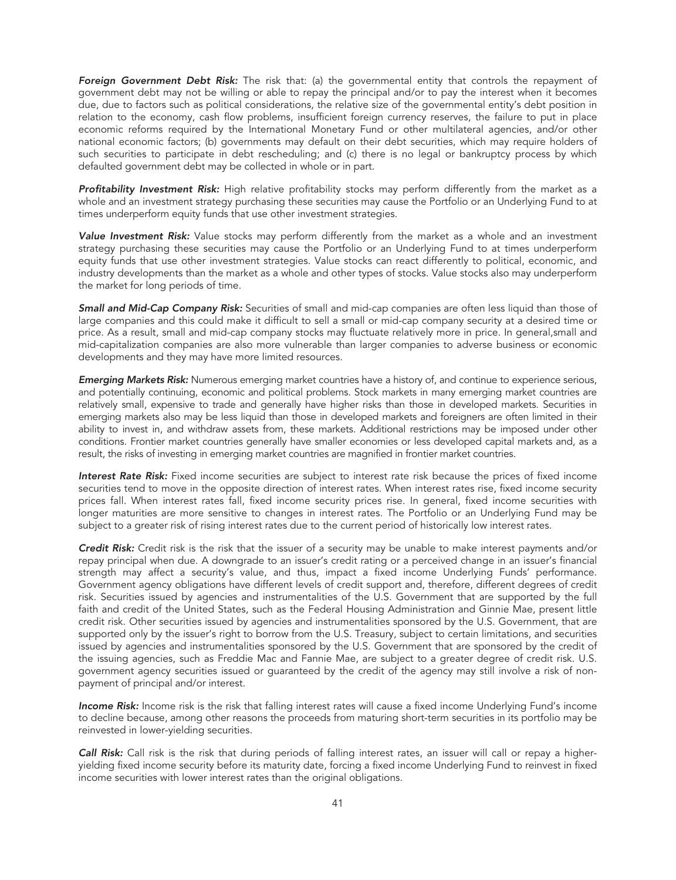***Foreign Government Debt Risk:*** The risk that: (a) the governmental entity that controls the repayment of government debt may not be willing or able to repay the principal and/or to pay the interest when it becomes due, due to factors such as political considerations, the relative size of the governmental entity's debt position in relation to the economy, cash flow problems, insufficient foreign currency reserves, the failure to put in place economic reforms required by the International Monetary Fund or other multilateral agencies, and/or other national economic factors; (b) governments may default on their debt securities, which may require holders of such securities to participate in debt rescheduling; and (c) there is no legal or bankruptcy process by which defaulted government debt may be collected in whole or in part.

***Profitability Investment Risk:*** High relative profitability stocks may perform differently from the market as a whole and an investment strategy purchasing these securities may cause the Portfolio or an Underlying Fund to at times underperform equity funds that use other investment strategies.

***Value Investment Risk:*** Value stocks may perform differently from the market as a whole and an investment strategy purchasing these securities may cause the Portfolio or an Underlying Fund to at times underperform equity funds that use other investment strategies. Value stocks can react differently to political, economic, and industry developments than the market as a whole and other types of stocks. Value stocks also may underperform the market for long periods of time.

***Small and Mid-Cap Company Risk:*** Securities of small and mid-cap companies are often less liquid than those of large companies and this could make it difficult to sell a small or mid-cap company security at a desired time or price. As a result, small and mid-cap company stocks may fluctuate relatively more in price. In general,small and mid-capitalization companies are also more vulnerable than larger companies to adverse business or economic developments and they may have more limited resources.

***Emerging Markets Risk:*** Numerous emerging market countries have a history of, and continue to experience serious, and potentially continuing, economic and political problems. Stock markets in many emerging market countries are relatively small, expensive to trade and generally have higher risks than those in developed markets. Securities in emerging markets also may be less liquid than those in developed markets and foreigners are often limited in their ability to invest in, and withdraw assets from, these markets. Additional restrictions may be imposed under other conditions. Frontier market countries generally have smaller economies or less developed capital markets and, as a result, the risks of investing in emerging market countries are magnified in frontier market countries.

***Interest Rate Risk:*** Fixed income securities are subject to interest rate risk because the prices of fixed income securities tend to move in the opposite direction of interest rates. When interest rates rise, fixed income security prices fall. When interest rates fall, fixed income security prices rise. In general, fixed income securities with longer maturities are more sensitive to changes in interest rates. The Portfolio or an Underlying Fund may be subject to a greater risk of rising interest rates due to the current period of historically low interest rates.

***Credit Risk:*** Credit risk is the risk that the issuer of a security may be unable to make interest payments and/or repay principal when due. A downgrade to an issuer's credit rating or a perceived change in an issuer's financial strength may affect a security's value, and thus, impact a fixed income Underlying Funds' performance. Government agency obligations have different levels of credit support and, therefore, different degrees of credit risk. Securities issued by agencies and instrumentalities of the U.S. Government that are supported by the full faith and credit of the United States, such as the Federal Housing Administration and Ginnie Mae, present little credit risk. Other securities issued by agencies and instrumentalities sponsored by the U.S. Government, that are supported only by the issuer's right to borrow from the U.S. Treasury, subject to certain limitations, and securities issued by agencies and instrumentalities sponsored by the U.S. Government that are sponsored by the credit of the issuing agencies, such as Freddie Mac and Fannie Mae, are subject to a greater degree of credit risk. U.S. government agency securities issued or guaranteed by the credit of the agency may still involve a risk of non-payment of principal and/or interest.

***Income Risk:*** Income risk is the risk that falling interest rates will cause a fixed income Underlying Fund's income to decline because, among other reasons the proceeds from maturing short-term securities in its portfolio may be reinvested in lower-yielding securities.

***Call Risk:*** Call risk is the risk that during periods of falling interest rates, an issuer will call or repay a higher-yielding fixed income security before its maturity date, forcing a fixed income Underlying Fund to reinvest in fixed income securities with lower interest rates than the original obligations.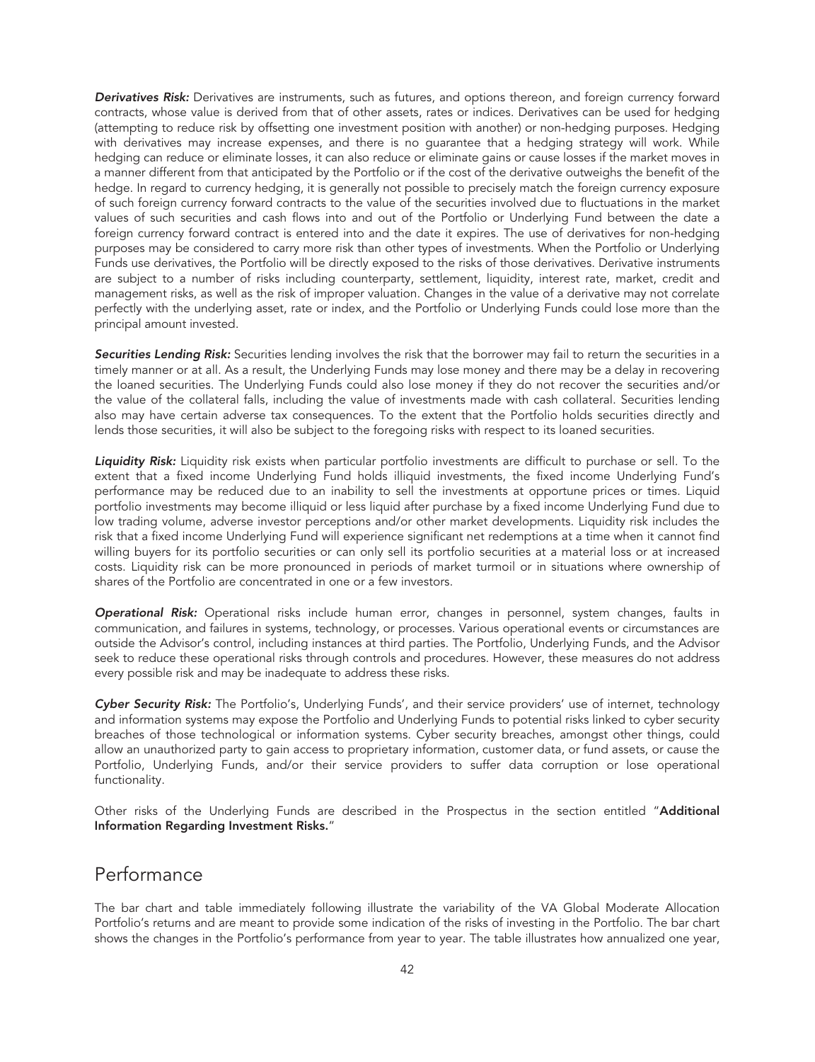***Derivatives Risk:*** Derivatives are instruments, such as futures, and options thereon, and foreign currency forward contracts, whose value is derived from that of other assets, rates or indices. Derivatives can be used for hedging (attempting to reduce risk by offsetting one investment position with another) or non-hedging purposes. Hedging with derivatives may increase expenses, and there is no guarantee that a hedging strategy will work. While hedging can reduce or eliminate losses, it can also reduce or eliminate gains or cause losses if the market moves in a manner different from that anticipated by the Portfolio or if the cost of the derivative outweighs the benefit of the hedge. In regard to currency hedging, it is generally not possible to precisely match the foreign currency exposure of such foreign currency forward contracts to the value of the securities involved due to fluctuations in the market values of such securities and cash flows into and out of the Portfolio or Underlying Fund between the date a foreign currency forward contract is entered into and the date it expires. The use of derivatives for non-hedging purposes may be considered to carry more risk than other types of investments. When the Portfolio or Underlying Funds use derivatives, the Portfolio will be directly exposed to the risks of those derivatives. Derivative instruments are subject to a number of risks including counterparty, settlement, liquidity, interest rate, market, credit and management risks, as well as the risk of improper valuation. Changes in the value of a derivative may not correlate perfectly with the underlying asset, rate or index, and the Portfolio or Underlying Funds could lose more than the principal amount invested.

***Securities Lending Risk:*** Securities lending involves the risk that the borrower may fail to return the securities in a timely manner or at all. As a result, the Underlying Funds may lose money and there may be a delay in recovering the loaned securities. The Underlying Funds could also lose money if they do not recover the securities and/or the value of the collateral falls, including the value of investments made with cash collateral. Securities lending also may have certain adverse tax consequences. To the extent that the Portfolio holds securities directly and lends those securities, it will also be subject to the foregoing risks with respect to its loaned securities.

***Liquidity Risk:*** Liquidity risk exists when particular portfolio investments are difficult to purchase or sell. To the extent that a fixed income Underlying Fund holds illiquid investments, the fixed income Underlying Fund's performance may be reduced due to an inability to sell the investments at opportune prices or times. Liquid portfolio investments may become illiquid or less liquid after purchase by a fixed income Underlying Fund due to low trading volume, adverse investor perceptions and/or other market developments. Liquidity risk includes the risk that a fixed income Underlying Fund will experience significant net redemptions at a time when it cannot find willing buyers for its portfolio securities or can only sell its portfolio securities at a material loss or at increased costs. Liquidity risk can be more pronounced in periods of market turmoil or in situations where ownership of shares of the Portfolio are concentrated in one or a few investors.

***Operational Risk:*** Operational risks include human error, changes in personnel, system changes, faults in communication, and failures in systems, technology, or processes. Various operational events or circumstances are outside the Advisor's control, including instances at third parties. The Portfolio, Underlying Funds, and the Advisor seek to reduce these operational risks through controls and procedures. However, these measures do not address every possible risk and may be inadequate to address these risks.

***Cyber Security Risk:*** The Portfolio's, Underlying Funds', and their service providers' use of internet, technology and information systems may expose the Portfolio and Underlying Funds to potential risks linked to cyber security breaches of those technological or information systems. Cyber security breaches, amongst other things, could allow an unauthorized party to gain access to proprietary information, customer data, or fund assets, or cause the Portfolio, Underlying Funds, and/or their service providers to suffer data corruption or lose operational functionality.

Other risks of the Underlying Funds are described in the Prospectus in the section entitled "**Additional Information Regarding Investment Risks.**"

## Performance

The bar chart and table immediately following illustrate the variability of the VA Global Moderate Allocation Portfolio's returns and are meant to provide some indication of the risks of investing in the Portfolio. The bar chart shows the changes in the Portfolio's performance from year to year. The table illustrates how annualized one year,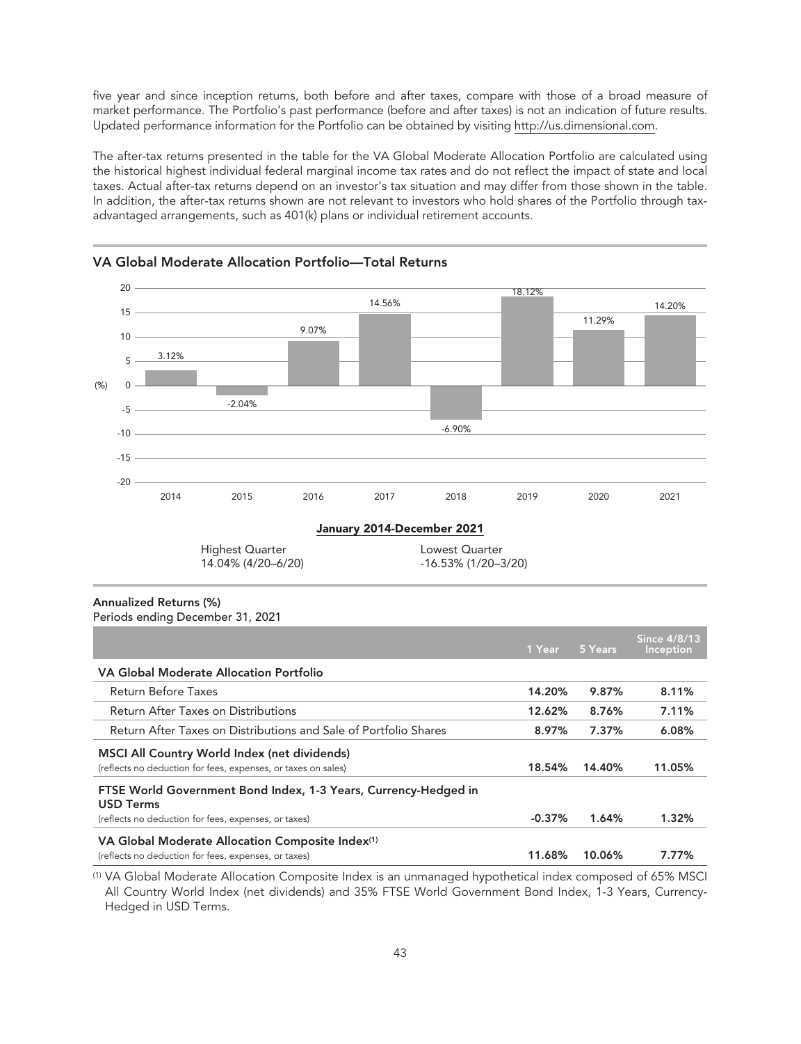five year and since inception returns, both before and after taxes, compare with those of a broad measure of market performance. The Portfolio's past performance (before and after taxes) is not an indication of future results. Updated performance information for the Portfolio can be obtained by visiting http://us.dimensional.com.

The after-tax returns presented in the table for the VA Global Moderate Allocation Portfolio are calculated using the historical highest individual federal marginal income tax rates and do not reflect the impact of state and local taxes. Actual after-tax returns depend on an investor's tax situation and may differ from those shown in the table. In addition, the after-tax returns shown are not relevant to investors who hold shares of the Portfolio through tax-advantaged arrangements, such as 401(k) plans or individual retirement accounts.

## VA Global Moderate Allocation Portfolio—Total Returns

20
15
10
5
(%) 0
-5
-10
-15
-20

3.12%
-2.04%
9.07%
14.56%
-6.90%
18.12%
11.29%
14.20%

2014 2015 2016 2017 2018 2019 2020 2021

**January 2014-December 2021**

Highest Quarter
14.04% (4/20–6/20)

Lowest Quarter
-16.53% (1/20–3/20)

**Annualized Returns (%)**
Periods ending December 31, 2021

| | 1 Year | 5 Years | Since 4/8/13 Inception |
|---|---|---|---|
| **VA Global Moderate Allocation Portfolio** | | | |
| Return Before Taxes | **14.20%** | **9.87%** | **8.11%** |
| Return After Taxes on Distributions | **12.62%** | **8.76%** | **7.11%** |
| Return After Taxes on Distributions and Sale of Portfolio Shares | **8.97%** | **7.37%** | **6.08%** |
| **MSCI All Country World Index (net dividends)**<br>(reflects no deduction for fees, expenses, or taxes on sales) | **18.54%** | **14.40%** | **11.05%** |
| **FTSE World Government Bond Index, 1-3 Years, Currency-Hedged in USD Terms**<br>(reflects no deduction for fees, expenses, or taxes) | **-0.37%** | **1.64%** | **1.32%** |
| **VA Global Moderate Allocation Composite Index**[1]<br>(reflects no deduction for fees, expenses, or taxes) | **11.68%** | **10.06%** | **7.77%** |

[1] VA Global Moderate Allocation Composite Index is an unmanaged hypothetical index composed of 65% MSCI All Country World Index (net dividends) and 35% FTSE World Government Bond Index, 1-3 Years, Currency-Hedged in USD Terms.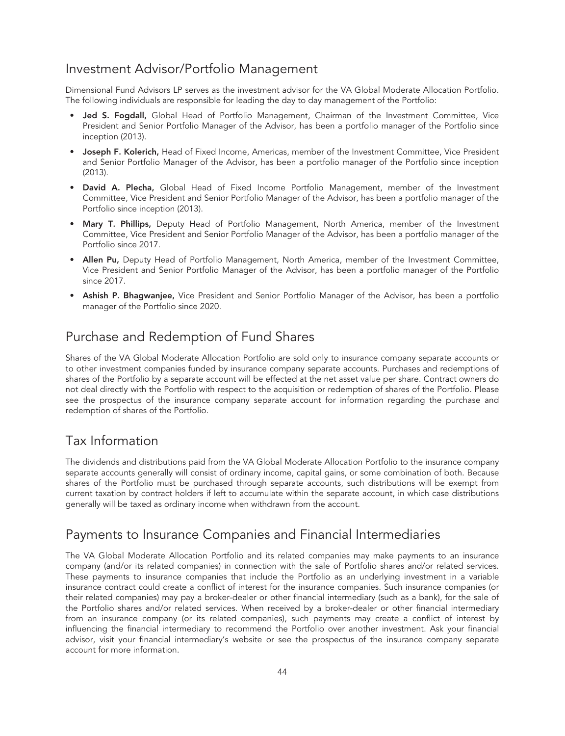## Investment Advisor/Portfolio Management

Dimensional Fund Advisors LP serves as the investment advisor for the VA Global Moderate Allocation Portfolio. The following individuals are responsible for leading the day to day management of the Portfolio:

- **Jed S. Fogdall,** Global Head of Portfolio Management, Chairman of the Investment Committee, Vice President and Senior Portfolio Manager of the Advisor, has been a portfolio manager of the Portfolio since inception (2013).
- **Joseph F. Kolerich,** Head of Fixed Income, Americas, member of the Investment Committee, Vice President and Senior Portfolio Manager of the Advisor, has been a portfolio manager of the Portfolio since inception (2013).
- **David A. Plecha,** Global Head of Fixed Income Portfolio Management, member of the Investment Committee, Vice President and Senior Portfolio Manager of the Advisor, has been a portfolio manager of the Portfolio since inception (2013).
- **Mary T. Phillips,** Deputy Head of Portfolio Management, North America, member of the Investment Committee, Vice President and Senior Portfolio Manager of the Advisor, has been a portfolio manager of the Portfolio since 2017.
- **Allen Pu,** Deputy Head of Portfolio Management, North America, member of the Investment Committee, Vice President and Senior Portfolio Manager of the Advisor, has been a portfolio manager of the Portfolio since 2017.
- **Ashish P. Bhagwanjee,** Vice President and Senior Portfolio Manager of the Advisor, has been a portfolio manager of the Portfolio since 2020.

## Purchase and Redemption of Fund Shares

Shares of the VA Global Moderate Allocation Portfolio are sold only to insurance company separate accounts or to other investment companies funded by insurance company separate accounts. Purchases and redemptions of shares of the Portfolio by a separate account will be effected at the net asset value per share. Contract owners do not deal directly with the Portfolio with respect to the acquisition or redemption of shares of the Portfolio. Please see the prospectus of the insurance company separate account for information regarding the purchase and redemption of shares of the Portfolio.

## Tax Information

The dividends and distributions paid from the VA Global Moderate Allocation Portfolio to the insurance company separate accounts generally will consist of ordinary income, capital gains, or some combination of both. Because shares of the Portfolio must be purchased through separate accounts, such distributions will be exempt from current taxation by contract holders if left to accumulate within the separate account, in which case distributions generally will be taxed as ordinary income when withdrawn from the account.

## Payments to Insurance Companies and Financial Intermediaries

The VA Global Moderate Allocation Portfolio and its related companies may make payments to an insurance company (and/or its related companies) in connection with the sale of Portfolio shares and/or related services. These payments to insurance companies that include the Portfolio as an underlying investment in a variable insurance contract could create a conflict of interest for the insurance companies. Such insurance companies (or their related companies) may pay a broker-dealer or other financial intermediary (such as a bank), for the sale of the Portfolio shares and/or related services. When received by a broker-dealer or other financial intermediary from an insurance company (or its related companies), such payments may create a conflict of interest by influencing the financial intermediary to recommend the Portfolio over another investment. Ask your financial advisor, visit your financial intermediary's website or see the prospectus of the insurance company separate account for more information.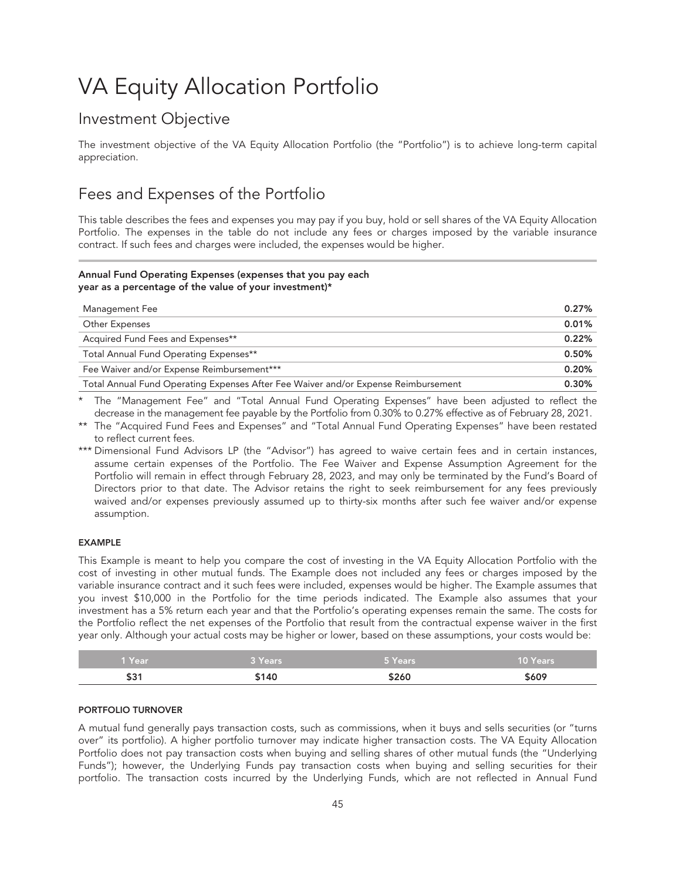# VA Equity Allocation Portfolio

## Investment Objective

The investment objective of the VA Equity Allocation Portfolio (the "Portfolio") is to achieve long-term capital appreciation.

## Fees and Expenses of the Portfolio

This table describes the fees and expenses you may pay if you buy, hold or sell shares of the VA Equity Allocation Portfolio. The expenses in the table do not include any fees or charges imposed by the variable insurance contract. If such fees and charges were included, the expenses would be higher.

**Annual Fund Operating Expenses (expenses that you pay each year as a percentage of the value of your investment)***

| | |
|---|---|
| Management Fee | **0.27%** |
| Other Expenses | **0.01%** |
| Acquired Fund Fees and Expenses** | **0.22%** |
| Total Annual Fund Operating Expenses** | **0.50%** |
| Fee Waiver and/or Expense Reimbursement*** | **0.20%** |
| Total Annual Fund Operating Expenses After Fee Waiver and/or Expense Reimbursement | **0.30%** |

\* The "Management Fee" and "Total Annual Fund Operating Expenses" have been adjusted to reflect the decrease in the management fee payable by the Portfolio from 0.30% to 0.27% effective as of February 28, 2021.

** The "Acquired Fund Fees and Expenses" and "Total Annual Fund Operating Expenses" have been restated to reflect current fees.

*** Dimensional Fund Advisors LP (the "Advisor") has agreed to waive certain fees and in certain instances, assume certain expenses of the Portfolio. The Fee Waiver and Expense Assumption Agreement for the Portfolio will remain in effect through February 28, 2023, and may only be terminated by the Fund's Board of Directors prior to that date. The Advisor retains the right to seek reimbursement for any fees previously waived and/or expenses previously assumed up to thirty-six months after such fee waiver and/or expense assumption.

#### EXAMPLE

This Example is meant to help you compare the cost of investing in the VA Equity Allocation Portfolio with the cost of investing in other mutual funds. The Example does not included any fees or charges imposed by the variable insurance contract and it such fees were included, expenses would be higher. The Example assumes that you invest $10,000 in the Portfolio for the time periods indicated. The Example also assumes that your investment has a 5% return each year and that the Portfolio's operating expenses remain the same. The costs for the Portfolio reflect the net expenses of the Portfolio that result from the contractual expense waiver in the first year only. Although your actual costs may be higher or lower, based on these assumptions, your costs would be:

| 1 Year | 3 Years | 5 Years | 10 Years |
|---|---|---|---|
| $31 | $140 | $260 | $609 |

#### PORTFOLIO TURNOVER

A mutual fund generally pays transaction costs, such as commissions, when it buys and sells securities (or "turns over" its portfolio). A higher portfolio turnover may indicate higher transaction costs. The VA Equity Allocation Portfolio does not pay transaction costs when buying and selling shares of other mutual funds (the "Underlying Funds"); however, the Underlying Funds pay transaction costs when buying and selling securities for their portfolio. The transaction costs incurred by the Underlying Funds, which are not reflected in Annual Fund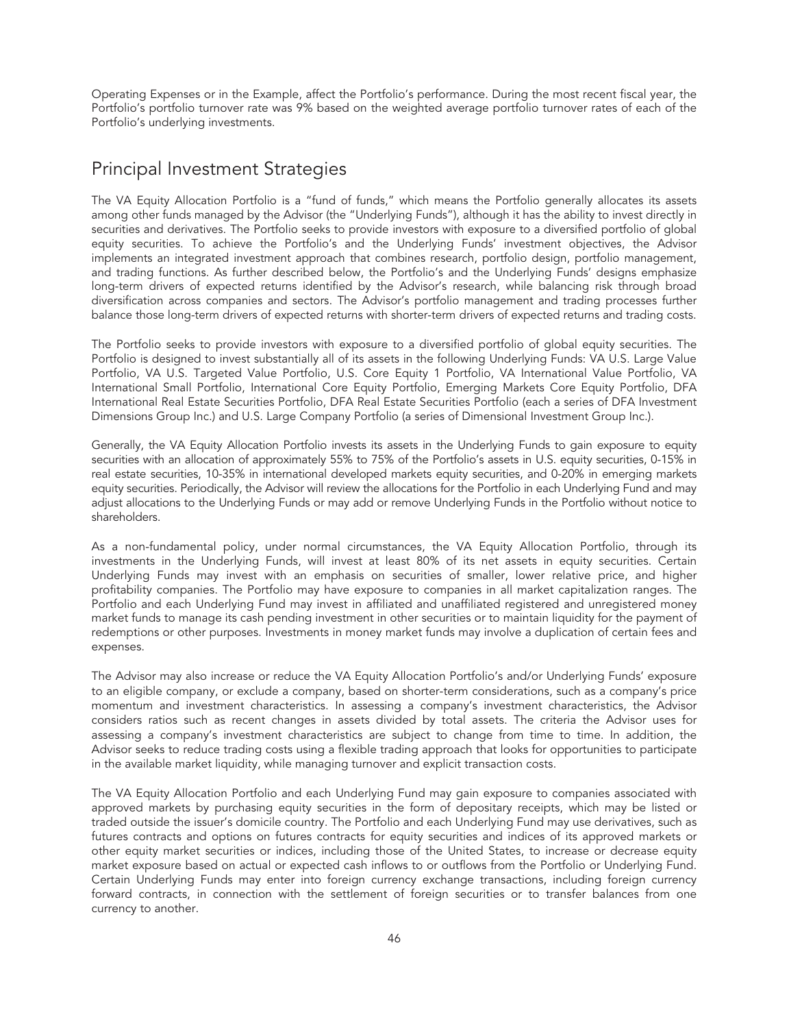Operating Expenses or in the Example, affect the Portfolio's performance. During the most recent fiscal year, the Portfolio's portfolio turnover rate was 9% based on the weighted average portfolio turnover rates of each of the Portfolio's underlying investments.

## Principal Investment Strategies

The VA Equity Allocation Portfolio is a "fund of funds," which means the Portfolio generally allocates its assets among other funds managed by the Advisor (the "Underlying Funds"), although it has the ability to invest directly in securities and derivatives. The Portfolio seeks to provide investors with exposure to a diversified portfolio of global equity securities. To achieve the Portfolio's and the Underlying Funds' investment objectives, the Advisor implements an integrated investment approach that combines research, portfolio design, portfolio management, and trading functions. As further described below, the Portfolio's and the Underlying Funds' designs emphasize long-term drivers of expected returns identified by the Advisor's research, while balancing risk through broad diversification across companies and sectors. The Advisor's portfolio management and trading processes further balance those long-term drivers of expected returns with shorter-term drivers of expected returns and trading costs.

The Portfolio seeks to provide investors with exposure to a diversified portfolio of global equity securities. The Portfolio is designed to invest substantially all of its assets in the following Underlying Funds: VA U.S. Large Value Portfolio, VA U.S. Targeted Value Portfolio, U.S. Core Equity 1 Portfolio, VA International Value Portfolio, VA International Small Portfolio, International Core Equity Portfolio, Emerging Markets Core Equity Portfolio, DFA International Real Estate Securities Portfolio, DFA Real Estate Securities Portfolio (each a series of DFA Investment Dimensions Group Inc.) and U.S. Large Company Portfolio (a series of Dimensional Investment Group Inc.).

Generally, the VA Equity Allocation Portfolio invests its assets in the Underlying Funds to gain exposure to equity securities with an allocation of approximately 55% to 75% of the Portfolio's assets in U.S. equity securities, 0-15% in real estate securities, 10-35% in international developed markets equity securities, and 0-20% in emerging markets equity securities. Periodically, the Advisor will review the allocations for the Portfolio in each Underlying Fund and may adjust allocations to the Underlying Funds or may add or remove Underlying Funds in the Portfolio without notice to shareholders.

As a non-fundamental policy, under normal circumstances, the VA Equity Allocation Portfolio, through its investments in the Underlying Funds, will invest at least 80% of its net assets in equity securities. Certain Underlying Funds may invest with an emphasis on securities of smaller, lower relative price, and higher profitability companies. The Portfolio may have exposure to companies in all market capitalization ranges. The Portfolio and each Underlying Fund may invest in affiliated and unaffiliated registered and unregistered money market funds to manage its cash pending investment in other securities or to maintain liquidity for the payment of redemptions or other purposes. Investments in money market funds may involve a duplication of certain fees and expenses.

The Advisor may also increase or reduce the VA Equity Allocation Portfolio's and/or Underlying Funds' exposure to an eligible company, or exclude a company, based on shorter-term considerations, such as a company's price momentum and investment characteristics. In assessing a company's investment characteristics, the Advisor considers ratios such as recent changes in assets divided by total assets. The criteria the Advisor uses for assessing a company's investment characteristics are subject to change from time to time. In addition, the Advisor seeks to reduce trading costs using a flexible trading approach that looks for opportunities to participate in the available market liquidity, while managing turnover and explicit transaction costs.

The VA Equity Allocation Portfolio and each Underlying Fund may gain exposure to companies associated with approved markets by purchasing equity securities in the form of depositary receipts, which may be listed or traded outside the issuer's domicile country. The Portfolio and each Underlying Fund may use derivatives, such as futures contracts and options on futures contracts for equity securities and indices of its approved markets or other equity market securities or indices, including those of the United States, to increase or decrease equity market exposure based on actual or expected cash inflows to or outflows from the Portfolio or Underlying Fund. Certain Underlying Funds may enter into foreign currency exchange transactions, including foreign currency forward contracts, in connection with the settlement of foreign securities or to transfer balances from one currency to another.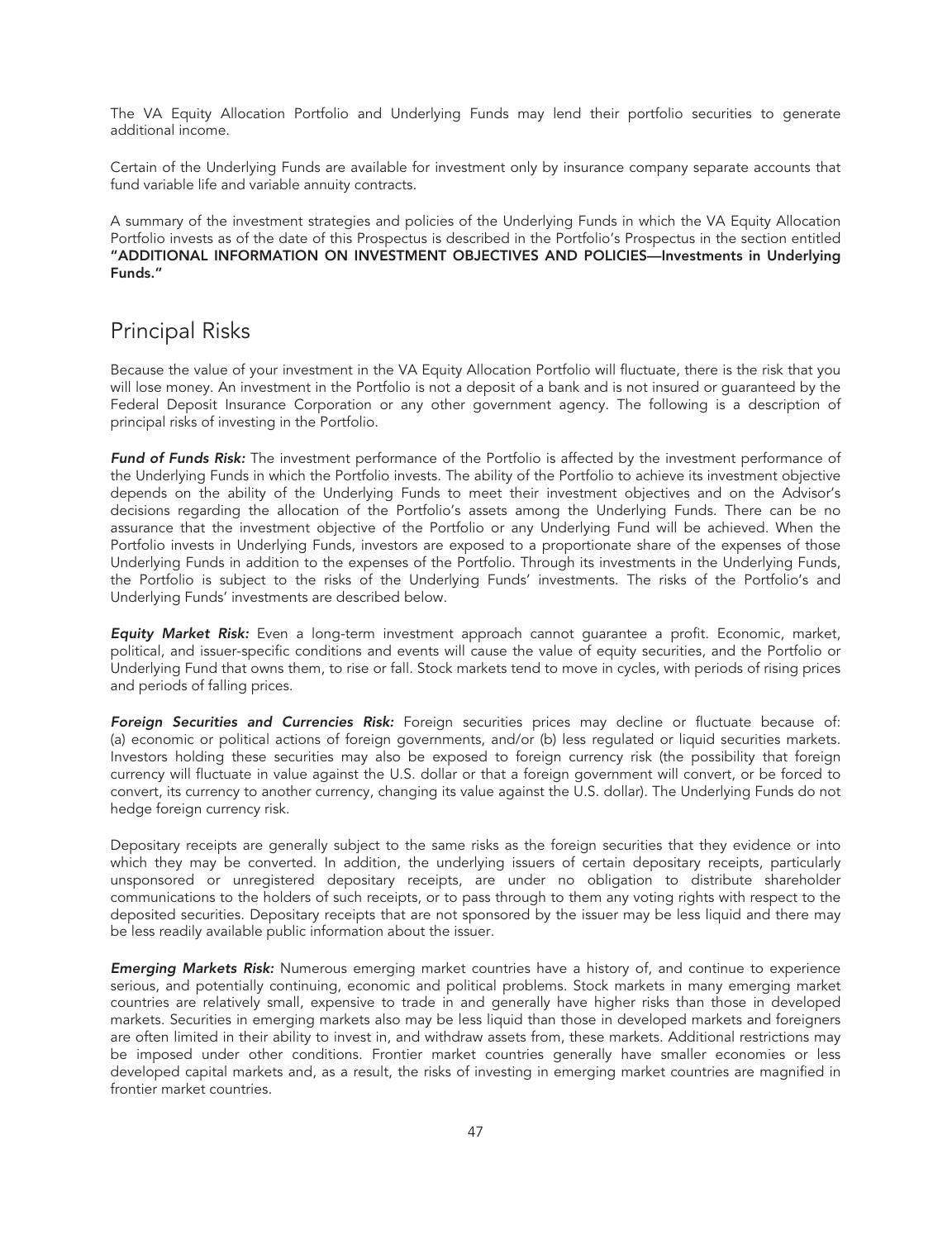The VA Equity Allocation Portfolio and Underlying Funds may lend their portfolio securities to generate additional income.

Certain of the Underlying Funds are available for investment only by insurance company separate accounts that fund variable life and variable annuity contracts.

A summary of the investment strategies and policies of the Underlying Funds in which the VA Equity Allocation Portfolio invests as of the date of this Prospectus is described in the Portfolio's Prospectus in the section entitled **"ADDITIONAL INFORMATION ON INVESTMENT OBJECTIVES AND POLICIES—Investments in Underlying Funds."**

## Principal Risks

Because the value of your investment in the VA Equity Allocation Portfolio will fluctuate, there is the risk that you will lose money. An investment in the Portfolio is not a deposit of a bank and is not insured or guaranteed by the Federal Deposit Insurance Corporation or any other government agency. The following is a description of principal risks of investing in the Portfolio.

***Fund of Funds Risk:*** The investment performance of the Portfolio is affected by the investment performance of the Underlying Funds in which the Portfolio invests. The ability of the Portfolio to achieve its investment objective depends on the ability of the Underlying Funds to meet their investment objectives and on the Advisor's decisions regarding the allocation of the Portfolio's assets among the Underlying Funds. There can be no assurance that the investment objective of the Portfolio or any Underlying Fund will be achieved. When the Portfolio invests in Underlying Funds, investors are exposed to a proportionate share of the expenses of those Underlying Funds in addition to the expenses of the Portfolio. Through its investments in the Underlying Funds, the Portfolio is subject to the risks of the Underlying Funds' investments. The risks of the Portfolio's and Underlying Funds' investments are described below.

***Equity Market Risk:*** Even a long-term investment approach cannot guarantee a profit. Economic, market, political, and issuer-specific conditions and events will cause the value of equity securities, and the Portfolio or Underlying Fund that owns them, to rise or fall. Stock markets tend to move in cycles, with periods of rising prices and periods of falling prices.

***Foreign Securities and Currencies Risk:*** Foreign securities prices may decline or fluctuate because of: (a) economic or political actions of foreign governments, and/or (b) less regulated or liquid securities markets. Investors holding these securities may also be exposed to foreign currency risk (the possibility that foreign currency will fluctuate in value against the U.S. dollar or that a foreign government will convert, or be forced to convert, its currency to another currency, changing its value against the U.S. dollar). The Underlying Funds do not hedge foreign currency risk.

Depositary receipts are generally subject to the same risks as the foreign securities that they evidence or into which they may be converted. In addition, the underlying issuers of certain depositary receipts, particularly unsponsored or unregistered depositary receipts, are under no obligation to distribute shareholder communications to the holders of such receipts, or to pass through to them any voting rights with respect to the deposited securities. Depositary receipts that are not sponsored by the issuer may be less liquid and there may be less readily available public information about the issuer.

***Emerging Markets Risk:*** Numerous emerging market countries have a history of, and continue to experience serious, and potentially continuing, economic and political problems. Stock markets in many emerging market countries are relatively small, expensive to trade in and generally have higher risks than those in developed markets. Securities in emerging markets also may be less liquid than those in developed markets and foreigners are often limited in their ability to invest in, and withdraw assets from, these markets. Additional restrictions may be imposed under other conditions. Frontier market countries generally have smaller economies or less developed capital markets and, as a result, the risks of investing in emerging market countries are magnified in frontier market countries.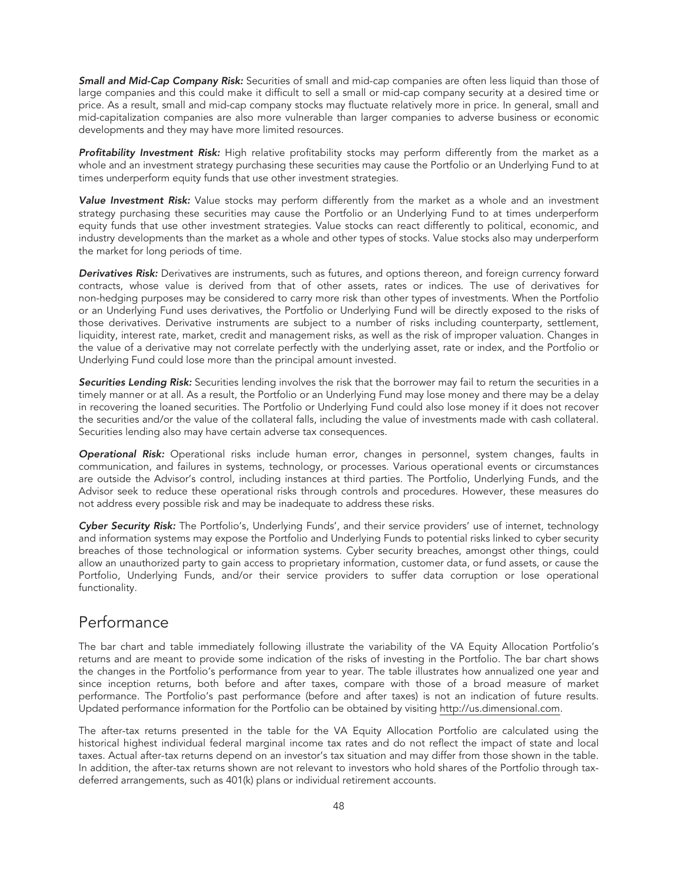***Small and Mid-Cap Company Risk:*** Securities of small and mid-cap companies are often less liquid than those of large companies and this could make it difficult to sell a small or mid-cap company security at a desired time or price. As a result, small and mid-cap company stocks may fluctuate relatively more in price. In general, small and mid-capitalization companies are also more vulnerable than larger companies to adverse business or economic developments and they may have more limited resources.

***Profitability Investment Risk:*** High relative profitability stocks may perform differently from the market as a whole and an investment strategy purchasing these securities may cause the Portfolio or an Underlying Fund to at times underperform equity funds that use other investment strategies.

***Value Investment Risk:*** Value stocks may perform differently from the market as a whole and an investment strategy purchasing these securities may cause the Portfolio or an Underlying Fund to at times underperform equity funds that use other investment strategies. Value stocks can react differently to political, economic, and industry developments than the market as a whole and other types of stocks. Value stocks also may underperform the market for long periods of time.

***Derivatives Risk:*** Derivatives are instruments, such as futures, and options thereon, and foreign currency forward contracts, whose value is derived from that of other assets, rates or indices. The use of derivatives for non-hedging purposes may be considered to carry more risk than other types of investments. When the Portfolio or an Underlying Fund uses derivatives, the Portfolio or Underlying Fund will be directly exposed to the risks of those derivatives. Derivative instruments are subject to a number of risks including counterparty, settlement, liquidity, interest rate, market, credit and management risks, as well as the risk of improper valuation. Changes in the value of a derivative may not correlate perfectly with the underlying asset, rate or index, and the Portfolio or Underlying Fund could lose more than the principal amount invested.

***Securities Lending Risk:*** Securities lending involves the risk that the borrower may fail to return the securities in a timely manner or at all. As a result, the Portfolio or an Underlying Fund may lose money and there may be a delay in recovering the loaned securities. The Portfolio or Underlying Fund could also lose money if it does not recover the securities and/or the value of the collateral falls, including the value of investments made with cash collateral. Securities lending also may have certain adverse tax consequences.

***Operational Risk:*** Operational risks include human error, changes in personnel, system changes, faults in communication, and failures in systems, technology, or processes. Various operational events or circumstances are outside the Advisor's control, including instances at third parties. The Portfolio, Underlying Funds, and the Advisor seek to reduce these operational risks through controls and procedures. However, these measures do not address every possible risk and may be inadequate to address these risks.

***Cyber Security Risk:*** The Portfolio's, Underlying Funds', and their service providers' use of internet, technology and information systems may expose the Portfolio and Underlying Funds to potential risks linked to cyber security breaches of those technological or information systems. Cyber security breaches, amongst other things, could allow an unauthorized party to gain access to proprietary information, customer data, or fund assets, or cause the Portfolio, Underlying Funds, and/or their service providers to suffer data corruption or lose operational functionality.

## Performance

The bar chart and table immediately following illustrate the variability of the VA Equity Allocation Portfolio's returns and are meant to provide some indication of the risks of investing in the Portfolio. The bar chart shows the changes in the Portfolio's performance from year to year. The table illustrates how annualized one year and since inception returns, both before and after taxes, compare with those of a broad measure of market performance. The Portfolio's past performance (before and after taxes) is not an indication of future results. Updated performance information for the Portfolio can be obtained by visiting http://us.dimensional.com.

The after-tax returns presented in the table for the VA Equity Allocation Portfolio are calculated using the historical highest individual federal marginal income tax rates and do not reflect the impact of state and local taxes. Actual after-tax returns depend on an investor's tax situation and may differ from those shown in the table. In addition, the after-tax returns shown are not relevant to investors who hold shares of the Portfolio through tax-deferred arrangements, such as 401(k) plans or individual retirement accounts.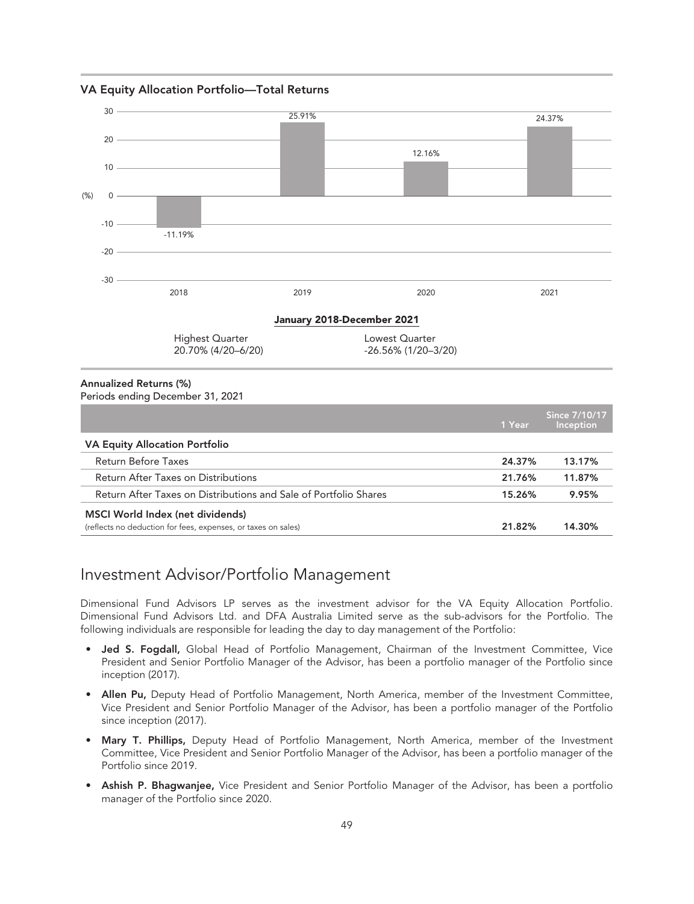**VA Equity Allocation Portfolio—Total Returns**

30
20
10
(%) 0
-10
-20
-30

-11.19%
25.91%
12.16%
24.37%

2018
2019
2020
2021

**January 2018-December 2021**

Highest Quarter
20.70% (4/20–6/20)

Lowest Quarter
-26.56% (1/20–3/20)

**Annualized Returns (%)**
Periods ending December 31, 2021

| | 1 Year | Since 7/10/17 Inception |
|---|---|---|
| **VA Equity Allocation Portfolio** | | |
| Return Before Taxes | **24.37%** | **13.17%** |
| Return After Taxes on Distributions | **21.76%** | **11.87%** |
| Return After Taxes on Distributions and Sale of Portfolio Shares | **15.26%** | **9.95%** |
| **MSCI World Index (net dividends)** (reflects no deduction for fees, expenses, or taxes on sales) | **21.82%** | **14.30%** |

## Investment Advisor/Portfolio Management

Dimensional Fund Advisors LP serves as the investment advisor for the VA Equity Allocation Portfolio. Dimensional Fund Advisors Ltd. and DFA Australia Limited serve as the sub-advisors for the Portfolio. The following individuals are responsible for leading the day to day management of the Portfolio:

- **Jed S. Fogdall,** Global Head of Portfolio Management, Chairman of the Investment Committee, Vice President and Senior Portfolio Manager of the Advisor, has been a portfolio manager of the Portfolio since inception (2017).
- **Allen Pu,** Deputy Head of Portfolio Management, North America, member of the Investment Committee, Vice President and Senior Portfolio Manager of the Advisor, has been a portfolio manager of the Portfolio since inception (2017).
- **Mary T. Phillips,** Deputy Head of Portfolio Management, North America, member of the Investment Committee, Vice President and Senior Portfolio Manager of the Advisor, has been a portfolio manager of the Portfolio since 2019.
- **Ashish P. Bhagwanjee,** Vice President and Senior Portfolio Manager of the Advisor, has been a portfolio manager of the Portfolio since 2020.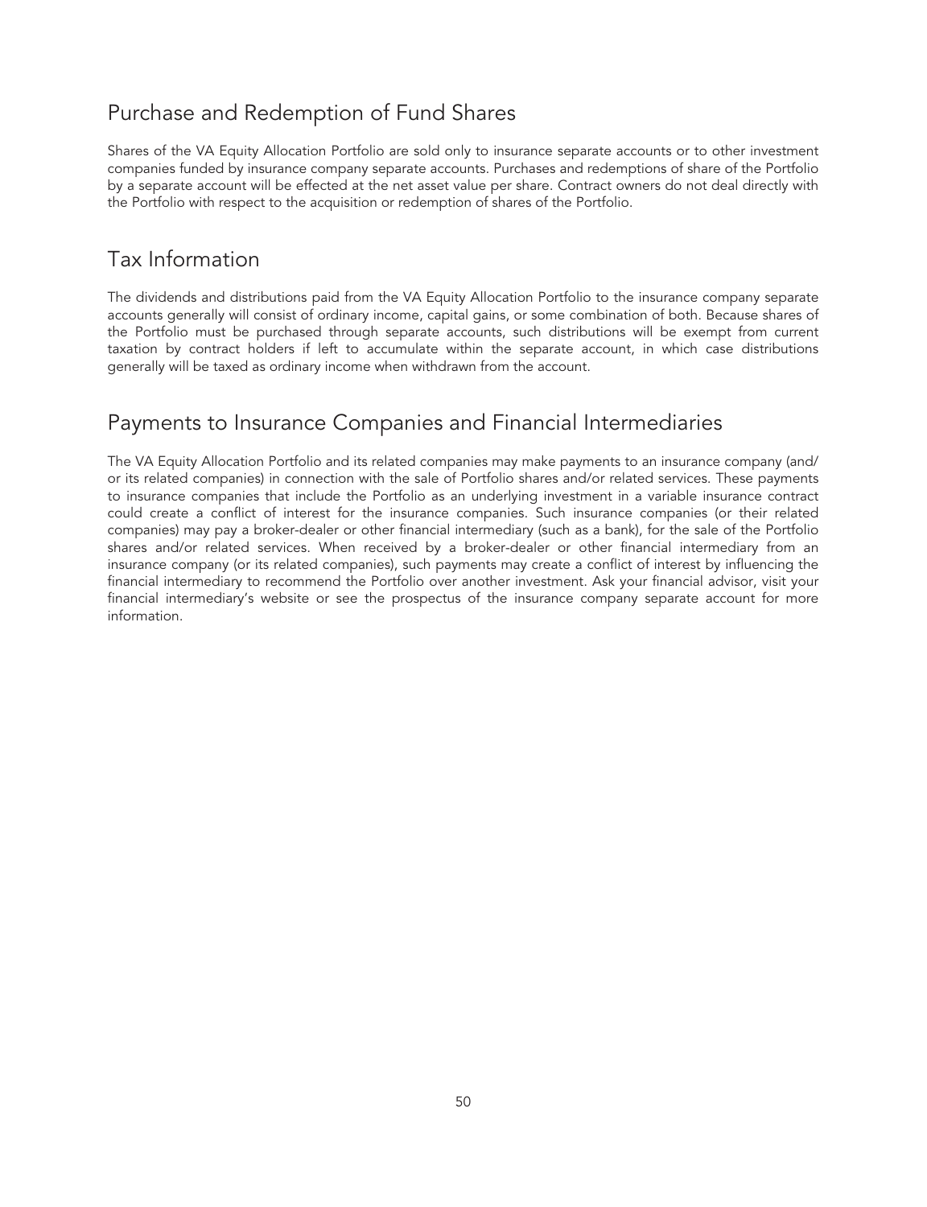## Purchase and Redemption of Fund Shares

Shares of the VA Equity Allocation Portfolio are sold only to insurance separate accounts or to other investment companies funded by insurance company separate accounts. Purchases and redemptions of share of the Portfolio by a separate account will be effected at the net asset value per share. Contract owners do not deal directly with the Portfolio with respect to the acquisition or redemption of shares of the Portfolio.

## Tax Information

The dividends and distributions paid from the VA Equity Allocation Portfolio to the insurance company separate accounts generally will consist of ordinary income, capital gains, or some combination of both. Because shares of the Portfolio must be purchased through separate accounts, such distributions will be exempt from current taxation by contract holders if left to accumulate within the separate account, in which case distributions generally will be taxed as ordinary income when withdrawn from the account.

## Payments to Insurance Companies and Financial Intermediaries

The VA Equity Allocation Portfolio and its related companies may make payments to an insurance company (and/or its related companies) in connection with the sale of Portfolio shares and/or related services. These payments to insurance companies that include the Portfolio as an underlying investment in a variable insurance contract could create a conflict of interest for the insurance companies. Such insurance companies (or their related companies) may pay a broker-dealer or other financial intermediary (such as a bank), for the sale of the Portfolio shares and/or related services. When received by a broker-dealer or other financial intermediary from an insurance company (or its related companies), such payments may create a conflict of interest by influencing the financial intermediary to recommend the Portfolio over another investment. Ask your financial advisor, visit your financial intermediary's website or see the prospectus of the insurance company separate account for more information.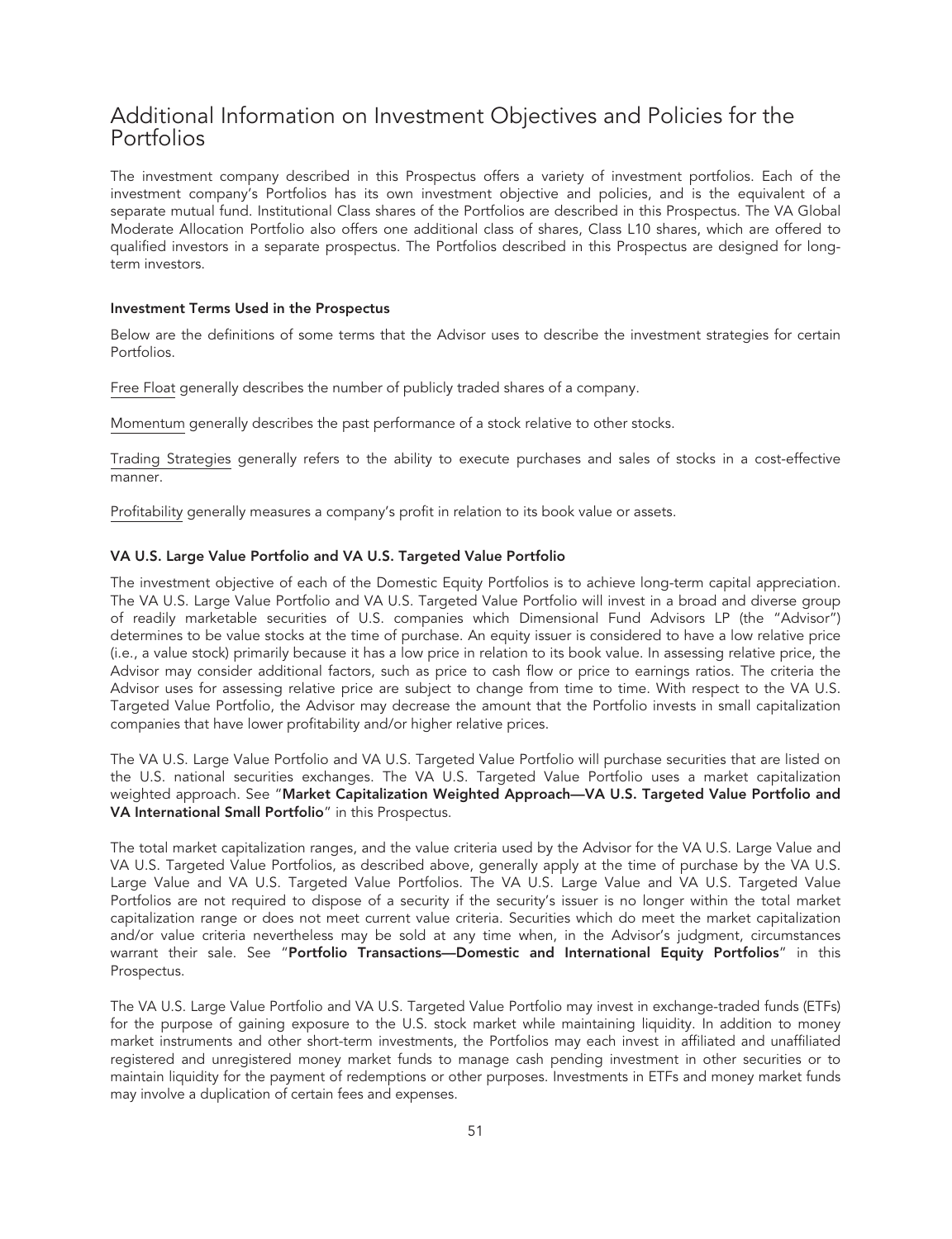# Additional Information on Investment Objectives and Policies for the Portfolios

The investment company described in this Prospectus offers a variety of investment portfolios. Each of the investment company's Portfolios has its own investment objective and policies, and is the equivalent of a separate mutual fund. Institutional Class shares of the Portfolios are described in this Prospectus. The VA Global Moderate Allocation Portfolio also offers one additional class of shares, Class L10 shares, which are offered to qualified investors in a separate prospectus. The Portfolios described in this Prospectus are designed for long-term investors.

### Investment Terms Used in the Prospectus

Below are the definitions of some terms that the Advisor uses to describe the investment strategies for certain Portfolios.

Free Float generally describes the number of publicly traded shares of a company.

Momentum generally describes the past performance of a stock relative to other stocks.

Trading Strategies generally refers to the ability to execute purchases and sales of stocks in a cost-effective manner.

Profitability generally measures a company's profit in relation to its book value or assets.

### VA U.S. Large Value Portfolio and VA U.S. Targeted Value Portfolio

The investment objective of each of the Domestic Equity Portfolios is to achieve long-term capital appreciation. The VA U.S. Large Value Portfolio and VA U.S. Targeted Value Portfolio will invest in a broad and diverse group of readily marketable securities of U.S. companies which Dimensional Fund Advisors LP (the "Advisor") determines to be value stocks at the time of purchase. An equity issuer is considered to have a low relative price (i.e., a value stock) primarily because it has a low price in relation to its book value. In assessing relative price, the Advisor may consider additional factors, such as price to cash flow or price to earnings ratios. The criteria the Advisor uses for assessing relative price are subject to change from time to time. With respect to the VA U.S. Targeted Value Portfolio, the Advisor may decrease the amount that the Portfolio invests in small capitalization companies that have lower profitability and/or higher relative prices.

The VA U.S. Large Value Portfolio and VA U.S. Targeted Value Portfolio will purchase securities that are listed on the U.S. national securities exchanges. The VA U.S. Targeted Value Portfolio uses a market capitalization weighted approach. See "**Market Capitalization Weighted Approach—VA U.S. Targeted Value Portfolio and VA International Small Portfolio**" in this Prospectus.

The total market capitalization ranges, and the value criteria used by the Advisor for the VA U.S. Large Value and VA U.S. Targeted Value Portfolios, as described above, generally apply at the time of purchase by the VA U.S. Large Value and VA U.S. Targeted Value Portfolios. The VA U.S. Large Value and VA U.S. Targeted Value Portfolios are not required to dispose of a security if the security's issuer is no longer within the total market capitalization range or does not meet current value criteria. Securities which do meet the market capitalization and/or value criteria nevertheless may be sold at any time when, in the Advisor's judgment, circumstances warrant their sale. See "**Portfolio Transactions—Domestic and International Equity Portfolios**" in this Prospectus.

The VA U.S. Large Value Portfolio and VA U.S. Targeted Value Portfolio may invest in exchange-traded funds (ETFs) for the purpose of gaining exposure to the U.S. stock market while maintaining liquidity. In addition to money market instruments and other short-term investments, the Portfolios may each invest in affiliated and unaffiliated registered and unregistered money market funds to manage cash pending investment in other securities or to maintain liquidity for the payment of redemptions or other purposes. Investments in ETFs and money market funds may involve a duplication of certain fees and expenses.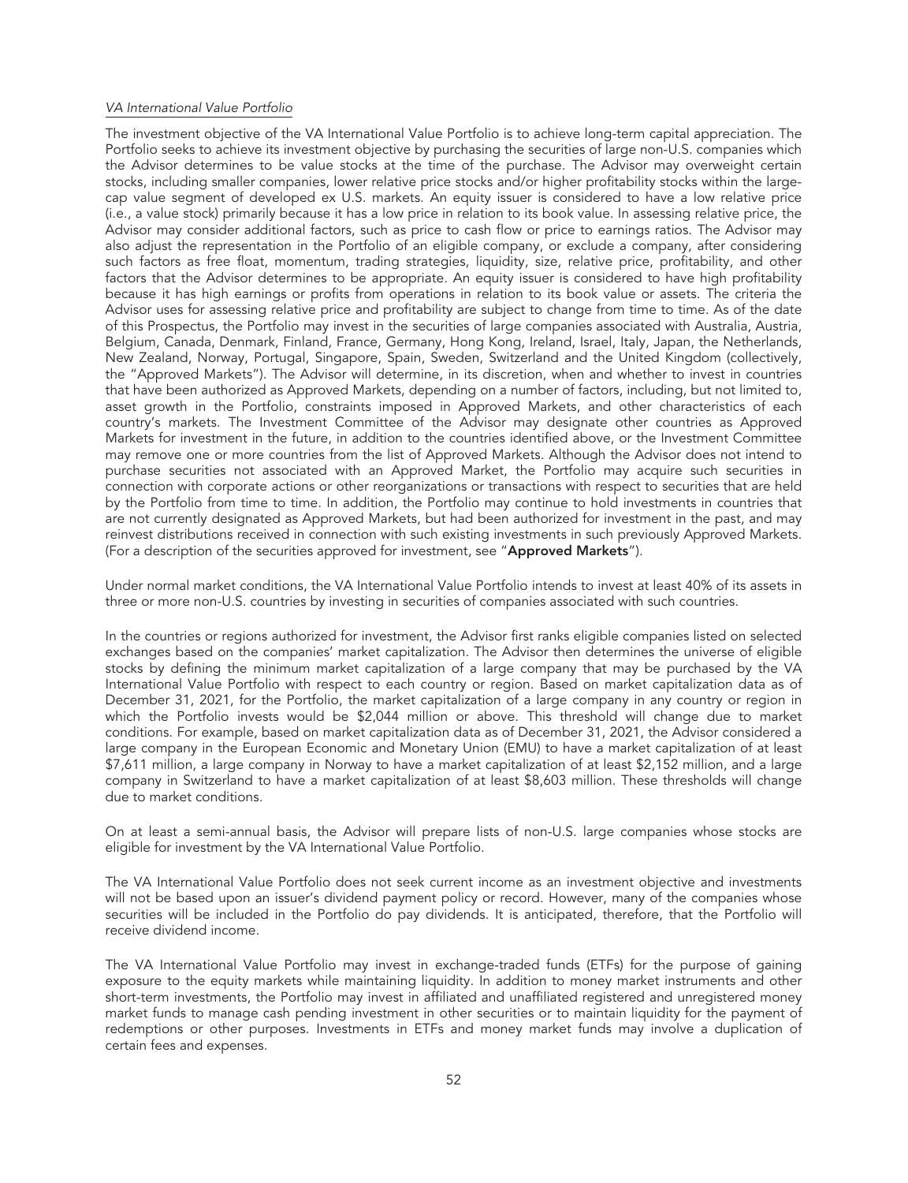*VA International Value Portfolio*

The investment objective of the VA International Value Portfolio is to achieve long-term capital appreciation. The Portfolio seeks to achieve its investment objective by purchasing the securities of large non-U.S. companies which the Advisor determines to be value stocks at the time of the purchase. The Advisor may overweight certain stocks, including smaller companies, lower relative price stocks and/or higher profitability stocks within the large-cap value segment of developed ex U.S. markets. An equity issuer is considered to have a low relative price (i.e., a value stock) primarily because it has a low price in relation to its book value. In assessing relative price, the Advisor may consider additional factors, such as price to cash flow or price to earnings ratios. The Advisor may also adjust the representation in the Portfolio of an eligible company, or exclude a company, after considering such factors as free float, momentum, trading strategies, liquidity, size, relative price, profitability, and other factors that the Advisor determines to be appropriate. An equity issuer is considered to have high profitability because it has high earnings or profits from operations in relation to its book value or assets. The criteria the Advisor uses for assessing relative price and profitability are subject to change from time to time. As of the date of this Prospectus, the Portfolio may invest in the securities of large companies associated with Australia, Austria, Belgium, Canada, Denmark, Finland, France, Germany, Hong Kong, Ireland, Israel, Italy, Japan, the Netherlands, New Zealand, Norway, Portugal, Singapore, Spain, Sweden, Switzerland and the United Kingdom (collectively, the "Approved Markets"). The Advisor will determine, in its discretion, when and whether to invest in countries that have been authorized as Approved Markets, depending on a number of factors, including, but not limited to, asset growth in the Portfolio, constraints imposed in Approved Markets, and other characteristics of each country's markets. The Investment Committee of the Advisor may designate other countries as Approved Markets for investment in the future, in addition to the countries identified above, or the Investment Committee may remove one or more countries from the list of Approved Markets. Although the Advisor does not intend to purchase securities not associated with an Approved Market, the Portfolio may acquire such securities in connection with corporate actions or other reorganizations or transactions with respect to securities that are held by the Portfolio from time to time. In addition, the Portfolio may continue to hold investments in countries that are not currently designated as Approved Markets, but had been authorized for investment in the past, and may reinvest distributions received in connection with such existing investments in such previously Approved Markets. (For a description of the securities approved for investment, see "**Approved Markets**").

Under normal market conditions, the VA International Value Portfolio intends to invest at least 40% of its assets in three or more non-U.S. countries by investing in securities of companies associated with such countries.

In the countries or regions authorized for investment, the Advisor first ranks eligible companies listed on selected exchanges based on the companies' market capitalization. The Advisor then determines the universe of eligible stocks by defining the minimum market capitalization of a large company that may be purchased by the VA International Value Portfolio with respect to each country or region. Based on market capitalization data as of December 31, 2021, for the Portfolio, the market capitalization of a large company in any country or region in which the Portfolio invests would be $2,044 million or above. This threshold will change due to market conditions. For example, based on market capitalization data as of December 31, 2021, the Advisor considered a large company in the European Economic and Monetary Union (EMU) to have a market capitalization of at least $7,611 million, a large company in Norway to have a market capitalization of at least $2,152 million, and a large company in Switzerland to have a market capitalization of at least $8,603 million. These thresholds will change due to market conditions.

On at least a semi-annual basis, the Advisor will prepare lists of non-U.S. large companies whose stocks are eligible for investment by the VA International Value Portfolio.

The VA International Value Portfolio does not seek current income as an investment objective and investments will not be based upon an issuer's dividend payment policy or record. However, many of the companies whose securities will be included in the Portfolio do pay dividends. It is anticipated, therefore, that the Portfolio will receive dividend income.

The VA International Value Portfolio may invest in exchange-traded funds (ETFs) for the purpose of gaining exposure to the equity markets while maintaining liquidity. In addition to money market instruments and other short-term investments, the Portfolio may invest in affiliated and unaffiliated registered and unregistered money market funds to manage cash pending investment in other securities or to maintain liquidity for the payment of redemptions or other purposes. Investments in ETFs and money market funds may involve a duplication of certain fees and expenses.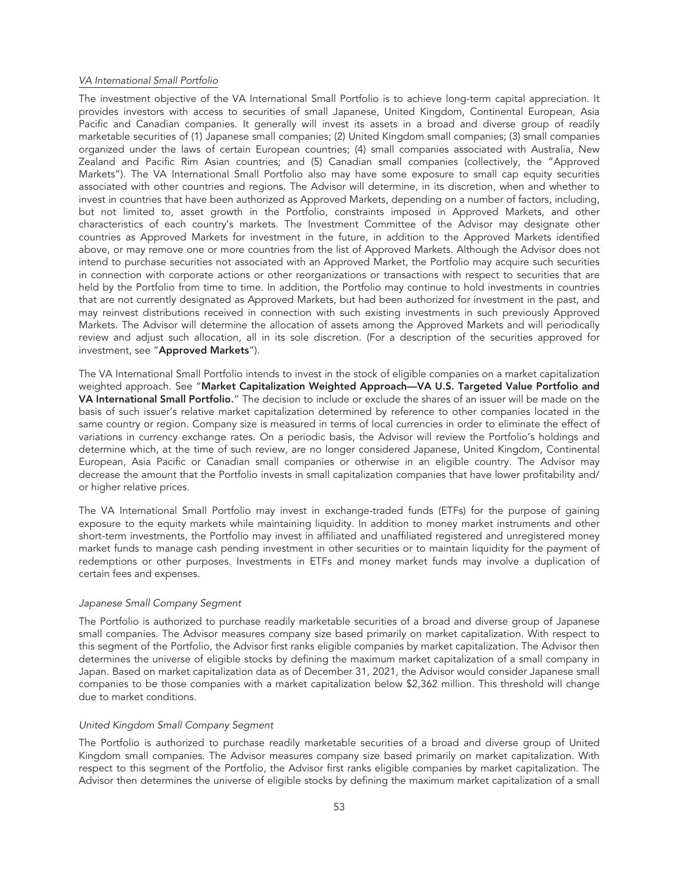*VA International Small Portfolio*

The investment objective of the VA International Small Portfolio is to achieve long-term capital appreciation. It provides investors with access to securities of small Japanese, United Kingdom, Continental European, Asia Pacific and Canadian companies. It generally will invest its assets in a broad and diverse group of readily marketable securities of (1) Japanese small companies; (2) United Kingdom small companies; (3) small companies organized under the laws of certain European countries; (4) small companies associated with Australia, New Zealand and Pacific Rim Asian countries; and (5) Canadian small companies (collectively, the "Approved Markets"). The VA International Small Portfolio also may have some exposure to small cap equity securities associated with other countries and regions. The Advisor will determine, in its discretion, when and whether to invest in countries that have been authorized as Approved Markets, depending on a number of factors, including, but not limited to, asset growth in the Portfolio, constraints imposed in Approved Markets, and other characteristics of each country's markets. The Investment Committee of the Advisor may designate other countries as Approved Markets for investment in the future, in addition to the Approved Markets identified above, or may remove one or more countries from the list of Approved Markets. Although the Advisor does not intend to purchase securities not associated with an Approved Market, the Portfolio may acquire such securities in connection with corporate actions or other reorganizations or transactions with respect to securities that are held by the Portfolio from time to time. In addition, the Portfolio may continue to hold investments in countries that are not currently designated as Approved Markets, but had been authorized for investment in the past, and may reinvest distributions received in connection with such existing investments in such previously Approved Markets. The Advisor will determine the allocation of assets among the Approved Markets and will periodically review and adjust such allocation, all in its sole discretion. (For a description of the securities approved for investment, see "**Approved Markets**").

The VA International Small Portfolio intends to invest in the stock of eligible companies on a market capitalization weighted approach. See "**Market Capitalization Weighted Approach—VA U.S. Targeted Value Portfolio and VA International Small Portfolio.**" The decision to include or exclude the shares of an issuer will be made on the basis of such issuer's relative market capitalization determined by reference to other companies located in the same country or region. Company size is measured in terms of local currencies in order to eliminate the effect of variations in currency exchange rates. On a periodic basis, the Advisor will review the Portfolio's holdings and determine which, at the time of such review, are no longer considered Japanese, United Kingdom, Continental European, Asia Pacific or Canadian small companies or otherwise in an eligible country. The Advisor may decrease the amount that the Portfolio invests in small capitalization companies that have lower profitability and/ or higher relative prices.

The VA International Small Portfolio may invest in exchange-traded funds (ETFs) for the purpose of gaining exposure to the equity markets while maintaining liquidity. In addition to money market instruments and other short-term investments, the Portfolio may invest in affiliated and unaffiliated registered and unregistered money market funds to manage cash pending investment in other securities or to maintain liquidity for the payment of redemptions or other purposes. Investments in ETFs and money market funds may involve a duplication of certain fees and expenses.

*Japanese Small Company Segment*

The Portfolio is authorized to purchase readily marketable securities of a broad and diverse group of Japanese small companies. The Advisor measures company size based primarily on market capitalization. With respect to this segment of the Portfolio, the Advisor first ranks eligible companies by market capitalization. The Advisor then determines the universe of eligible stocks by defining the maximum market capitalization of a small company in Japan. Based on market capitalization data as of December 31, 2021, the Advisor would consider Japanese small companies to be those companies with a market capitalization below $2,362 million. This threshold will change due to market conditions.

*United Kingdom Small Company Segment*

The Portfolio is authorized to purchase readily marketable securities of a broad and diverse group of United Kingdom small companies. The Advisor measures company size based primarily on market capitalization. With respect to this segment of the Portfolio, the Advisor first ranks eligible companies by market capitalization. The Advisor then determines the universe of eligible stocks by defining the maximum market capitalization of a small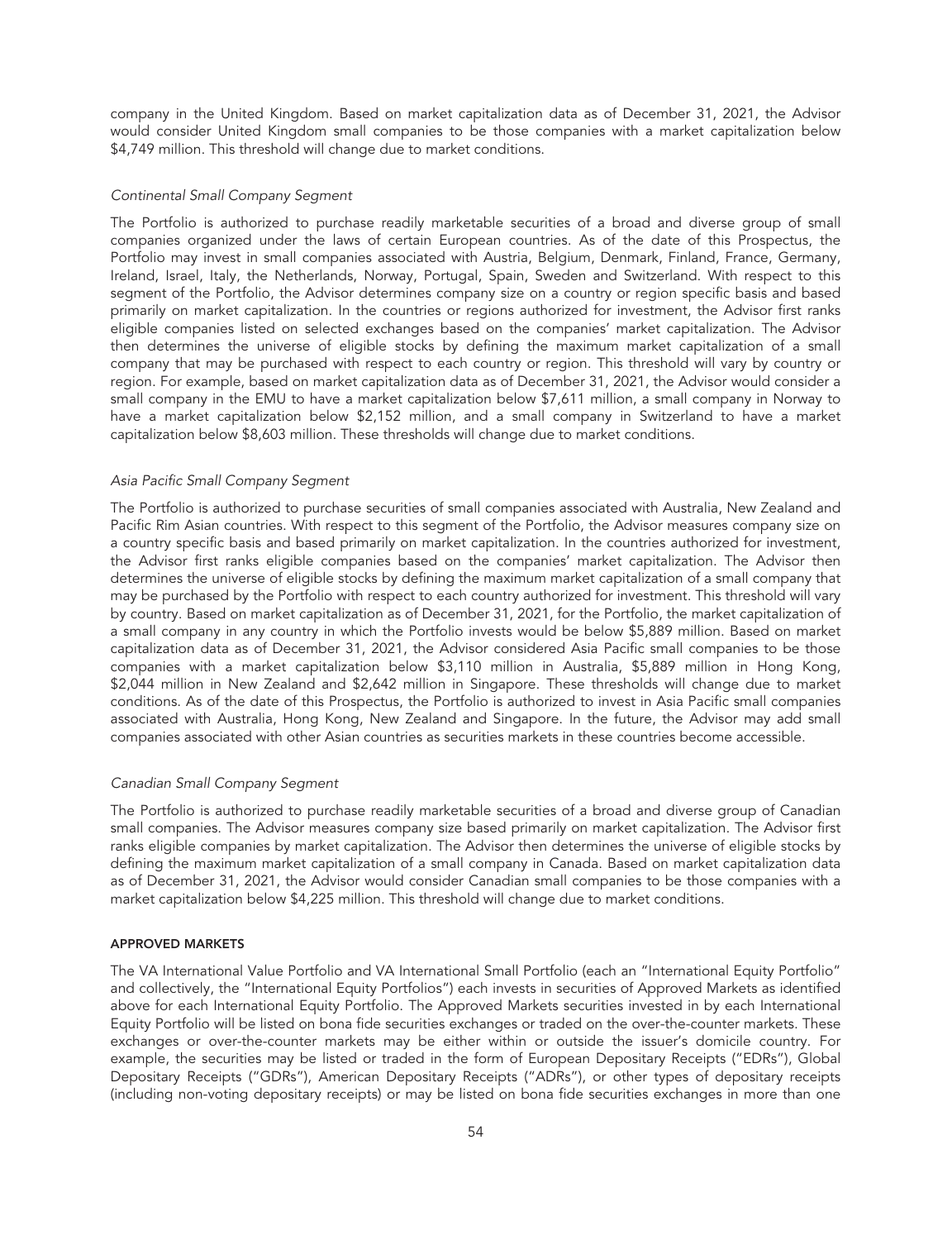company in the United Kingdom. Based on market capitalization data as of December 31, 2021, the Advisor would consider United Kingdom small companies to be those companies with a market capitalization below $4,749 million. This threshold will change due to market conditions.

*Continental Small Company Segment*

The Portfolio is authorized to purchase readily marketable securities of a broad and diverse group of small companies organized under the laws of certain European countries. As of the date of this Prospectus, the Portfolio may invest in small companies associated with Austria, Belgium, Denmark, Finland, France, Germany, Ireland, Israel, Italy, the Netherlands, Norway, Portugal, Spain, Sweden and Switzerland. With respect to this segment of the Portfolio, the Advisor determines company size on a country or region specific basis and based primarily on market capitalization. In the countries or regions authorized for investment, the Advisor first ranks eligible companies listed on selected exchanges based on the companies' market capitalization. The Advisor then determines the universe of eligible stocks by defining the maximum market capitalization of a small company that may be purchased with respect to each country or region. This threshold will vary by country or region. For example, based on market capitalization data as of December 31, 2021, the Advisor would consider a small company in the EMU to have a market capitalization below $7,611 million, a small company in Norway to have a market capitalization below $2,152 million, and a small company in Switzerland to have a market capitalization below $8,603 million. These thresholds will change due to market conditions.

*Asia Pacific Small Company Segment*

The Portfolio is authorized to purchase securities of small companies associated with Australia, New Zealand and Pacific Rim Asian countries. With respect to this segment of the Portfolio, the Advisor measures company size on a country specific basis and based primarily on market capitalization. In the countries authorized for investment, the Advisor first ranks eligible companies based on the companies' market capitalization. The Advisor then determines the universe of eligible stocks by defining the maximum market capitalization of a small company that may be purchased by the Portfolio with respect to each country authorized for investment. This threshold will vary by country. Based on market capitalization as of December 31, 2021, for the Portfolio, the market capitalization of a small company in any country in which the Portfolio invests would be below $5,889 million. Based on market capitalization data as of December 31, 2021, the Advisor considered Asia Pacific small companies to be those companies with a market capitalization below $3,110 million in Australia, $5,889 million in Hong Kong, $2,044 million in New Zealand and $2,642 million in Singapore. These thresholds will change due to market conditions. As of the date of this Prospectus, the Portfolio is authorized to invest in Asia Pacific small companies associated with Australia, Hong Kong, New Zealand and Singapore. In the future, the Advisor may add small companies associated with other Asian countries as securities markets in these countries become accessible.

*Canadian Small Company Segment*

The Portfolio is authorized to purchase readily marketable securities of a broad and diverse group of Canadian small companies. The Advisor measures company size based primarily on market capitalization. The Advisor first ranks eligible companies by market capitalization. The Advisor then determines the universe of eligible stocks by defining the maximum market capitalization of a small company in Canada. Based on market capitalization data as of December 31, 2021, the Advisor would consider Canadian small companies to be those companies with a market capitalization below $4,225 million. This threshold will change due to market conditions.

#### APPROVED MARKETS

The VA International Value Portfolio and VA International Small Portfolio (each an "International Equity Portfolio" and collectively, the "International Equity Portfolios") each invests in securities of Approved Markets as identified above for each International Equity Portfolio. The Approved Markets securities invested in by each International Equity Portfolio will be listed on bona fide securities exchanges or traded on the over-the-counter markets. These exchanges or over-the-counter markets may be either within or outside the issuer's domicile country. For example, the securities may be listed or traded in the form of European Depositary Receipts ("EDRs"), Global Depositary Receipts ("GDRs"), American Depositary Receipts ("ADRs"), or other types of depositary receipts (including non-voting depositary receipts) or may be listed on bona fide securities exchanges in more than one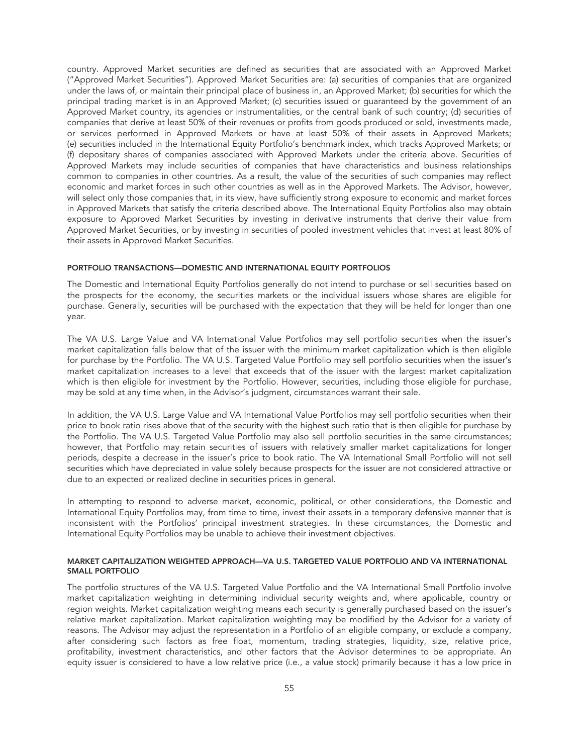country. Approved Market securities are defined as securities that are associated with an Approved Market ("Approved Market Securities"). Approved Market Securities are: (a) securities of companies that are organized under the laws of, or maintain their principal place of business in, an Approved Market; (b) securities for which the principal trading market is in an Approved Market; (c) securities issued or guaranteed by the government of an Approved Market country, its agencies or instrumentalities, or the central bank of such country; (d) securities of companies that derive at least 50% of their revenues or profits from goods produced or sold, investments made, or services performed in Approved Markets or have at least 50% of their assets in Approved Markets; (e) securities included in the International Equity Portfolio's benchmark index, which tracks Approved Markets; or (f) depositary shares of companies associated with Approved Markets under the criteria above. Securities of Approved Markets may include securities of companies that have characteristics and business relationships common to companies in other countries. As a result, the value of the securities of such companies may reflect economic and market forces in such other countries as well as in the Approved Markets. The Advisor, however, will select only those companies that, in its view, have sufficiently strong exposure to economic and market forces in Approved Markets that satisfy the criteria described above. The International Equity Portfolios also may obtain exposure to Approved Market Securities by investing in derivative instruments that derive their value from Approved Market Securities, or by investing in securities of pooled investment vehicles that invest at least 80% of their assets in Approved Market Securities.

#### PORTFOLIO TRANSACTIONS—DOMESTIC AND INTERNATIONAL EQUITY PORTFOLIOS

The Domestic and International Equity Portfolios generally do not intend to purchase or sell securities based on the prospects for the economy, the securities markets or the individual issuers whose shares are eligible for purchase. Generally, securities will be purchased with the expectation that they will be held for longer than one year.

The VA U.S. Large Value and VA International Value Portfolios may sell portfolio securities when the issuer's market capitalization falls below that of the issuer with the minimum market capitalization which is then eligible for purchase by the Portfolio. The VA U.S. Targeted Value Portfolio may sell portfolio securities when the issuer's market capitalization increases to a level that exceeds that of the issuer with the largest market capitalization which is then eligible for investment by the Portfolio. However, securities, including those eligible for purchase, may be sold at any time when, in the Advisor's judgment, circumstances warrant their sale.

In addition, the VA U.S. Large Value and VA International Value Portfolios may sell portfolio securities when their price to book ratio rises above that of the security with the highest such ratio that is then eligible for purchase by the Portfolio. The VA U.S. Targeted Value Portfolio may also sell portfolio securities in the same circumstances; however, that Portfolio may retain securities of issuers with relatively smaller market capitalizations for longer periods, despite a decrease in the issuer's price to book ratio. The VA International Small Portfolio will not sell securities which have depreciated in value solely because prospects for the issuer are not considered attractive or due to an expected or realized decline in securities prices in general.

In attempting to respond to adverse market, economic, political, or other considerations, the Domestic and International Equity Portfolios may, from time to time, invest their assets in a temporary defensive manner that is inconsistent with the Portfolios' principal investment strategies. In these circumstances, the Domestic and International Equity Portfolios may be unable to achieve their investment objectives.

#### MARKET CAPITALIZATION WEIGHTED APPROACH—VA U.S. TARGETED VALUE PORTFOLIO AND VA INTERNATIONAL SMALL PORTFOLIO

The portfolio structures of the VA U.S. Targeted Value Portfolio and the VA International Small Portfolio involve market capitalization weighting in determining individual security weights and, where applicable, country or region weights. Market capitalization weighting means each security is generally purchased based on the issuer's relative market capitalization. Market capitalization weighting may be modified by the Advisor for a variety of reasons. The Advisor may adjust the representation in a Portfolio of an eligible company, or exclude a company, after considering such factors as free float, momentum, trading strategies, liquidity, size, relative price, profitability, investment characteristics, and other factors that the Advisor determines to be appropriate. An equity issuer is considered to have a low relative price (i.e., a value stock) primarily because it has a low price in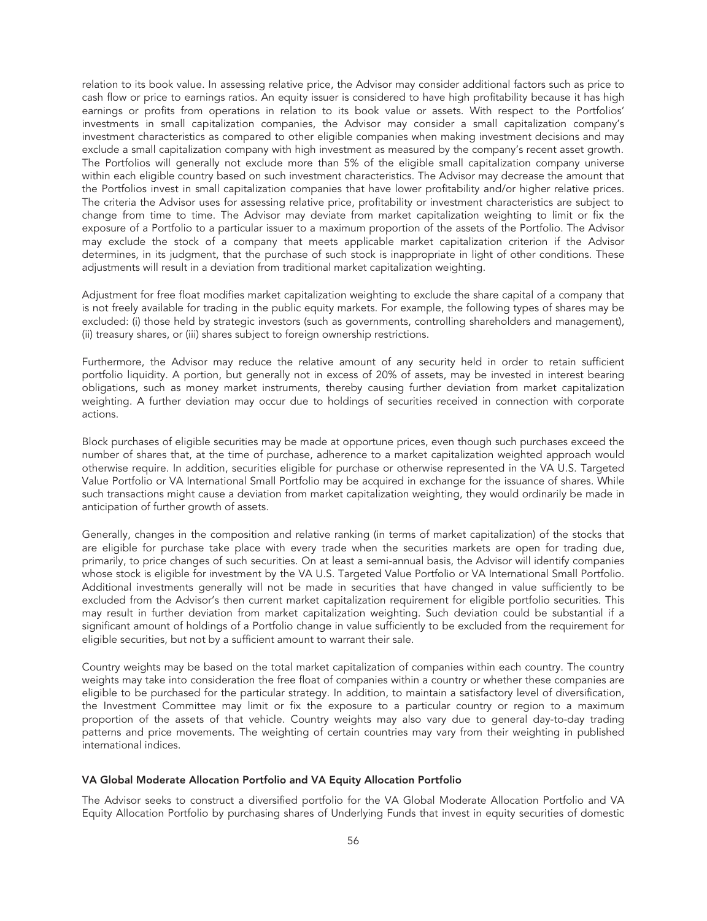relation to its book value. In assessing relative price, the Advisor may consider additional factors such as price to cash flow or price to earnings ratios. An equity issuer is considered to have high profitability because it has high earnings or profits from operations in relation to its book value or assets. With respect to the Portfolios' investments in small capitalization companies, the Advisor may consider a small capitalization company's investment characteristics as compared to other eligible companies when making investment decisions and may exclude a small capitalization company with high investment as measured by the company's recent asset growth. The Portfolios will generally not exclude more than 5% of the eligible small capitalization company universe within each eligible country based on such investment characteristics. The Advisor may decrease the amount that the Portfolios invest in small capitalization companies that have lower profitability and/or higher relative prices. The criteria the Advisor uses for assessing relative price, profitability or investment characteristics are subject to change from time to time. The Advisor may deviate from market capitalization weighting to limit or fix the exposure of a Portfolio to a particular issuer to a maximum proportion of the assets of the Portfolio. The Advisor may exclude the stock of a company that meets applicable market capitalization criterion if the Advisor determines, in its judgment, that the purchase of such stock is inappropriate in light of other conditions. These adjustments will result in a deviation from traditional market capitalization weighting.

Adjustment for free float modifies market capitalization weighting to exclude the share capital of a company that is not freely available for trading in the public equity markets. For example, the following types of shares may be excluded: (i) those held by strategic investors (such as governments, controlling shareholders and management), (ii) treasury shares, or (iii) shares subject to foreign ownership restrictions.

Furthermore, the Advisor may reduce the relative amount of any security held in order to retain sufficient portfolio liquidity. A portion, but generally not in excess of 20% of assets, may be invested in interest bearing obligations, such as money market instruments, thereby causing further deviation from market capitalization weighting. A further deviation may occur due to holdings of securities received in connection with corporate actions.

Block purchases of eligible securities may be made at opportune prices, even though such purchases exceed the number of shares that, at the time of purchase, adherence to a market capitalization weighted approach would otherwise require. In addition, securities eligible for purchase or otherwise represented in the VA U.S. Targeted Value Portfolio or VA International Small Portfolio may be acquired in exchange for the issuance of shares. While such transactions might cause a deviation from market capitalization weighting, they would ordinarily be made in anticipation of further growth of assets.

Generally, changes in the composition and relative ranking (in terms of market capitalization) of the stocks that are eligible for purchase take place with every trade when the securities markets are open for trading due, primarily, to price changes of such securities. On at least a semi-annual basis, the Advisor will identify companies whose stock is eligible for investment by the VA U.S. Targeted Value Portfolio or VA International Small Portfolio. Additional investments generally will not be made in securities that have changed in value sufficiently to be excluded from the Advisor's then current market capitalization requirement for eligible portfolio securities. This may result in further deviation from market capitalization weighting. Such deviation could be substantial if a significant amount of holdings of a Portfolio change in value sufficiently to be excluded from the requirement for eligible securities, but not by a sufficient amount to warrant their sale.

Country weights may be based on the total market capitalization of companies within each country. The country weights may take into consideration the free float of companies within a country or whether these companies are eligible to be purchased for the particular strategy. In addition, to maintain a satisfactory level of diversification, the Investment Committee may limit or fix the exposure to a particular country or region to a maximum proportion of the assets of that vehicle. Country weights may also vary due to general day-to-day trading patterns and price movements. The weighting of certain countries may vary from their weighting in published international indices.

**VA Global Moderate Allocation Portfolio and VA Equity Allocation Portfolio**

The Advisor seeks to construct a diversified portfolio for the VA Global Moderate Allocation Portfolio and VA Equity Allocation Portfolio by purchasing shares of Underlying Funds that invest in equity securities of domestic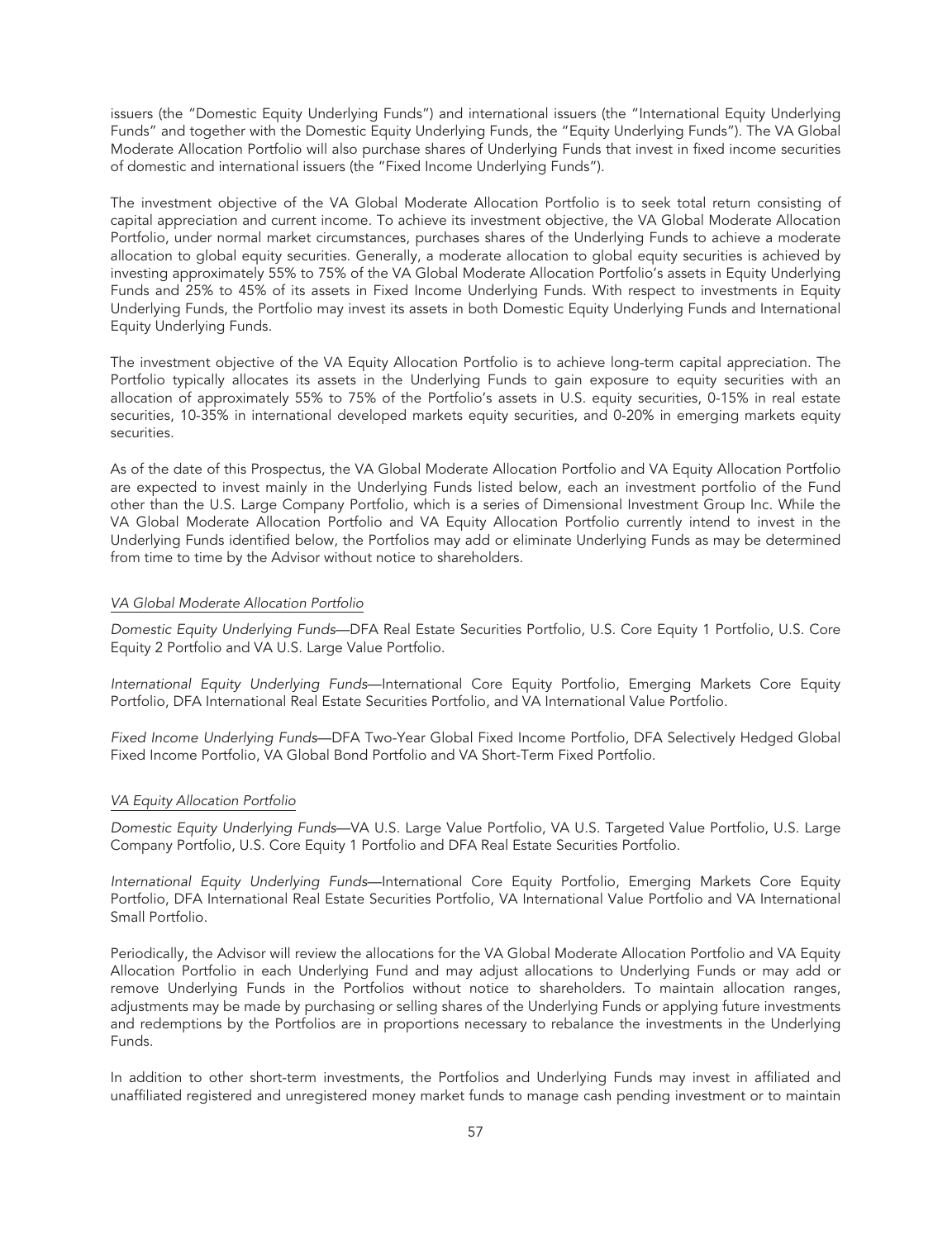issuers (the "Domestic Equity Underlying Funds") and international issuers (the "International Equity Underlying Funds" and together with the Domestic Equity Underlying Funds, the "Equity Underlying Funds"). The VA Global Moderate Allocation Portfolio will also purchase shares of Underlying Funds that invest in fixed income securities of domestic and international issuers (the "Fixed Income Underlying Funds").

The investment objective of the VA Global Moderate Allocation Portfolio is to seek total return consisting of capital appreciation and current income. To achieve its investment objective, the VA Global Moderate Allocation Portfolio, under normal market circumstances, purchases shares of the Underlying Funds to achieve a moderate allocation to global equity securities. Generally, a moderate allocation to global equity securities is achieved by investing approximately 55% to 75% of the VA Global Moderate Allocation Portfolio's assets in Equity Underlying Funds and 25% to 45% of its assets in Fixed Income Underlying Funds. With respect to investments in Equity Underlying Funds, the Portfolio may invest its assets in both Domestic Equity Underlying Funds and International Equity Underlying Funds.

The investment objective of the VA Equity Allocation Portfolio is to achieve long-term capital appreciation. The Portfolio typically allocates its assets in the Underlying Funds to gain exposure to equity securities with an allocation of approximately 55% to 75% of the Portfolio's assets in U.S. equity securities, 0-15% in real estate securities, 10-35% in international developed markets equity securities, and 0-20% in emerging markets equity securities.

As of the date of this Prospectus, the VA Global Moderate Allocation Portfolio and VA Equity Allocation Portfolio are expected to invest mainly in the Underlying Funds listed below, each an investment portfolio of the Fund other than the U.S. Large Company Portfolio, which is a series of Dimensional Investment Group Inc. While the VA Global Moderate Allocation Portfolio and VA Equity Allocation Portfolio currently intend to invest in the Underlying Funds identified below, the Portfolios may add or eliminate Underlying Funds as may be determined from time to time by the Advisor without notice to shareholders.

*VA Global Moderate Allocation Portfolio*

*Domestic Equity Underlying Funds*—DFA Real Estate Securities Portfolio, U.S. Core Equity 1 Portfolio, U.S. Core Equity 2 Portfolio and VA U.S. Large Value Portfolio.

*International Equity Underlying Funds*—International Core Equity Portfolio, Emerging Markets Core Equity Portfolio, DFA International Real Estate Securities Portfolio, and VA International Value Portfolio.

*Fixed Income Underlying Funds*—DFA Two-Year Global Fixed Income Portfolio, DFA Selectively Hedged Global Fixed Income Portfolio, VA Global Bond Portfolio and VA Short-Term Fixed Portfolio.

*VA Equity Allocation Portfolio*

*Domestic Equity Underlying Funds*—VA U.S. Large Value Portfolio, VA U.S. Targeted Value Portfolio, U.S. Large Company Portfolio, U.S. Core Equity 1 Portfolio and DFA Real Estate Securities Portfolio.

*International Equity Underlying Funds*—International Core Equity Portfolio, Emerging Markets Core Equity Portfolio, DFA International Real Estate Securities Portfolio, VA International Value Portfolio and VA International Small Portfolio.

Periodically, the Advisor will review the allocations for the VA Global Moderate Allocation Portfolio and VA Equity Allocation Portfolio in each Underlying Fund and may adjust allocations to Underlying Funds or may add or remove Underlying Funds in the Portfolios without notice to shareholders. To maintain allocation ranges, adjustments may be made by purchasing or selling shares of the Underlying Funds or applying future investments and redemptions by the Portfolios are in proportions necessary to rebalance the investments in the Underlying Funds.

In addition to other short-term investments, the Portfolios and Underlying Funds may invest in affiliated and unaffiliated registered and unregistered money market funds to manage cash pending investment or to maintain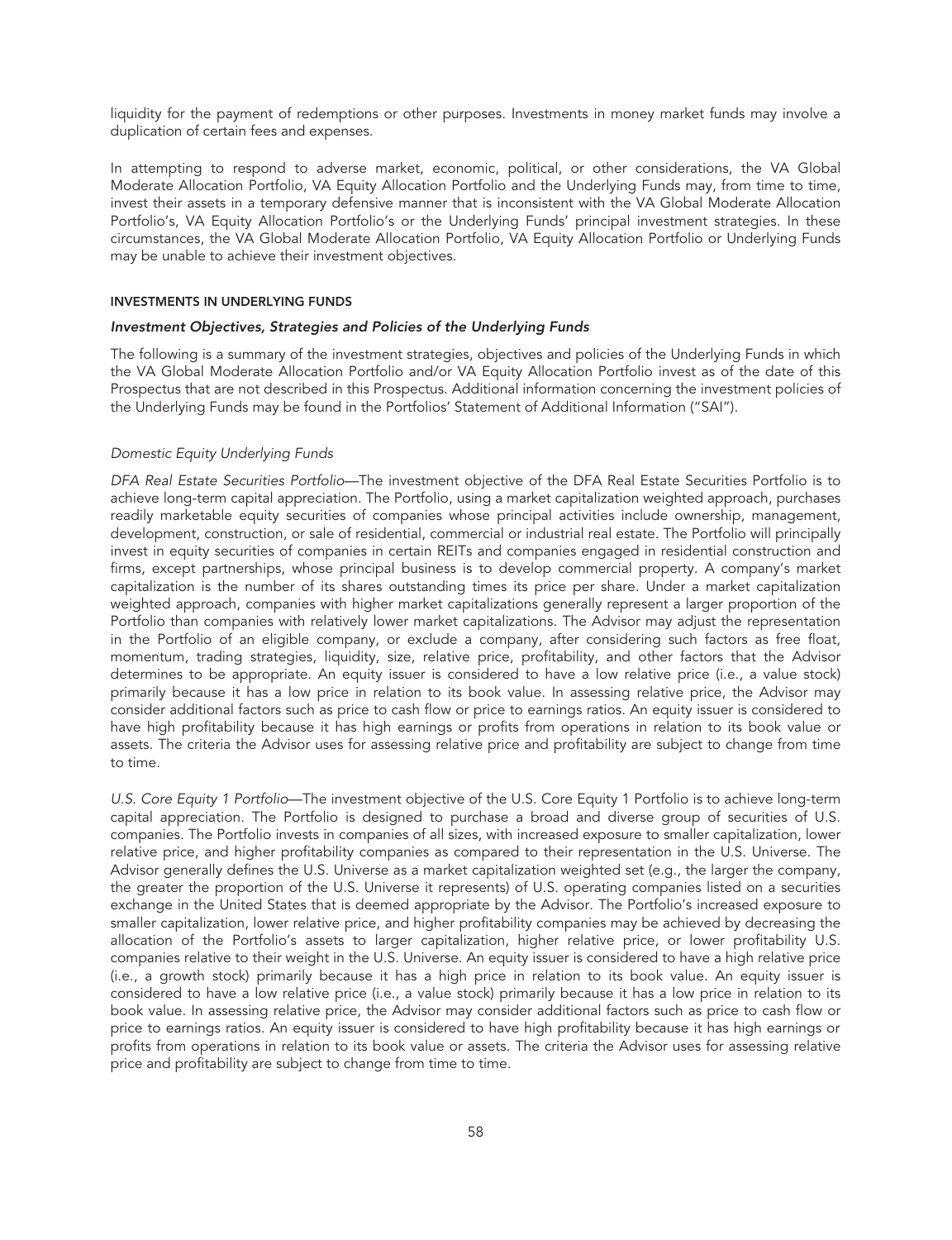liquidity for the payment of redemptions or other purposes. Investments in money market funds may involve a duplication of certain fees and expenses.

In attempting to respond to adverse market, economic, political, or other considerations, the VA Global Moderate Allocation Portfolio, VA Equity Allocation Portfolio and the Underlying Funds may, from time to time, invest their assets in a temporary defensive manner that is inconsistent with the VA Global Moderate Allocation Portfolio's, VA Equity Allocation Portfolio's or the Underlying Funds' principal investment strategies. In these circumstances, the VA Global Moderate Allocation Portfolio, VA Equity Allocation Portfolio or Underlying Funds may be unable to achieve their investment objectives.

## INVESTMENTS IN UNDERLYING FUNDS

### *Investment Objectives, Strategies and Policies of the Underlying Funds*

The following is a summary of the investment strategies, objectives and policies of the Underlying Funds in which the VA Global Moderate Allocation Portfolio and/or VA Equity Allocation Portfolio invest as of the date of this Prospectus that are not described in this Prospectus. Additional information concerning the investment policies of the Underlying Funds may be found in the Portfolios' Statement of Additional Information ("SAI").

#### *Domestic Equity Underlying Funds*

*DFA Real Estate Securities Portfolio*—The investment objective of the DFA Real Estate Securities Portfolio is to achieve long-term capital appreciation. The Portfolio, using a market capitalization weighted approach, purchases readily marketable equity securities of companies whose principal activities include ownership, management, development, construction, or sale of residential, commercial or industrial real estate. The Portfolio will principally invest in equity securities of companies in certain REITs and companies engaged in residential construction and firms, except partnerships, whose principal business is to develop commercial property. A company's market capitalization is the number of its shares outstanding times its price per share. Under a market capitalization weighted approach, companies with higher market capitalizations generally represent a larger proportion of the Portfolio than companies with relatively lower market capitalizations. The Advisor may adjust the representation in the Portfolio of an eligible company, or exclude a company, after considering such factors as free float, momentum, trading strategies, liquidity, size, relative price, profitability, and other factors that the Advisor determines to be appropriate. An equity issuer is considered to have a low relative price (i.e., a value stock) primarily because it has a low price in relation to its book value. In assessing relative price, the Advisor may consider additional factors such as price to cash flow or price to earnings ratios. An equity issuer is considered to have high profitability because it has high earnings or profits from operations in relation to its book value or assets. The criteria the Advisor uses for assessing relative price and profitability are subject to change from time to time.

*U.S. Core Equity 1 Portfolio*—The investment objective of the U.S. Core Equity 1 Portfolio is to achieve long-term capital appreciation. The Portfolio is designed to purchase a broad and diverse group of securities of U.S. companies. The Portfolio invests in companies of all sizes, with increased exposure to smaller capitalization, lower relative price, and higher profitability companies as compared to their representation in the U.S. Universe. The Advisor generally defines the U.S. Universe as a market capitalization weighted set (e.g., the larger the company, the greater the proportion of the U.S. Universe it represents) of U.S. operating companies listed on a securities exchange in the United States that is deemed appropriate by the Advisor. The Portfolio's increased exposure to smaller capitalization, lower relative price, and higher profitability companies may be achieved by decreasing the allocation of the Portfolio's assets to larger capitalization, higher relative price, or lower profitability U.S. companies relative to their weight in the U.S. Universe. An equity issuer is considered to have a high relative price (i.e., a growth stock) primarily because it has a high price in relation to its book value. An equity issuer is considered to have a low relative price (i.e., a value stock) primarily because it has a low price in relation to its book value. In assessing relative price, the Advisor may consider additional factors such as price to cash flow or price to earnings ratios. An equity issuer is considered to have high profitability because it has high earnings or profits from operations in relation to its book value or assets. The criteria the Advisor uses for assessing relative price and profitability are subject to change from time to time.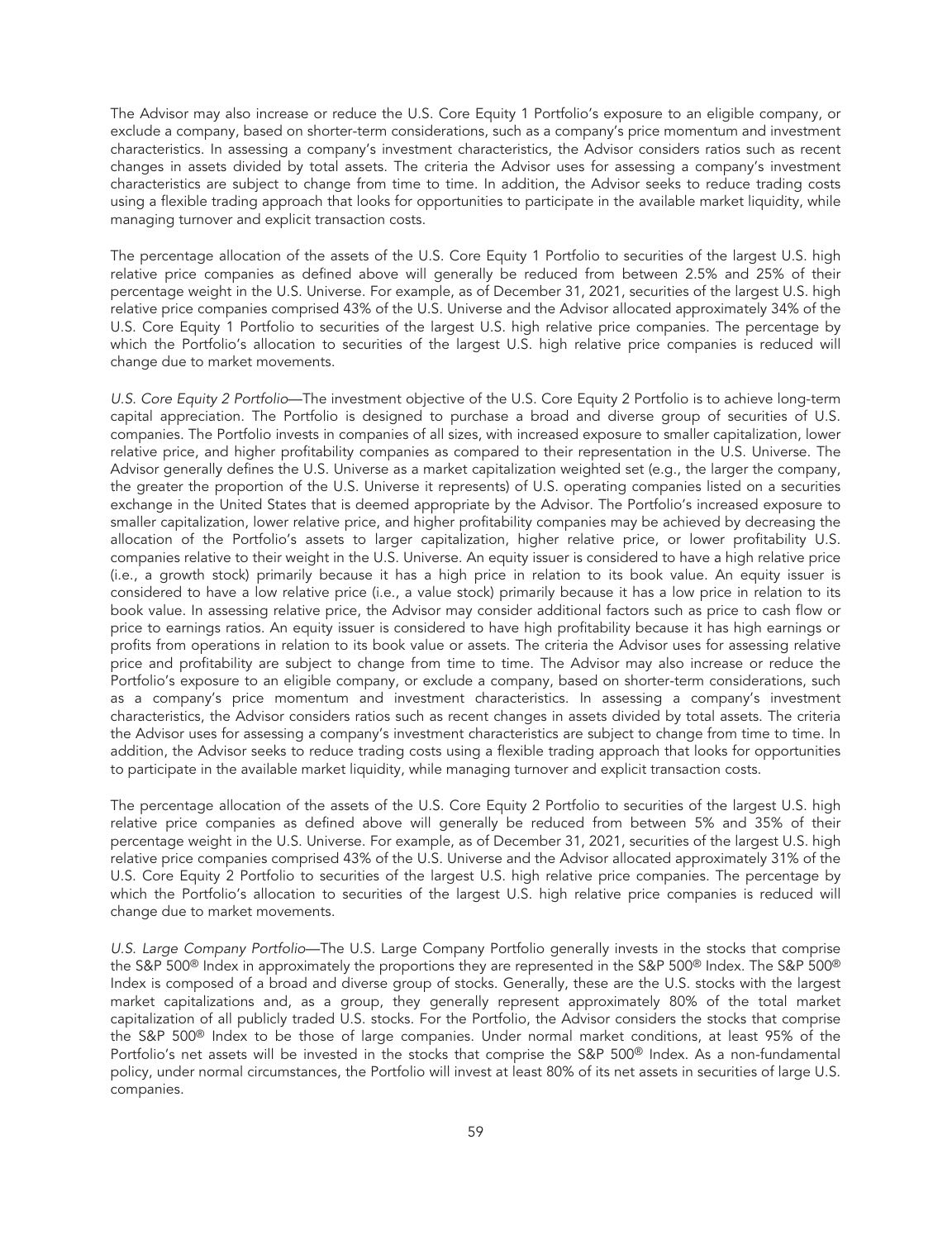The Advisor may also increase or reduce the U.S. Core Equity 1 Portfolio's exposure to an eligible company, or exclude a company, based on shorter-term considerations, such as a company's price momentum and investment characteristics. In assessing a company's investment characteristics, the Advisor considers ratios such as recent changes in assets divided by total assets. The criteria the Advisor uses for assessing a company's investment characteristics are subject to change from time to time. In addition, the Advisor seeks to reduce trading costs using a flexible trading approach that looks for opportunities to participate in the available market liquidity, while managing turnover and explicit transaction costs.

The percentage allocation of the assets of the U.S. Core Equity 1 Portfolio to securities of the largest U.S. high relative price companies as defined above will generally be reduced from between 2.5% and 25% of their percentage weight in the U.S. Universe. For example, as of December 31, 2021, securities of the largest U.S. high relative price companies comprised 43% of the U.S. Universe and the Advisor allocated approximately 34% of the U.S. Core Equity 1 Portfolio to securities of the largest U.S. high relative price companies. The percentage by which the Portfolio's allocation to securities of the largest U.S. high relative price companies is reduced will change due to market movements.

*U.S. Core Equity 2 Portfolio*—The investment objective of the U.S. Core Equity 2 Portfolio is to achieve long-term capital appreciation. The Portfolio is designed to purchase a broad and diverse group of securities of U.S. companies. The Portfolio invests in companies of all sizes, with increased exposure to smaller capitalization, lower relative price, and higher profitability companies as compared to their representation in the U.S. Universe. The Advisor generally defines the U.S. Universe as a market capitalization weighted set (e.g., the larger the company, the greater the proportion of the U.S. Universe it represents) of U.S. operating companies listed on a securities exchange in the United States that is deemed appropriate by the Advisor. The Portfolio's increased exposure to smaller capitalization, lower relative price, and higher profitability companies may be achieved by decreasing the allocation of the Portfolio's assets to larger capitalization, higher relative price, or lower profitability U.S. companies relative to their weight in the U.S. Universe. An equity issuer is considered to have a high relative price (i.e., a growth stock) primarily because it has a high price in relation to its book value. An equity issuer is considered to have a low relative price (i.e., a value stock) primarily because it has a low price in relation to its book value. In assessing relative price, the Advisor may consider additional factors such as price to cash flow or price to earnings ratios. An equity issuer is considered to have high profitability because it has high earnings or profits from operations in relation to its book value or assets. The criteria the Advisor uses for assessing relative price and profitability are subject to change from time to time. The Advisor may also increase or reduce the Portfolio's exposure to an eligible company, or exclude a company, based on shorter-term considerations, such as a company's price momentum and investment characteristics. In assessing a company's investment characteristics, the Advisor considers ratios such as recent changes in assets divided by total assets. The criteria the Advisor uses for assessing a company's investment characteristics are subject to change from time to time. In addition, the Advisor seeks to reduce trading costs using a flexible trading approach that looks for opportunities to participate in the available market liquidity, while managing turnover and explicit transaction costs.

The percentage allocation of the assets of the U.S. Core Equity 2 Portfolio to securities of the largest U.S. high relative price companies as defined above will generally be reduced from between 5% and 35% of their percentage weight in the U.S. Universe. For example, as of December 31, 2021, securities of the largest U.S. high relative price companies comprised 43% of the U.S. Universe and the Advisor allocated approximately 31% of the U.S. Core Equity 2 Portfolio to securities of the largest U.S. high relative price companies. The percentage by which the Portfolio's allocation to securities of the largest U.S. high relative price companies is reduced will change due to market movements.

*U.S. Large Company Portfolio*—The U.S. Large Company Portfolio generally invests in the stocks that comprise the S&P 500® Index in approximately the proportions they are represented in the S&P 500® Index. The S&P 500® Index is composed of a broad and diverse group of stocks. Generally, these are the U.S. stocks with the largest market capitalizations and, as a group, they generally represent approximately 80% of the total market capitalization of all publicly traded U.S. stocks. For the Portfolio, the Advisor considers the stocks that comprise the S&P 500® Index to be those of large companies. Under normal market conditions, at least 95% of the Portfolio's net assets will be invested in the stocks that comprise the S&P 500® Index. As a non-fundamental policy, under normal circumstances, the Portfolio will invest at least 80% of its net assets in securities of large U.S. companies.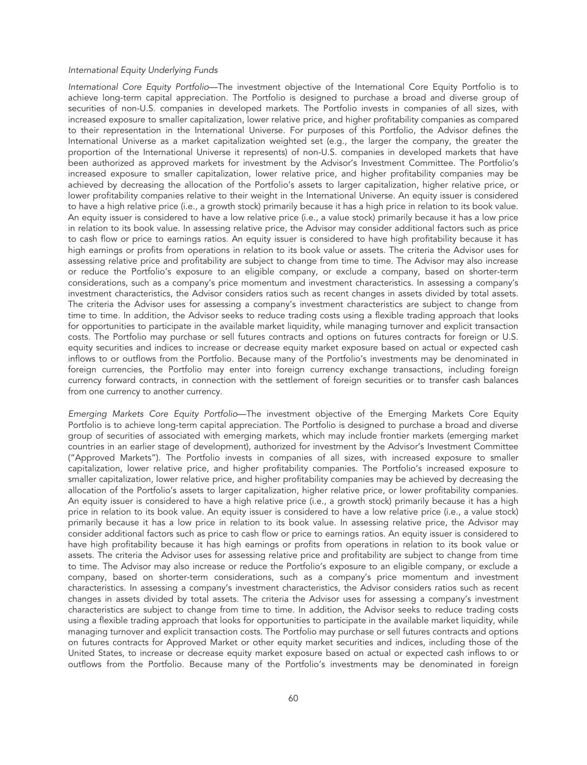*International Equity Underlying Funds*

*International Core Equity Portfolio*—The investment objective of the International Core Equity Portfolio is to achieve long-term capital appreciation. The Portfolio is designed to purchase a broad and diverse group of securities of non-U.S. companies in developed markets. The Portfolio invests in companies of all sizes, with increased exposure to smaller capitalization, lower relative price, and higher profitability companies as compared to their representation in the International Universe. For purposes of this Portfolio, the Advisor defines the International Universe as a market capitalization weighted set (e.g., the larger the company, the greater the proportion of the International Universe it represents) of non-U.S. companies in developed markets that have been authorized as approved markets for investment by the Advisor's Investment Committee. The Portfolio's increased exposure to smaller capitalization, lower relative price, and higher profitability companies may be achieved by decreasing the allocation of the Portfolio's assets to larger capitalization, higher relative price, or lower profitability companies relative to their weight in the International Universe. An equity issuer is considered to have a high relative price (i.e., a growth stock) primarily because it has a high price in relation to its book value. An equity issuer is considered to have a low relative price (i.e., a value stock) primarily because it has a low price in relation to its book value. In assessing relative price, the Advisor may consider additional factors such as price to cash flow or price to earnings ratios. An equity issuer is considered to have high profitability because it has high earnings or profits from operations in relation to its book value or assets. The criteria the Advisor uses for assessing relative price and profitability are subject to change from time to time. The Advisor may also increase or reduce the Portfolio's exposure to an eligible company, or exclude a company, based on shorter-term considerations, such as a company's price momentum and investment characteristics. In assessing a company's investment characteristics, the Advisor considers ratios such as recent changes in assets divided by total assets. The criteria the Advisor uses for assessing a company's investment characteristics are subject to change from time to time. In addition, the Advisor seeks to reduce trading costs using a flexible trading approach that looks for opportunities to participate in the available market liquidity, while managing turnover and explicit transaction costs. The Portfolio may purchase or sell futures contracts and options on futures contracts for foreign or U.S. equity securities and indices to increase or decrease equity market exposure based on actual or expected cash inflows to or outflows from the Portfolio. Because many of the Portfolio's investments may be denominated in foreign currencies, the Portfolio may enter into foreign currency exchange transactions, including foreign currency forward contracts, in connection with the settlement of foreign securities or to transfer cash balances from one currency to another currency.

*Emerging Markets Core Equity Portfolio*—The investment objective of the Emerging Markets Core Equity Portfolio is to achieve long-term capital appreciation. The Portfolio is designed to purchase a broad and diverse group of securities of associated with emerging markets, which may include frontier markets (emerging market countries in an earlier stage of development), authorized for investment by the Advisor's Investment Committee ("Approved Markets"). The Portfolio invests in companies of all sizes, with increased exposure to smaller capitalization, lower relative price, and higher profitability companies. The Portfolio's increased exposure to smaller capitalization, lower relative price, and higher profitability companies may be achieved by decreasing the allocation of the Portfolio's assets to larger capitalization, higher relative price, or lower profitability companies. An equity issuer is considered to have a high relative price (i.e., a growth stock) primarily because it has a high price in relation to its book value. An equity issuer is considered to have a low relative price (i.e., a value stock) primarily because it has a low price in relation to its book value. In assessing relative price, the Advisor may consider additional factors such as price to cash flow or price to earnings ratios. An equity issuer is considered to have high profitability because it has high earnings or profits from operations in relation to its book value or assets. The criteria the Advisor uses for assessing relative price and profitability are subject to change from time to time. The Advisor may also increase or reduce the Portfolio's exposure to an eligible company, or exclude a company, based on shorter-term considerations, such as a company's price momentum and investment characteristics. In assessing a company's investment characteristics, the Advisor considers ratios such as recent changes in assets divided by total assets. The criteria the Advisor uses for assessing a company's investment characteristics are subject to change from time to time. In addition, the Advisor seeks to reduce trading costs using a flexible trading approach that looks for opportunities to participate in the available market liquidity, while managing turnover and explicit transaction costs. The Portfolio may purchase or sell futures contracts and options on futures contracts for Approved Market or other equity market securities and indices, including those of the United States, to increase or decrease equity market exposure based on actual or expected cash inflows to or outflows from the Portfolio. Because many of the Portfolio's investments may be denominated in foreign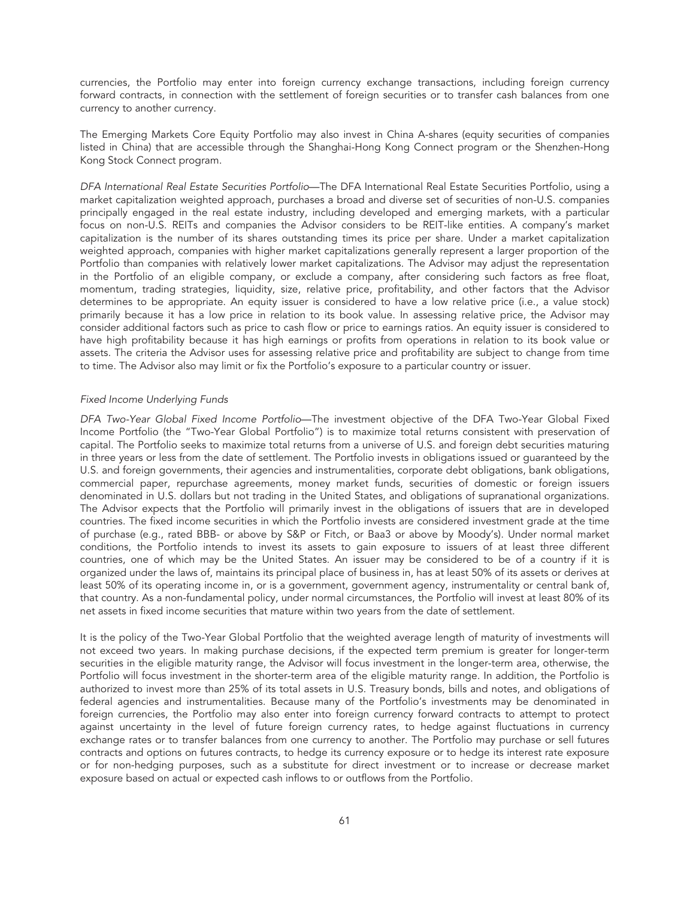currencies, the Portfolio may enter into foreign currency exchange transactions, including foreign currency forward contracts, in connection with the settlement of foreign securities or to transfer cash balances from one currency to another currency.

The Emerging Markets Core Equity Portfolio may also invest in China A-shares (equity securities of companies listed in China) that are accessible through the Shanghai-Hong Kong Connect program or the Shenzhen-Hong Kong Stock Connect program.

*DFA International Real Estate Securities Portfolio*—The DFA International Real Estate Securities Portfolio, using a market capitalization weighted approach, purchases a broad and diverse set of securities of non-U.S. companies principally engaged in the real estate industry, including developed and emerging markets, with a particular focus on non-U.S. REITs and companies the Advisor considers to be REIT-like entities. A company's market capitalization is the number of its shares outstanding times its price per share. Under a market capitalization weighted approach, companies with higher market capitalizations generally represent a larger proportion of the Portfolio than companies with relatively lower market capitalizations. The Advisor may adjust the representation in the Portfolio of an eligible company, or exclude a company, after considering such factors as free float, momentum, trading strategies, liquidity, size, relative price, profitability, and other factors that the Advisor determines to be appropriate. An equity issuer is considered to have a low relative price (i.e., a value stock) primarily because it has a low price in relation to its book value. In assessing relative price, the Advisor may consider additional factors such as price to cash flow or price to earnings ratios. An equity issuer is considered to have high profitability because it has high earnings or profits from operations in relation to its book value or assets. The criteria the Advisor uses for assessing relative price and profitability are subject to change from time to time. The Advisor also may limit or fix the Portfolio's exposure to a particular country or issuer.

*Fixed Income Underlying Funds*

*DFA Two-Year Global Fixed Income Portfolio*—The investment objective of the DFA Two-Year Global Fixed Income Portfolio (the "Two-Year Global Portfolio") is to maximize total returns consistent with preservation of capital. The Portfolio seeks to maximize total returns from a universe of U.S. and foreign debt securities maturing in three years or less from the date of settlement. The Portfolio invests in obligations issued or guaranteed by the U.S. and foreign governments, their agencies and instrumentalities, corporate debt obligations, bank obligations, commercial paper, repurchase agreements, money market funds, securities of domestic or foreign issuers denominated in U.S. dollars but not trading in the United States, and obligations of supranational organizations. The Advisor expects that the Portfolio will primarily invest in the obligations of issuers that are in developed countries. The fixed income securities in which the Portfolio invests are considered investment grade at the time of purchase (e.g., rated BBB- or above by S&P or Fitch, or Baa3 or above by Moody's). Under normal market conditions, the Portfolio intends to invest its assets to gain exposure to issuers of at least three different countries, one of which may be the United States. An issuer may be considered to be of a country if it is organized under the laws of, maintains its principal place of business in, has at least 50% of its assets or derives at least 50% of its operating income in, or is a government, government agency, instrumentality or central bank of, that country. As a non-fundamental policy, under normal circumstances, the Portfolio will invest at least 80% of its net assets in fixed income securities that mature within two years from the date of settlement.

It is the policy of the Two-Year Global Portfolio that the weighted average length of maturity of investments will not exceed two years. In making purchase decisions, if the expected term premium is greater for longer-term securities in the eligible maturity range, the Advisor will focus investment in the longer-term area, otherwise, the Portfolio will focus investment in the shorter-term area of the eligible maturity range. In addition, the Portfolio is authorized to invest more than 25% of its total assets in U.S. Treasury bonds, bills and notes, and obligations of federal agencies and instrumentalities. Because many of the Portfolio's investments may be denominated in foreign currencies, the Portfolio may also enter into foreign currency forward contracts to attempt to protect against uncertainty in the level of future foreign currency rates, to hedge against fluctuations in currency exchange rates or to transfer balances from one currency to another. The Portfolio may purchase or sell futures contracts and options on futures contracts, to hedge its currency exposure or to hedge its interest rate exposure or for non-hedging purposes, such as a substitute for direct investment or to increase or decrease market exposure based on actual or expected cash inflows to or outflows from the Portfolio.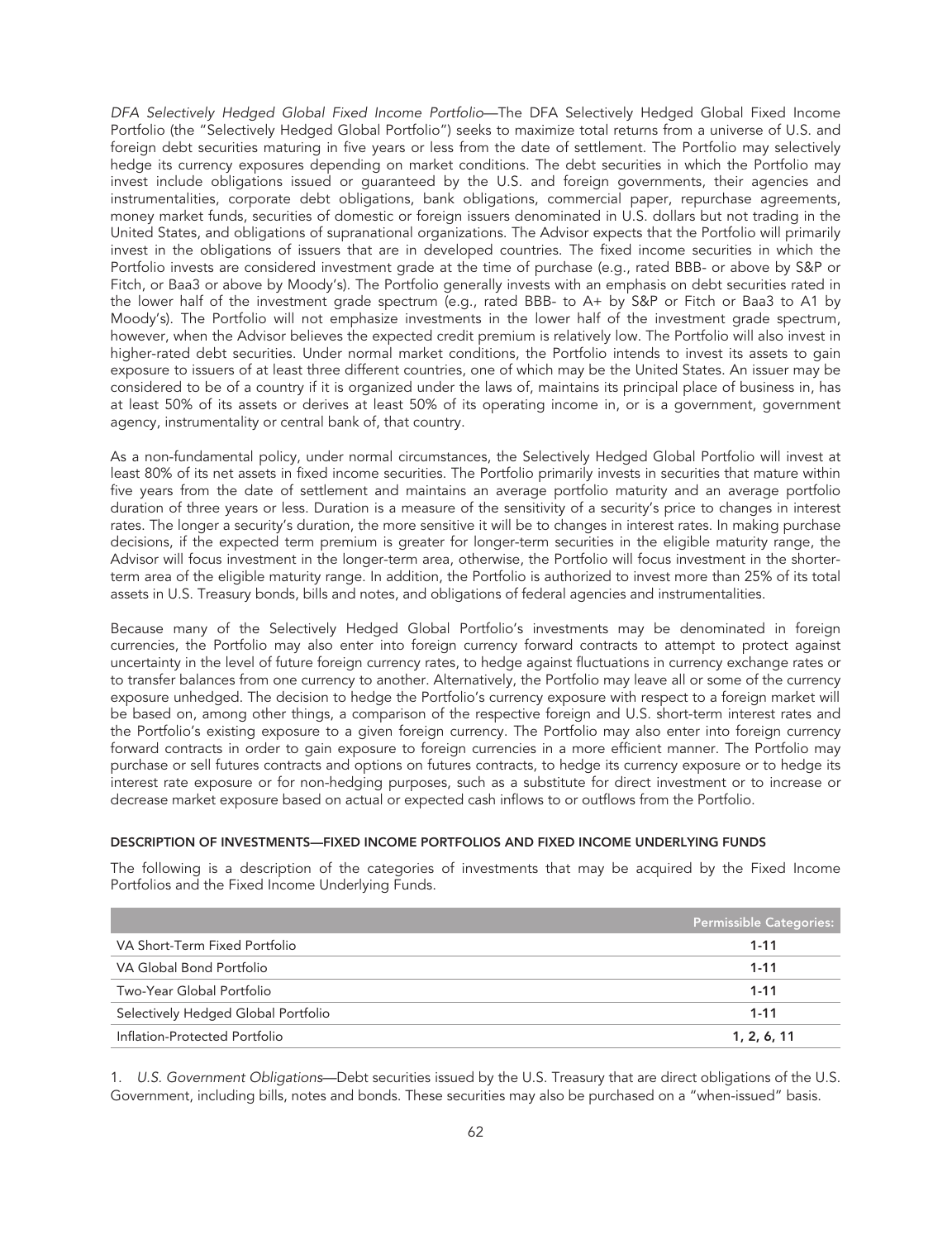*DFA Selectively Hedged Global Fixed Income Portfolio*—The DFA Selectively Hedged Global Fixed Income Portfolio (the "Selectively Hedged Global Portfolio") seeks to maximize total returns from a universe of U.S. and foreign debt securities maturing in five years or less from the date of settlement. The Portfolio may selectively hedge its currency exposures depending on market conditions. The debt securities in which the Portfolio may invest include obligations issued or guaranteed by the U.S. and foreign governments, their agencies and instrumentalities, corporate debt obligations, bank obligations, commercial paper, repurchase agreements, money market funds, securities of domestic or foreign issuers denominated in U.S. dollars but not trading in the United States, and obligations of supranational organizations. The Advisor expects that the Portfolio will primarily invest in the obligations of issuers that are in developed countries. The fixed income securities in which the Portfolio invests are considered investment grade at the time of purchase (e.g., rated BBB- or above by S&P or Fitch, or Baa3 or above by Moody's). The Portfolio generally invests with an emphasis on debt securities rated in the lower half of the investment grade spectrum (e.g., rated BBB- to A+ by S&P or Fitch or Baa3 to A1 by Moody's). The Portfolio will not emphasize investments in the lower half of the investment grade spectrum, however, when the Advisor believes the expected credit premium is relatively low. The Portfolio will also invest in higher-rated debt securities. Under normal market conditions, the Portfolio intends to invest its assets to gain exposure to issuers of at least three different countries, one of which may be the United States. An issuer may be considered to be of a country if it is organized under the laws of, maintains its principal place of business in, has at least 50% of its assets or derives at least 50% of its operating income in, or is a government, government agency, instrumentality or central bank of, that country.

As a non-fundamental policy, under normal circumstances, the Selectively Hedged Global Portfolio will invest at least 80% of its net assets in fixed income securities. The Portfolio primarily invests in securities that mature within five years from the date of settlement and maintains an average portfolio maturity and an average portfolio duration of three years or less. Duration is a measure of the sensitivity of a security's price to changes in interest rates. The longer a security's duration, the more sensitive it will be to changes in interest rates. In making purchase decisions, if the expected term premium is greater for longer-term securities in the eligible maturity range, the Advisor will focus investment in the longer-term area, otherwise, the Portfolio will focus investment in the shorter-term area of the eligible maturity range. In addition, the Portfolio is authorized to invest more than 25% of its total assets in U.S. Treasury bonds, bills and notes, and obligations of federal agencies and instrumentalities.

Because many of the Selectively Hedged Global Portfolio's investments may be denominated in foreign currencies, the Portfolio may also enter into foreign currency forward contracts to attempt to protect against uncertainty in the level of future foreign currency rates, to hedge against fluctuations in currency exchange rates or to transfer balances from one currency to another. Alternatively, the Portfolio may leave all or some of the currency exposure unhedged. The decision to hedge the Portfolio's currency exposure with respect to a foreign market will be based on, among other things, a comparison of the respective foreign and U.S. short-term interest rates and the Portfolio's existing exposure to a given foreign currency. The Portfolio may also enter into foreign currency forward contracts in order to gain exposure to foreign currencies in a more efficient manner. The Portfolio may purchase or sell futures contracts and options on futures contracts, to hedge its currency exposure or to hedge its interest rate exposure or for non-hedging purposes, such as a substitute for direct investment or to increase or decrease market exposure based on actual or expected cash inflows to or outflows from the Portfolio.

## DESCRIPTION OF INVESTMENTS—FIXED INCOME PORTFOLIOS AND FIXED INCOME UNDERLYING FUNDS

The following is a description of the categories of investments that may be acquired by the Fixed Income Portfolios and the Fixed Income Underlying Funds.

| | Permissible Categories: |
|---|---|
| VA Short-Term Fixed Portfolio | **1-11** |
| VA Global Bond Portfolio | **1-11** |
| Two-Year Global Portfolio | **1-11** |
| Selectively Hedged Global Portfolio | **1-11** |
| Inflation-Protected Portfolio | **1, 2, 6, 11** |

1. *U.S. Government Obligations*—Debt securities issued by the U.S. Treasury that are direct obligations of the U.S. Government, including bills, notes and bonds. These securities may also be purchased on a "when-issued" basis.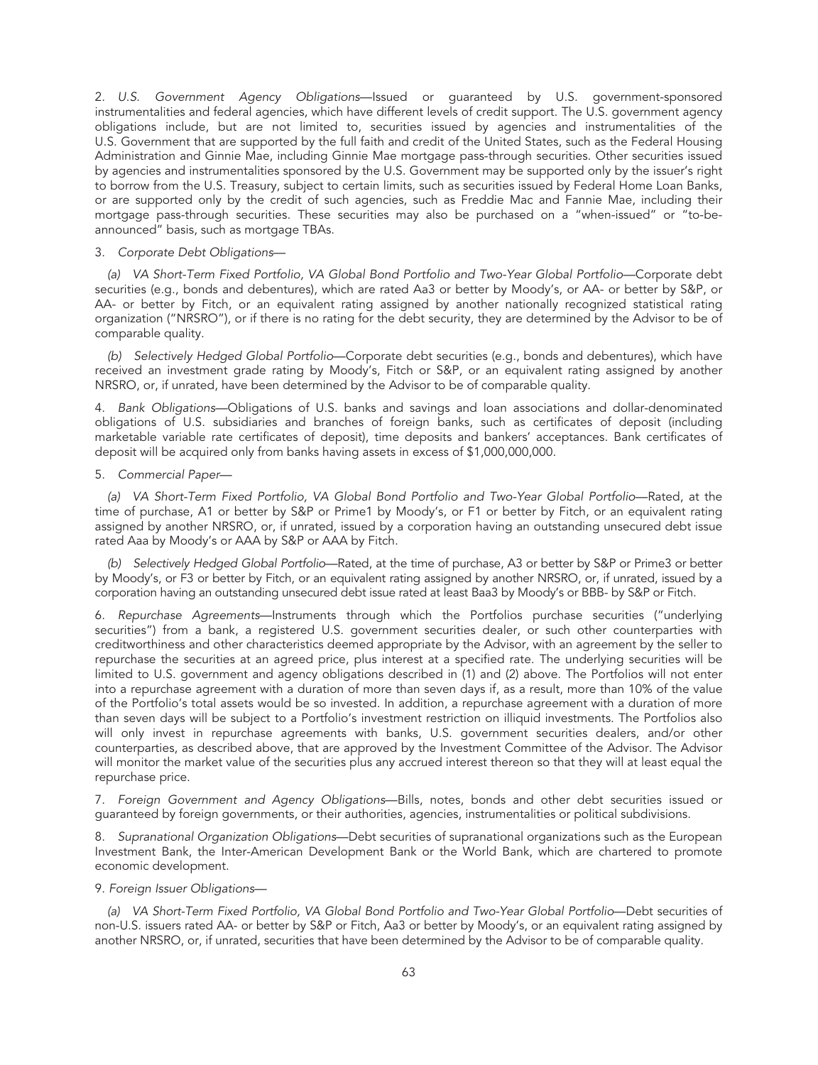2. *U.S. Government Agency Obligations*—Issued or guaranteed by U.S. government-sponsored instrumentalities and federal agencies, which have different levels of credit support. The U.S. government agency obligations include, but are not limited to, securities issued by agencies and instrumentalities of the U.S. Government that are supported by the full faith and credit of the United States, such as the Federal Housing Administration and Ginnie Mae, including Ginnie Mae mortgage pass-through securities. Other securities issued by agencies and instrumentalities sponsored by the U.S. Government may be supported only by the issuer's right to borrow from the U.S. Treasury, subject to certain limits, such as securities issued by Federal Home Loan Banks, or are supported only by the credit of such agencies, such as Freddie Mac and Fannie Mae, including their mortgage pass-through securities. These securities may also be purchased on a "when-issued" or "to-be-announced" basis, such as mortgage TBAs.

3. *Corporate Debt Obligations*—

*(a) VA Short-Term Fixed Portfolio, VA Global Bond Portfolio and Two-Year Global Portfolio*—Corporate debt securities (e.g., bonds and debentures), which are rated Aa3 or better by Moody's, or AA- or better by S&P, or AA- or better by Fitch, or an equivalent rating assigned by another nationally recognized statistical rating organization ("NRSRO"), or if there is no rating for the debt security, they are determined by the Advisor to be of comparable quality.

*(b) Selectively Hedged Global Portfolio*—Corporate debt securities (e.g., bonds and debentures), which have received an investment grade rating by Moody's, Fitch or S&P, or an equivalent rating assigned by another NRSRO, or, if unrated, have been determined by the Advisor to be of comparable quality.

4. *Bank Obligations*—Obligations of U.S. banks and savings and loan associations and dollar-denominated obligations of U.S. subsidiaries and branches of foreign banks, such as certificates of deposit (including marketable variable rate certificates of deposit), time deposits and bankers' acceptances. Bank certificates of deposit will be acquired only from banks having assets in excess of $1,000,000,000.

5. *Commercial Paper*—

*(a) VA Short-Term Fixed Portfolio, VA Global Bond Portfolio and Two-Year Global Portfolio*—Rated, at the time of purchase, A1 or better by S&P or Prime1 by Moody's, or F1 or better by Fitch, or an equivalent rating assigned by another NRSRO, or, if unrated, issued by a corporation having an outstanding unsecured debt issue rated Aaa by Moody's or AAA by S&P or AAA by Fitch.

*(b) Selectively Hedged Global Portfolio*—Rated, at the time of purchase, A3 or better by S&P or Prime3 or better by Moody's, or F3 or better by Fitch, or an equivalent rating assigned by another NRSRO, or, if unrated, issued by a corporation having an outstanding unsecured debt issue rated at least Baa3 by Moody's or BBB- by S&P or Fitch.

6. *Repurchase Agreements*—Instruments through which the Portfolios purchase securities ("underlying securities") from a bank, a registered U.S. government securities dealer, or such other counterparties with creditworthiness and other characteristics deemed appropriate by the Advisor, with an agreement by the seller to repurchase the securities at an agreed price, plus interest at a specified rate. The underlying securities will be limited to U.S. government and agency obligations described in (1) and (2) above. The Portfolios will not enter into a repurchase agreement with a duration of more than seven days if, as a result, more than 10% of the value of the Portfolio's total assets would be so invested. In addition, a repurchase agreement with a duration of more than seven days will be subject to a Portfolio's investment restriction on illiquid investments. The Portfolios also will only invest in repurchase agreements with banks, U.S. government securities dealers, and/or other counterparties, as described above, that are approved by the Investment Committee of the Advisor. The Advisor will monitor the market value of the securities plus any accrued interest thereon so that they will at least equal the repurchase price.

7. *Foreign Government and Agency Obligations*—Bills, notes, bonds and other debt securities issued or guaranteed by foreign governments, or their authorities, agencies, instrumentalities or political subdivisions.

8. *Supranational Organization Obligations*—Debt securities of supranational organizations such as the European Investment Bank, the Inter-American Development Bank or the World Bank, which are chartered to promote economic development.

9. *Foreign Issuer Obligations*—

*(a) VA Short-Term Fixed Portfolio, VA Global Bond Portfolio and Two-Year Global Portfolio*—Debt securities of non-U.S. issuers rated AA- or better by S&P or Fitch, Aa3 or better by Moody's, or an equivalent rating assigned by another NRSRO, or, if unrated, securities that have been determined by the Advisor to be of comparable quality.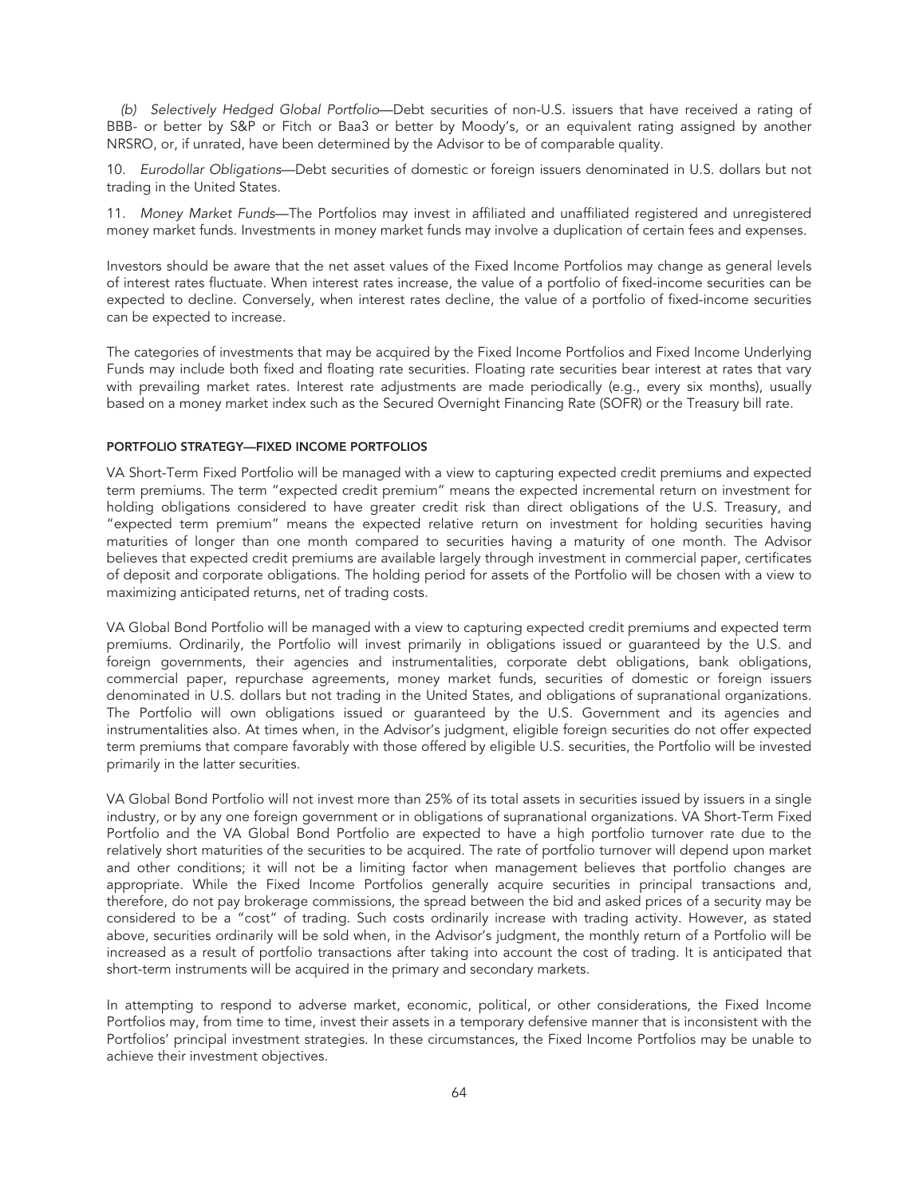(b) *Selectively Hedged Global Portfolio*—Debt securities of non-U.S. issuers that have received a rating of BBB- or better by S&P or Fitch or Baa3 or better by Moody's, or an equivalent rating assigned by another NRSRO, or, if unrated, have been determined by the Advisor to be of comparable quality.

10. *Eurodollar Obligations*—Debt securities of domestic or foreign issuers denominated in U.S. dollars but not trading in the United States.

11. *Money Market Funds*—The Portfolios may invest in affiliated and unaffiliated registered and unregistered money market funds. Investments in money market funds may involve a duplication of certain fees and expenses.

Investors should be aware that the net asset values of the Fixed Income Portfolios may change as general levels of interest rates fluctuate. When interest rates increase, the value of a portfolio of fixed-income securities can be expected to decline. Conversely, when interest rates decline, the value of a portfolio of fixed-income securities can be expected to increase.

The categories of investments that may be acquired by the Fixed Income Portfolios and Fixed Income Underlying Funds may include both fixed and floating rate securities. Floating rate securities bear interest at rates that vary with prevailing market rates. Interest rate adjustments are made periodically (e.g., every six months), usually based on a money market index such as the Secured Overnight Financing Rate (SOFR) or the Treasury bill rate.

#### PORTFOLIO STRATEGY—FIXED INCOME PORTFOLIOS

VA Short-Term Fixed Portfolio will be managed with a view to capturing expected credit premiums and expected term premiums. The term "expected credit premium" means the expected incremental return on investment for holding obligations considered to have greater credit risk than direct obligations of the U.S. Treasury, and "expected term premium" means the expected relative return on investment for holding securities having maturities of longer than one month compared to securities having a maturity of one month. The Advisor believes that expected credit premiums are available largely through investment in commercial paper, certificates of deposit and corporate obligations. The holding period for assets of the Portfolio will be chosen with a view to maximizing anticipated returns, net of trading costs.

VA Global Bond Portfolio will be managed with a view to capturing expected credit premiums and expected term premiums. Ordinarily, the Portfolio will invest primarily in obligations issued or guaranteed by the U.S. and foreign governments, their agencies and instrumentalities, corporate debt obligations, bank obligations, commercial paper, repurchase agreements, money market funds, securities of domestic or foreign issuers denominated in U.S. dollars but not trading in the United States, and obligations of supranational organizations. The Portfolio will own obligations issued or guaranteed by the U.S. Government and its agencies and instrumentalities also. At times when, in the Advisor's judgment, eligible foreign securities do not offer expected term premiums that compare favorably with those offered by eligible U.S. securities, the Portfolio will be invested primarily in the latter securities.

VA Global Bond Portfolio will not invest more than 25% of its total assets in securities issued by issuers in a single industry, or by any one foreign government or in obligations of supranational organizations. VA Short-Term Fixed Portfolio and the VA Global Bond Portfolio are expected to have a high portfolio turnover rate due to the relatively short maturities of the securities to be acquired. The rate of portfolio turnover will depend upon market and other conditions; it will not be a limiting factor when management believes that portfolio changes are appropriate. While the Fixed Income Portfolios generally acquire securities in principal transactions and, therefore, do not pay brokerage commissions, the spread between the bid and asked prices of a security may be considered to be a "cost" of trading. Such costs ordinarily increase with trading activity. However, as stated above, securities ordinarily will be sold when, in the Advisor's judgment, the monthly return of a Portfolio will be increased as a result of portfolio transactions after taking into account the cost of trading. It is anticipated that short-term instruments will be acquired in the primary and secondary markets.

In attempting to respond to adverse market, economic, political, or other considerations, the Fixed Income Portfolios may, from time to time, invest their assets in a temporary defensive manner that is inconsistent with the Portfolios' principal investment strategies. In these circumstances, the Fixed Income Portfolios may be unable to achieve their investment objectives.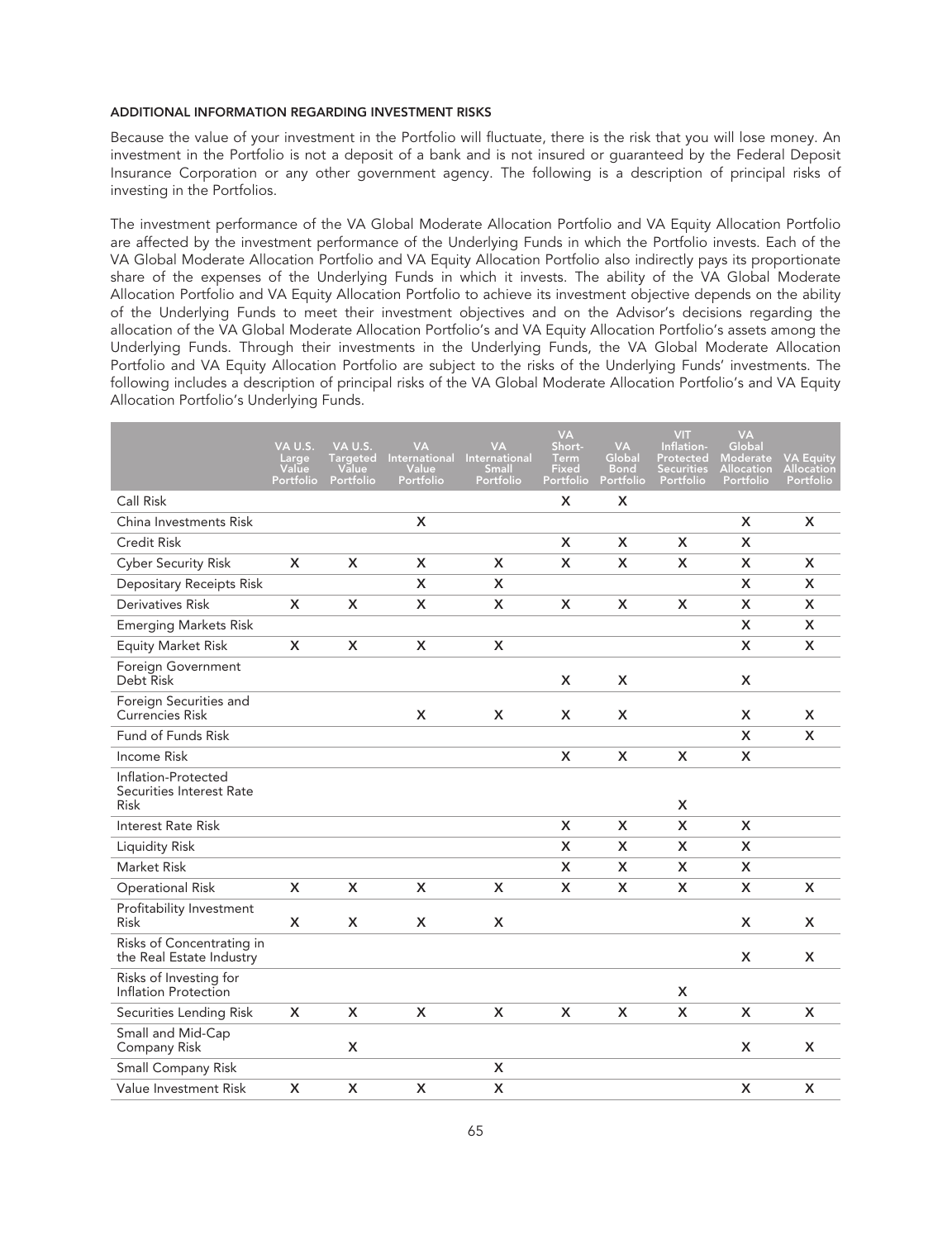### ADDITIONAL INFORMATION REGARDING INVESTMENT RISKS

Because the value of your investment in the Portfolio will fluctuate, there is the risk that you will lose money. An investment in the Portfolio is not a deposit of a bank and is not insured or guaranteed by the Federal Deposit Insurance Corporation or any other government agency. The following is a description of principal risks of investing in the Portfolios.

The investment performance of the VA Global Moderate Allocation Portfolio and VA Equity Allocation Portfolio are affected by the investment performance of the Underlying Funds in which the Portfolio invests. Each of the VA Global Moderate Allocation Portfolio and VA Equity Allocation Portfolio also indirectly pays its proportionate share of the expenses of the Underlying Funds in which it invests. The ability of the VA Global Moderate Allocation Portfolio and VA Equity Allocation Portfolio to achieve its investment objective depends on the ability of the Underlying Funds to meet their investment objectives and on the Advisor's decisions regarding the allocation of the VA Global Moderate Allocation Portfolio's and VA Equity Allocation Portfolio's assets among the Underlying Funds. Through their investments in the Underlying Funds, the VA Global Moderate Allocation Portfolio and VA Equity Allocation Portfolio are subject to the risks of the Underlying Funds' investments. The following includes a description of principal risks of the VA Global Moderate Allocation Portfolio's and VA Equity Allocation Portfolio's Underlying Funds.

| | VA U.S. Large Value Portfolio | VA U.S. Targeted Value Portfolio | VA International Value Portfolio | VA International Small Portfolio | VA Short-Term Fixed Portfolio | VA Global Bond Portfolio | VIT Inflation-Protected Securities Portfolio | VA Global Moderate Allocation Portfolio | VA Equity Allocation Portfolio |
|---|---|---|---|---|---|---|---|---|---|
| Call Risk | | | | | X | X | | | |
| China Investments Risk | | | X | | | | | X | X |
| Credit Risk | | | | | X | X | X | X | |
| Cyber Security Risk | X | X | X | X | X | X | X | X | X |
| Depositary Receipts Risk | | | X | X | | | | X | X |
| Derivatives Risk | X | X | X | X | X | X | X | X | X |
| Emerging Markets Risk | | | | | | | | X | X |
| Equity Market Risk | X | X | X | X | | | | X | X |
| Foreign Government Debt Risk | | | | | X | X | | X | |
| Foreign Securities and Currencies Risk | | | X | X | X | X | | X | X |
| Fund of Funds Risk | | | | | | | | X | X |
| Income Risk | | | | | X | X | X | X | |
| Inflation-Protected Securities Interest Rate Risk | | | | | | | X | | |
| Interest Rate Risk | | | | | X | X | X | X | |
| Liquidity Risk | | | | | X | X | X | X | |
| Market Risk | | | | | X | X | X | X | |
| Operational Risk | X | X | X | X | X | X | X | X | X |
| Profitability Investment Risk | X | X | X | X | | | | X | X |
| Risks of Concentrating in the Real Estate Industry | | | | | | | | X | X |
| Risks of Investing for Inflation Protection | | | | | | | X | | |
| Securities Lending Risk | X | X | X | X | X | X | X | X | X |
| Small and Mid-Cap Company Risk | | X | | | | | | X | X |
| Small Company Risk | | | | X | | | | | |
| Value Investment Risk | X | X | X | X | | | | X | X |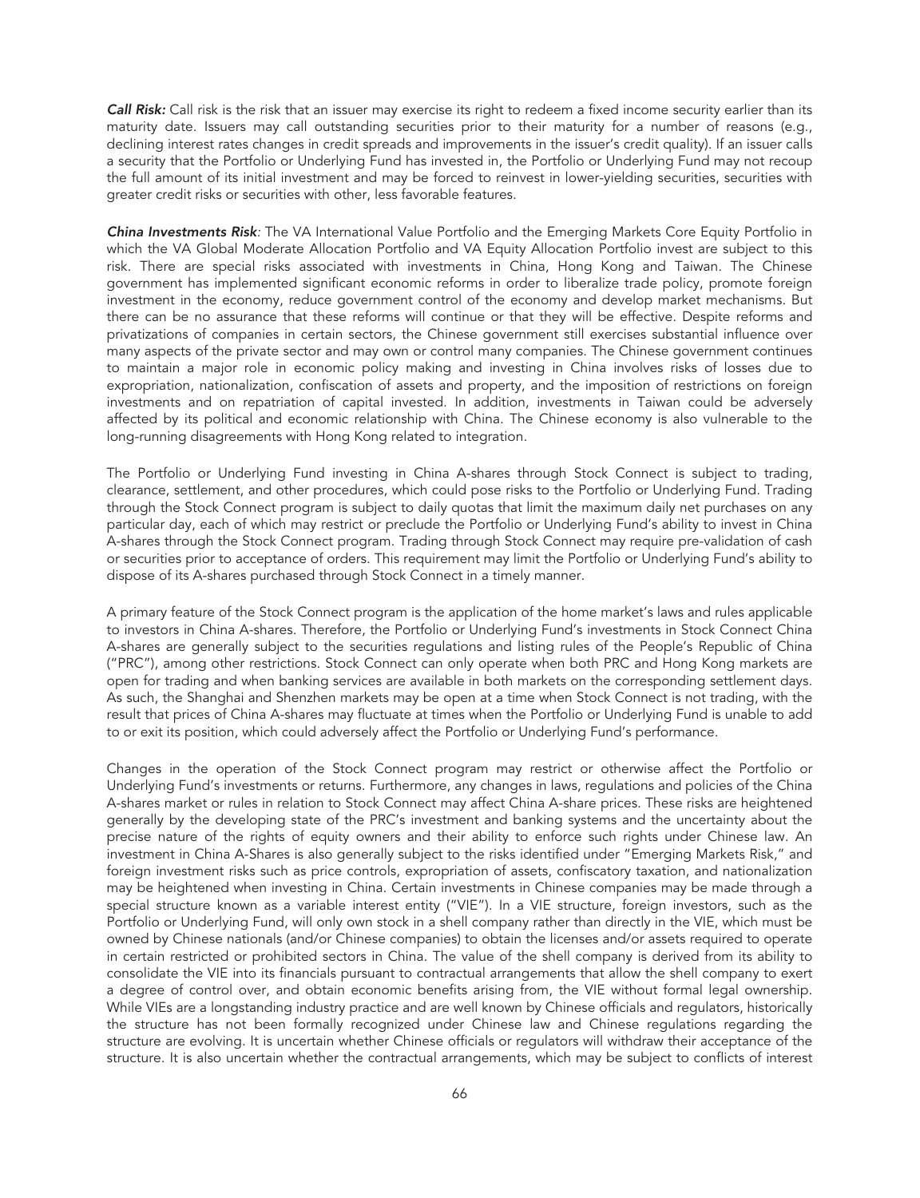***Call Risk:*** Call risk is the risk that an issuer may exercise its right to redeem a fixed income security earlier than its maturity date. Issuers may call outstanding securities prior to their maturity for a number of reasons (e.g., declining interest rates changes in credit spreads and improvements in the issuer's credit quality). If an issuer calls a security that the Portfolio or Underlying Fund has invested in, the Portfolio or Underlying Fund may not recoup the full amount of its initial investment and may be forced to reinvest in lower-yielding securities, securities with greater credit risks or securities with other, less favorable features.

***China Investments Risk**:* The VA International Value Portfolio and the Emerging Markets Core Equity Portfolio in which the VA Global Moderate Allocation Portfolio and VA Equity Allocation Portfolio invest are subject to this risk. There are special risks associated with investments in China, Hong Kong and Taiwan. The Chinese government has implemented significant economic reforms in order to liberalize trade policy, promote foreign investment in the economy, reduce government control of the economy and develop market mechanisms. But there can be no assurance that these reforms will continue or that they will be effective. Despite reforms and privatizations of companies in certain sectors, the Chinese government still exercises substantial influence over many aspects of the private sector and may own or control many companies. The Chinese government continues to maintain a major role in economic policy making and investing in China involves risks of losses due to expropriation, nationalization, confiscation of assets and property, and the imposition of restrictions on foreign investments and on repatriation of capital invested. In addition, investments in Taiwan could be adversely affected by its political and economic relationship with China. The Chinese economy is also vulnerable to the long-running disagreements with Hong Kong related to integration.

The Portfolio or Underlying Fund investing in China A-shares through Stock Connect is subject to trading, clearance, settlement, and other procedures, which could pose risks to the Portfolio or Underlying Fund. Trading through the Stock Connect program is subject to daily quotas that limit the maximum daily net purchases on any particular day, each of which may restrict or preclude the Portfolio or Underlying Fund's ability to invest in China A-shares through the Stock Connect program. Trading through Stock Connect may require pre-validation of cash or securities prior to acceptance of orders. This requirement may limit the Portfolio or Underlying Fund's ability to dispose of its A-shares purchased through Stock Connect in a timely manner.

A primary feature of the Stock Connect program is the application of the home market's laws and rules applicable to investors in China A-shares. Therefore, the Portfolio or Underlying Fund's investments in Stock Connect China A-shares are generally subject to the securities regulations and listing rules of the People's Republic of China ("PRC"), among other restrictions. Stock Connect can only operate when both PRC and Hong Kong markets are open for trading and when banking services are available in both markets on the corresponding settlement days. As such, the Shanghai and Shenzhen markets may be open at a time when Stock Connect is not trading, with the result that prices of China A-shares may fluctuate at times when the Portfolio or Underlying Fund is unable to add to or exit its position, which could adversely affect the Portfolio or Underlying Fund's performance.

Changes in the operation of the Stock Connect program may restrict or otherwise affect the Portfolio or Underlying Fund's investments or returns. Furthermore, any changes in laws, regulations and policies of the China A-shares market or rules in relation to Stock Connect may affect China A-share prices. These risks are heightened generally by the developing state of the PRC's investment and banking systems and the uncertainty about the precise nature of the rights of equity owners and their ability to enforce such rights under Chinese law. An investment in China A-Shares is also generally subject to the risks identified under "Emerging Markets Risk," and foreign investment risks such as price controls, expropriation of assets, confiscatory taxation, and nationalization may be heightened when investing in China. Certain investments in Chinese companies may be made through a special structure known as a variable interest entity ("VIE"). In a VIE structure, foreign investors, such as the Portfolio or Underlying Fund, will only own stock in a shell company rather than directly in the VIE, which must be owned by Chinese nationals (and/or Chinese companies) to obtain the licenses and/or assets required to operate in certain restricted or prohibited sectors in China. The value of the shell company is derived from its ability to consolidate the VIE into its financials pursuant to contractual arrangements that allow the shell company to exert a degree of control over, and obtain economic benefits arising from, the VIE without formal legal ownership. While VIEs are a longstanding industry practice and are well known by Chinese officials and regulators, historically the structure has not been formally recognized under Chinese law and Chinese regulations regarding the structure are evolving. It is uncertain whether Chinese officials or regulators will withdraw their acceptance of the structure. It is also uncertain whether the contractual arrangements, which may be subject to conflicts of interest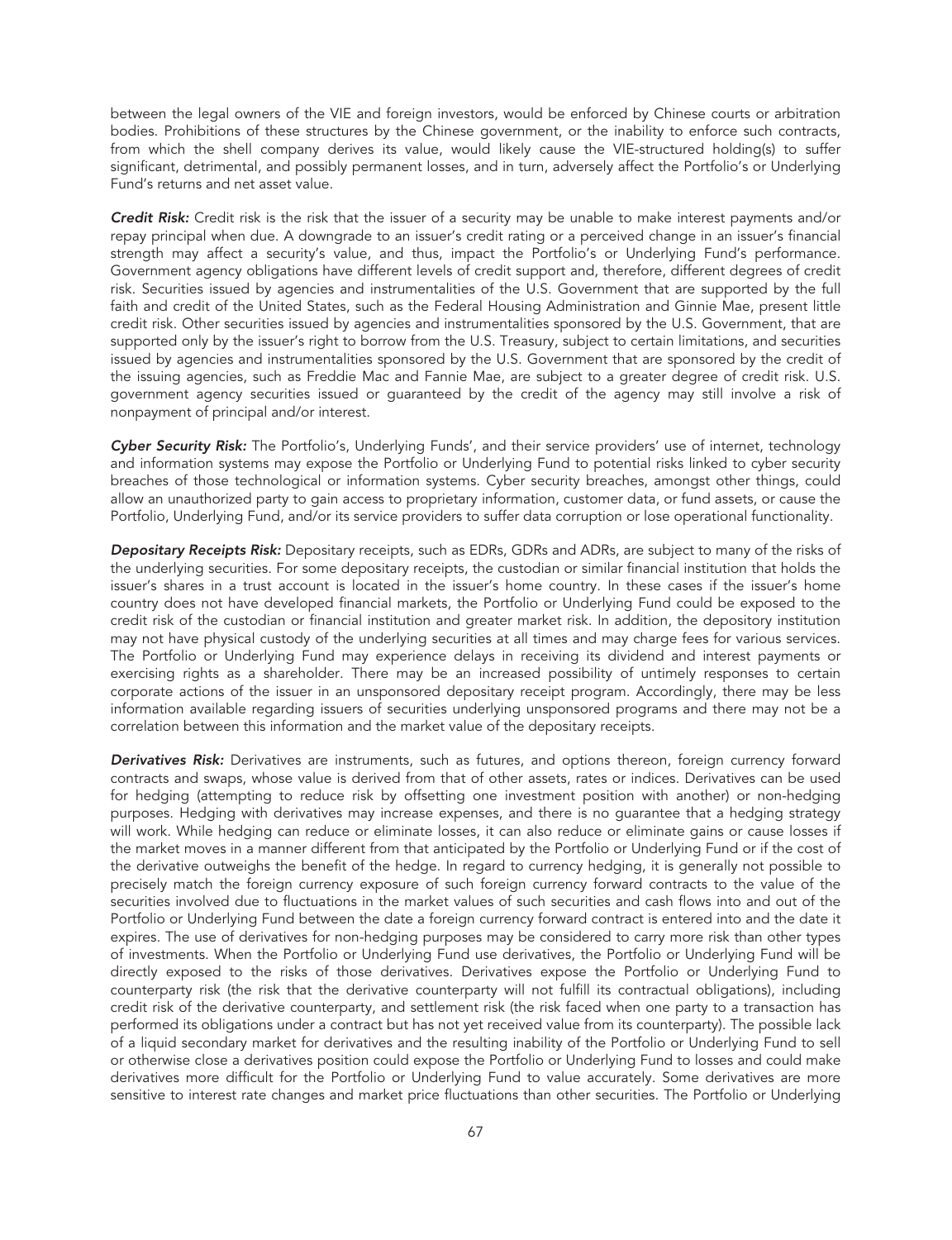between the legal owners of the VIE and foreign investors, would be enforced by Chinese courts or arbitration bodies. Prohibitions of these structures by the Chinese government, or the inability to enforce such contracts, from which the shell company derives its value, would likely cause the VIE-structured holding(s) to suffer significant, detrimental, and possibly permanent losses, and in turn, adversely affect the Portfolio's or Underlying Fund's returns and net asset value.

***Credit Risk:*** Credit risk is the risk that the issuer of a security may be unable to make interest payments and/or repay principal when due. A downgrade to an issuer's credit rating or a perceived change in an issuer's financial strength may affect a security's value, and thus, impact the Portfolio's or Underlying Fund's performance. Government agency obligations have different levels of credit support and, therefore, different degrees of credit risk. Securities issued by agencies and instrumentalities of the U.S. Government that are supported by the full faith and credit of the United States, such as the Federal Housing Administration and Ginnie Mae, present little credit risk. Other securities issued by agencies and instrumentalities sponsored by the U.S. Government, that are supported only by the issuer's right to borrow from the U.S. Treasury, subject to certain limitations, and securities issued by agencies and instrumentalities sponsored by the U.S. Government that are sponsored by the credit of the issuing agencies, such as Freddie Mac and Fannie Mae, are subject to a greater degree of credit risk. U.S. government agency securities issued or guaranteed by the credit of the agency may still involve a risk of nonpayment of principal and/or interest.

***Cyber Security Risk:*** The Portfolio's, Underlying Funds', and their service providers' use of internet, technology and information systems may expose the Portfolio or Underlying Fund to potential risks linked to cyber security breaches of those technological or information systems. Cyber security breaches, amongst other things, could allow an unauthorized party to gain access to proprietary information, customer data, or fund assets, or cause the Portfolio, Underlying Fund, and/or its service providers to suffer data corruption or lose operational functionality.

***Depositary Receipts Risk:*** Depositary receipts, such as EDRs, GDRs and ADRs, are subject to many of the risks of the underlying securities. For some depositary receipts, the custodian or similar financial institution that holds the issuer's shares in a trust account is located in the issuer's home country. In these cases if the issuer's home country does not have developed financial markets, the Portfolio or Underlying Fund could be exposed to the credit risk of the custodian or financial institution and greater market risk. In addition, the depository institution may not have physical custody of the underlying securities at all times and may charge fees for various services. The Portfolio or Underlying Fund may experience delays in receiving its dividend and interest payments or exercising rights as a shareholder. There may be an increased possibility of untimely responses to certain corporate actions of the issuer in an unsponsored depositary receipt program. Accordingly, there may be less information available regarding issuers of securities underlying unsponsored programs and there may not be a correlation between this information and the market value of the depositary receipts.

***Derivatives Risk:*** Derivatives are instruments, such as futures, and options thereon, foreign currency forward contracts and swaps, whose value is derived from that of other assets, rates or indices. Derivatives can be used for hedging (attempting to reduce risk by offsetting one investment position with another) or non-hedging purposes. Hedging with derivatives may increase expenses, and there is no guarantee that a hedging strategy will work. While hedging can reduce or eliminate losses, it can also reduce or eliminate gains or cause losses if the market moves in a manner different from that anticipated by the Portfolio or Underlying Fund or if the cost of the derivative outweighs the benefit of the hedge. In regard to currency hedging, it is generally not possible to precisely match the foreign currency exposure of such foreign currency forward contracts to the value of the securities involved due to fluctuations in the market values of such securities and cash flows into and out of the Portfolio or Underlying Fund between the date a foreign currency forward contract is entered into and the date it expires. The use of derivatives for non-hedging purposes may be considered to carry more risk than other types of investments. When the Portfolio or Underlying Fund use derivatives, the Portfolio or Underlying Fund will be directly exposed to the risks of those derivatives. Derivatives expose the Portfolio or Underlying Fund to counterparty risk (the risk that the derivative counterparty will not fulfill its contractual obligations), including credit risk of the derivative counterparty, and settlement risk (the risk faced when one party to a transaction has performed its obligations under a contract but has not yet received value from its counterparty). The possible lack of a liquid secondary market for derivatives and the resulting inability of the Portfolio or Underlying Fund to sell or otherwise close a derivatives position could expose the Portfolio or Underlying Fund to losses and could make derivatives more difficult for the Portfolio or Underlying Fund to value accurately. Some derivatives are more sensitive to interest rate changes and market price fluctuations than other securities. The Portfolio or Underlying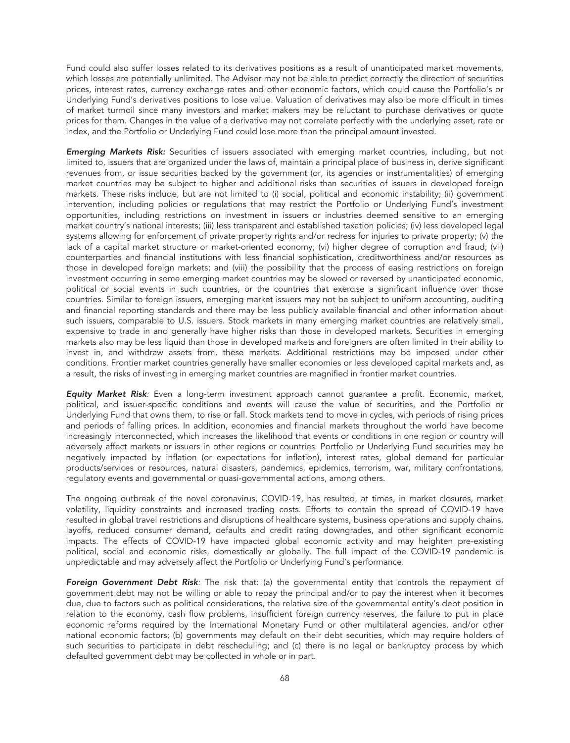Fund could also suffer losses related to its derivatives positions as a result of unanticipated market movements, which losses are potentially unlimited. The Advisor may not be able to predict correctly the direction of securities prices, interest rates, currency exchange rates and other economic factors, which could cause the Portfolio's or Underlying Fund's derivatives positions to lose value. Valuation of derivatives may also be more difficult in times of market turmoil since many investors and market makers may be reluctant to purchase derivatives or quote prices for them. Changes in the value of a derivative may not correlate perfectly with the underlying asset, rate or index, and the Portfolio or Underlying Fund could lose more than the principal amount invested.

***Emerging Markets Risk:*** Securities of issuers associated with emerging market countries, including, but not limited to, issuers that are organized under the laws of, maintain a principal place of business in, derive significant revenues from, or issue securities backed by the government (or, its agencies or instrumentalities) of emerging market countries may be subject to higher and additional risks than securities of issuers in developed foreign markets. These risks include, but are not limited to (i) social, political and economic instability; (ii) government intervention, including policies or regulations that may restrict the Portfolio or Underlying Fund's investment opportunities, including restrictions on investment in issuers or industries deemed sensitive to an emerging market country's national interests; (iii) less transparent and established taxation policies; (iv) less developed legal systems allowing for enforcement of private property rights and/or redress for injuries to private property; (v) the lack of a capital market structure or market-oriented economy; (vi) higher degree of corruption and fraud; (vii) counterparties and financial institutions with less financial sophistication, creditworthiness and/or resources as those in developed foreign markets; and (viii) the possibility that the process of easing restrictions on foreign investment occurring in some emerging market countries may be slowed or reversed by unanticipated economic, political or social events in such countries, or the countries that exercise a significant influence over those countries. Similar to foreign issuers, emerging market issuers may not be subject to uniform accounting, auditing and financial reporting standards and there may be less publicly available financial and other information about such issuers, comparable to U.S. issuers. Stock markets in many emerging market countries are relatively small, expensive to trade in and generally have higher risks than those in developed markets. Securities in emerging markets also may be less liquid than those in developed markets and foreigners are often limited in their ability to invest in, and withdraw assets from, these markets. Additional restrictions may be imposed under other conditions. Frontier market countries generally have smaller economies or less developed capital markets and, as a result, the risks of investing in emerging market countries are magnified in frontier market countries.

***Equity Market Risk****:* Even a long-term investment approach cannot guarantee a profit. Economic, market, political, and issuer-specific conditions and events will cause the value of securities, and the Portfolio or Underlying Fund that owns them, to rise or fall. Stock markets tend to move in cycles, with periods of rising prices and periods of falling prices. In addition, economies and financial markets throughout the world have become increasingly interconnected, which increases the likelihood that events or conditions in one region or country will adversely affect markets or issuers in other regions or countries. Portfolio or Underlying Fund securities may be negatively impacted by inflation (or expectations for inflation), interest rates, global demand for particular products/services or resources, natural disasters, pandemics, epidemics, terrorism, war, military confrontations, regulatory events and governmental or quasi-governmental actions, among others.

The ongoing outbreak of the novel coronavirus, COVID-19, has resulted, at times, in market closures, market volatility, liquidity constraints and increased trading costs. Efforts to contain the spread of COVID-19 have resulted in global travel restrictions and disruptions of healthcare systems, business operations and supply chains, layoffs, reduced consumer demand, defaults and credit rating downgrades, and other significant economic impacts. The effects of COVID-19 have impacted global economic activity and may heighten pre-existing political, social and economic risks, domestically or globally. The full impact of the COVID-19 pandemic is unpredictable and may adversely affect the Portfolio or Underlying Fund's performance.

***Foreign Government Debt Risk****:* The risk that: (a) the governmental entity that controls the repayment of government debt may not be willing or able to repay the principal and/or to pay the interest when it becomes due, due to factors such as political considerations, the relative size of the governmental entity's debt position in relation to the economy, cash flow problems, insufficient foreign currency reserves, the failure to put in place economic reforms required by the International Monetary Fund or other multilateral agencies, and/or other national economic factors; (b) governments may default on their debt securities, which may require holders of such securities to participate in debt rescheduling; and (c) there is no legal or bankruptcy process by which defaulted government debt may be collected in whole or in part.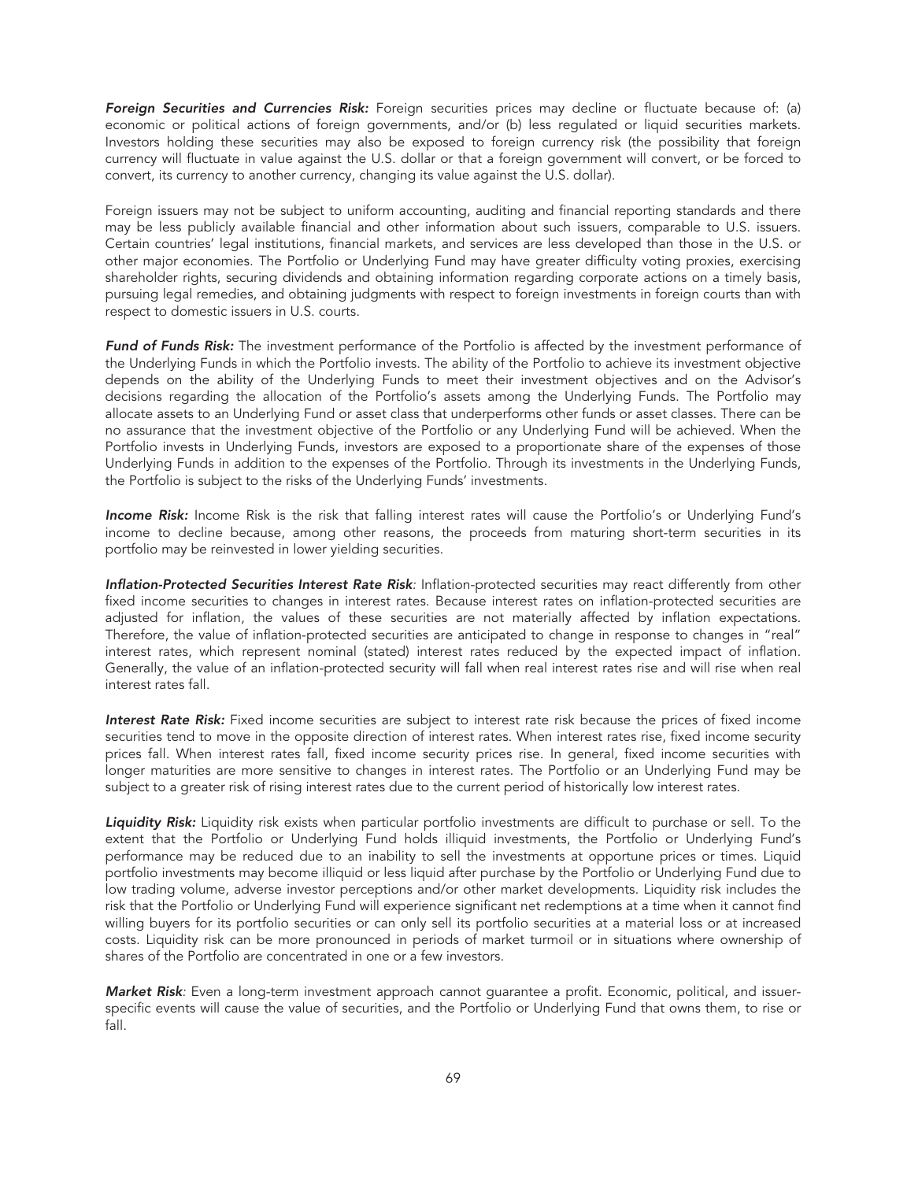***Foreign Securities and Currencies Risk:*** Foreign securities prices may decline or fluctuate because of: (a) economic or political actions of foreign governments, and/or (b) less regulated or liquid securities markets. Investors holding these securities may also be exposed to foreign currency risk (the possibility that foreign currency will fluctuate in value against the U.S. dollar or that a foreign government will convert, or be forced to convert, its currency to another currency, changing its value against the U.S. dollar).

Foreign issuers may not be subject to uniform accounting, auditing and financial reporting standards and there may be less publicly available financial and other information about such issuers, comparable to U.S. issuers. Certain countries' legal institutions, financial markets, and services are less developed than those in the U.S. or other major economies. The Portfolio or Underlying Fund may have greater difficulty voting proxies, exercising shareholder rights, securing dividends and obtaining information regarding corporate actions on a timely basis, pursuing legal remedies, and obtaining judgments with respect to foreign investments in foreign courts than with respect to domestic issuers in U.S. courts.

***Fund of Funds Risk:*** The investment performance of the Portfolio is affected by the investment performance of the Underlying Funds in which the Portfolio invests. The ability of the Portfolio to achieve its investment objective depends on the ability of the Underlying Funds to meet their investment objectives and on the Advisor's decisions regarding the allocation of the Portfolio's assets among the Underlying Funds. The Portfolio may allocate assets to an Underlying Fund or asset class that underperforms other funds or asset classes. There can be no assurance that the investment objective of the Portfolio or any Underlying Fund will be achieved. When the Portfolio invests in Underlying Funds, investors are exposed to a proportionate share of the expenses of those Underlying Funds in addition to the expenses of the Portfolio. Through its investments in the Underlying Funds, the Portfolio is subject to the risks of the Underlying Funds' investments.

***Income Risk:*** Income Risk is the risk that falling interest rates will cause the Portfolio's or Underlying Fund's income to decline because, among other reasons, the proceeds from maturing short-term securities in its portfolio may be reinvested in lower yielding securities.

***Inflation-Protected Securities Interest Rate Risk****:* Inflation-protected securities may react differently from other fixed income securities to changes in interest rates. Because interest rates on inflation-protected securities are adjusted for inflation, the values of these securities are not materially affected by inflation expectations. Therefore, the value of inflation-protected securities are anticipated to change in response to changes in "real" interest rates, which represent nominal (stated) interest rates reduced by the expected impact of inflation. Generally, the value of an inflation-protected security will fall when real interest rates rise and will rise when real interest rates fall.

***Interest Rate Risk:*** Fixed income securities are subject to interest rate risk because the prices of fixed income securities tend to move in the opposite direction of interest rates. When interest rates rise, fixed income security prices fall. When interest rates fall, fixed income security prices rise. In general, fixed income securities with longer maturities are more sensitive to changes in interest rates. The Portfolio or an Underlying Fund may be subject to a greater risk of rising interest rates due to the current period of historically low interest rates.

***Liquidity Risk:*** Liquidity risk exists when particular portfolio investments are difficult to purchase or sell. To the extent that the Portfolio or Underlying Fund holds illiquid investments, the Portfolio or Underlying Fund's performance may be reduced due to an inability to sell the investments at opportune prices or times. Liquid portfolio investments may become illiquid or less liquid after purchase by the Portfolio or Underlying Fund due to low trading volume, adverse investor perceptions and/or other market developments. Liquidity risk includes the risk that the Portfolio or Underlying Fund will experience significant net redemptions at a time when it cannot find willing buyers for its portfolio securities or can only sell its portfolio securities at a material loss or at increased costs. Liquidity risk can be more pronounced in periods of market turmoil or in situations where ownership of shares of the Portfolio are concentrated in one or a few investors.

***Market Risk****:* Even a long-term investment approach cannot guarantee a profit. Economic, political, and issuer-specific events will cause the value of securities, and the Portfolio or Underlying Fund that owns them, to rise or fall.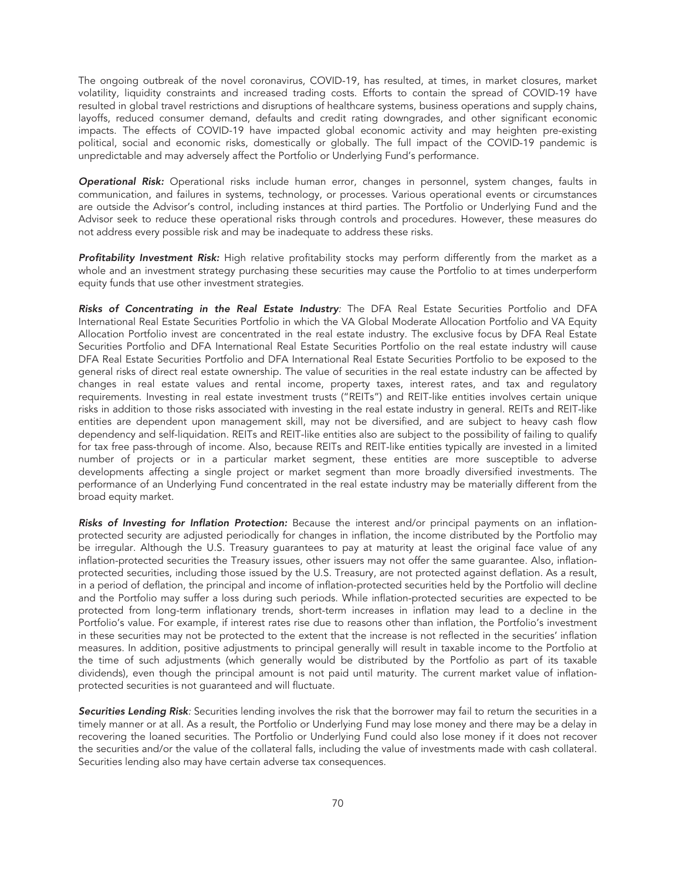The ongoing outbreak of the novel coronavirus, COVID-19, has resulted, at times, in market closures, market volatility, liquidity constraints and increased trading costs. Efforts to contain the spread of COVID-19 have resulted in global travel restrictions and disruptions of healthcare systems, business operations and supply chains, layoffs, reduced consumer demand, defaults and credit rating downgrades, and other significant economic impacts. The effects of COVID-19 have impacted global economic activity and may heighten pre-existing political, social and economic risks, domestically or globally. The full impact of the COVID-19 pandemic is unpredictable and may adversely affect the Portfolio or Underlying Fund's performance.

***Operational Risk:*** Operational risks include human error, changes in personnel, system changes, faults in communication, and failures in systems, technology, or processes. Various operational events or circumstances are outside the Advisor's control, including instances at third parties. The Portfolio or Underlying Fund and the Advisor seek to reduce these operational risks through controls and procedures. However, these measures do not address every possible risk and may be inadequate to address these risks.

***Profitability Investment Risk:*** High relative profitability stocks may perform differently from the market as a whole and an investment strategy purchasing these securities may cause the Portfolio to at times underperform equity funds that use other investment strategies.

***Risks of Concentrating in the Real Estate Industry****:* The DFA Real Estate Securities Portfolio and DFA International Real Estate Securities Portfolio in which the VA Global Moderate Allocation Portfolio and VA Equity Allocation Portfolio invest are concentrated in the real estate industry. The exclusive focus by DFA Real Estate Securities Portfolio and DFA International Real Estate Securities Portfolio on the real estate industry will cause DFA Real Estate Securities Portfolio and DFA International Real Estate Securities Portfolio to be exposed to the general risks of direct real estate ownership. The value of securities in the real estate industry can be affected by changes in real estate values and rental income, property taxes, interest rates, and tax and regulatory requirements. Investing in real estate investment trusts ("REITs") and REIT-like entities involves certain unique risks in addition to those risks associated with investing in the real estate industry in general. REITs and REIT-like entities are dependent upon management skill, may not be diversified, and are subject to heavy cash flow dependency and self-liquidation. REITs and REIT-like entities also are subject to the possibility of failing to qualify for tax free pass-through of income. Also, because REITs and REIT-like entities typically are invested in a limited number of projects or in a particular market segment, these entities are more susceptible to adverse developments affecting a single project or market segment than more broadly diversified investments. The performance of an Underlying Fund concentrated in the real estate industry may be materially different from the broad equity market.

***Risks of Investing for Inflation Protection:*** Because the interest and/or principal payments on an inflation-protected security are adjusted periodically for changes in inflation, the income distributed by the Portfolio may be irregular. Although the U.S. Treasury guarantees to pay at maturity at least the original face value of any inflation-protected securities the Treasury issues, other issuers may not offer the same guarantee. Also, inflation-protected securities, including those issued by the U.S. Treasury, are not protected against deflation. As a result, in a period of deflation, the principal and income of inflation-protected securities held by the Portfolio will decline and the Portfolio may suffer a loss during such periods. While inflation-protected securities are expected to be protected from long-term inflationary trends, short-term increases in inflation may lead to a decline in the Portfolio's value. For example, if interest rates rise due to reasons other than inflation, the Portfolio's investment in these securities may not be protected to the extent that the increase is not reflected in the securities' inflation measures. In addition, positive adjustments to principal generally will result in taxable income to the Portfolio at the time of such adjustments (which generally would be distributed by the Portfolio as part of its taxable dividends), even though the principal amount is not paid until maturity. The current market value of inflation-protected securities is not guaranteed and will fluctuate.

***Securities Lending Risk****:* Securities lending involves the risk that the borrower may fail to return the securities in a timely manner or at all. As a result, the Portfolio or Underlying Fund may lose money and there may be a delay in recovering the loaned securities. The Portfolio or Underlying Fund could also lose money if it does not recover the securities and/or the value of the collateral falls, including the value of investments made with cash collateral. Securities lending also may have certain adverse tax consequences.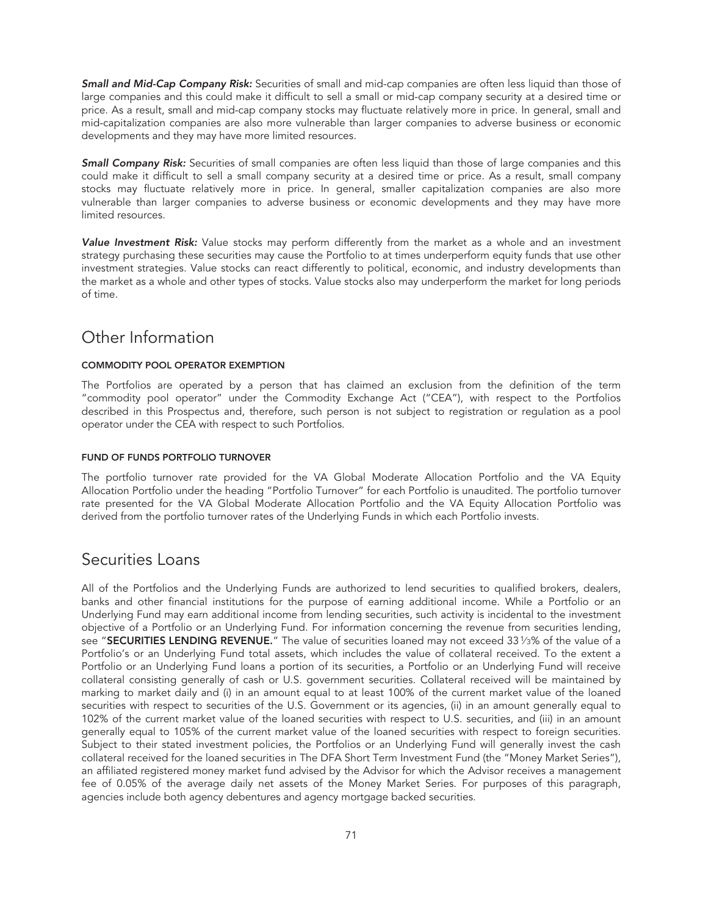***Small and Mid-Cap Company Risk:*** Securities of small and mid-cap companies are often less liquid than those of large companies and this could make it difficult to sell a small or mid-cap company security at a desired time or price. As a result, small and mid-cap company stocks may fluctuate relatively more in price. In general, small and mid-capitalization companies are also more vulnerable than larger companies to adverse business or economic developments and they may have more limited resources.

***Small Company Risk:*** Securities of small companies are often less liquid than those of large companies and this could make it difficult to sell a small company security at a desired time or price. As a result, small company stocks may fluctuate relatively more in price. In general, smaller capitalization companies are also more vulnerable than larger companies to adverse business or economic developments and they may have more limited resources.

***Value Investment Risk:*** Value stocks may perform differently from the market as a whole and an investment strategy purchasing these securities may cause the Portfolio to at times underperform equity funds that use other investment strategies. Value stocks can react differently to political, economic, and industry developments than the market as a whole and other types of stocks. Value stocks also may underperform the market for long periods of time.

## Other Information

#### COMMODITY POOL OPERATOR EXEMPTION

The Portfolios are operated by a person that has claimed an exclusion from the definition of the term "commodity pool operator" under the Commodity Exchange Act ("CEA"), with respect to the Portfolios described in this Prospectus and, therefore, such person is not subject to registration or regulation as a pool operator under the CEA with respect to such Portfolios.

#### FUND OF FUNDS PORTFOLIO TURNOVER

The portfolio turnover rate provided for the VA Global Moderate Allocation Portfolio and the VA Equity Allocation Portfolio under the heading "Portfolio Turnover" for each Portfolio is unaudited. The portfolio turnover rate presented for the VA Global Moderate Allocation Portfolio and the VA Equity Allocation Portfolio was derived from the portfolio turnover rates of the Underlying Funds in which each Portfolio invests.

## Securities Loans

All of the Portfolios and the Underlying Funds are authorized to lend securities to qualified brokers, dealers, banks and other financial institutions for the purpose of earning additional income. While a Portfolio or an Underlying Fund may earn additional income from lending securities, such activity is incidental to the investment objective of a Portfolio or an Underlying Fund. For information concerning the revenue from securities lending, see "**SECURITIES LENDING REVENUE.**" The value of securities loaned may not exceed 33⅓% of the value of a Portfolio's or an Underlying Fund total assets, which includes the value of collateral received. To the extent a Portfolio or an Underlying Fund loans a portion of its securities, a Portfolio or an Underlying Fund will receive collateral consisting generally of cash or U.S. government securities. Collateral received will be maintained by marking to market daily and (i) in an amount equal to at least 100% of the current market value of the loaned securities with respect to securities of the U.S. Government or its agencies, (ii) in an amount generally equal to 102% of the current market value of the loaned securities with respect to U.S. securities, and (iii) in an amount generally equal to 105% of the current market value of the loaned securities with respect to foreign securities. Subject to their stated investment policies, the Portfolios or an Underlying Fund will generally invest the cash collateral received for the loaned securities in The DFA Short Term Investment Fund (the "Money Market Series"), an affiliated registered money market fund advised by the Advisor for which the Advisor receives a management fee of 0.05% of the average daily net assets of the Money Market Series. For purposes of this paragraph, agencies include both agency debentures and agency mortgage backed securities.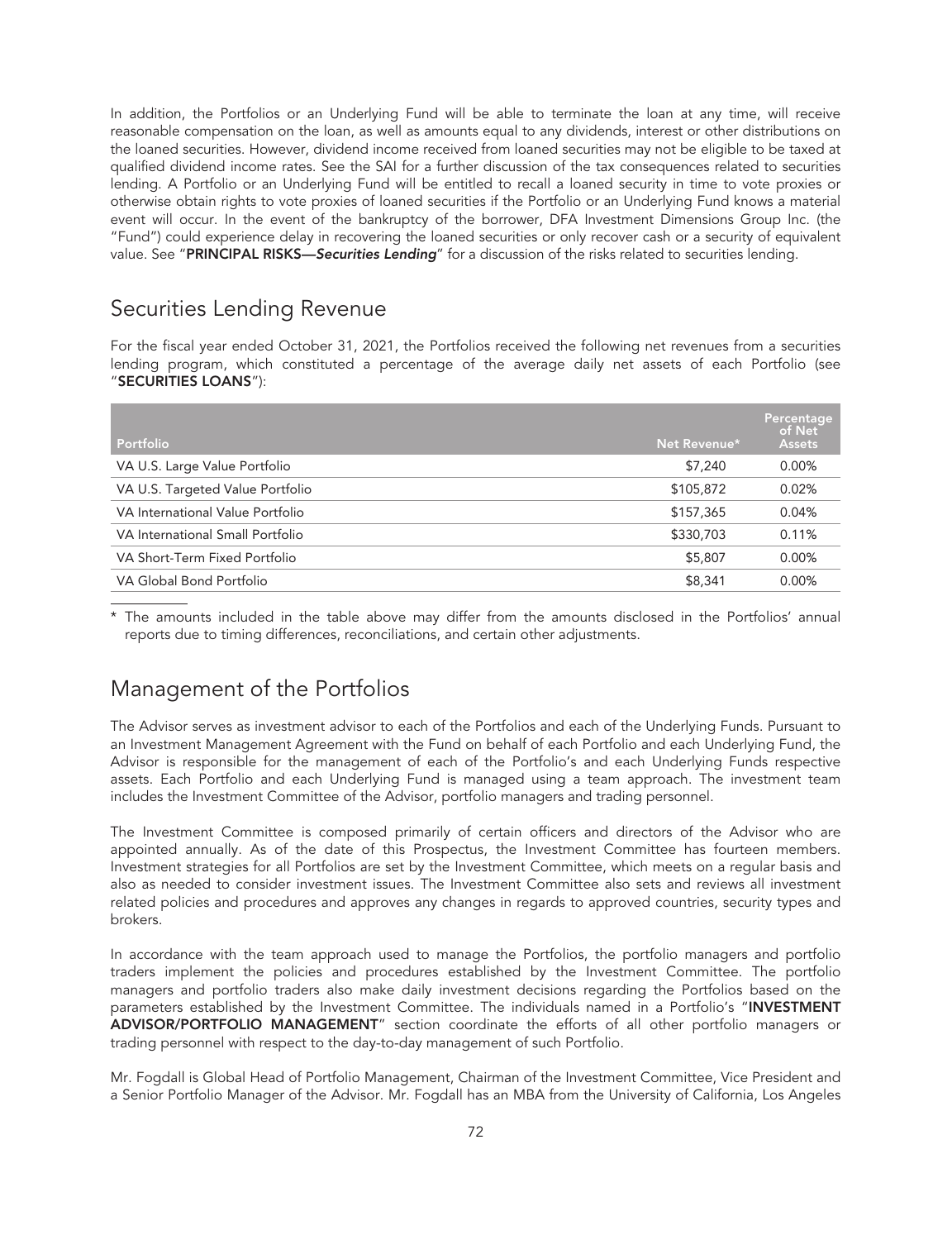In addition, the Portfolios or an Underlying Fund will be able to terminate the loan at any time, will receive reasonable compensation on the loan, as well as amounts equal to any dividends, interest or other distributions on the loaned securities. However, dividend income received from loaned securities may not be eligible to be taxed at qualified dividend income rates. See the SAI for a further discussion of the tax consequences related to securities lending. A Portfolio or an Underlying Fund will be entitled to recall a loaned security in time to vote proxies or otherwise obtain rights to vote proxies of loaned securities if the Portfolio or an Underlying Fund knows a material event will occur. In the event of the bankruptcy of the borrower, DFA Investment Dimensions Group Inc. (the "Fund") could experience delay in recovering the loaned securities or only recover cash or a security of equivalent value. See "**PRINCIPAL RISKS—*Securities Lending***" for a discussion of the risks related to securities lending.

## Securities Lending Revenue

For the fiscal year ended October 31, 2021, the Portfolios received the following net revenues from a securities lending program, which constituted a percentage of the average daily net assets of each Portfolio (see "**SECURITIES LOANS**"):

| Portfolio | Net Revenue* | Percentage of Net Assets |
|---|---|---|
| VA U.S. Large Value Portfolio | $7,240 | 0.00% |
| VA U.S. Targeted Value Portfolio | $105,872 | 0.02% |
| VA International Value Portfolio | $157,365 | 0.04% |
| VA International Small Portfolio | $330,703 | 0.11% |
| VA Short-Term Fixed Portfolio | $5,807 | 0.00% |
| VA Global Bond Portfolio | $8,341 | 0.00% |

\* The amounts included in the table above may differ from the amounts disclosed in the Portfolios' annual reports due to timing differences, reconciliations, and certain other adjustments.

## Management of the Portfolios

The Advisor serves as investment advisor to each of the Portfolios and each of the Underlying Funds. Pursuant to an Investment Management Agreement with the Fund on behalf of each Portfolio and each Underlying Fund, the Advisor is responsible for the management of each of the Portfolio's and each Underlying Funds respective assets. Each Portfolio and each Underlying Fund is managed using a team approach. The investment team includes the Investment Committee of the Advisor, portfolio managers and trading personnel.

The Investment Committee is composed primarily of certain officers and directors of the Advisor who are appointed annually. As of the date of this Prospectus, the Investment Committee has fourteen members. Investment strategies for all Portfolios are set by the Investment Committee, which meets on a regular basis and also as needed to consider investment issues. The Investment Committee also sets and reviews all investment related policies and procedures and approves any changes in regards to approved countries, security types and brokers.

In accordance with the team approach used to manage the Portfolios, the portfolio managers and portfolio traders implement the policies and procedures established by the Investment Committee. The portfolio managers and portfolio traders also make daily investment decisions regarding the Portfolios based on the parameters established by the Investment Committee. The individuals named in a Portfolio's "**INVESTMENT ADVISOR/PORTFOLIO MANAGEMENT**" section coordinate the efforts of all other portfolio managers or trading personnel with respect to the day-to-day management of such Portfolio.

Mr. Fogdall is Global Head of Portfolio Management, Chairman of the Investment Committee, Vice President and a Senior Portfolio Manager of the Advisor. Mr. Fogdall has an MBA from the University of California, Los Angeles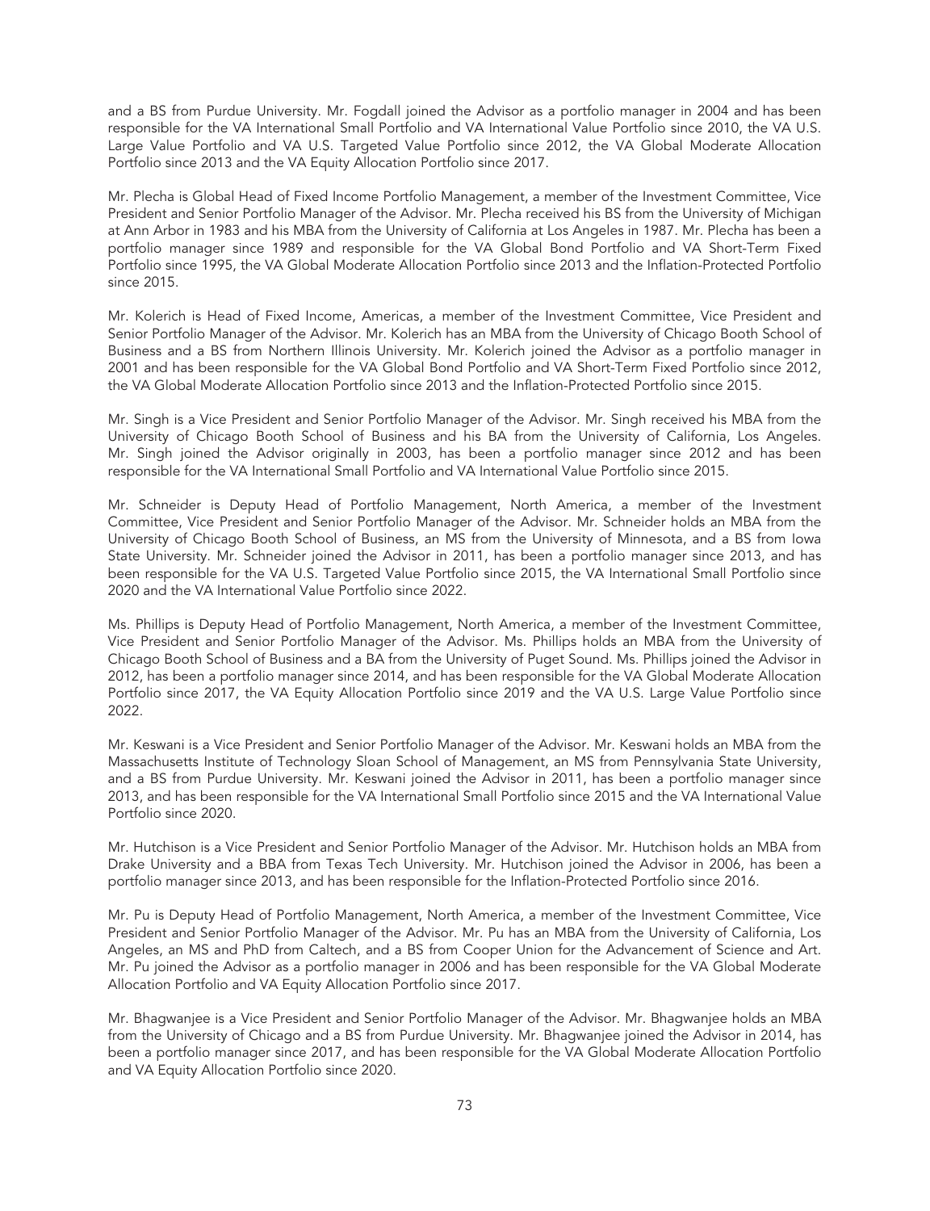and a BS from Purdue University. Mr. Fogdall joined the Advisor as a portfolio manager in 2004 and has been responsible for the VA International Small Portfolio and VA International Value Portfolio since 2010, the VA U.S. Large Value Portfolio and VA U.S. Targeted Value Portfolio since 2012, the VA Global Moderate Allocation Portfolio since 2013 and the VA Equity Allocation Portfolio since 2017.

Mr. Plecha is Global Head of Fixed Income Portfolio Management, a member of the Investment Committee, Vice President and Senior Portfolio Manager of the Advisor. Mr. Plecha received his BS from the University of Michigan at Ann Arbor in 1983 and his MBA from the University of California at Los Angeles in 1987. Mr. Plecha has been a portfolio manager since 1989 and responsible for the VA Global Bond Portfolio and VA Short-Term Fixed Portfolio since 1995, the VA Global Moderate Allocation Portfolio since 2013 and the Inflation-Protected Portfolio since 2015.

Mr. Kolerich is Head of Fixed Income, Americas, a member of the Investment Committee, Vice President and Senior Portfolio Manager of the Advisor. Mr. Kolerich has an MBA from the University of Chicago Booth School of Business and a BS from Northern Illinois University. Mr. Kolerich joined the Advisor as a portfolio manager in 2001 and has been responsible for the VA Global Bond Portfolio and VA Short-Term Fixed Portfolio since 2012, the VA Global Moderate Allocation Portfolio since 2013 and the Inflation-Protected Portfolio since 2015.

Mr. Singh is a Vice President and Senior Portfolio Manager of the Advisor. Mr. Singh received his MBA from the University of Chicago Booth School of Business and his BA from the University of California, Los Angeles. Mr. Singh joined the Advisor originally in 2003, has been a portfolio manager since 2012 and has been responsible for the VA International Small Portfolio and VA International Value Portfolio since 2015.

Mr. Schneider is Deputy Head of Portfolio Management, North America, a member of the Investment Committee, Vice President and Senior Portfolio Manager of the Advisor. Mr. Schneider holds an MBA from the University of Chicago Booth School of Business, an MS from the University of Minnesota, and a BS from Iowa State University. Mr. Schneider joined the Advisor in 2011, has been a portfolio manager since 2013, and has been responsible for the VA U.S. Targeted Value Portfolio since 2015, the VA International Small Portfolio since 2020 and the VA International Value Portfolio since 2022.

Ms. Phillips is Deputy Head of Portfolio Management, North America, a member of the Investment Committee, Vice President and Senior Portfolio Manager of the Advisor. Ms. Phillips holds an MBA from the University of Chicago Booth School of Business and a BA from the University of Puget Sound. Ms. Phillips joined the Advisor in 2012, has been a portfolio manager since 2014, and has been responsible for the VA Global Moderate Allocation Portfolio since 2017, the VA Equity Allocation Portfolio since 2019 and the VA U.S. Large Value Portfolio since 2022.

Mr. Keswani is a Vice President and Senior Portfolio Manager of the Advisor. Mr. Keswani holds an MBA from the Massachusetts Institute of Technology Sloan School of Management, an MS from Pennsylvania State University, and a BS from Purdue University. Mr. Keswani joined the Advisor in 2011, has been a portfolio manager since 2013, and has been responsible for the VA International Small Portfolio since 2015 and the VA International Value Portfolio since 2020.

Mr. Hutchison is a Vice President and Senior Portfolio Manager of the Advisor. Mr. Hutchison holds an MBA from Drake University and a BBA from Texas Tech University. Mr. Hutchison joined the Advisor in 2006, has been a portfolio manager since 2013, and has been responsible for the Inflation-Protected Portfolio since 2016.

Mr. Pu is Deputy Head of Portfolio Management, North America, a member of the Investment Committee, Vice President and Senior Portfolio Manager of the Advisor. Mr. Pu has an MBA from the University of California, Los Angeles, an MS and PhD from Caltech, and a BS from Cooper Union for the Advancement of Science and Art. Mr. Pu joined the Advisor as a portfolio manager in 2006 and has been responsible for the VA Global Moderate Allocation Portfolio and VA Equity Allocation Portfolio since 2017.

Mr. Bhagwanjee is a Vice President and Senior Portfolio Manager of the Advisor. Mr. Bhagwanjee holds an MBA from the University of Chicago and a BS from Purdue University. Mr. Bhagwanjee joined the Advisor in 2014, has been a portfolio manager since 2017, and has been responsible for the VA Global Moderate Allocation Portfolio and VA Equity Allocation Portfolio since 2020.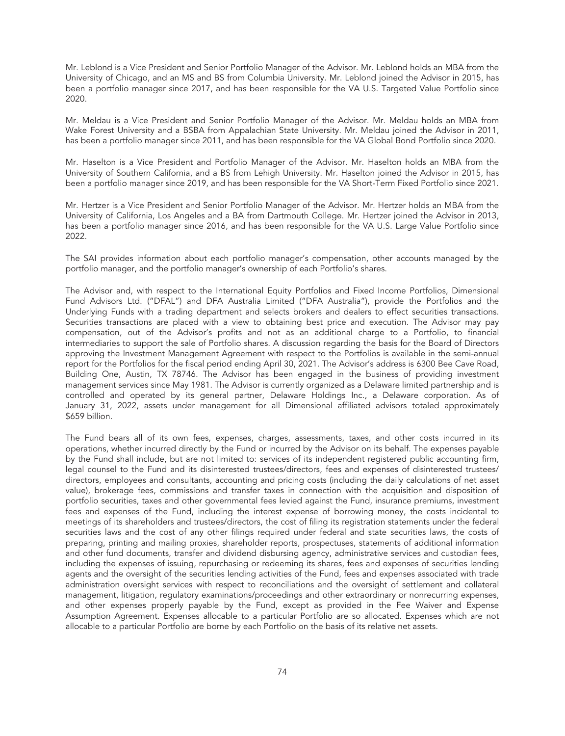Mr. Leblond is a Vice President and Senior Portfolio Manager of the Advisor. Mr. Leblond holds an MBA from the University of Chicago, and an MS and BS from Columbia University. Mr. Leblond joined the Advisor in 2015, has been a portfolio manager since 2017, and has been responsible for the VA U.S. Targeted Value Portfolio since 2020.

Mr. Meldau is a Vice President and Senior Portfolio Manager of the Advisor. Mr. Meldau holds an MBA from Wake Forest University and a BSBA from Appalachian State University. Mr. Meldau joined the Advisor in 2011, has been a portfolio manager since 2011, and has been responsible for the VA Global Bond Portfolio since 2020.

Mr. Haselton is a Vice President and Portfolio Manager of the Advisor. Mr. Haselton holds an MBA from the University of Southern California, and a BS from Lehigh University. Mr. Haselton joined the Advisor in 2015, has been a portfolio manager since 2019, and has been responsible for the VA Short-Term Fixed Portfolio since 2021.

Mr. Hertzer is a Vice President and Senior Portfolio Manager of the Advisor. Mr. Hertzer holds an MBA from the University of California, Los Angeles and a BA from Dartmouth College. Mr. Hertzer joined the Advisor in 2013, has been a portfolio manager since 2016, and has been responsible for the VA U.S. Large Value Portfolio since 2022.

The SAI provides information about each portfolio manager's compensation, other accounts managed by the portfolio manager, and the portfolio manager's ownership of each Portfolio's shares.

The Advisor and, with respect to the International Equity Portfolios and Fixed Income Portfolios, Dimensional Fund Advisors Ltd. ("DFAL") and DFA Australia Limited ("DFA Australia"), provide the Portfolios and the Underlying Funds with a trading department and selects brokers and dealers to effect securities transactions. Securities transactions are placed with a view to obtaining best price and execution. The Advisor may pay compensation, out of the Advisor's profits and not as an additional charge to a Portfolio, to financial intermediaries to support the sale of Portfolio shares. A discussion regarding the basis for the Board of Directors approving the Investment Management Agreement with respect to the Portfolios is available in the semi-annual report for the Portfolios for the fiscal period ending April 30, 2021. The Advisor's address is 6300 Bee Cave Road, Building One, Austin, TX 78746. The Advisor has been engaged in the business of providing investment management services since May 1981. The Advisor is currently organized as a Delaware limited partnership and is controlled and operated by its general partner, Delaware Holdings Inc., a Delaware corporation. As of January 31, 2022, assets under management for all Dimensional affiliated advisors totaled approximately $659 billion.

The Fund bears all of its own fees, expenses, charges, assessments, taxes, and other costs incurred in its operations, whether incurred directly by the Fund or incurred by the Advisor on its behalf. The expenses payable by the Fund shall include, but are not limited to: services of its independent registered public accounting firm, legal counsel to the Fund and its disinterested trustees/directors, fees and expenses of disinterested trustees/directors, employees and consultants, accounting and pricing costs (including the daily calculations of net asset value), brokerage fees, commissions and transfer taxes in connection with the acquisition and disposition of portfolio securities, taxes and other governmental fees levied against the Fund, insurance premiums, investment fees and expenses of the Fund, including the interest expense of borrowing money, the costs incidental to meetings of its shareholders and trustees/directors, the cost of filing its registration statements under the federal securities laws and the cost of any other filings required under federal and state securities laws, the costs of preparing, printing and mailing proxies, shareholder reports, prospectuses, statements of additional information and other fund documents, transfer and dividend disbursing agency, administrative services and custodian fees, including the expenses of issuing, repurchasing or redeeming its shares, fees and expenses of securities lending agents and the oversight of the securities lending activities of the Fund, fees and expenses associated with trade administration oversight services with respect to reconciliations and the oversight of settlement and collateral management, litigation, regulatory examinations/proceedings and other extraordinary or nonrecurring expenses, and other expenses properly payable by the Fund, except as provided in the Fee Waiver and Expense Assumption Agreement. Expenses allocable to a particular Portfolio are so allocated. Expenses which are not allocable to a particular Portfolio are borne by each Portfolio on the basis of its relative net assets.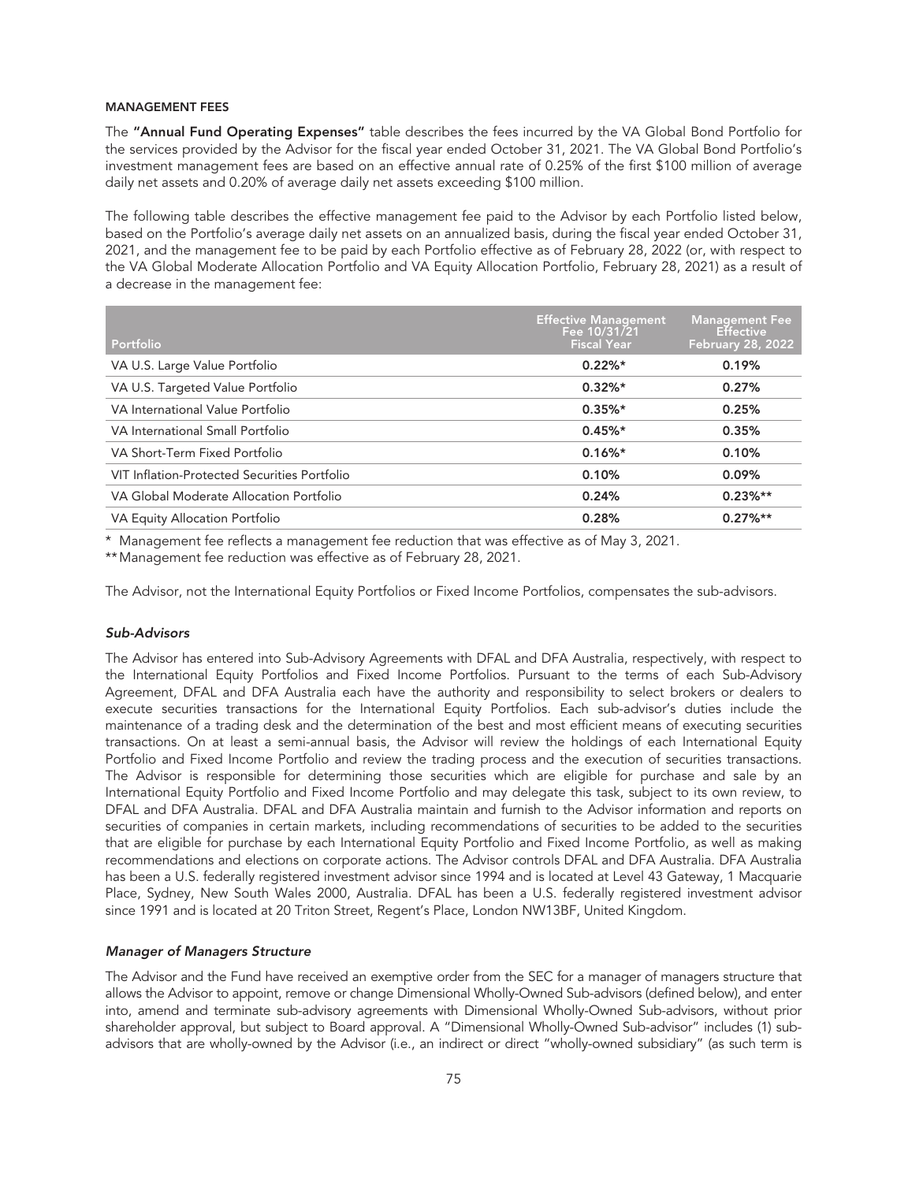#### MANAGEMENT FEES

The **"Annual Fund Operating Expenses"** table describes the fees incurred by the VA Global Bond Portfolio for the services provided by the Advisor for the fiscal year ended October 31, 2021. The VA Global Bond Portfolio's investment management fees are based on an effective annual rate of 0.25% of the first $100 million of average daily net assets and 0.20% of average daily net assets exceeding $100 million.

The following table describes the effective management fee paid to the Advisor by each Portfolio listed below, based on the Portfolio's average daily net assets on an annualized basis, during the fiscal year ended October 31, 2021, and the management fee to be paid by each Portfolio effective as of February 28, 2022 (or, with respect to the VA Global Moderate Allocation Portfolio and VA Equity Allocation Portfolio, February 28, 2021) as a result of a decrease in the management fee:

| Portfolio | Effective Management Fee 10/31/21 Fiscal Year | Management Fee Effective February 28, 2022 |
|---|---|---|
| VA U.S. Large Value Portfolio | **0.22%*** | **0.19%** |
| VA U.S. Targeted Value Portfolio | **0.32%*** | **0.27%** |
| VA International Value Portfolio | **0.35%*** | **0.25%** |
| VA International Small Portfolio | **0.45%*** | **0.35%** |
| VA Short-Term Fixed Portfolio | **0.16%*** | **0.10%** |
| VIT Inflation-Protected Securities Portfolio | **0.10%** | **0.09%** |
| VA Global Moderate Allocation Portfolio | **0.24%** | **0.23%**** |
| VA Equity Allocation Portfolio | **0.28%** | **0.27%**** |

\* Management fee reflects a management fee reduction that was effective as of May 3, 2021.

** Management fee reduction was effective as of February 28, 2021.

The Advisor, not the International Equity Portfolios or Fixed Income Portfolios, compensates the sub-advisors.

### *Sub-Advisors*

The Advisor has entered into Sub-Advisory Agreements with DFAL and DFA Australia, respectively, with respect to the International Equity Portfolios and Fixed Income Portfolios. Pursuant to the terms of each Sub-Advisory Agreement, DFAL and DFA Australia each have the authority and responsibility to select brokers or dealers to execute securities transactions for the International Equity Portfolios. Each sub-advisor's duties include the maintenance of a trading desk and the determination of the best and most efficient means of executing securities transactions. On at least a semi-annual basis, the Advisor will review the holdings of each International Equity Portfolio and Fixed Income Portfolio and review the trading process and the execution of securities transactions. The Advisor is responsible for determining those securities which are eligible for purchase and sale by an International Equity Portfolio and Fixed Income Portfolio and may delegate this task, subject to its own review, to DFAL and DFA Australia. DFAL and DFA Australia maintain and furnish to the Advisor information and reports on securities of companies in certain markets, including recommendations of securities to be added to the securities that are eligible for purchase by each International Equity Portfolio and Fixed Income Portfolio, as well as making recommendations and elections on corporate actions. The Advisor controls DFAL and DFA Australia. DFA Australia has been a U.S. federally registered investment advisor since 1994 and is located at Level 43 Gateway, 1 Macquarie Place, Sydney, New South Wales 2000, Australia. DFAL has been a U.S. federally registered investment advisor since 1991 and is located at 20 Triton Street, Regent's Place, London NW13BF, United Kingdom.

### *Manager of Managers Structure*

The Advisor and the Fund have received an exemptive order from the SEC for a manager of managers structure that allows the Advisor to appoint, remove or change Dimensional Wholly-Owned Sub-advisors (defined below), and enter into, amend and terminate sub-advisory agreements with Dimensional Wholly-Owned Sub-advisors, without prior shareholder approval, but subject to Board approval. A "Dimensional Wholly-Owned Sub-advisor" includes (1) sub-advisors that are wholly-owned by the Advisor (i.e., an indirect or direct "wholly-owned subsidiary" (as such term is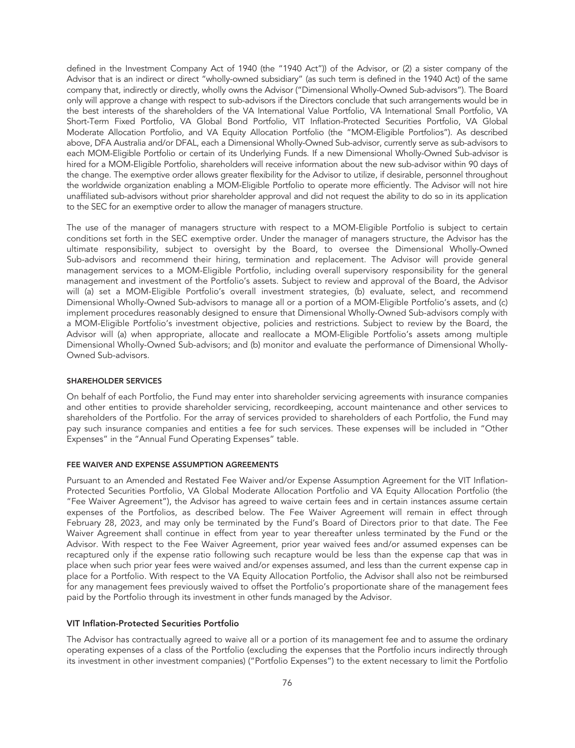defined in the Investment Company Act of 1940 (the "1940 Act")) of the Advisor, or (2) a sister company of the Advisor that is an indirect or direct "wholly-owned subsidiary" (as such term is defined in the 1940 Act) of the same company that, indirectly or directly, wholly owns the Advisor ("Dimensional Wholly-Owned Sub-advisors"). The Board only will approve a change with respect to sub-advisors if the Directors conclude that such arrangements would be in the best interests of the shareholders of the VA International Value Portfolio, VA International Small Portfolio, VA Short-Term Fixed Portfolio, VA Global Bond Portfolio, VIT Inflation-Protected Securities Portfolio, VA Global Moderate Allocation Portfolio, and VA Equity Allocation Portfolio (the "MOM-Eligible Portfolios"). As described above, DFA Australia and/or DFAL, each a Dimensional Wholly-Owned Sub-advisor, currently serve as sub-advisors to each MOM-Eligible Portfolio or certain of its Underlying Funds. If a new Dimensional Wholly-Owned Sub-advisor is hired for a MOM-Eligible Portfolio, shareholders will receive information about the new sub-advisor within 90 days of the change. The exemptive order allows greater flexibility for the Advisor to utilize, if desirable, personnel throughout the worldwide organization enabling a MOM-Eligible Portfolio to operate more efficiently. The Advisor will not hire unaffiliated sub-advisors without prior shareholder approval and did not request the ability to do so in its application to the SEC for an exemptive order to allow the manager of managers structure.

The use of the manager of managers structure with respect to a MOM-Eligible Portfolio is subject to certain conditions set forth in the SEC exemptive order. Under the manager of managers structure, the Advisor has the ultimate responsibility, subject to oversight by the Board, to oversee the Dimensional Wholly-Owned Sub-advisors and recommend their hiring, termination and replacement. The Advisor will provide general management services to a MOM-Eligible Portfolio, including overall supervisory responsibility for the general management and investment of the Portfolio's assets. Subject to review and approval of the Board, the Advisor will (a) set a MOM-Eligible Portfolio's overall investment strategies, (b) evaluate, select, and recommend Dimensional Wholly-Owned Sub-advisors to manage all or a portion of a MOM-Eligible Portfolio's assets, and (c) implement procedures reasonably designed to ensure that Dimensional Wholly-Owned Sub-advisors comply with a MOM-Eligible Portfolio's investment objective, policies and restrictions. Subject to review by the Board, the Advisor will (a) when appropriate, allocate and reallocate a MOM-Eligible Portfolio's assets among multiple Dimensional Wholly-Owned Sub-advisors; and (b) monitor and evaluate the performance of Dimensional Wholly-Owned Sub-advisors.

## SHAREHOLDER SERVICES

On behalf of each Portfolio, the Fund may enter into shareholder servicing agreements with insurance companies and other entities to provide shareholder servicing, recordkeeping, account maintenance and other services to shareholders of the Portfolio. For the array of services provided to shareholders of each Portfolio, the Fund may pay such insurance companies and entities a fee for such services. These expenses will be included in "Other Expenses" in the "Annual Fund Operating Expenses" table.

## FEE WAIVER AND EXPENSE ASSUMPTION AGREEMENTS

Pursuant to an Amended and Restated Fee Waiver and/or Expense Assumption Agreement for the VIT Inflation-Protected Securities Portfolio, VA Global Moderate Allocation Portfolio and VA Equity Allocation Portfolio (the "Fee Waiver Agreement"), the Advisor has agreed to waive certain fees and in certain instances assume certain expenses of the Portfolios, as described below. The Fee Waiver Agreement will remain in effect through February 28, 2023, and may only be terminated by the Fund's Board of Directors prior to that date. The Fee Waiver Agreement shall continue in effect from year to year thereafter unless terminated by the Fund or the Advisor. With respect to the Fee Waiver Agreement, prior year waived fees and/or assumed expenses can be recaptured only if the expense ratio following such recapture would be less than the expense cap that was in place when such prior year fees were waived and/or expenses assumed, and less than the current expense cap in place for a Portfolio. With respect to the VA Equity Allocation Portfolio, the Advisor shall also not be reimbursed for any management fees previously waived to offset the Portfolio's proportionate share of the management fees paid by the Portfolio through its investment in other funds managed by the Advisor.

### VIT Inflation-Protected Securities Portfolio

The Advisor has contractually agreed to waive all or a portion of its management fee and to assume the ordinary operating expenses of a class of the Portfolio (excluding the expenses that the Portfolio incurs indirectly through its investment in other investment companies) ("Portfolio Expenses") to the extent necessary to limit the Portfolio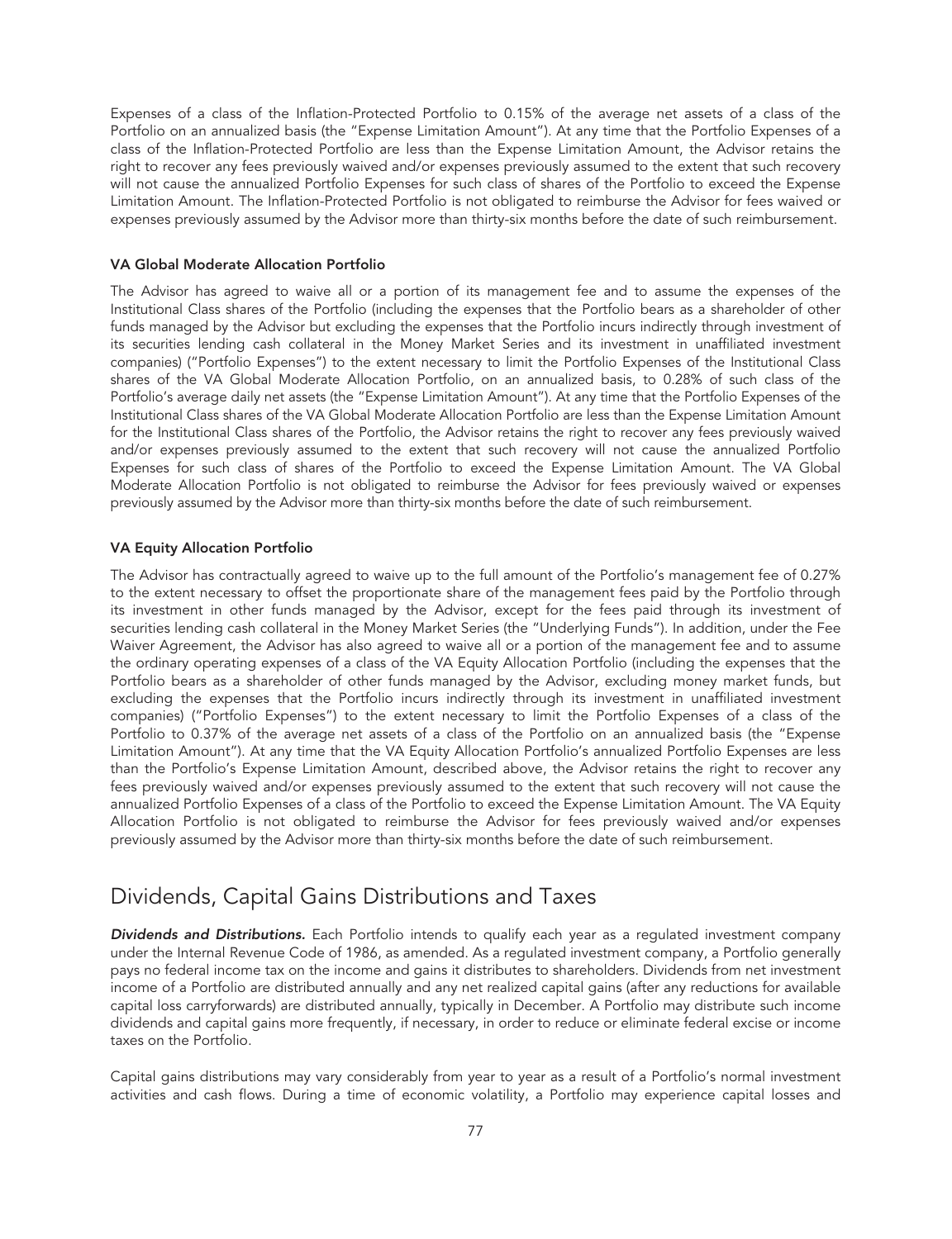Expenses of a class of the Inflation-Protected Portfolio to 0.15% of the average net assets of a class of the Portfolio on an annualized basis (the "Expense Limitation Amount"). At any time that the Portfolio Expenses of a class of the Inflation-Protected Portfolio are less than the Expense Limitation Amount, the Advisor retains the right to recover any fees previously waived and/or expenses previously assumed to the extent that such recovery will not cause the annualized Portfolio Expenses for such class of shares of the Portfolio to exceed the Expense Limitation Amount. The Inflation-Protected Portfolio is not obligated to reimburse the Advisor for fees waived or expenses previously assumed by the Advisor more than thirty-six months before the date of such reimbursement.

#### VA Global Moderate Allocation Portfolio

The Advisor has agreed to waive all or a portion of its management fee and to assume the expenses of the Institutional Class shares of the Portfolio (including the expenses that the Portfolio bears as a shareholder of other funds managed by the Advisor but excluding the expenses that the Portfolio incurs indirectly through investment of its securities lending cash collateral in the Money Market Series and its investment in unaffiliated investment companies) ("Portfolio Expenses") to the extent necessary to limit the Portfolio Expenses of the Institutional Class shares of the VA Global Moderate Allocation Portfolio, on an annualized basis, to 0.28% of such class of the Portfolio's average daily net assets (the "Expense Limitation Amount"). At any time that the Portfolio Expenses of the Institutional Class shares of the VA Global Moderate Allocation Portfolio are less than the Expense Limitation Amount for the Institutional Class shares of the Portfolio, the Advisor retains the right to recover any fees previously waived and/or expenses previously assumed to the extent that such recovery will not cause the annualized Portfolio Expenses for such class of shares of the Portfolio to exceed the Expense Limitation Amount. The VA Global Moderate Allocation Portfolio is not obligated to reimburse the Advisor for fees previously waived or expenses previously assumed by the Advisor more than thirty-six months before the date of such reimbursement.

#### VA Equity Allocation Portfolio

The Advisor has contractually agreed to waive up to the full amount of the Portfolio's management fee of 0.27% to the extent necessary to offset the proportionate share of the management fees paid by the Portfolio through its investment in other funds managed by the Advisor, except for the fees paid through its investment of securities lending cash collateral in the Money Market Series (the "Underlying Funds"). In addition, under the Fee Waiver Agreement, the Advisor has also agreed to waive all or a portion of the management fee and to assume the ordinary operating expenses of a class of the VA Equity Allocation Portfolio (including the expenses that the Portfolio bears as a shareholder of other funds managed by the Advisor, excluding money market funds, but excluding the expenses that the Portfolio incurs indirectly through its investment in unaffiliated investment companies) ("Portfolio Expenses") to the extent necessary to limit the Portfolio Expenses of a class of the Portfolio to 0.37% of the average net assets of a class of the Portfolio on an annualized basis (the "Expense Limitation Amount"). At any time that the VA Equity Allocation Portfolio's annualized Portfolio Expenses are less than the Portfolio's Expense Limitation Amount, described above, the Advisor retains the right to recover any fees previously waived and/or expenses previously assumed to the extent that such recovery will not cause the annualized Portfolio Expenses of a class of the Portfolio to exceed the Expense Limitation Amount. The VA Equity Allocation Portfolio is not obligated to reimburse the Advisor for fees previously waived and/or expenses previously assumed by the Advisor more than thirty-six months before the date of such reimbursement.

## Dividends, Capital Gains Distributions and Taxes

***Dividends and Distributions.*** Each Portfolio intends to qualify each year as a regulated investment company under the Internal Revenue Code of 1986, as amended. As a regulated investment company, a Portfolio generally pays no federal income tax on the income and gains it distributes to shareholders. Dividends from net investment income of a Portfolio are distributed annually and any net realized capital gains (after any reductions for available capital loss carryforwards) are distributed annually, typically in December. A Portfolio may distribute such income dividends and capital gains more frequently, if necessary, in order to reduce or eliminate federal excise or income taxes on the Portfolio.

Capital gains distributions may vary considerably from year to year as a result of a Portfolio's normal investment activities and cash flows. During a time of economic volatility, a Portfolio may experience capital losses and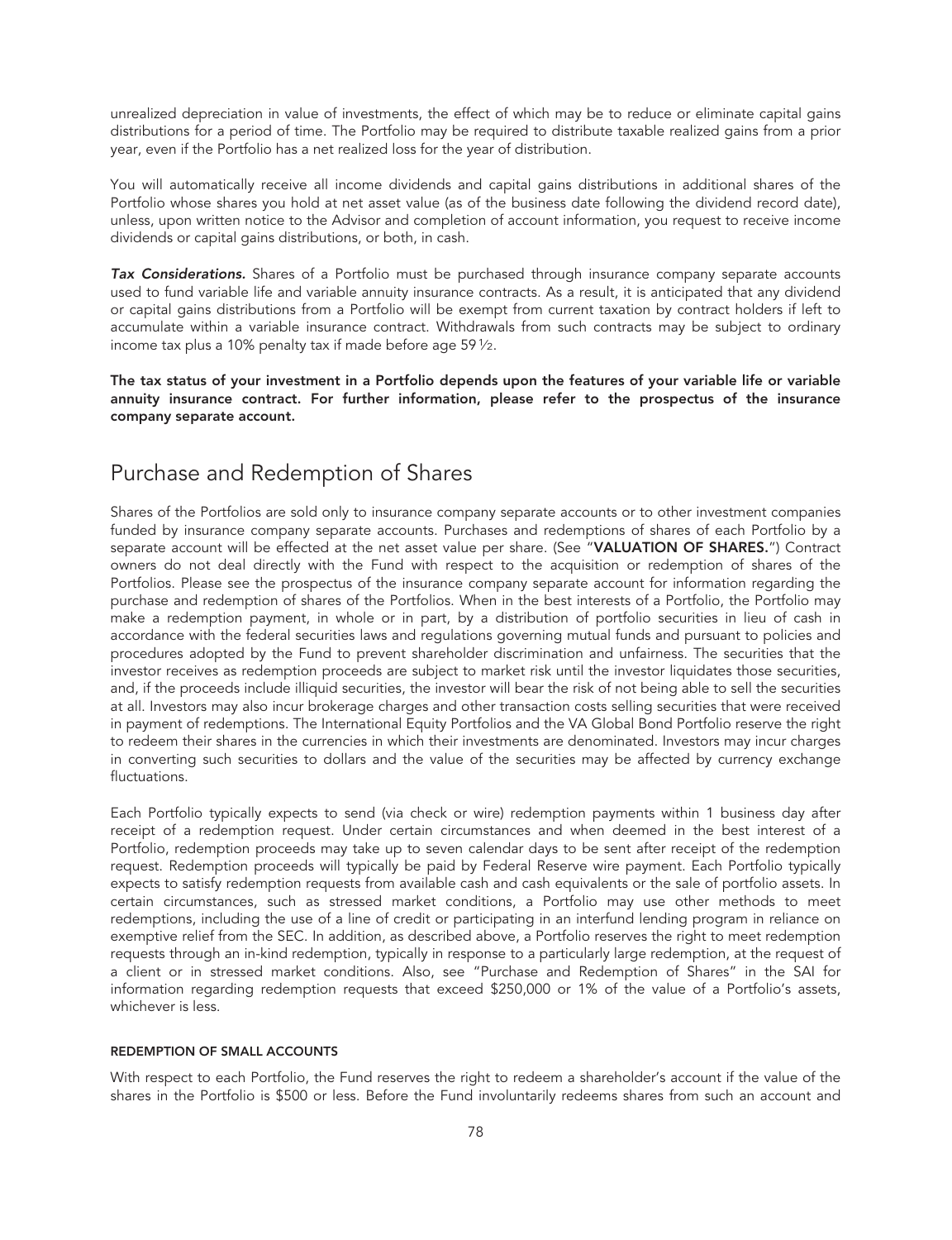unrealized depreciation in value of investments, the effect of which may be to reduce or eliminate capital gains distributions for a period of time. The Portfolio may be required to distribute taxable realized gains from a prior year, even if the Portfolio has a net realized loss for the year of distribution.

You will automatically receive all income dividends and capital gains distributions in additional shares of the Portfolio whose shares you hold at net asset value (as of the business date following the dividend record date), unless, upon written notice to the Advisor and completion of account information, you request to receive income dividends or capital gains distributions, or both, in cash.

***Tax Considerations.*** Shares of a Portfolio must be purchased through insurance company separate accounts used to fund variable life and variable annuity insurance contracts. As a result, it is anticipated that any dividend or capital gains distributions from a Portfolio will be exempt from current taxation by contract holders if left to accumulate within a variable insurance contract. Withdrawals from such contracts may be subject to ordinary income tax plus a 10% penalty tax if made before age 59½.

**The tax status of your investment in a Portfolio depends upon the features of your variable life or variable annuity insurance contract. For further information, please refer to the prospectus of the insurance company separate account.**

## Purchase and Redemption of Shares

Shares of the Portfolios are sold only to insurance company separate accounts or to other investment companies funded by insurance company separate accounts. Purchases and redemptions of shares of each Portfolio by a separate account will be effected at the net asset value per share. (See "**VALUATION OF SHARES.**") Contract owners do not deal directly with the Fund with respect to the acquisition or redemption of shares of the Portfolios. Please see the prospectus of the insurance company separate account for information regarding the purchase and redemption of shares of the Portfolios. When in the best interests of a Portfolio, the Portfolio may make a redemption payment, in whole or in part, by a distribution of portfolio securities in lieu of cash in accordance with the federal securities laws and regulations governing mutual funds and pursuant to policies and procedures adopted by the Fund to prevent shareholder discrimination and unfairness. The securities that the investor receives as redemption proceeds are subject to market risk until the investor liquidates those securities, and, if the proceeds include illiquid securities, the investor will bear the risk of not being able to sell the securities at all. Investors may also incur brokerage charges and other transaction costs selling securities that were received in payment of redemptions. The International Equity Portfolios and the VA Global Bond Portfolio reserve the right to redeem their shares in the currencies in which their investments are denominated. Investors may incur charges in converting such securities to dollars and the value of the securities may be affected by currency exchange fluctuations.

Each Portfolio typically expects to send (via check or wire) redemption payments within 1 business day after receipt of a redemption request. Under certain circumstances and when deemed in the best interest of a Portfolio, redemption proceeds may take up to seven calendar days to be sent after receipt of the redemption request. Redemption proceeds will typically be paid by Federal Reserve wire payment. Each Portfolio typically expects to satisfy redemption requests from available cash and cash equivalents or the sale of portfolio assets. In certain circumstances, such as stressed market conditions, a Portfolio may use other methods to meet redemptions, including the use of a line of credit or participating in an interfund lending program in reliance on exemptive relief from the SEC. In addition, as described above, a Portfolio reserves the right to meet redemption requests through an in-kind redemption, typically in response to a particularly large redemption, at the request of a client or in stressed market conditions. Also, see "Purchase and Redemption of Shares" in the SAI for information regarding redemption requests that exceed $250,000 or 1% of the value of a Portfolio's assets, whichever is less.

#### REDEMPTION OF SMALL ACCOUNTS

With respect to each Portfolio, the Fund reserves the right to redeem a shareholder's account if the value of the shares in the Portfolio is $500 or less. Before the Fund involuntarily redeems shares from such an account and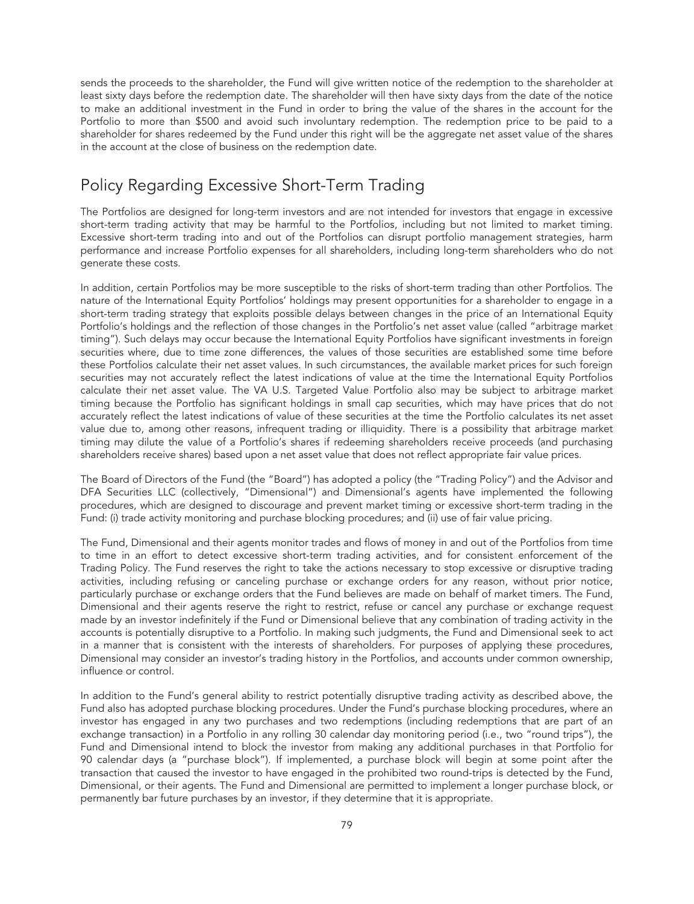sends the proceeds to the shareholder, the Fund will give written notice of the redemption to the shareholder at least sixty days before the redemption date. The shareholder will then have sixty days from the date of the notice to make an additional investment in the Fund in order to bring the value of the shares in the account for the Portfolio to more than $500 and avoid such involuntary redemption. The redemption price to be paid to a shareholder for shares redeemed by the Fund under this right will be the aggregate net asset value of the shares in the account at the close of business on the redemption date.

## Policy Regarding Excessive Short-Term Trading

The Portfolios are designed for long-term investors and are not intended for investors that engage in excessive short-term trading activity that may be harmful to the Portfolios, including but not limited to market timing. Excessive short-term trading into and out of the Portfolios can disrupt portfolio management strategies, harm performance and increase Portfolio expenses for all shareholders, including long-term shareholders who do not generate these costs.

In addition, certain Portfolios may be more susceptible to the risks of short-term trading than other Portfolios. The nature of the International Equity Portfolios' holdings may present opportunities for a shareholder to engage in a short-term trading strategy that exploits possible delays between changes in the price of an International Equity Portfolio's holdings and the reflection of those changes in the Portfolio's net asset value (called "arbitrage market timing"). Such delays may occur because the International Equity Portfolios have significant investments in foreign securities where, due to time zone differences, the values of those securities are established some time before these Portfolios calculate their net asset values. In such circumstances, the available market prices for such foreign securities may not accurately reflect the latest indications of value at the time the International Equity Portfolios calculate their net asset value. The VA U.S. Targeted Value Portfolio also may be subject to arbitrage market timing because the Portfolio has significant holdings in small cap securities, which may have prices that do not accurately reflect the latest indications of value of these securities at the time the Portfolio calculates its net asset value due to, among other reasons, infrequent trading or illiquidity. There is a possibility that arbitrage market timing may dilute the value of a Portfolio's shares if redeeming shareholders receive proceeds (and purchasing shareholders receive shares) based upon a net asset value that does not reflect appropriate fair value prices.

The Board of Directors of the Fund (the "Board") has adopted a policy (the "Trading Policy") and the Advisor and DFA Securities LLC (collectively, "Dimensional") and Dimensional's agents have implemented the following procedures, which are designed to discourage and prevent market timing or excessive short-term trading in the Fund: (i) trade activity monitoring and purchase blocking procedures; and (ii) use of fair value pricing.

The Fund, Dimensional and their agents monitor trades and flows of money in and out of the Portfolios from time to time in an effort to detect excessive short-term trading activities, and for consistent enforcement of the Trading Policy. The Fund reserves the right to take the actions necessary to stop excessive or disruptive trading activities, including refusing or canceling purchase or exchange orders for any reason, without prior notice, particularly purchase or exchange orders that the Fund believes are made on behalf of market timers. The Fund, Dimensional and their agents reserve the right to restrict, refuse or cancel any purchase or exchange request made by an investor indefinitely if the Fund or Dimensional believe that any combination of trading activity in the accounts is potentially disruptive to a Portfolio. In making such judgments, the Fund and Dimensional seek to act in a manner that is consistent with the interests of shareholders. For purposes of applying these procedures, Dimensional may consider an investor's trading history in the Portfolios, and accounts under common ownership, influence or control.

In addition to the Fund's general ability to restrict potentially disruptive trading activity as described above, the Fund also has adopted purchase blocking procedures. Under the Fund's purchase blocking procedures, where an investor has engaged in any two purchases and two redemptions (including redemptions that are part of an exchange transaction) in a Portfolio in any rolling 30 calendar day monitoring period (i.e., two "round trips"), the Fund and Dimensional intend to block the investor from making any additional purchases in that Portfolio for 90 calendar days (a "purchase block"). If implemented, a purchase block will begin at some point after the transaction that caused the investor to have engaged in the prohibited two round-trips is detected by the Fund, Dimensional, or their agents. The Fund and Dimensional are permitted to implement a longer purchase block, or permanently bar future purchases by an investor, if they determine that it is appropriate.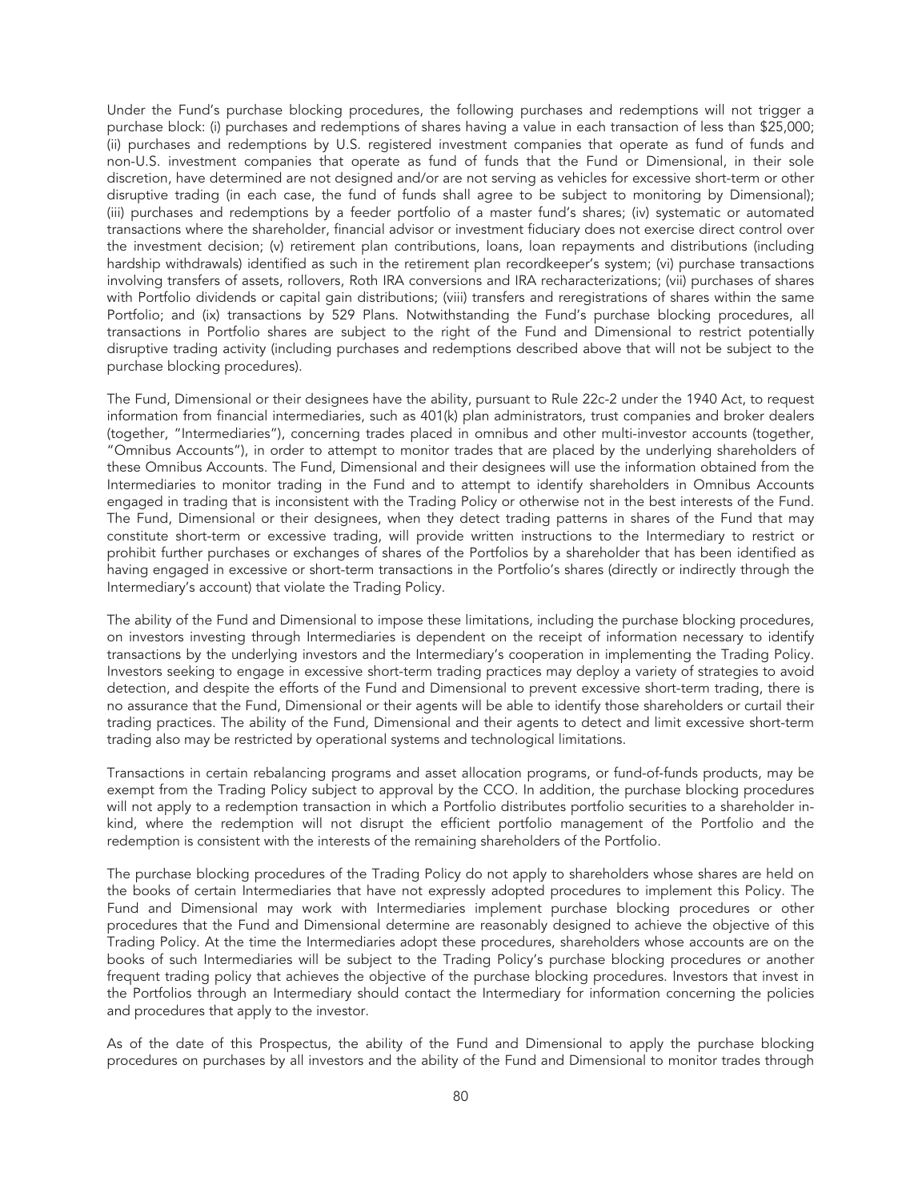Under the Fund's purchase blocking procedures, the following purchases and redemptions will not trigger a purchase block: (i) purchases and redemptions of shares having a value in each transaction of less than $25,000; (ii) purchases and redemptions by U.S. registered investment companies that operate as fund of funds and non-U.S. investment companies that operate as fund of funds that the Fund or Dimensional, in their sole discretion, have determined are not designed and/or are not serving as vehicles for excessive short-term or other disruptive trading (in each case, the fund of funds shall agree to be subject to monitoring by Dimensional); (iii) purchases and redemptions by a feeder portfolio of a master fund's shares; (iv) systematic or automated transactions where the shareholder, financial advisor or investment fiduciary does not exercise direct control over the investment decision; (v) retirement plan contributions, loans, loan repayments and distributions (including hardship withdrawals) identified as such in the retirement plan recordkeeper's system; (vi) purchase transactions involving transfers of assets, rollovers, Roth IRA conversions and IRA recharacterizations; (vii) purchases of shares with Portfolio dividends or capital gain distributions; (viii) transfers and reregistrations of shares within the same Portfolio; and (ix) transactions by 529 Plans. Notwithstanding the Fund's purchase blocking procedures, all transactions in Portfolio shares are subject to the right of the Fund and Dimensional to restrict potentially disruptive trading activity (including purchases and redemptions described above that will not be subject to the purchase blocking procedures).

The Fund, Dimensional or their designees have the ability, pursuant to Rule 22c-2 under the 1940 Act, to request information from financial intermediaries, such as 401(k) plan administrators, trust companies and broker dealers (together, "Intermediaries"), concerning trades placed in omnibus and other multi-investor accounts (together, "Omnibus Accounts"), in order to attempt to monitor trades that are placed by the underlying shareholders of these Omnibus Accounts. The Fund, Dimensional and their designees will use the information obtained from the Intermediaries to monitor trading in the Fund and to attempt to identify shareholders in Omnibus Accounts engaged in trading that is inconsistent with the Trading Policy or otherwise not in the best interests of the Fund. The Fund, Dimensional or their designees, when they detect trading patterns in shares of the Fund that may constitute short-term or excessive trading, will provide written instructions to the Intermediary to restrict or prohibit further purchases or exchanges of shares of the Portfolios by a shareholder that has been identified as having engaged in excessive or short-term transactions in the Portfolio's shares (directly or indirectly through the Intermediary's account) that violate the Trading Policy.

The ability of the Fund and Dimensional to impose these limitations, including the purchase blocking procedures, on investors investing through Intermediaries is dependent on the receipt of information necessary to identify transactions by the underlying investors and the Intermediary's cooperation in implementing the Trading Policy. Investors seeking to engage in excessive short-term trading practices may deploy a variety of strategies to avoid detection, and despite the efforts of the Fund and Dimensional to prevent excessive short-term trading, there is no assurance that the Fund, Dimensional or their agents will be able to identify those shareholders or curtail their trading practices. The ability of the Fund, Dimensional and their agents to detect and limit excessive short-term trading also may be restricted by operational systems and technological limitations.

Transactions in certain rebalancing programs and asset allocation programs, or fund-of-funds products, may be exempt from the Trading Policy subject to approval by the CCO. In addition, the purchase blocking procedures will not apply to a redemption transaction in which a Portfolio distributes portfolio securities to a shareholder in-kind, where the redemption will not disrupt the efficient portfolio management of the Portfolio and the redemption is consistent with the interests of the remaining shareholders of the Portfolio.

The purchase blocking procedures of the Trading Policy do not apply to shareholders whose shares are held on the books of certain Intermediaries that have not expressly adopted procedures to implement this Policy. The Fund and Dimensional may work with Intermediaries implement purchase blocking procedures or other procedures that the Fund and Dimensional determine are reasonably designed to achieve the objective of this Trading Policy. At the time the Intermediaries adopt these procedures, shareholders whose accounts are on the books of such Intermediaries will be subject to the Trading Policy's purchase blocking procedures or another frequent trading policy that achieves the objective of the purchase blocking procedures. Investors that invest in the Portfolios through an Intermediary should contact the Intermediary for information concerning the policies and procedures that apply to the investor.

As of the date of this Prospectus, the ability of the Fund and Dimensional to apply the purchase blocking procedures on purchases by all investors and the ability of the Fund and Dimensional to monitor trades through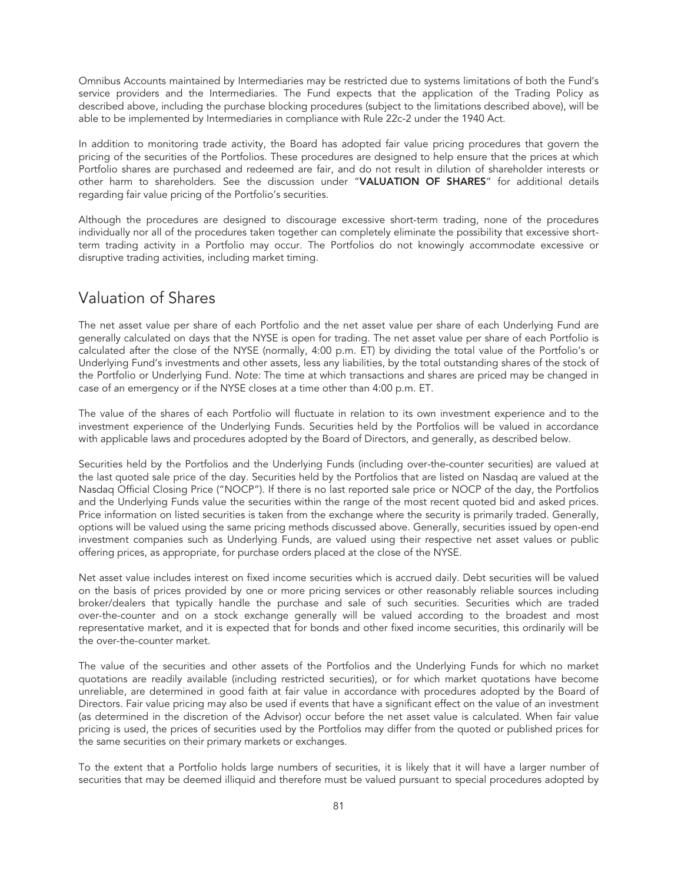Omnibus Accounts maintained by Intermediaries may be restricted due to systems limitations of both the Fund's service providers and the Intermediaries. The Fund expects that the application of the Trading Policy as described above, including the purchase blocking procedures (subject to the limitations described above), will be able to be implemented by Intermediaries in compliance with Rule 22c-2 under the 1940 Act.

In addition to monitoring trade activity, the Board has adopted fair value pricing procedures that govern the pricing of the securities of the Portfolios. These procedures are designed to help ensure that the prices at which Portfolio shares are purchased and redeemed are fair, and do not result in dilution of shareholder interests or other harm to shareholders. See the discussion under "**VALUATION OF SHARES**" for additional details regarding fair value pricing of the Portfolio's securities.

Although the procedures are designed to discourage excessive short-term trading, none of the procedures individually nor all of the procedures taken together can completely eliminate the possibility that excessive short-term trading activity in a Portfolio may occur. The Portfolios do not knowingly accommodate excessive or disruptive trading activities, including market timing.

## Valuation of Shares

The net asset value per share of each Portfolio and the net asset value per share of each Underlying Fund are generally calculated on days that the NYSE is open for trading. The net asset value per share of each Portfolio is calculated after the close of the NYSE (normally, 4:00 p.m. ET) by dividing the total value of the Portfolio's or Underlying Fund's investments and other assets, less any liabilities, by the total outstanding shares of the stock of the Portfolio or Underlying Fund. *Note:* The time at which transactions and shares are priced may be changed in case of an emergency or if the NYSE closes at a time other than 4:00 p.m. ET.

The value of the shares of each Portfolio will fluctuate in relation to its own investment experience and to the investment experience of the Underlying Funds. Securities held by the Portfolios will be valued in accordance with applicable laws and procedures adopted by the Board of Directors, and generally, as described below.

Securities held by the Portfolios and the Underlying Funds (including over-the-counter securities) are valued at the last quoted sale price of the day. Securities held by the Portfolios that are listed on Nasdaq are valued at the Nasdaq Official Closing Price ("NOCP"). If there is no last reported sale price or NOCP of the day, the Portfolios and the Underlying Funds value the securities within the range of the most recent quoted bid and asked prices. Price information on listed securities is taken from the exchange where the security is primarily traded. Generally, options will be valued using the same pricing methods discussed above. Generally, securities issued by open-end investment companies such as Underlying Funds, are valued using their respective net asset values or public offering prices, as appropriate, for purchase orders placed at the close of the NYSE.

Net asset value includes interest on fixed income securities which is accrued daily. Debt securities will be valued on the basis of prices provided by one or more pricing services or other reasonably reliable sources including broker/dealers that typically handle the purchase and sale of such securities. Securities which are traded over-the-counter and on a stock exchange generally will be valued according to the broadest and most representative market, and it is expected that for bonds and other fixed income securities, this ordinarily will be the over-the-counter market.

The value of the securities and other assets of the Portfolios and the Underlying Funds for which no market quotations are readily available (including restricted securities), or for which market quotations have become unreliable, are determined in good faith at fair value in accordance with procedures adopted by the Board of Directors. Fair value pricing may also be used if events that have a significant effect on the value of an investment (as determined in the discretion of the Advisor) occur before the net asset value is calculated. When fair value pricing is used, the prices of securities used by the Portfolios may differ from the quoted or published prices for the same securities on their primary markets or exchanges.

To the extent that a Portfolio holds large numbers of securities, it is likely that it will have a larger number of securities that may be deemed illiquid and therefore must be valued pursuant to special procedures adopted by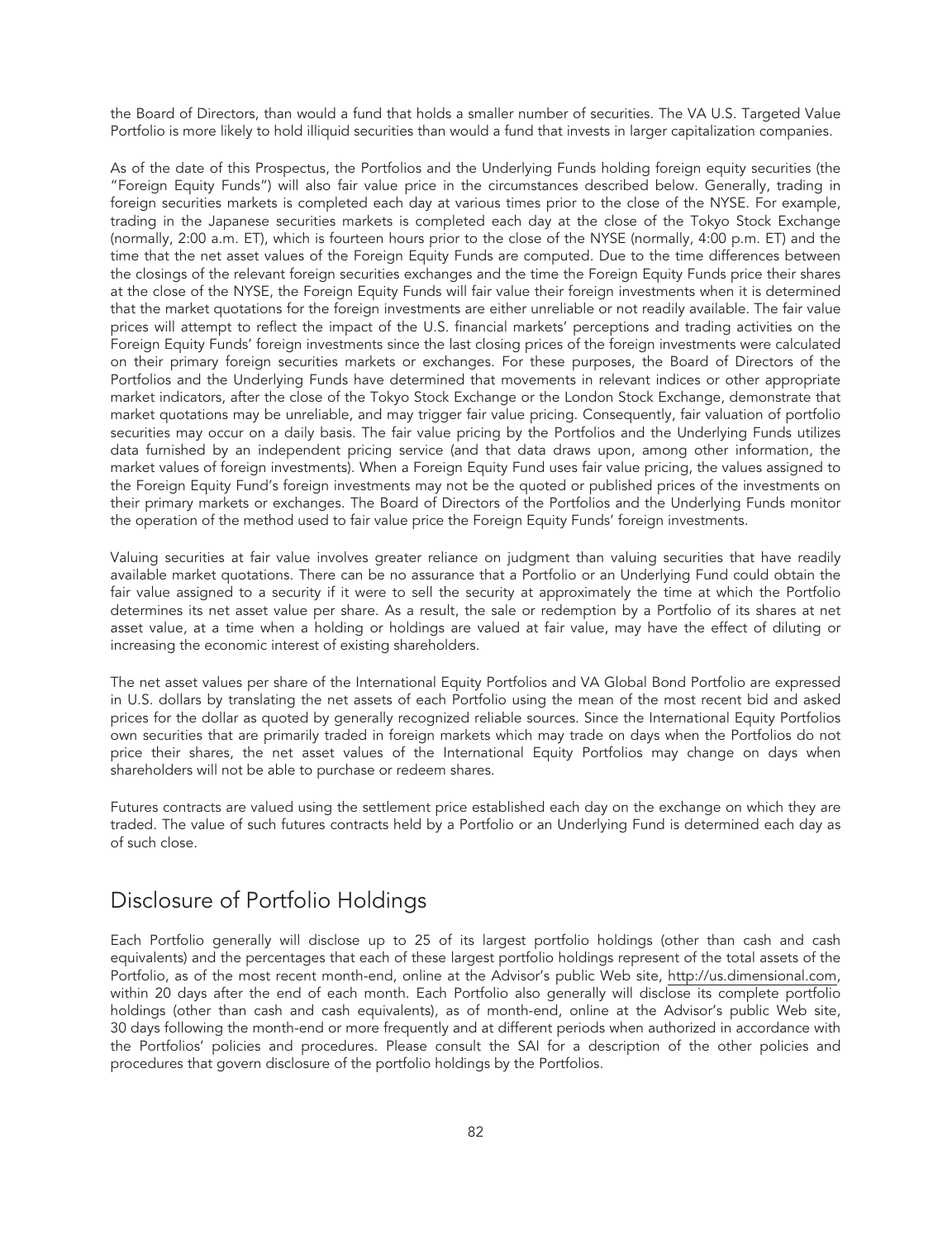the Board of Directors, than would a fund that holds a smaller number of securities. The VA U.S. Targeted Value Portfolio is more likely to hold illiquid securities than would a fund that invests in larger capitalization companies.

As of the date of this Prospectus, the Portfolios and the Underlying Funds holding foreign equity securities (the "Foreign Equity Funds") will also fair value price in the circumstances described below. Generally, trading in foreign securities markets is completed each day at various times prior to the close of the NYSE. For example, trading in the Japanese securities markets is completed each day at the close of the Tokyo Stock Exchange (normally, 2:00 a.m. ET), which is fourteen hours prior to the close of the NYSE (normally, 4:00 p.m. ET) and the time that the net asset values of the Foreign Equity Funds are computed. Due to the time differences between the closings of the relevant foreign securities exchanges and the time the Foreign Equity Funds price their shares at the close of the NYSE, the Foreign Equity Funds will fair value their foreign investments when it is determined that the market quotations for the foreign investments are either unreliable or not readily available. The fair value prices will attempt to reflect the impact of the U.S. financial markets' perceptions and trading activities on the Foreign Equity Funds' foreign investments since the last closing prices of the foreign investments were calculated on their primary foreign securities markets or exchanges. For these purposes, the Board of Directors of the Portfolios and the Underlying Funds have determined that movements in relevant indices or other appropriate market indicators, after the close of the Tokyo Stock Exchange or the London Stock Exchange, demonstrate that market quotations may be unreliable, and may trigger fair value pricing. Consequently, fair valuation of portfolio securities may occur on a daily basis. The fair value pricing by the Portfolios and the Underlying Funds utilizes data furnished by an independent pricing service (and that data draws upon, among other information, the market values of foreign investments). When a Foreign Equity Fund uses fair value pricing, the values assigned to the Foreign Equity Fund's foreign investments may not be the quoted or published prices of the investments on their primary markets or exchanges. The Board of Directors of the Portfolios and the Underlying Funds monitor the operation of the method used to fair value price the Foreign Equity Funds' foreign investments.

Valuing securities at fair value involves greater reliance on judgment than valuing securities that have readily available market quotations. There can be no assurance that a Portfolio or an Underlying Fund could obtain the fair value assigned to a security if it were to sell the security at approximately the time at which the Portfolio determines its net asset value per share. As a result, the sale or redemption by a Portfolio of its shares at net asset value, at a time when a holding or holdings are valued at fair value, may have the effect of diluting or increasing the economic interest of existing shareholders.

The net asset values per share of the International Equity Portfolios and VA Global Bond Portfolio are expressed in U.S. dollars by translating the net assets of each Portfolio using the mean of the most recent bid and asked prices for the dollar as quoted by generally recognized reliable sources. Since the International Equity Portfolios own securities that are primarily traded in foreign markets which may trade on days when the Portfolios do not price their shares, the net asset values of the International Equity Portfolios may change on days when shareholders will not be able to purchase or redeem shares.

Futures contracts are valued using the settlement price established each day on the exchange on which they are traded. The value of such futures contracts held by a Portfolio or an Underlying Fund is determined each day as of such close.

## Disclosure of Portfolio Holdings

Each Portfolio generally will disclose up to 25 of its largest portfolio holdings (other than cash and cash equivalents) and the percentages that each of these largest portfolio holdings represent of the total assets of the Portfolio, as of the most recent month-end, online at the Advisor's public Web site, http://us.dimensional.com, within 20 days after the end of each month. Each Portfolio also generally will disclose its complete portfolio holdings (other than cash and cash equivalents), as of month-end, online at the Advisor's public Web site, 30 days following the month-end or more frequently and at different periods when authorized in accordance with the Portfolios' policies and procedures. Please consult the SAI for a description of the other policies and procedures that govern disclosure of the portfolio holdings by the Portfolios.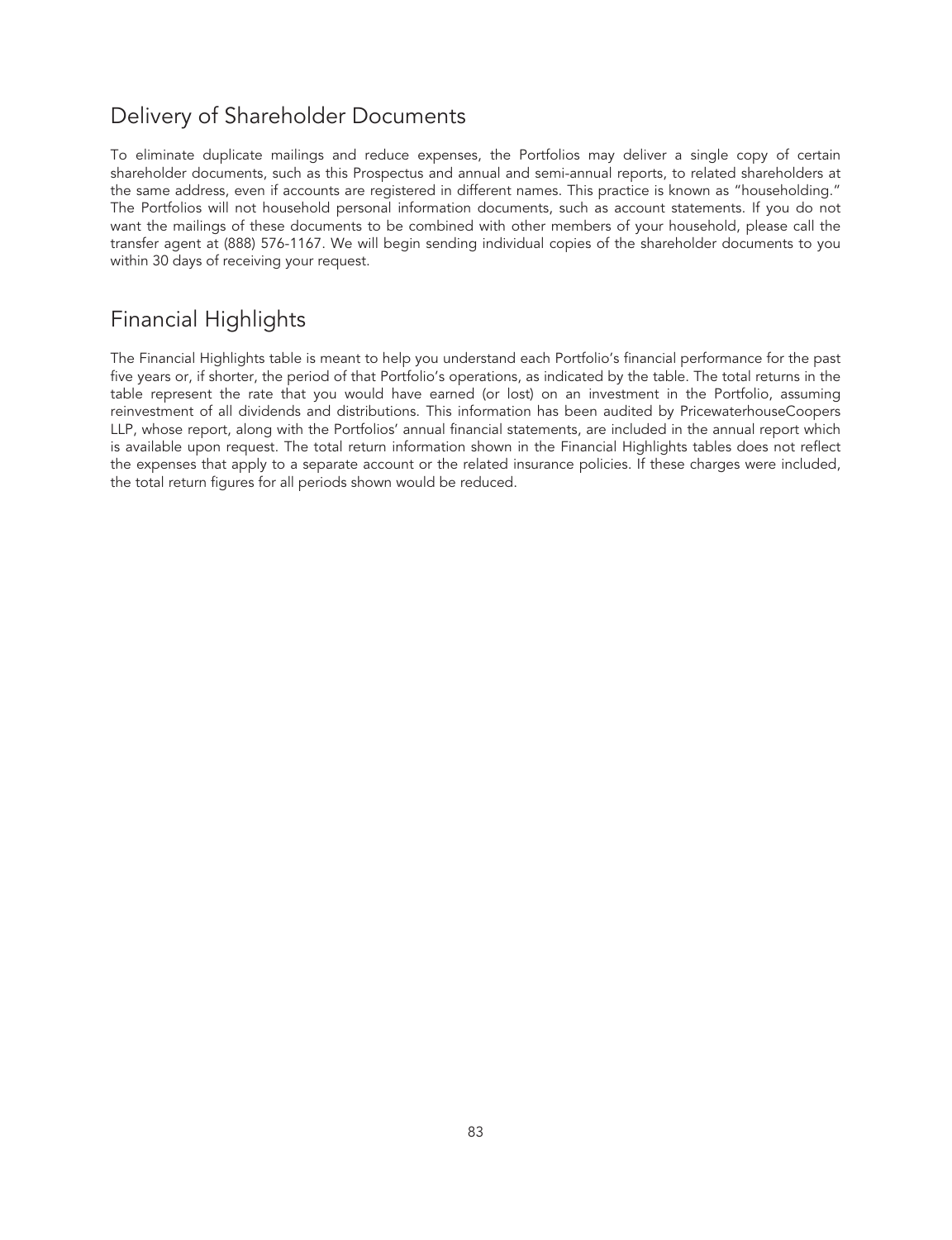## Delivery of Shareholder Documents

To eliminate duplicate mailings and reduce expenses, the Portfolios may deliver a single copy of certain shareholder documents, such as this Prospectus and annual and semi-annual reports, to related shareholders at the same address, even if accounts are registered in different names. This practice is known as "householding." The Portfolios will not household personal information documents, such as account statements. If you do not want the mailings of these documents to be combined with other members of your household, please call the transfer agent at (888) 576-1167. We will begin sending individual copies of the shareholder documents to you within 30 days of receiving your request.

## Financial Highlights

The Financial Highlights table is meant to help you understand each Portfolio's financial performance for the past five years or, if shorter, the period of that Portfolio's operations, as indicated by the table. The total returns in the table represent the rate that you would have earned (or lost) on an investment in the Portfolio, assuming reinvestment of all dividends and distributions. This information has been audited by PricewaterhouseCoopers LLP, whose report, along with the Portfolios' annual financial statements, are included in the annual report which is available upon request. The total return information shown in the Financial Highlights tables does not reflect the expenses that apply to a separate account or the related insurance policies. If these charges were included, the total return figures for all periods shown would be reduced.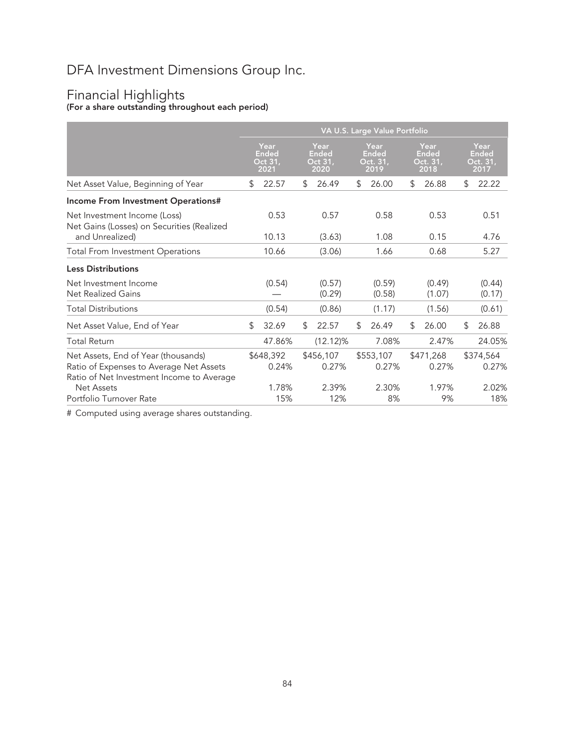# DFA Investment Dimensions Group Inc.

## Financial Highlights

**(For a share outstanding throughout each period)**

| | VA U.S. Large Value Portfolio | | | | |
|---|---|---|---|---|---|
| | Year Ended Oct 31, 2021 | Year Ended Oct 31, 2020 | Year Ended Oct. 31, 2019 | Year Ended Oct. 31, 2018 | Year Ended Oct. 31, 2017 |
| Net Asset Value, Beginning of Year | $ 22.57 | $ 26.49 | $ 26.00 | $ 26.88 | $ 22.22 |
| **Income From Investment Operations#** | | | | | |
| Net Investment Income (Loss) | 0.53 | 0.57 | 0.58 | 0.53 | 0.51 |
| Net Gains (Losses) on Securities (Realized and Unrealized) | 10.13 | (3.63) | 1.08 | 0.15 | 4.76 |
| Total From Investment Operations | 10.66 | (3.06) | 1.66 | 0.68 | 5.27 |
| **Less Distributions** | | | | | |
| Net Investment Income | (0.54) | (0.57) | (0.59) | (0.49) | (0.44) |
| Net Realized Gains | — | (0.29) | (0.58) | (1.07) | (0.17) |
| Total Distributions | (0.54) | (0.86) | (1.17) | (1.56) | (0.61) |
| Net Asset Value, End of Year | $ 32.69 | $ 22.57 | $ 26.49 | $ 26.00 | $ 26.88 |
| Total Return | 47.86% | (12.12)% | 7.08% | 2.47% | 24.05% |
| Net Assets, End of Year (thousands) | $648,392 | $456,107 | $553,107 | $471,268 | $374,564 |
| Ratio of Expenses to Average Net Assets | 0.24% | 0.27% | 0.27% | 0.27% | 0.27% |
| Ratio of Net Investment Income to Average Net Assets | 1.78% | 2.39% | 2.30% | 1.97% | 2.02% |
| Portfolio Turnover Rate | 15% | 12% | 8% | 9% | 18% |

# Computed using average shares outstanding.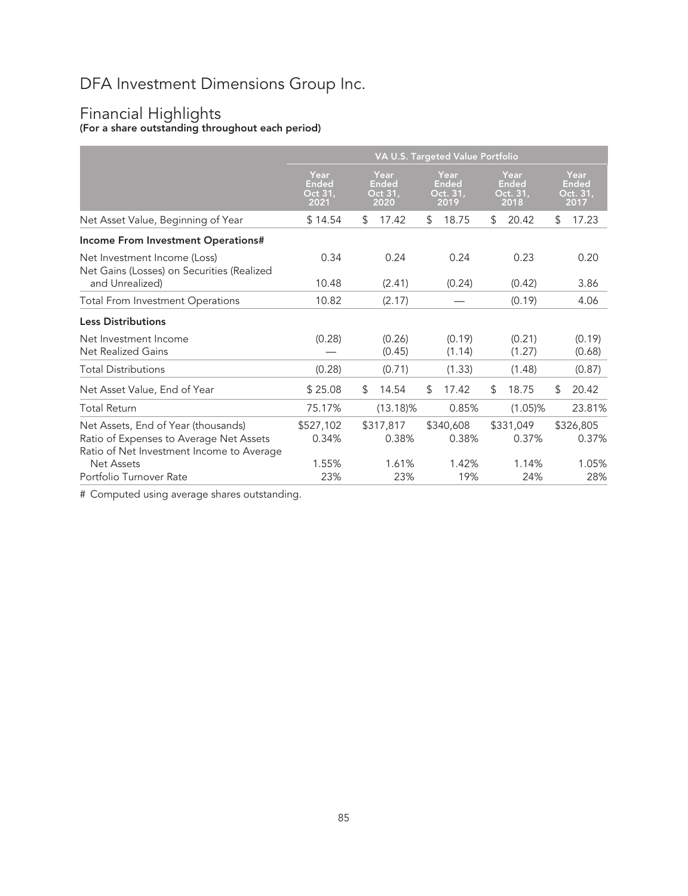# DFA Investment Dimensions Group Inc.

## Financial Highlights

**(For a share outstanding throughout each period)**

| | VA U.S. Targeted Value Portfolio | | | | |
|---|---|---|---|---|---|
| | Year Ended Oct 31, 2021 | Year Ended Oct 31, 2020 | Year Ended Oct. 31, 2019 | Year Ended Oct. 31, 2018 | Year Ended Oct. 31, 2017 |
| Net Asset Value, Beginning of Year | $ 14.54 | $ 17.42 | $ 18.75 | $ 20.42 | $ 17.23 |
| **Income From Investment Operations#** | | | | | |
| Net Investment Income (Loss) | 0.34 | 0.24 | 0.24 | 0.23 | 0.20 |
| Net Gains (Losses) on Securities (Realized and Unrealized) | 10.48 | (2.41) | (0.24) | (0.42) | 3.86 |
| Total From Investment Operations | 10.82 | (2.17) | — | (0.19) | 4.06 |
| **Less Distributions** | | | | | |
| Net Investment Income | (0.28) | (0.26) | (0.19) | (0.21) | (0.19) |
| Net Realized Gains | — | (0.45) | (1.14) | (1.27) | (0.68) |
| Total Distributions | (0.28) | (0.71) | (1.33) | (1.48) | (0.87) |
| Net Asset Value, End of Year | $ 25.08 | $ 14.54 | $ 17.42 | $ 18.75 | $ 20.42 |
| Total Return | 75.17% | (13.18)% | 0.85% | (1.05)% | 23.81% |
| Net Assets, End of Year (thousands) | $527,102 | $317,817 | $340,608 | $331,049 | $326,805 |
| Ratio of Expenses to Average Net Assets | 0.34% | 0.38% | 0.38% | 0.37% | 0.37% |
| Ratio of Net Investment Income to Average Net Assets | 1.55% | 1.61% | 1.42% | 1.14% | 1.05% |
| Portfolio Turnover Rate | 23% | 23% | 19% | 24% | 28% |

# Computed using average shares outstanding.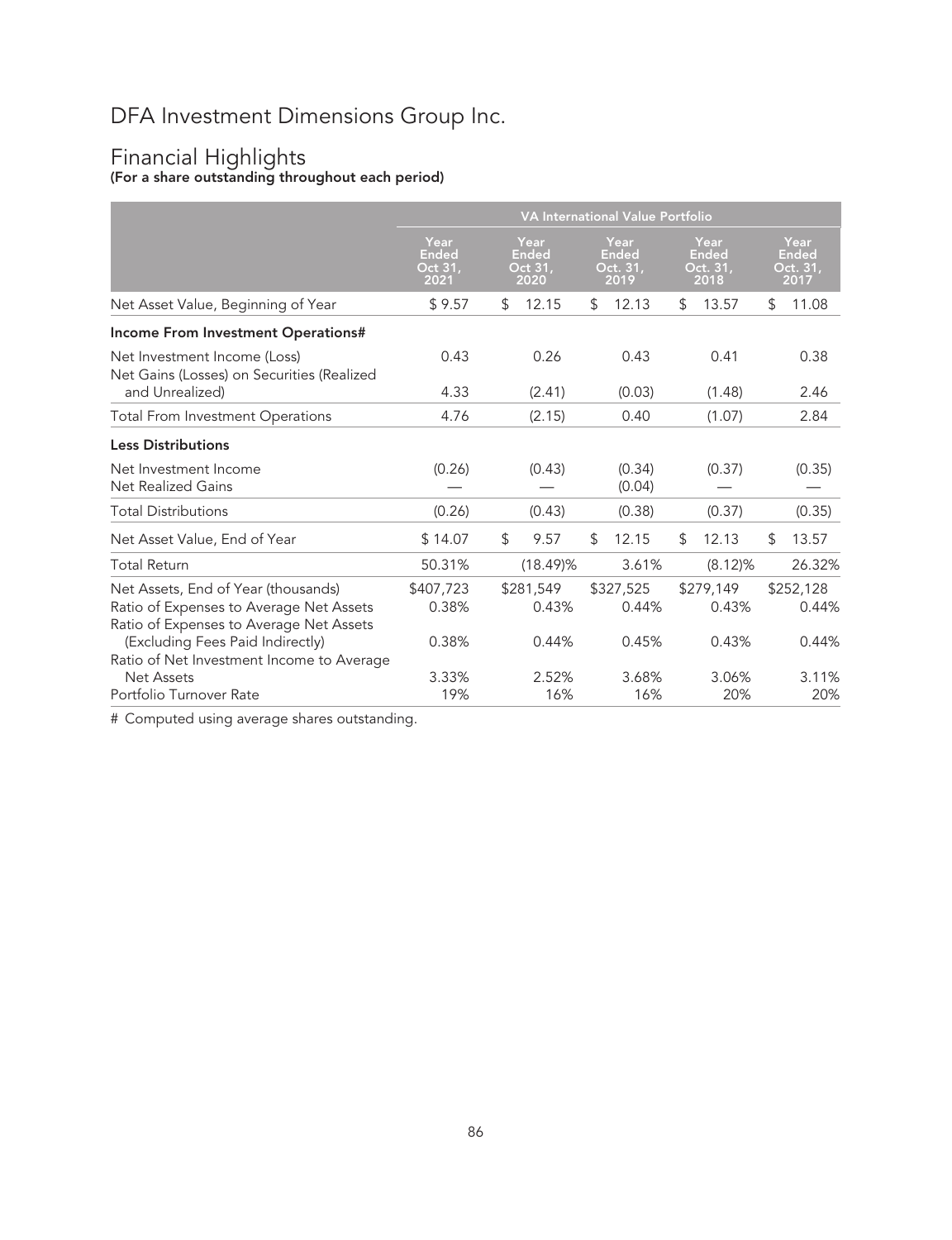# DFA Investment Dimensions Group Inc.

## Financial Highlights

**(For a share outstanding throughout each period)**

| | VA International Value Portfolio | | | | |
|---|---|---|---|---|---|
| | Year Ended Oct 31, 2021 | Year Ended Oct 31, 2020 | Year Ended Oct. 31, 2019 | Year Ended Oct. 31, 2018 | Year Ended Oct. 31, 2017 |
| Net Asset Value, Beginning of Year | $ 9.57 | $ 12.15 | $ 12.13 | $ 13.57 | $ 11.08 |
| **Income From Investment Operations#** | | | | | |
| Net Investment Income (Loss) | 0.43 | 0.26 | 0.43 | 0.41 | 0.38 |
| Net Gains (Losses) on Securities (Realized and Unrealized) | 4.33 | (2.41) | (0.03) | (1.48) | 2.46 |
| Total From Investment Operations | 4.76 | (2.15) | 0.40 | (1.07) | 2.84 |
| **Less Distributions** | | | | | |
| Net Investment Income | (0.26) | (0.43) | (0.34) | (0.37) | (0.35) |
| Net Realized Gains | — | — | (0.04) | — | — |
| Total Distributions | (0.26) | (0.43) | (0.38) | (0.37) | (0.35) |
| Net Asset Value, End of Year | $ 14.07 | $ 9.57 | $ 12.15 | $ 12.13 | $ 13.57 |
| Total Return | 50.31% | (18.49)% | 3.61% | (8.12)% | 26.32% |
| Net Assets, End of Year (thousands) | $407,723 | $281,549 | $327,525 | $279,149 | $252,128 |
| Ratio of Expenses to Average Net Assets | 0.38% | 0.43% | 0.44% | 0.43% | 0.44% |
| Ratio of Expenses to Average Net Assets (Excluding Fees Paid Indirectly) | 0.38% | 0.44% | 0.45% | 0.43% | 0.44% |
| Ratio of Net Investment Income to Average Net Assets | 3.33% | 2.52% | 3.68% | 3.06% | 3.11% |
| Portfolio Turnover Rate | 19% | 16% | 16% | 20% | 20% |

# Computed using average shares outstanding.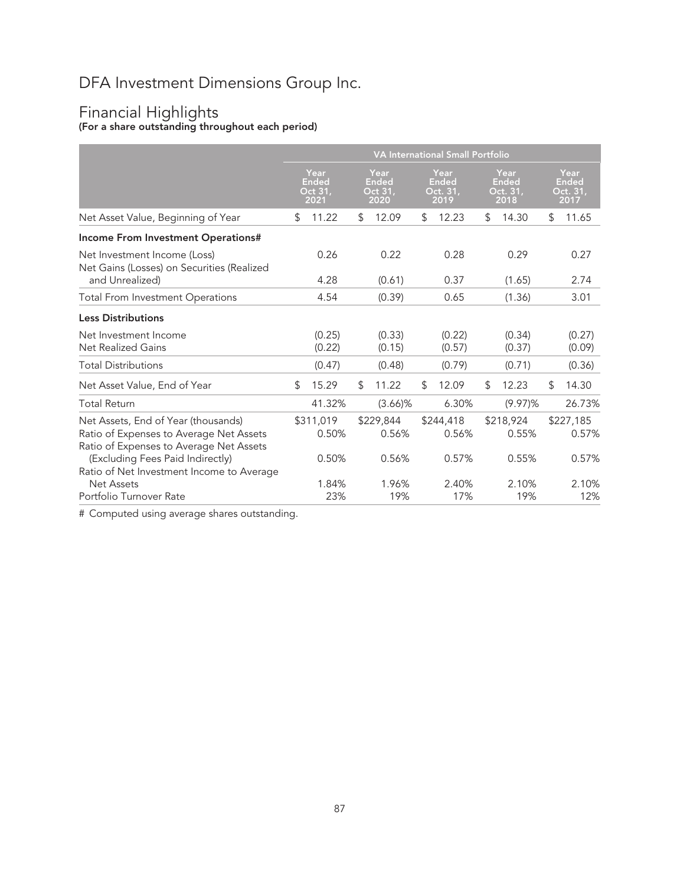# DFA Investment Dimensions Group Inc.

## Financial Highlights

**(For a share outstanding throughout each period)**

| | VA International Small Portfolio | | | | |
|---|---|---|---|---|---|
| | Year Ended Oct 31, 2021 | Year Ended Oct 31, 2020 | Year Ended Oct. 31, 2019 | Year Ended Oct. 31, 2018 | Year Ended Oct. 31, 2017 |
| Net Asset Value, Beginning of Year | $ 11.22 | $ 12.09 | $ 12.23 | $ 14.30 | $ 11.65 |
| **Income From Investment Operations#** | | | | | |
| Net Investment Income (Loss) | 0.26 | 0.22 | 0.28 | 0.29 | 0.27 |
| Net Gains (Losses) on Securities (Realized and Unrealized) | 4.28 | (0.61) | 0.37 | (1.65) | 2.74 |
| Total From Investment Operations | 4.54 | (0.39) | 0.65 | (1.36) | 3.01 |
| **Less Distributions** | | | | | |
| Net Investment Income | (0.25) | (0.33) | (0.22) | (0.34) | (0.27) |
| Net Realized Gains | (0.22) | (0.15) | (0.57) | (0.37) | (0.09) |
| Total Distributions | (0.47) | (0.48) | (0.79) | (0.71) | (0.36) |
| Net Asset Value, End of Year | $ 15.29 | $ 11.22 | $ 12.09 | $ 12.23 | $ 14.30 |
| Total Return | 41.32% | (3.66)% | 6.30% | (9.97)% | 26.73% |
| Net Assets, End of Year (thousands) | $311,019 | $229,844 | $244,418 | $218,924 | $227,185 |
| Ratio of Expenses to Average Net Assets | 0.50% | 0.56% | 0.56% | 0.55% | 0.57% |
| Ratio of Expenses to Average Net Assets (Excluding Fees Paid Indirectly) | 0.50% | 0.56% | 0.57% | 0.55% | 0.57% |
| Ratio of Net Investment Income to Average Net Assets | 1.84% | 1.96% | 2.40% | 2.10% | 2.10% |
| Portfolio Turnover Rate | 23% | 19% | 17% | 19% | 12% |

# Computed using average shares outstanding.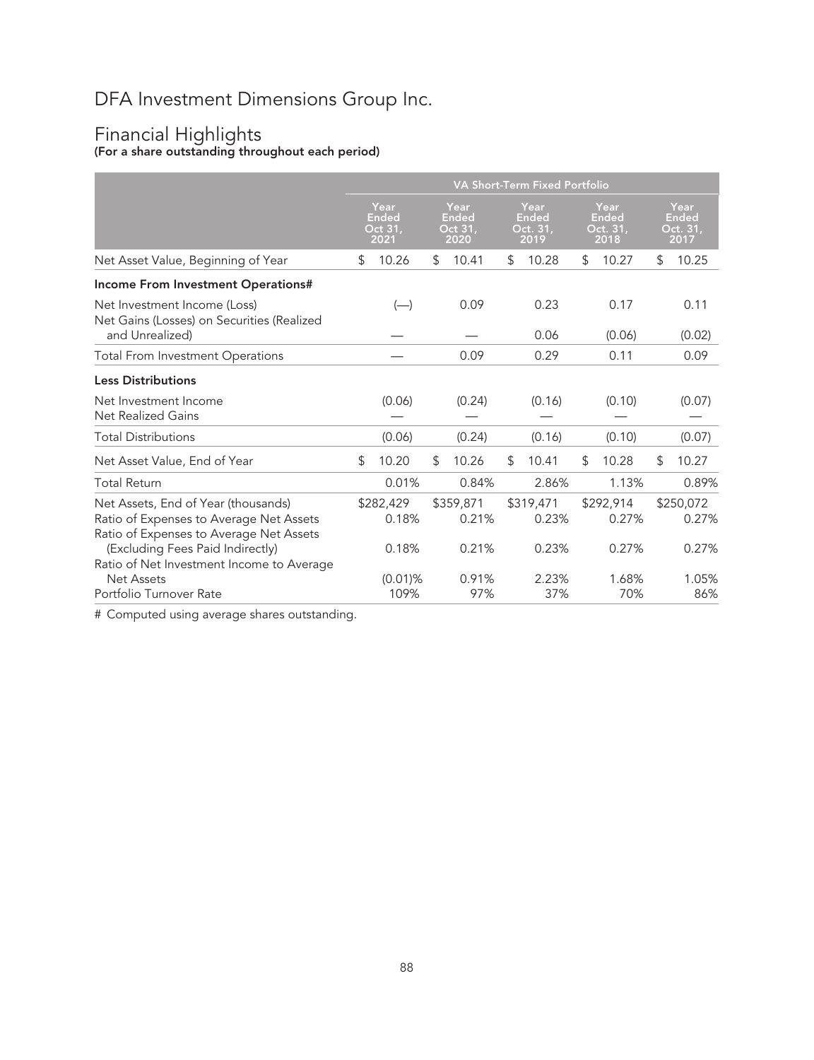# DFA Investment Dimensions Group Inc.

## Financial Highlights

**(For a share outstanding throughout each period)**

| | VA Short-Term Fixed Portfolio | | | | |
|---|---|---|---|---|---|
| | Year Ended Oct 31, 2021 | Year Ended Oct 31, 2020 | Year Ended Oct. 31, 2019 | Year Ended Oct. 31, 2018 | Year Ended Oct. 31, 2017 |
| Net Asset Value, Beginning of Year | $ 10.26 | $ 10.41 | $ 10.28 | $ 10.27 | $ 10.25 |
| **Income From Investment Operations#** | | | | | |
| Net Investment Income (Loss) | (—) | 0.09 | 0.23 | 0.17 | 0.11 |
| Net Gains (Losses) on Securities (Realized and Unrealized) | — | — | 0.06 | (0.06) | (0.02) |
| Total From Investment Operations | — | 0.09 | 0.29 | 0.11 | 0.09 |
| **Less Distributions** | | | | | |
| Net Investment Income | (0.06) | (0.24) | (0.16) | (0.10) | (0.07) |
| Net Realized Gains | — | — | — | — | — |
| Total Distributions | (0.06) | (0.24) | (0.16) | (0.10) | (0.07) |
| Net Asset Value, End of Year | $ 10.20 | $ 10.26 | $ 10.41 | $ 10.28 | $ 10.27 |
| Total Return | 0.01% | 0.84% | 2.86% | 1.13% | 0.89% |
| Net Assets, End of Year (thousands) | $282,429 | $359,871 | $319,471 | $292,914 | $250,072 |
| Ratio of Expenses to Average Net Assets | 0.18% | 0.21% | 0.23% | 0.27% | 0.27% |
| Ratio of Expenses to Average Net Assets (Excluding Fees Paid Indirectly) | 0.18% | 0.21% | 0.23% | 0.27% | 0.27% |
| Ratio of Net Investment Income to Average Net Assets | (0.01)% | 0.91% | 2.23% | 1.68% | 1.05% |
| Portfolio Turnover Rate | 109% | 97% | 37% | 70% | 86% |

# Computed using average shares outstanding.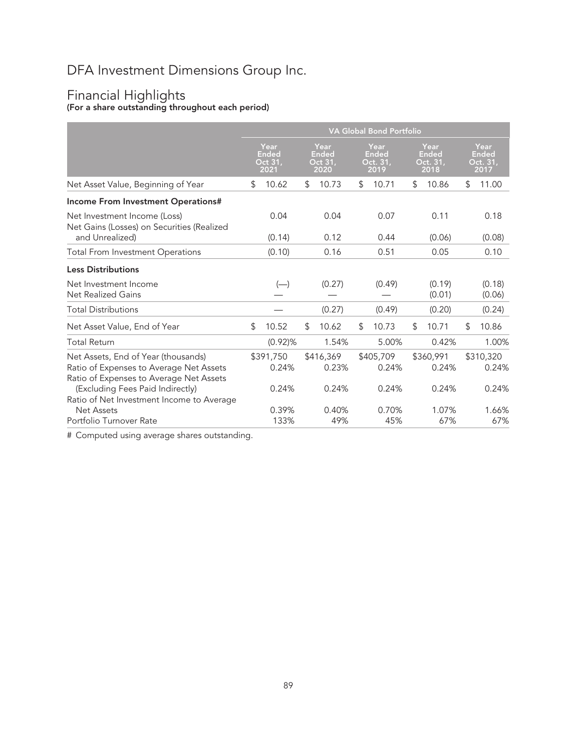# DFA Investment Dimensions Group Inc.

## Financial Highlights

**(For a share outstanding throughout each period)**

| | VA Global Bond Portfolio | | | | |
|---|---|---|---|---|---|
| | Year Ended Oct 31, 2021 | Year Ended Oct 31, 2020 | Year Ended Oct. 31, 2019 | Year Ended Oct. 31, 2018 | Year Ended Oct. 31, 2017 |
| Net Asset Value, Beginning of Year | $ 10.62 | $ 10.73 | $ 10.71 | $ 10.86 | $ 11.00 |
| **Income From Investment Operations#** | | | | | |
| Net Investment Income (Loss) | 0.04 | 0.04 | 0.07 | 0.11 | 0.18 |
| Net Gains (Losses) on Securities (Realized and Unrealized) | (0.14) | 0.12 | 0.44 | (0.06) | (0.08) |
| Total From Investment Operations | (0.10) | 0.16 | 0.51 | 0.05 | 0.10 |
| **Less Distributions** | | | | | |
| Net Investment Income | (—) | (0.27) | (0.49) | (0.19) | (0.18) |
| Net Realized Gains | — | — | — | (0.01) | (0.06) |
| Total Distributions | — | (0.27) | (0.49) | (0.20) | (0.24) |
| Net Asset Value, End of Year | $ 10.52 | $ 10.62 | $ 10.73 | $ 10.71 | $ 10.86 |
| Total Return | (0.92)% | 1.54% | 5.00% | 0.42% | 1.00% |
| Net Assets, End of Year (thousands) | $391,750 | $416,369 | $405,709 | $360,991 | $310,320 |
| Ratio of Expenses to Average Net Assets | 0.24% | 0.23% | 0.24% | 0.24% | 0.24% |
| Ratio of Expenses to Average Net Assets (Excluding Fees Paid Indirectly) | 0.24% | 0.24% | 0.24% | 0.24% | 0.24% |
| Ratio of Net Investment Income to Average Net Assets | 0.39% | 0.40% | 0.70% | 1.07% | 1.66% |
| Portfolio Turnover Rate | 133% | 49% | 45% | 67% | 67% |

# Computed using average shares outstanding.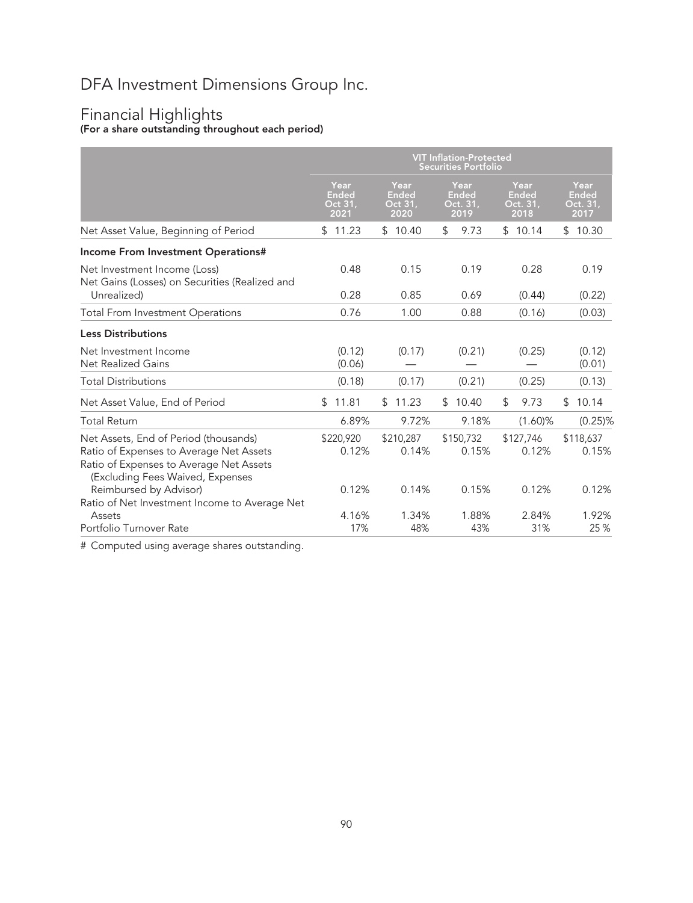# DFA Investment Dimensions Group Inc.

## Financial Highlights

**(For a share outstanding throughout each period)**

| | VIT Inflation-Protected Securities Portfolio | | | | |
|---|---|---|---|---|---|
| | Year Ended Oct 31, 2021 | Year Ended Oct 31, 2020 | Year Ended Oct. 31, 2019 | Year Ended Oct. 31, 2018 | Year Ended Oct. 31, 2017 |
| Net Asset Value, Beginning of Period | $ 11.23 | $ 10.40 | $ 9.73 | $ 10.14 | $ 10.30 |
| **Income From Investment Operations#** | | | | | |
| Net Investment Income (Loss) | 0.48 | 0.15 | 0.19 | 0.28 | 0.19 |
| Net Gains (Losses) on Securities (Realized and Unrealized) | 0.28 | 0.85 | 0.69 | (0.44) | (0.22) |
| Total From Investment Operations | 0.76 | 1.00 | 0.88 | (0.16) | (0.03) |
| **Less Distributions** | | | | | |
| Net Investment Income | (0.12) | (0.17) | (0.21) | (0.25) | (0.12) |
| Net Realized Gains | (0.06) | — | — | — | (0.01) |
| Total Distributions | (0.18) | (0.17) | (0.21) | (0.25) | (0.13) |
| Net Asset Value, End of Period | $ 11.81 | $ 11.23 | $ 10.40 | $ 9.73 | $ 10.14 |
| Total Return | 6.89% | 9.72% | 9.18% | (1.60)% | (0.25)% |
| Net Assets, End of Period (thousands) | $220,920 | $210,287 | $150,732 | $127,746 | $118,637 |
| Ratio of Expenses to Average Net Assets | 0.12% | 0.14% | 0.15% | 0.12% | 0.15% |
| Ratio of Expenses to Average Net Assets (Excluding Fees Waived, Expenses Reimbursed by Advisor) | 0.12% | 0.14% | 0.15% | 0.12% | 0.12% |
| Ratio of Net Investment Income to Average Net Assets | 4.16% | 1.34% | 1.88% | 2.84% | 1.92% |
| Portfolio Turnover Rate | 17% | 48% | 43% | 31% | 25 % |

# Computed using average shares outstanding.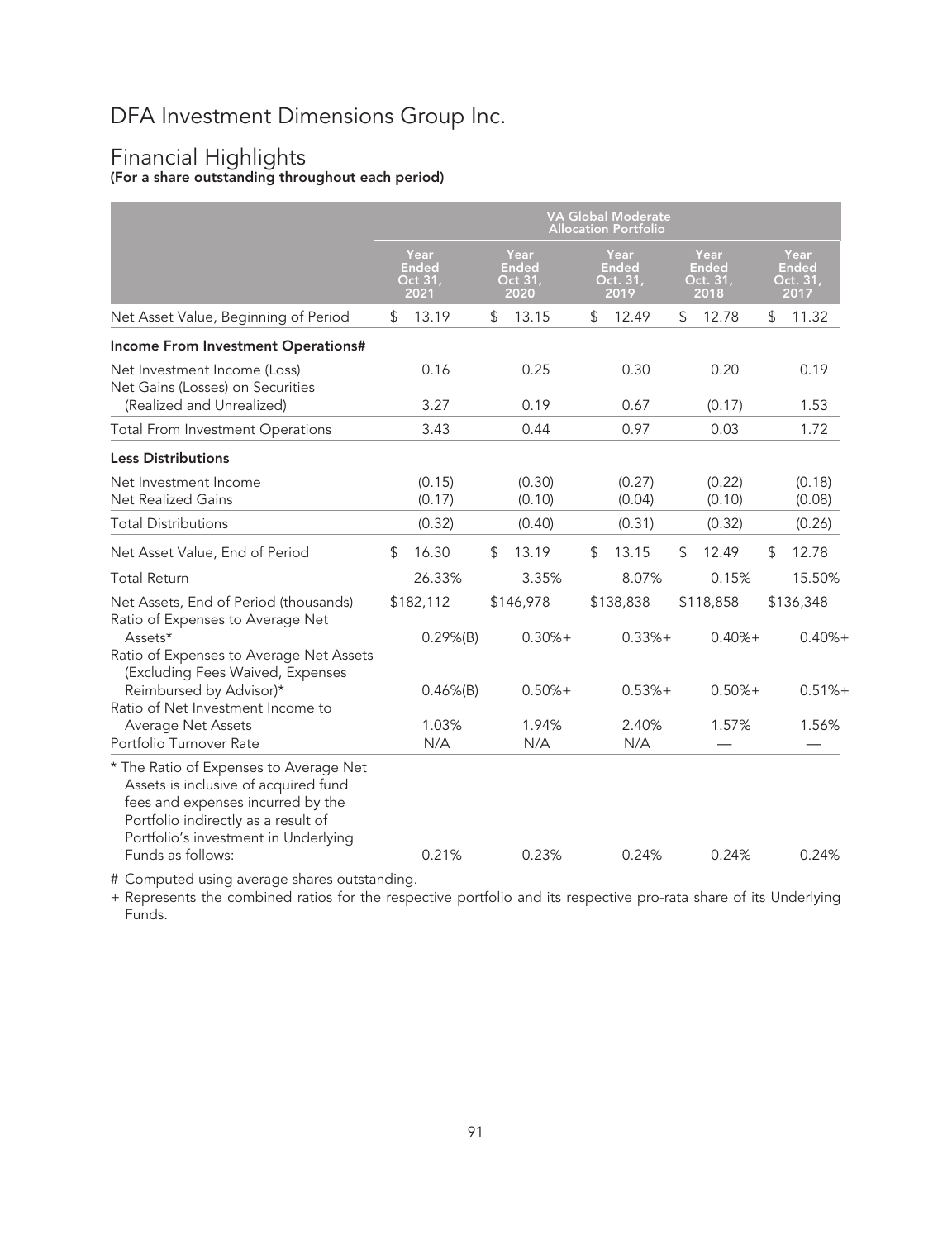# DFA Investment Dimensions Group Inc.

## Financial Highlights

**(For a share outstanding throughout each period)**

| | VA Global Moderate Allocation Portfolio | | | | |
|---|---|---|---|---|---|
| | Year Ended Oct 31, 2021 | Year Ended Oct 31, 2020 | Year Ended Oct. 31, 2019 | Year Ended Oct. 31, 2018 | Year Ended Oct. 31, 2017 |
| Net Asset Value, Beginning of Period | $ 13.19 | $ 13.15 | $ 12.49 | $ 12.78 | $ 11.32 |
| **Income From Investment Operations#** | | | | | |
| Net Investment Income (Loss) | 0.16 | 0.25 | 0.30 | 0.20 | 0.19 |
| Net Gains (Losses) on Securities (Realized and Unrealized) | 3.27 | 0.19 | 0.67 | (0.17) | 1.53 |
| Total From Investment Operations | 3.43 | 0.44 | 0.97 | 0.03 | 1.72 |
| **Less Distributions** | | | | | |
| Net Investment Income | (0.15) | (0.30) | (0.27) | (0.22) | (0.18) |
| Net Realized Gains | (0.17) | (0.10) | (0.04) | (0.10) | (0.08) |
| Total Distributions | (0.32) | (0.40) | (0.31) | (0.32) | (0.26) |
| Net Asset Value, End of Period | $ 16.30 | $ 13.19 | $ 13.15 | $ 12.49 | $ 12.78 |
| Total Return | 26.33% | 3.35% | 8.07% | 0.15% | 15.50% |
| Net Assets, End of Period (thousands) | $182,112 | $146,978 | $138,838 | $118,858 | $136,348 |
| Ratio of Expenses to Average Net Assets* | 0.29%(B) | 0.30%+ | 0.33%+ | 0.40%+ | 0.40%+ |
| Ratio of Expenses to Average Net Assets (Excluding Fees Waived, Expenses Reimbursed by Advisor)* | 0.46%(B) | 0.50%+ | 0.53%+ | 0.50%+ | 0.51%+ |
| Ratio of Net Investment Income to Average Net Assets | 1.03% | 1.94% | 2.40% | 1.57% | 1.56% |
| Portfolio Turnover Rate | N/A | N/A | N/A | — | — |
| * The Ratio of Expenses to Average Net Assets is inclusive of acquired fund fees and expenses incurred by the Portfolio indirectly as a result of Portfolio's investment in Underlying Funds as follows: | 0.21% | 0.23% | 0.24% | 0.24% | 0.24% |

# Computed using average shares outstanding.

+ Represents the combined ratios for the respective portfolio and its respective pro-rata share of its Underlying Funds.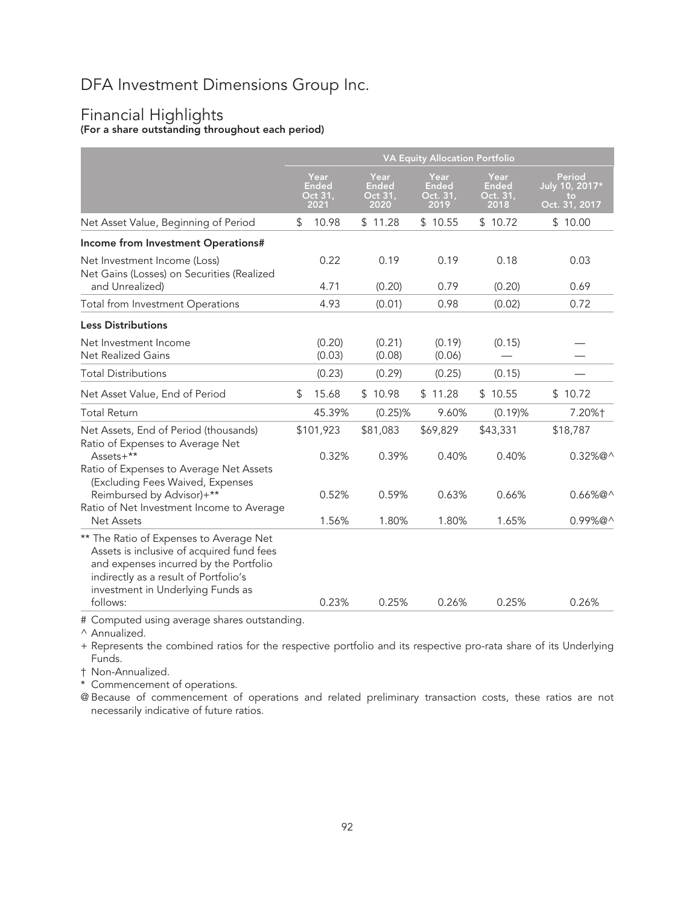# DFA Investment Dimensions Group Inc.

## Financial Highlights

**(For a share outstanding throughout each period)**

| | VA Equity Allocation Portfolio | | | | |
|---|---|---|---|---|---|
| | Year Ended Oct 31, 2021 | Year Ended Oct 31, 2020 | Year Ended Oct. 31, 2019 | Year Ended Oct. 31, 2018 | Period July 10, 2017* to Oct. 31, 2017 |
| Net Asset Value, Beginning of Period | $ 10.98 | $ 11.28 | $ 10.55 | $ 10.72 | $ 10.00 |
| **Income from Investment Operations#** | | | | | |
| Net Investment Income (Loss) | 0.22 | 0.19 | 0.19 | 0.18 | 0.03 |
| Net Gains (Losses) on Securities (Realized and Unrealized) | 4.71 | (0.20) | 0.79 | (0.20) | 0.69 |
| Total from Investment Operations | 4.93 | (0.01) | 0.98 | (0.02) | 0.72 |
| **Less Distributions** | | | | | |
| Net Investment Income | (0.20) | (0.21) | (0.19) | (0.15) | — |
| Net Realized Gains | (0.03) | (0.08) | (0.06) | — | — |
| Total Distributions | (0.23) | (0.29) | (0.25) | (0.15) | — |
| Net Asset Value, End of Period | $ 15.68 | $ 10.98 | $ 11.28 | $ 10.55 | $ 10.72 |
| Total Return | 45.39% | (0.25)% | 9.60% | (0.19)% | 7.20%† |
| Net Assets, End of Period (thousands) | $101,923 | $81,083 | $69,829 | $43,331 | $18,787 |
| Ratio of Expenses to Average Net Assets+** | 0.32% | 0.39% | 0.40% | 0.40% | 0.32%@^ |
| Ratio of Expenses to Average Net Assets (Excluding Fees Waived, Expenses Reimbursed by Advisor)+** | 0.52% | 0.59% | 0.63% | 0.66% | 0.66%@^ |
| Ratio of Net Investment Income to Average Net Assets | 1.56% | 1.80% | 1.80% | 1.65% | 0.99%@^ |
| ** The Ratio of Expenses to Average Net Assets is inclusive of acquired fund fees and expenses incurred by the Portfolio indirectly as a result of Portfolio's investment in Underlying Funds as follows: | 0.23% | 0.25% | 0.26% | 0.25% | 0.26% |

\# Computed using average shares outstanding.

^ Annualized.

+ Represents the combined ratios for the respective portfolio and its respective pro-rata share of its Underlying Funds.

† Non-Annualized.

\* Commencement of operations.

@ Because of commencement of operations and related preliminary transaction costs, these ratios are not necessarily indicative of future ratios.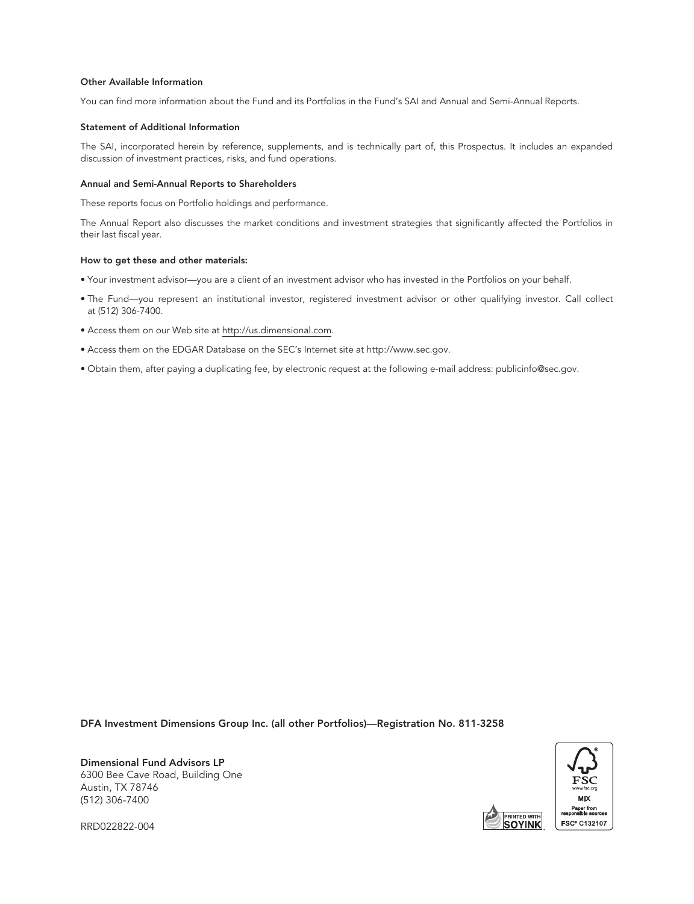**Other Available Information**

You can find more information about the Fund and its Portfolios in the Fund's SAI and Annual and Semi-Annual Reports.

**Statement of Additional Information**

The SAI, incorporated herein by reference, supplements, and is technically part of, this Prospectus. It includes an expanded discussion of investment practices, risks, and fund operations.

**Annual and Semi-Annual Reports to Shareholders**

These reports focus on Portfolio holdings and performance.

The Annual Report also discusses the market conditions and investment strategies that significantly affected the Portfolios in their last fiscal year.

**How to get these and other materials:**

- Your investment advisor—you are a client of an investment advisor who has invested in the Portfolios on your behalf.
- The Fund—you represent an institutional investor, registered investment advisor or other qualifying investor. Call collect at (512) 306-7400.
- Access them on our Web site at http://us.dimensional.com.
- Access them on the EDGAR Database on the SEC's Internet site at http://www.sec.gov.
- Obtain them, after paying a duplicating fee, by electronic request at the following e-mail address: publicinfo@sec.gov.

**DFA Investment Dimensions Group Inc. (all other Portfolios)—Registration No. 811-3258**

**Dimensional Fund Advisors LP**
6300 Bee Cave Road, Building One
Austin, TX 78746
(512) 306-7400

RRD022822-004

PRINTED WITH SOYINK

FSC
www.fsc.org
MIX
Paper from responsible sources
FSC® C132107